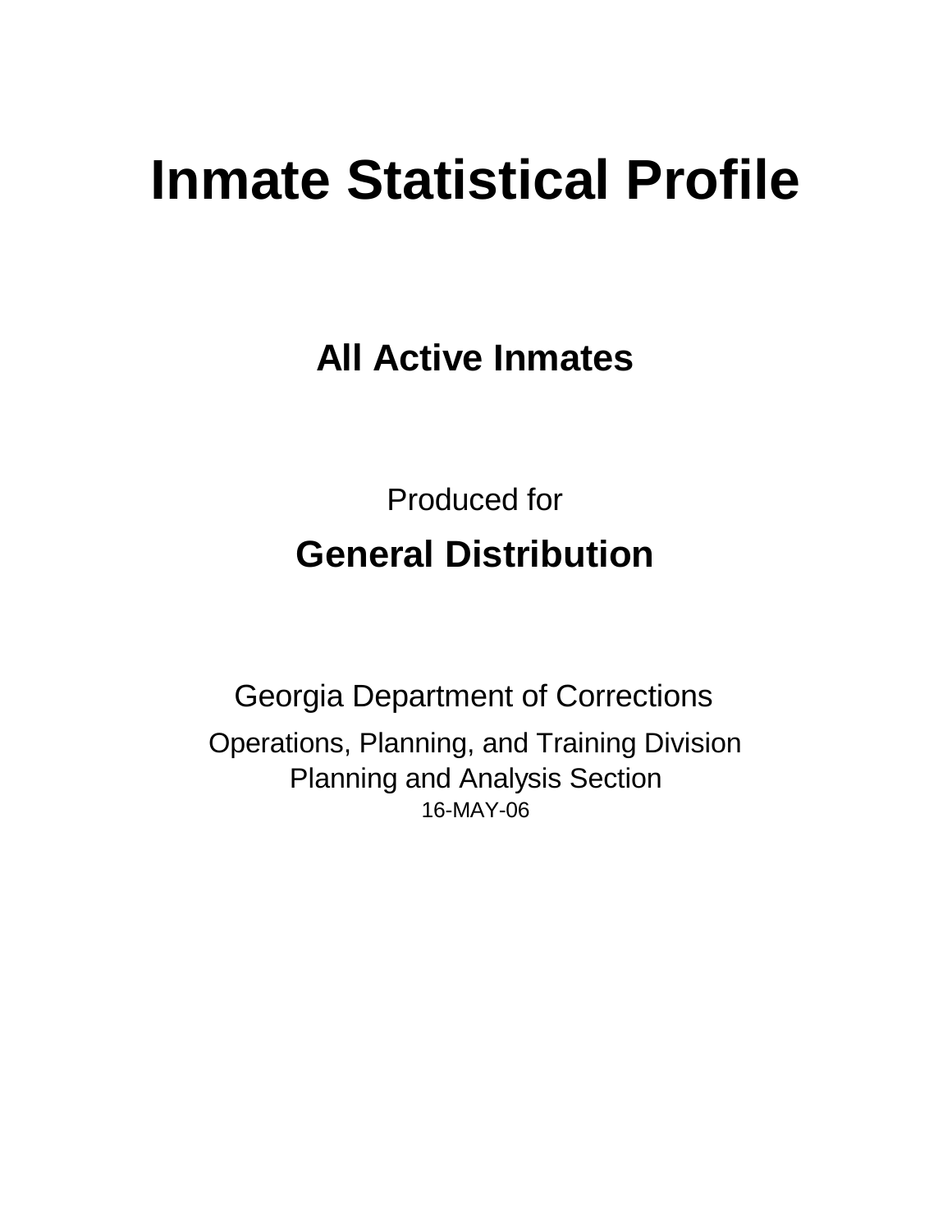# Inmate Statistical Profile

## All Active Inmates

Produced for

## General Distribution

Georgia Department of Corrections

Operations, Planning, and Training Division
Planning and Analysis Section
16-MAY-06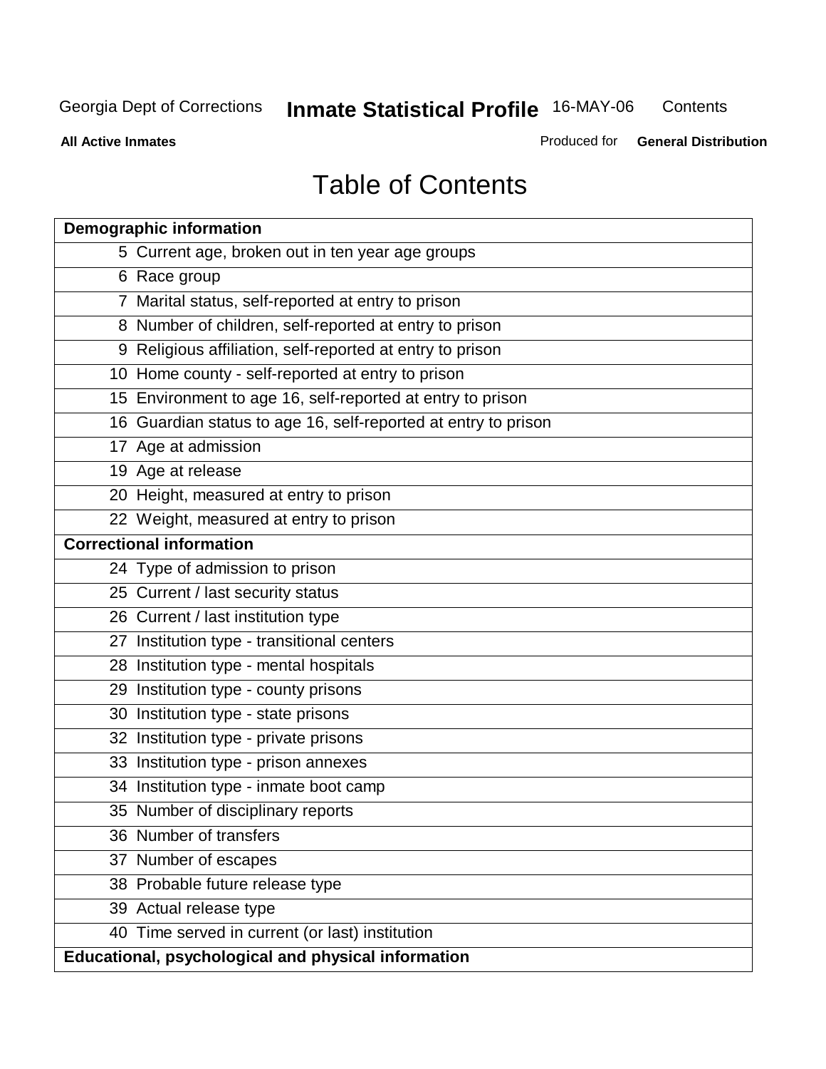# Table of Contents

| Demographic information | |
|---|---|
| 5 | Current age, broken out in ten year age groups |
| 6 | Race group |
| 7 | Marital status, self-reported at entry to prison |
| 8 | Number of children, self-reported at entry to prison |
| 9 | Religious affiliation, self-reported at entry to prison |
| 10 | Home county - self-reported at entry to prison |
| 15 | Environment to age 16, self-reported at entry to prison |
| 16 | Guardian status to age 16, self-reported at entry to prison |
| 17 | Age at admission |
| 19 | Age at release |
| 20 | Height, measured at entry to prison |
| 22 | Weight, measured at entry to prison |
| **Correctional information** | |
| 24 | Type of admission to prison |
| 25 | Current / last security status |
| 26 | Current / last institution type |
| 27 | Institution type - transitional centers |
| 28 | Institution type - mental hospitals |
| 29 | Institution type - county prisons |
| 30 | Institution type - state prisons |
| 32 | Institution type - private prisons |
| 33 | Institution type - prison annexes |
| 34 | Institution type - inmate boot camp |
| 35 | Number of disciplinary reports |
| 36 | Number of transfers |
| 37 | Number of escapes |
| 38 | Probable future release type |
| 39 | Actual release type |
| 40 | Time served in current (or last) institution |
| **Educational, psychological and physical information** | |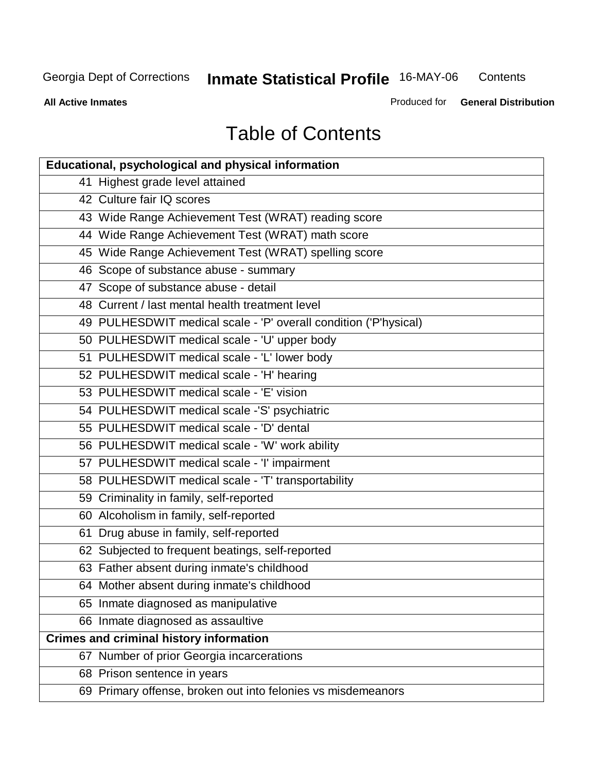# Table of Contents

| Educational, psychological and physical information |
|---|
| 41 Highest grade level attained |
| 42 Culture fair IQ scores |
| 43 Wide Range Achievement Test (WRAT) reading score |
| 44 Wide Range Achievement Test (WRAT) math score |
| 45 Wide Range Achievement Test (WRAT) spelling score |
| 46 Scope of substance abuse - summary |
| 47 Scope of substance abuse - detail |
| 48 Current / last mental health treatment level |
| 49 PULHESDWIT medical scale - 'P' overall condition ('P'hysical) |
| 50 PULHESDWIT medical scale - 'U' upper body |
| 51 PULHESDWIT medical scale - 'L' lower body |
| 52 PULHESDWIT medical scale - 'H' hearing |
| 53 PULHESDWIT medical scale - 'E' vision |
| 54 PULHESDWIT medical scale -'S' psychiatric |
| 55 PULHESDWIT medical scale - 'D' dental |
| 56 PULHESDWIT medical scale - 'W' work ability |
| 57 PULHESDWIT medical scale - 'I' impairment |
| 58 PULHESDWIT medical scale - 'T' transportability |
| 59 Criminality in family, self-reported |
| 60 Alcoholism in family, self-reported |
| 61 Drug abuse in family, self-reported |
| 62 Subjected to frequent beatings, self-reported |
| 63 Father absent during inmate's childhood |
| 64 Mother absent during inmate's childhood |
| 65 Inmate diagnosed as manipulative |
| 66 Inmate diagnosed as assaultive |
| **Crimes and criminal history information** |
| 67 Number of prior Georgia incarcerations |
| 68 Prison sentence in years |
| 69 Primary offense, broken out into felonies vs misdemeanors |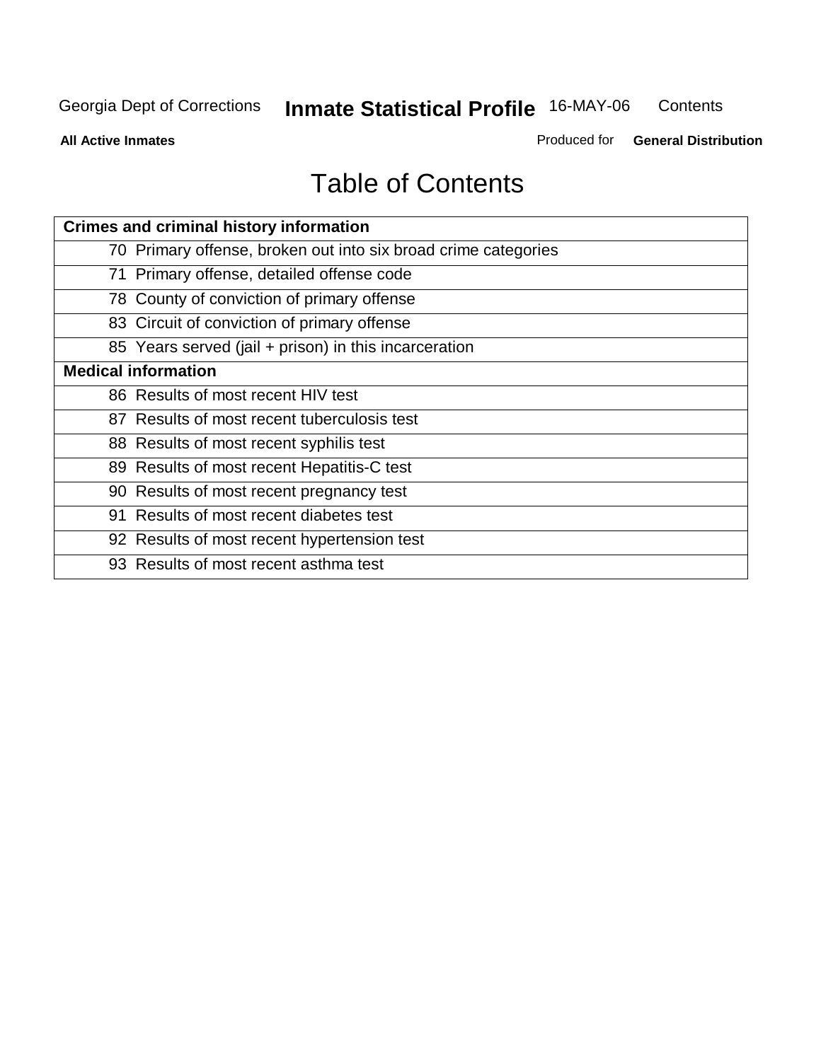# Table of Contents

| Crimes and criminal history information |
|---|
| 70 Primary offense, broken out into six broad crime categories |
| 71 Primary offense, detailed offense code |
| 78 County of conviction of primary offense |
| 83 Circuit of conviction of primary offense |
| 85 Years served (jail + prison) in this incarceration |
| **Medical information** |
| 86 Results of most recent HIV test |
| 87 Results of most recent tuberculosis test |
| 88 Results of most recent syphilis test |
| 89 Results of most recent Hepatitis-C test |
| 90 Results of most recent pregnancy test |
| 91 Results of most recent diabetes test |
| 92 Results of most recent hypertension test |
| 93 Results of most recent asthma test |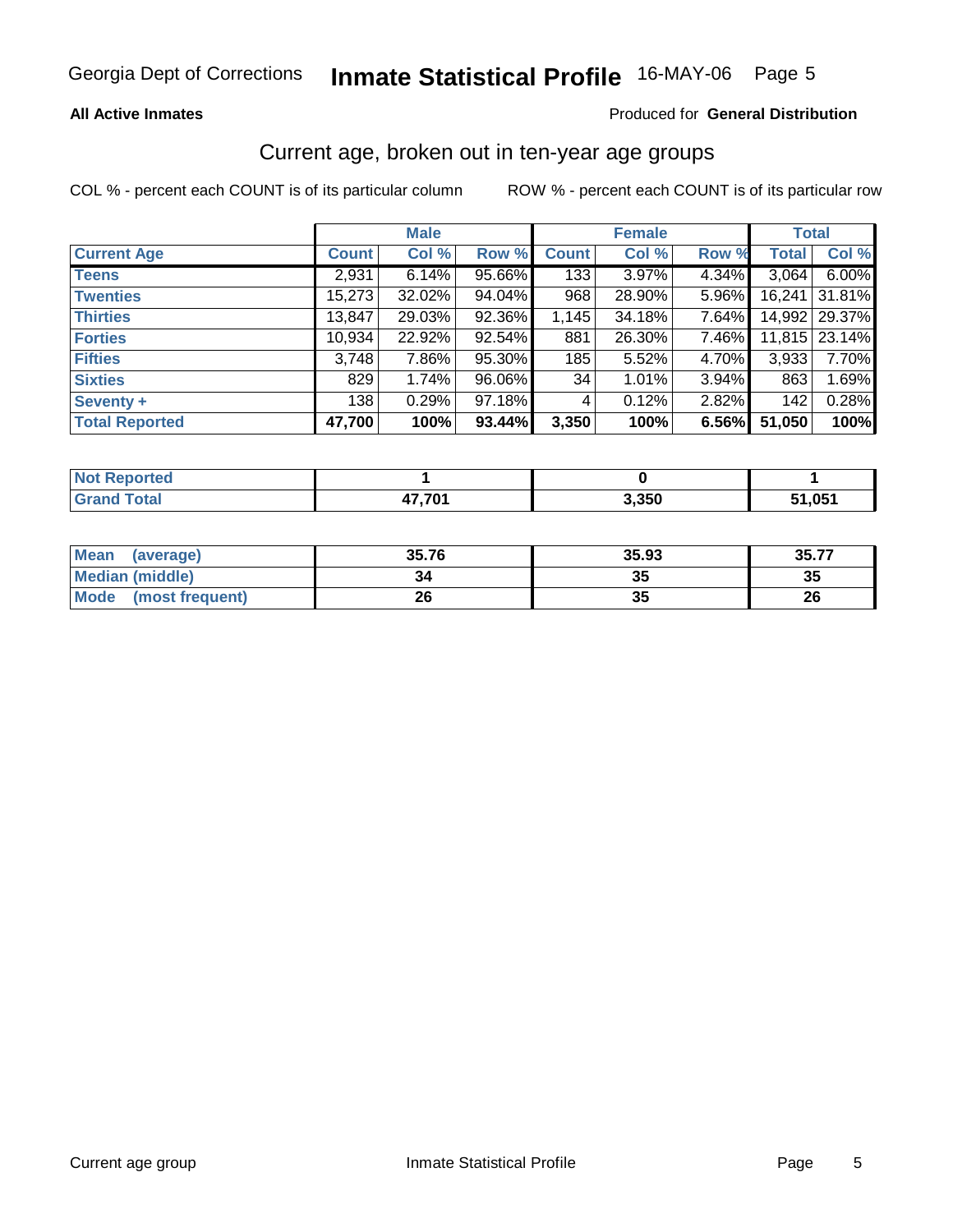Georgia Dept of Corrections **Inmate Statistical Profile** 16-MAY-06 Page 5

**All Active Inmates**

Produced for **General Distribution**

## Current age, broken out in ten-year age groups

COL % - percent each COUNT is of its particular column ROW % - percent each COUNT is of its particular row

| | Male | | | Female | | | Total | |
|---|---|---|---|---|---|---|---|---|
| **Current Age** | **Count** | **Col %** | **Row %** | **Count** | **Col %** | **Row %** | **Total** | **Col %** |
| **Teens** | 2,931 | 6.14% | 95.66% | 133 | 3.97% | 4.34% | 3,064 | 6.00% |
| **Twenties** | 15,273 | 32.02% | 94.04% | 968 | 28.90% | 5.96% | 16,241 | 31.81% |
| **Thirties** | 13,847 | 29.03% | 92.36% | 1,145 | 34.18% | 7.64% | 14,992 | 29.37% |
| **Forties** | 10,934 | 22.92% | 92.54% | 881 | 26.30% | 7.46% | 11,815 | 23.14% |
| **Fifties** | 3,748 | 7.86% | 95.30% | 185 | 5.52% | 4.70% | 3,933 | 7.70% |
| **Sixties** | 829 | 1.74% | 96.06% | 34 | 1.01% | 3.94% | 863 | 1.69% |
| **Seventy +** | 138 | 0.29% | 97.18% | 4 | 0.12% | 2.82% | 142 | 0.28% |
| **Total Reported** | **47,700** | **100%** | **93.44%** | **3,350** | **100%** | **6.56%** | **51,050** | **100%** |

| | Male | Female | Total |
|---|---|---|---|
| **Not Reported** | **1** | **0** | **1** |
| **Grand Total** | **47,701** | **3,350** | **51,051** |

| | Male | Female | Total |
|---|---|---|---|
| **Mean (average)** | **35.76** | **35.93** | **35.77** |
| **Median (middle)** | **34** | **35** | **35** |
| **Mode (most frequent)** | **26** | **35** | **26** |

Current age group Inmate Statistical Profile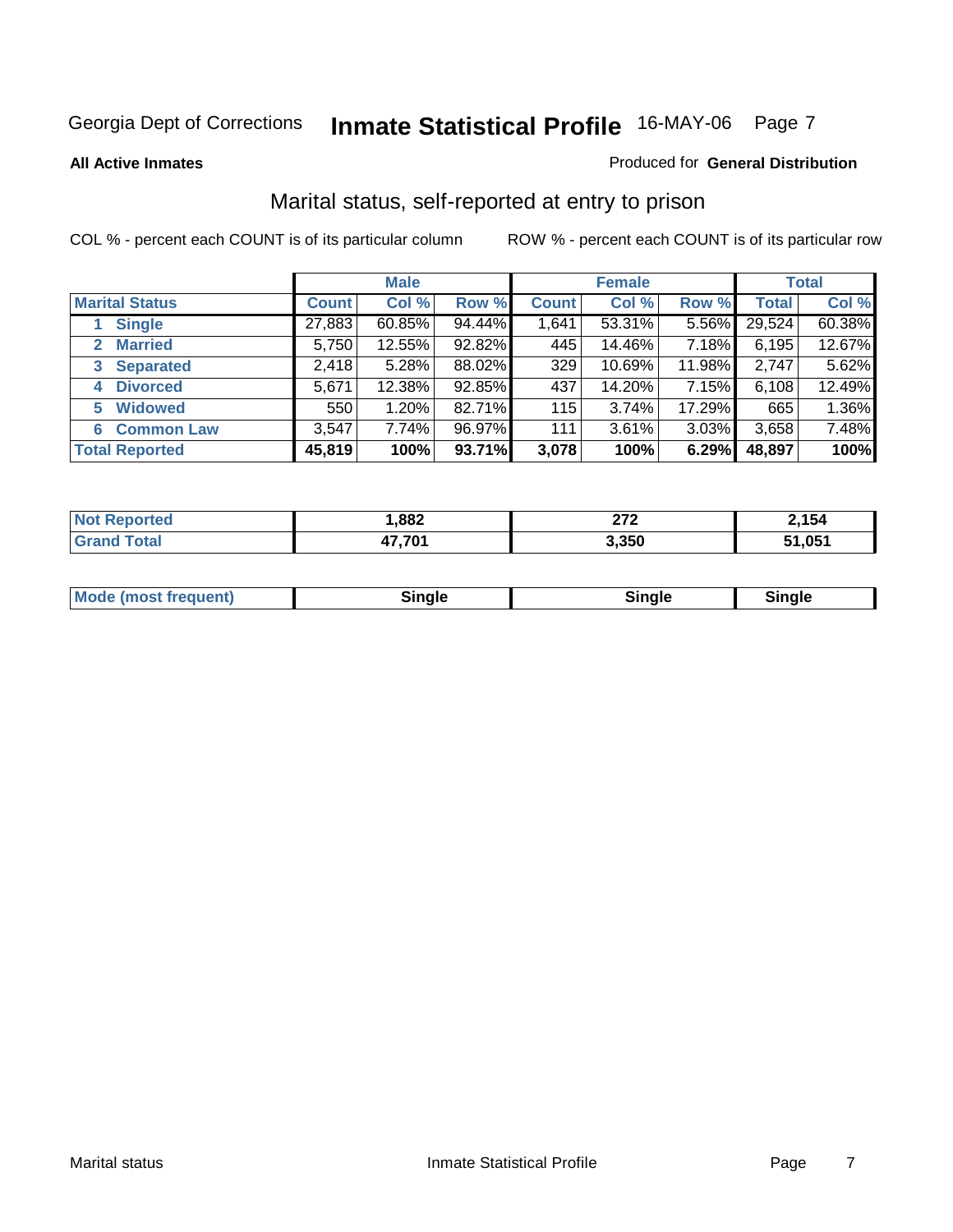Georgia Dept of Corrections **Inmate Statistical Profile** 16-MAY-06

**All Active Inmates**

Produced for **General Distribution**

## Marital status, self-reported at entry to prison

COL % - percent each COUNT is of its particular column

ROW % - percent each COUNT is of its particular row

| | Male | | | Female | | | Total | |
|---|---|---|---|---|---|---|---|---|
| **Marital Status** | **Count** | **Col %** | **Row %** | **Count** | **Col %** | **Row %** | **Total** | **Col %** |
| **1 Single** | 27,883 | 60.85% | 94.44% | 1,641 | 53.31% | 5.56% | 29,524 | 60.38% |
| **2 Married** | 5,750 | 12.55% | 92.82% | 445 | 14.46% | 7.18% | 6,195 | 12.67% |
| **3 Separated** | 2,418 | 5.28% | 88.02% | 329 | 10.69% | 11.98% | 2,747 | 5.62% |
| **4 Divorced** | 5,671 | 12.38% | 92.85% | 437 | 14.20% | 7.15% | 6,108 | 12.49% |
| **5 Widowed** | 550 | 1.20% | 82.71% | 115 | 3.74% | 17.29% | 665 | 1.36% |
| **6 Common Law** | 3,547 | 7.74% | 96.97% | 111 | 3.61% | 3.03% | 3,658 | 7.48% |
| **Total Reported** | **45,819** | **100%** | **93.71%** | **3,078** | **100%** | **6.29%** | **48,897** | **100%** |

| | Male | Female | Total |
|---|---|---|---|
| **Not Reported** | **1,882** | **272** | **2,154** |
| **Grand Total** | **47,701** | **3,350** | **51,051** |

| | Male | Female | Total |
|---|---|---|---|
| **Mode (most frequent)** | **Single** | **Single** | **Single** |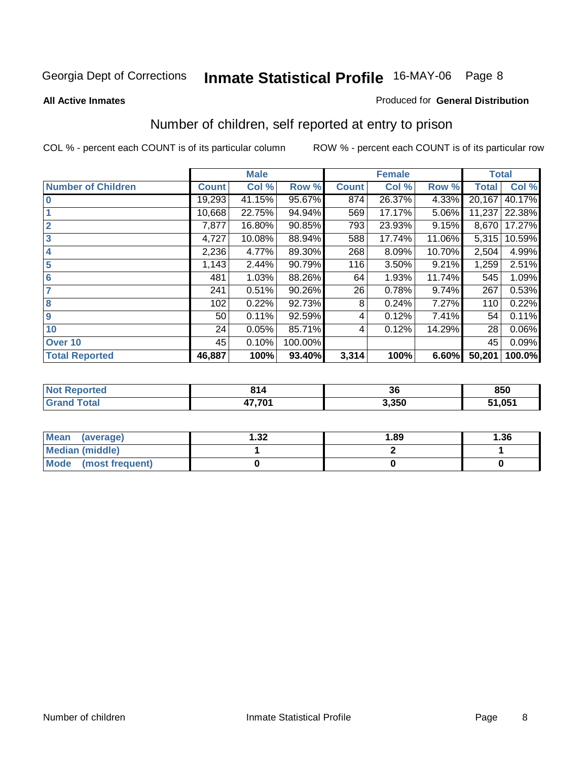Georgia Dept of Corrections **Inmate Statistical Profile** 16-MAY-06 Page 8

**All Active Inmates**

Produced for **General Distribution**

## Number of children, self reported at entry to prison

COL % - percent each COUNT is of its particular column ROW % - percent each COUNT is of its particular row

| | Male | | | Female | | | Total | |
|---|---|---|---|---|---|---|---|---|
| **Number of Children** | **Count** | **Col %** | **Row %** | **Count** | **Col %** | **Row %** | **Total** | **Col %** |
| **0** | 19,293 | 41.15% | 95.67% | 874 | 26.37% | 4.33% | 20,167 | 40.17% |
| **1** | 10,668 | 22.75% | 94.94% | 569 | 17.17% | 5.06% | 11,237 | 22.38% |
| **2** | 7,877 | 16.80% | 90.85% | 793 | 23.93% | 9.15% | 8,670 | 17.27% |
| **3** | 4,727 | 10.08% | 88.94% | 588 | 17.74% | 11.06% | 5,315 | 10.59% |
| **4** | 2,236 | 4.77% | 89.30% | 268 | 8.09% | 10.70% | 2,504 | 4.99% |
| **5** | 1,143 | 2.44% | 90.79% | 116 | 3.50% | 9.21% | 1,259 | 2.51% |
| **6** | 481 | 1.03% | 88.26% | 64 | 1.93% | 11.74% | 545 | 1.09% |
| **7** | 241 | 0.51% | 90.26% | 26 | 0.78% | 9.74% | 267 | 0.53% |
| **8** | 102 | 0.22% | 92.73% | 8 | 0.24% | 7.27% | 110 | 0.22% |
| **9** | 50 | 0.11% | 92.59% | 4 | 0.12% | 7.41% | 54 | 0.11% |
| **10** | 24 | 0.05% | 85.71% | 4 | 0.12% | 14.29% | 28 | 0.06% |
| **Over 10** | 45 | 0.10% | 100.00% | | | | 45 | 0.09% |
| **Total Reported** | **46,887** | **100%** | **93.40%** | **3,314** | **100%** | **6.60%** | **50,201** | **100.0%** |

| | Male | Female | Total |
|---|---|---|---|
| **Not Reported** | **814** | **36** | **850** |
| **Grand Total** | **47,701** | **3,350** | **51,051** |

| | Male | Female | Total |
|---|---|---|---|
| **Mean (average)** | **1.32** | **1.89** | **1.36** |
| **Median (middle)** | **1** | **2** | **1** |
| **Mode (most frequent)** | **0** | **0** | **0** |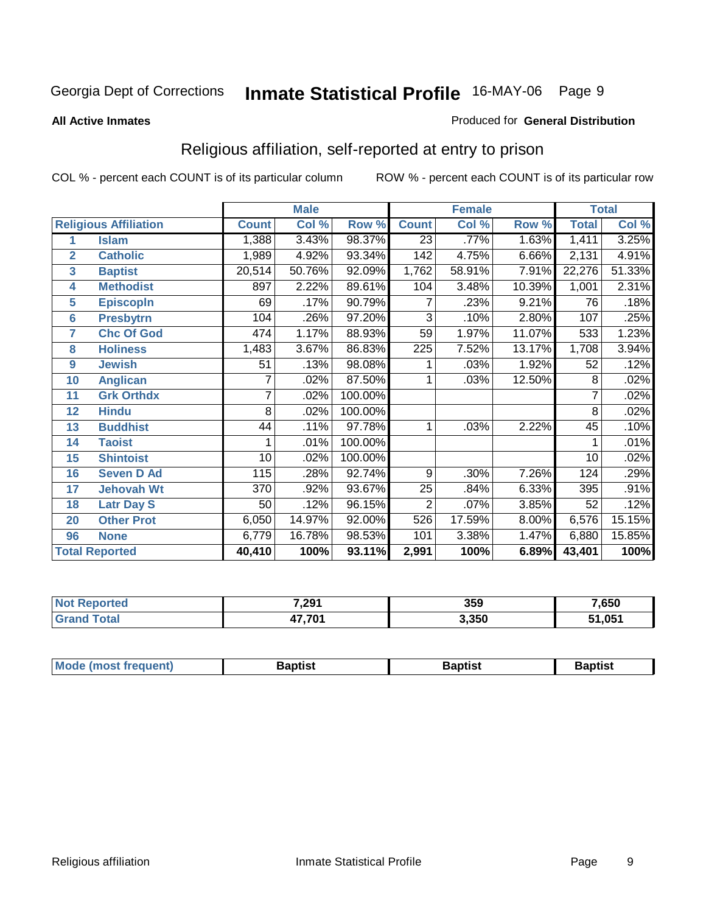Georgia Dept of Corrections **Inmate Statistical Profile** 16-MAY-06

**All Active Inmates**

Produced for **General Distribution**

## Religious affiliation, self-reported at entry to prison

COL % - percent each COUNT is of its particular column

ROW % - percent each COUNT is of its particular row

| | | Male | | | Female | | | Total | |
|---|---|---|---|---|---|---|---|---|---|
| **Religious Affiliation** | | **Count** | **Col %** | **Row %** | **Count** | **Col %** | **Row %** | **Total** | **Col %** |
| 1 | Islam | 1,388 | 3.43% | 98.37% | 23 | .77% | 1.63% | 1,411 | 3.25% |
| 2 | Catholic | 1,989 | 4.92% | 93.34% | 142 | 4.75% | 6.66% | 2,131 | 4.91% |
| 3 | Baptist | 20,514 | 50.76% | 92.09% | 1,762 | 58.91% | 7.91% | 22,276 | 51.33% |
| 4 | Methodist | 897 | 2.22% | 89.61% | 104 | 3.48% | 10.39% | 1,001 | 2.31% |
| 5 | Episcopln | 69 | .17% | 90.79% | 7 | .23% | 9.21% | 76 | .18% |
| 6 | Presbytrn | 104 | .26% | 97.20% | 3 | .10% | 2.80% | 107 | .25% |
| 7 | Chc Of God | 474 | 1.17% | 88.93% | 59 | 1.97% | 11.07% | 533 | 1.23% |
| 8 | Holiness | 1,483 | 3.67% | 86.83% | 225 | 7.52% | 13.17% | 1,708 | 3.94% |
| 9 | Jewish | 51 | .13% | 98.08% | 1 | .03% | 1.92% | 52 | .12% |
| 10 | Anglican | 7 | .02% | 87.50% | 1 | .03% | 12.50% | 8 | .02% |
| 11 | Grk Orthdx | 7 | .02% | 100.00% | | | | 7 | .02% |
| 12 | Hindu | 8 | .02% | 100.00% | | | | 8 | .02% |
| 13 | Buddhist | 44 | .11% | 97.78% | 1 | .03% | 2.22% | 45 | .10% |
| 14 | Taoist | 1 | .01% | 100.00% | | | | 1 | .01% |
| 15 | Shintoist | 10 | .02% | 100.00% | | | | 10 | .02% |
| 16 | Seven D Ad | 115 | .28% | 92.74% | 9 | .30% | 7.26% | 124 | .29% |
| 17 | Jehovah Wt | 370 | .92% | 93.67% | 25 | .84% | 6.33% | 395 | .91% |
| 18 | Latr Day S | 50 | .12% | 96.15% | 2 | .07% | 3.85% | 52 | .12% |
| 20 | Other Prot | 6,050 | 14.97% | 92.00% | 526 | 17.59% | 8.00% | 6,576 | 15.15% |
| 96 | None | 6,779 | 16.78% | 98.53% | 101 | 3.38% | 1.47% | 6,880 | 15.85% |
| **Total Reported** | | **40,410** | **100%** | **93.11%** | **2,991** | **100%** | **6.89%** | **43,401** | **100%** |

| | Male | Female | Total |
|---|---|---|---|
| **Not Reported** | **7,291** | **359** | **7,650** |
| **Grand Total** | **47,701** | **3,350** | **51,051** |

| | Male | Female | Total |
|---|---|---|---|
| **Mode (most frequent)** | **Baptist** | **Baptist** | **Baptist** |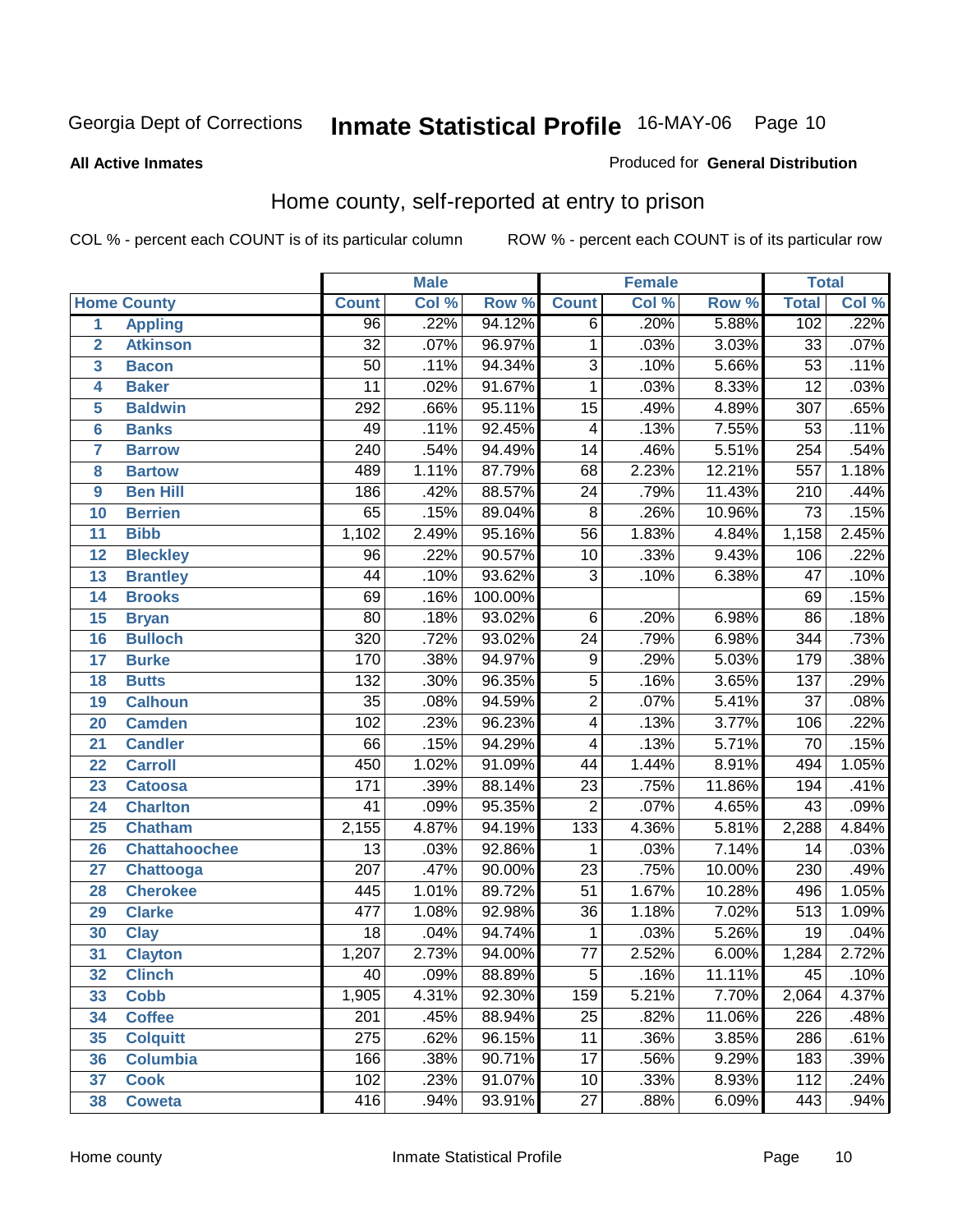Georgia Dept of Corrections **Inmate Statistical Profile** 16-MAY-06

**All Active Inmates**

Produced for **General Distribution**

## Home county, self-reported at entry to prison

COL % - percent each COUNT is of its particular column

ROW % - percent each COUNT is of its particular row

| | | Male | | | Female | | | Total | |
|---|---|---|---|---|---|---|---|---|---|
| Home County | | Count | Col % | Row % | Count | Col % | Row % | Total | Col % |
| 1 | Appling | 96 | .22% | 94.12% | 6 | .20% | 5.88% | 102 | .22% |
| 2 | Atkinson | 32 | .07% | 96.97% | 1 | .03% | 3.03% | 33 | .07% |
| 3 | Bacon | 50 | .11% | 94.34% | 3 | .10% | 5.66% | 53 | .11% |
| 4 | Baker | 11 | .02% | 91.67% | 1 | .03% | 8.33% | 12 | .03% |
| 5 | Baldwin | 292 | .66% | 95.11% | 15 | .49% | 4.89% | 307 | .65% |
| 6 | Banks | 49 | .11% | 92.45% | 4 | .13% | 7.55% | 53 | .11% |
| 7 | Barrow | 240 | .54% | 94.49% | 14 | .46% | 5.51% | 254 | .54% |
| 8 | Bartow | 489 | 1.11% | 87.79% | 68 | 2.23% | 12.21% | 557 | 1.18% |
| 9 | Ben Hill | 186 | .42% | 88.57% | 24 | .79% | 11.43% | 210 | .44% |
| 10 | Berrien | 65 | .15% | 89.04% | 8 | .26% | 10.96% | 73 | .15% |
| 11 | Bibb | 1,102 | 2.49% | 95.16% | 56 | 1.83% | 4.84% | 1,158 | 2.45% |
| 12 | Bleckley | 96 | .22% | 90.57% | 10 | .33% | 9.43% | 106 | .22% |
| 13 | Brantley | 44 | .10% | 93.62% | 3 | .10% | 6.38% | 47 | .10% |
| 14 | Brooks | 69 | .16% | 100.00% | | | | 69 | .15% |
| 15 | Bryan | 80 | .18% | 93.02% | 6 | .20% | 6.98% | 86 | .18% |
| 16 | Bulloch | 320 | .72% | 93.02% | 24 | .79% | 6.98% | 344 | .73% |
| 17 | Burke | 170 | .38% | 94.97% | 9 | .29% | 5.03% | 179 | .38% |
| 18 | Butts | 132 | .30% | 96.35% | 5 | .16% | 3.65% | 137 | .29% |
| 19 | Calhoun | 35 | .08% | 94.59% | 2 | .07% | 5.41% | 37 | .08% |
| 20 | Camden | 102 | .23% | 96.23% | 4 | .13% | 3.77% | 106 | .22% |
| 21 | Candler | 66 | .15% | 94.29% | 4 | .13% | 5.71% | 70 | .15% |
| 22 | Carroll | 450 | 1.02% | 91.09% | 44 | 1.44% | 8.91% | 494 | 1.05% |
| 23 | Catoosa | 171 | .39% | 88.14% | 23 | .75% | 11.86% | 194 | .41% |
| 24 | Charlton | 41 | .09% | 95.35% | 2 | .07% | 4.65% | 43 | .09% |
| 25 | Chatham | 2,155 | 4.87% | 94.19% | 133 | 4.36% | 5.81% | 2,288 | 4.84% |
| 26 | Chattahoochee | 13 | .03% | 92.86% | 1 | .03% | 7.14% | 14 | .03% |
| 27 | Chattooga | 207 | .47% | 90.00% | 23 | .75% | 10.00% | 230 | .49% |
| 28 | Cherokee | 445 | 1.01% | 89.72% | 51 | 1.67% | 10.28% | 496 | 1.05% |
| 29 | Clarke | 477 | 1.08% | 92.98% | 36 | 1.18% | 7.02% | 513 | 1.09% |
| 30 | Clay | 18 | .04% | 94.74% | 1 | .03% | 5.26% | 19 | .04% |
| 31 | Clayton | 1,207 | 2.73% | 94.00% | 77 | 2.52% | 6.00% | 1,284 | 2.72% |
| 32 | Clinch | 40 | .09% | 88.89% | 5 | .16% | 11.11% | 45 | .10% |
| 33 | Cobb | 1,905 | 4.31% | 92.30% | 159 | 5.21% | 7.70% | 2,064 | 4.37% |
| 34 | Coffee | 201 | .45% | 88.94% | 25 | .82% | 11.06% | 226 | .48% |
| 35 | Colquitt | 275 | .62% | 96.15% | 11 | .36% | 3.85% | 286 | .61% |
| 36 | Columbia | 166 | .38% | 90.71% | 17 | .56% | 9.29% | 183 | .39% |
| 37 | Cook | 102 | .23% | 91.07% | 10 | .33% | 8.93% | 112 | .24% |
| 38 | Coweta | 416 | .94% | 93.91% | 27 | .88% | 6.09% | 443 | .94% |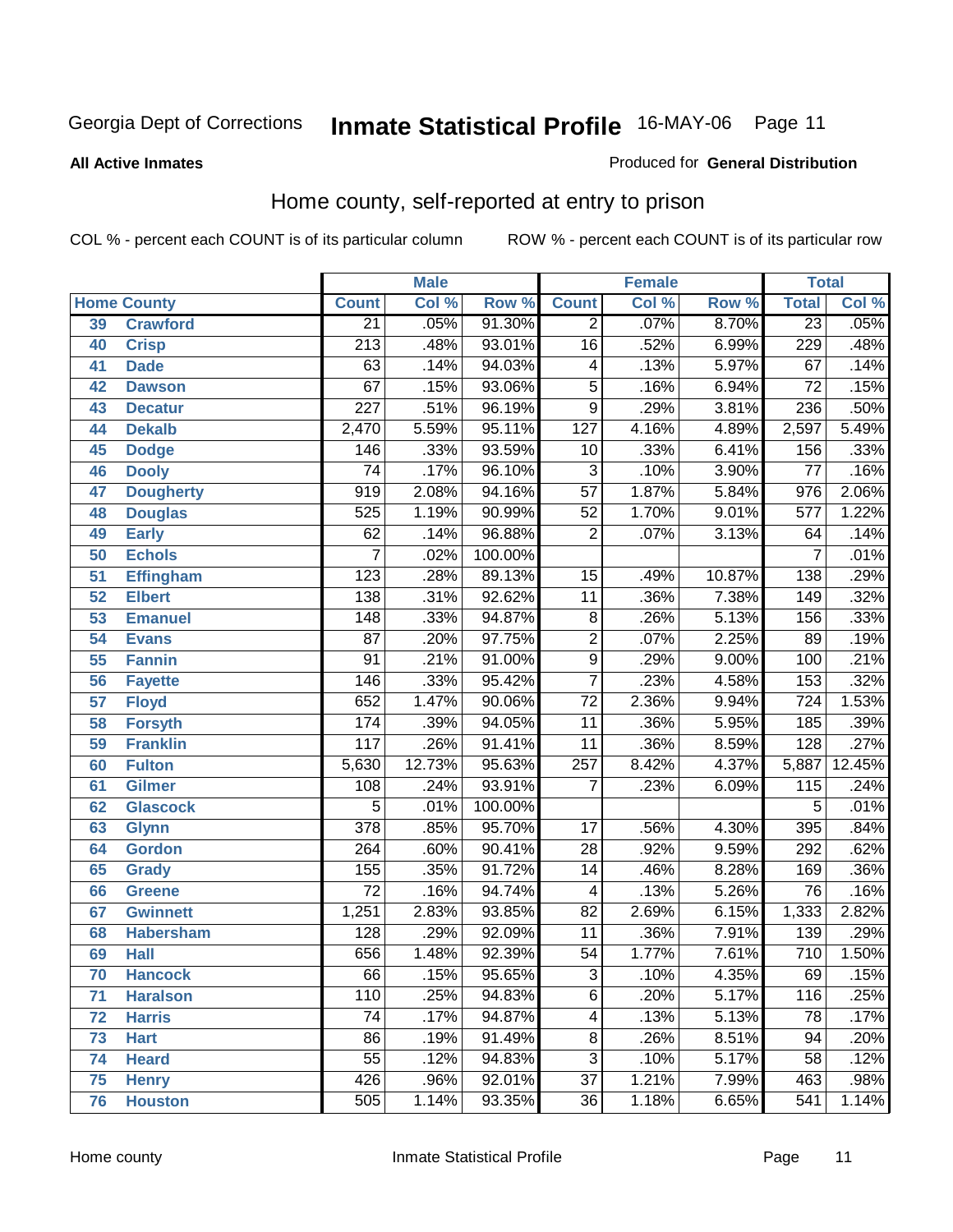Georgia Dept of Corrections **Inmate Statistical Profile** 16-MAY-06

**All Active Inmates**

Produced for **General Distribution**

## Home county, self-reported at entry to prison

COL % - percent each COUNT is of its particular column

ROW % - percent each COUNT is of its particular row

| Home County | | Male | | | Female | | | Total | |
|---|---|---|---|---|---|---|---|---|---|
| | | Count | Col % | Row % | Count | Col % | Row % | Total | Col % |
| 39 | Crawford | 21 | .05% | 91.30% | 2 | .07% | 8.70% | 23 | .05% |
| 40 | Crisp | 213 | .48% | 93.01% | 16 | .52% | 6.99% | 229 | .48% |
| 41 | Dade | 63 | .14% | 94.03% | 4 | .13% | 5.97% | 67 | .14% |
| 42 | Dawson | 67 | .15% | 93.06% | 5 | .16% | 6.94% | 72 | .15% |
| 43 | Decatur | 227 | .51% | 96.19% | 9 | .29% | 3.81% | 236 | .50% |
| 44 | Dekalb | 2,470 | 5.59% | 95.11% | 127 | 4.16% | 4.89% | 2,597 | 5.49% |
| 45 | Dodge | 146 | .33% | 93.59% | 10 | .33% | 6.41% | 156 | .33% |
| 46 | Dooly | 74 | .17% | 96.10% | 3 | .10% | 3.90% | 77 | .16% |
| 47 | Dougherty | 919 | 2.08% | 94.16% | 57 | 1.87% | 5.84% | 976 | 2.06% |
| 48 | Douglas | 525 | 1.19% | 90.99% | 52 | 1.70% | 9.01% | 577 | 1.22% |
| 49 | Early | 62 | .14% | 96.88% | 2 | .07% | 3.13% | 64 | .14% |
| 50 | Echols | 7 | .02% | 100.00% | | | | 7 | .01% |
| 51 | Effingham | 123 | .28% | 89.13% | 15 | .49% | 10.87% | 138 | .29% |
| 52 | Elbert | 138 | .31% | 92.62% | 11 | .36% | 7.38% | 149 | .32% |
| 53 | Emanuel | 148 | .33% | 94.87% | 8 | .26% | 5.13% | 156 | .33% |
| 54 | Evans | 87 | .20% | 97.75% | 2 | .07% | 2.25% | 89 | .19% |
| 55 | Fannin | 91 | .21% | 91.00% | 9 | .29% | 9.00% | 100 | .21% |
| 56 | Fayette | 146 | .33% | 95.42% | 7 | .23% | 4.58% | 153 | .32% |
| 57 | Floyd | 652 | 1.47% | 90.06% | 72 | 2.36% | 9.94% | 724 | 1.53% |
| 58 | Forsyth | 174 | .39% | 94.05% | 11 | .36% | 5.95% | 185 | .39% |
| 59 | Franklin | 117 | .26% | 91.41% | 11 | .36% | 8.59% | 128 | .27% |
| 60 | Fulton | 5,630 | 12.73% | 95.63% | 257 | 8.42% | 4.37% | 5,887 | 12.45% |
| 61 | Gilmer | 108 | .24% | 93.91% | 7 | .23% | 6.09% | 115 | .24% |
| 62 | Glascock | 5 | .01% | 100.00% | | | | 5 | .01% |
| 63 | Glynn | 378 | .85% | 95.70% | 17 | .56% | 4.30% | 395 | .84% |
| 64 | Gordon | 264 | .60% | 90.41% | 28 | .92% | 9.59% | 292 | .62% |
| 65 | Grady | 155 | .35% | 91.72% | 14 | .46% | 8.28% | 169 | .36% |
| 66 | Greene | 72 | .16% | 94.74% | 4 | .13% | 5.26% | 76 | .16% |
| 67 | Gwinnett | 1,251 | 2.83% | 93.85% | 82 | 2.69% | 6.15% | 1,333 | 2.82% |
| 68 | Habersham | 128 | .29% | 92.09% | 11 | .36% | 7.91% | 139 | .29% |
| 69 | Hall | 656 | 1.48% | 92.39% | 54 | 1.77% | 7.61% | 710 | 1.50% |
| 70 | Hancock | 66 | .15% | 95.65% | 3 | .10% | 4.35% | 69 | .15% |
| 71 | Haralson | 110 | .25% | 94.83% | 6 | .20% | 5.17% | 116 | .25% |
| 72 | Harris | 74 | .17% | 94.87% | 4 | .13% | 5.13% | 78 | .17% |
| 73 | Hart | 86 | .19% | 91.49% | 8 | .26% | 8.51% | 94 | .20% |
| 74 | Heard | 55 | .12% | 94.83% | 3 | .10% | 5.17% | 58 | .12% |
| 75 | Henry | 426 | .96% | 92.01% | 37 | 1.21% | 7.99% | 463 | .98% |
| 76 | Houston | 505 | 1.14% | 93.35% | 36 | 1.18% | 6.65% | 541 | 1.14% |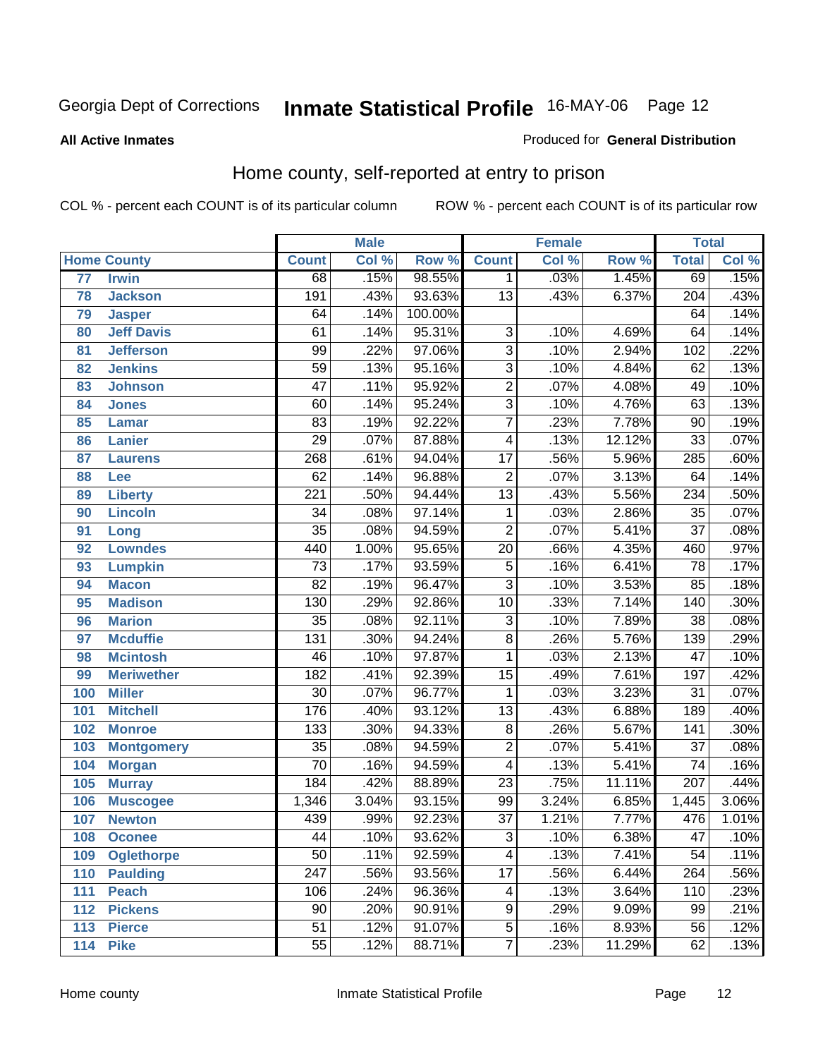# Georgia Dept of Corrections **Inmate Statistical Profile** 16-MAY-06

**All Active Inmates** — Produced for **General Distribution**

## Home county, self-reported at entry to prison

COL % - percent each COUNT is of its particular column    ROW % - percent each COUNT is of its particular row

| Home County | | Male | | | Female | | | Total | |
|---|---|---|---|---|---|---|---|---|---|
| | | Count | Col % | Row % | Count | Col % | Row % | Total | Col % |
| 77 | Irwin | 68 | .15% | 98.55% | 1 | .03% | 1.45% | 69 | .15% |
| 78 | Jackson | 191 | .43% | 93.63% | 13 | .43% | 6.37% | 204 | .43% |
| 79 | Jasper | 64 | .14% | 100.00% | | | | 64 | .14% |
| 80 | Jeff Davis | 61 | .14% | 95.31% | 3 | .10% | 4.69% | 64 | .14% |
| 81 | Jefferson | 99 | .22% | 97.06% | 3 | .10% | 2.94% | 102 | .22% |
| 82 | Jenkins | 59 | .13% | 95.16% | 3 | .10% | 4.84% | 62 | .13% |
| 83 | Johnson | 47 | .11% | 95.92% | 2 | .07% | 4.08% | 49 | .10% |
| 84 | Jones | 60 | .14% | 95.24% | 3 | .10% | 4.76% | 63 | .13% |
| 85 | Lamar | 83 | .19% | 92.22% | 7 | .23% | 7.78% | 90 | .19% |
| 86 | Lanier | 29 | .07% | 87.88% | 4 | .13% | 12.12% | 33 | .07% |
| 87 | Laurens | 268 | .61% | 94.04% | 17 | .56% | 5.96% | 285 | .60% |
| 88 | Lee | 62 | .14% | 96.88% | 2 | .07% | 3.13% | 64 | .14% |
| 89 | Liberty | 221 | .50% | 94.44% | 13 | .43% | 5.56% | 234 | .50% |
| 90 | Lincoln | 34 | .08% | 97.14% | 1 | .03% | 2.86% | 35 | .07% |
| 91 | Long | 35 | .08% | 94.59% | 2 | .07% | 5.41% | 37 | .08% |
| 92 | Lowndes | 440 | 1.00% | 95.65% | 20 | .66% | 4.35% | 460 | .97% |
| 93 | Lumpkin | 73 | .17% | 93.59% | 5 | .16% | 6.41% | 78 | .17% |
| 94 | Macon | 82 | .19% | 96.47% | 3 | .10% | 3.53% | 85 | .18% |
| 95 | Madison | 130 | .29% | 92.86% | 10 | .33% | 7.14% | 140 | .30% |
| 96 | Marion | 35 | .08% | 92.11% | 3 | .10% | 7.89% | 38 | .08% |
| 97 | Mcduffie | 131 | .30% | 94.24% | 8 | .26% | 5.76% | 139 | .29% |
| 98 | Mcintosh | 46 | .10% | 97.87% | 1 | .03% | 2.13% | 47 | .10% |
| 99 | Meriwether | 182 | .41% | 92.39% | 15 | .49% | 7.61% | 197 | .42% |
| 100 | Miller | 30 | .07% | 96.77% | 1 | .03% | 3.23% | 31 | .07% |
| 101 | Mitchell | 176 | .40% | 93.12% | 13 | .43% | 6.88% | 189 | .40% |
| 102 | Monroe | 133 | .30% | 94.33% | 8 | .26% | 5.67% | 141 | .30% |
| 103 | Montgomery | 35 | .08% | 94.59% | 2 | .07% | 5.41% | 37 | .08% |
| 104 | Morgan | 70 | .16% | 94.59% | 4 | .13% | 5.41% | 74 | .16% |
| 105 | Murray | 184 | .42% | 88.89% | 23 | .75% | 11.11% | 207 | .44% |
| 106 | Muscogee | 1,346 | 3.04% | 93.15% | 99 | 3.24% | 6.85% | 1,445 | 3.06% |
| 107 | Newton | 439 | .99% | 92.23% | 37 | 1.21% | 7.77% | 476 | 1.01% |
| 108 | Oconee | 44 | .10% | 93.62% | 3 | .10% | 6.38% | 47 | .10% |
| 109 | Oglethorpe | 50 | .11% | 92.59% | 4 | .13% | 7.41% | 54 | .11% |
| 110 | Paulding | 247 | .56% | 93.56% | 17 | .56% | 6.44% | 264 | .56% |
| 111 | Peach | 106 | .24% | 96.36% | 4 | .13% | 3.64% | 110 | .23% |
| 112 | Pickens | 90 | .20% | 90.91% | 9 | .29% | 9.09% | 99 | .21% |
| 113 | Pierce | 51 | .12% | 91.07% | 5 | .16% | 8.93% | 56 | .12% |
| 114 | Pike | 55 | .12% | 88.71% | 7 | .23% | 11.29% | 62 | .13% |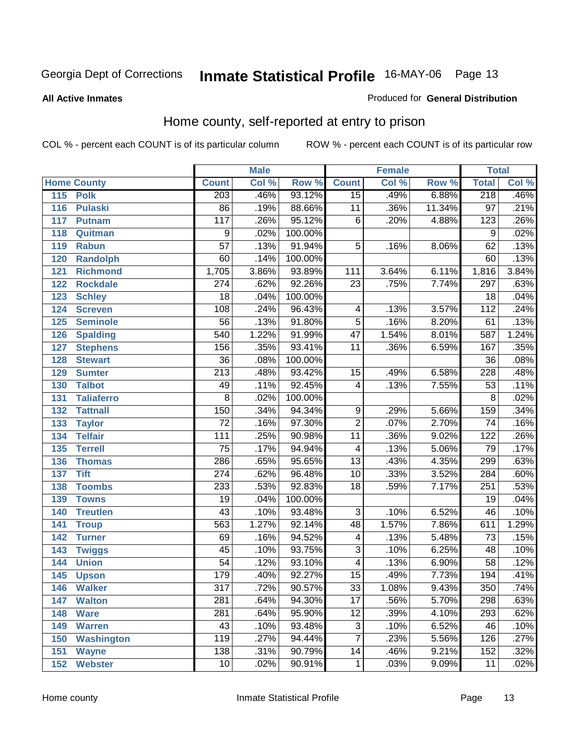Georgia Dept of Corrections **Inmate Statistical Profile** 16-MAY-06

**All Active Inmates**

Produced for **General Distribution**

## Home county, self-reported at entry to prison

COL % - percent each COUNT is of its particular column ROW % - percent each COUNT is of its particular row

| Home County | | Male | | | Female | | | Total | |
|---|---|---|---|---|---|---|---|---|---|
| | | Count | Col % | Row % | Count | Col % | Row % | Total | Col % |
| 115 | Polk | 203 | .46% | 93.12% | 15 | .49% | 6.88% | 218 | .46% |
| 116 | Pulaski | 86 | .19% | 88.66% | 11 | .36% | 11.34% | 97 | .21% |
| 117 | Putnam | 117 | .26% | 95.12% | 6 | .20% | 4.88% | 123 | .26% |
| 118 | Quitman | 9 | .02% | 100.00% | | | | 9 | .02% |
| 119 | Rabun | 57 | .13% | 91.94% | 5 | .16% | 8.06% | 62 | .13% |
| 120 | Randolph | 60 | .14% | 100.00% | | | | 60 | .13% |
| 121 | Richmond | 1,705 | 3.86% | 93.89% | 111 | 3.64% | 6.11% | 1,816 | 3.84% |
| 122 | Rockdale | 274 | .62% | 92.26% | 23 | .75% | 7.74% | 297 | .63% |
| 123 | Schley | 18 | .04% | 100.00% | | | | 18 | .04% |
| 124 | Screven | 108 | .24% | 96.43% | 4 | .13% | 3.57% | 112 | .24% |
| 125 | Seminole | 56 | .13% | 91.80% | 5 | .16% | 8.20% | 61 | .13% |
| 126 | Spalding | 540 | 1.22% | 91.99% | 47 | 1.54% | 8.01% | 587 | 1.24% |
| 127 | Stephens | 156 | .35% | 93.41% | 11 | .36% | 6.59% | 167 | .35% |
| 128 | Stewart | 36 | .08% | 100.00% | | | | 36 | .08% |
| 129 | Sumter | 213 | .48% | 93.42% | 15 | .49% | 6.58% | 228 | .48% |
| 130 | Talbot | 49 | .11% | 92.45% | 4 | .13% | 7.55% | 53 | .11% |
| 131 | Taliaferro | 8 | .02% | 100.00% | | | | 8 | .02% |
| 132 | Tattnall | 150 | .34% | 94.34% | 9 | .29% | 5.66% | 159 | .34% |
| 133 | Taylor | 72 | .16% | 97.30% | 2 | .07% | 2.70% | 74 | .16% |
| 134 | Telfair | 111 | .25% | 90.98% | 11 | .36% | 9.02% | 122 | .26% |
| 135 | Terrell | 75 | .17% | 94.94% | 4 | .13% | 5.06% | 79 | .17% |
| 136 | Thomas | 286 | .65% | 95.65% | 13 | .43% | 4.35% | 299 | .63% |
| 137 | Tift | 274 | .62% | 96.48% | 10 | .33% | 3.52% | 284 | .60% |
| 138 | Toombs | 233 | .53% | 92.83% | 18 | .59% | 7.17% | 251 | .53% |
| 139 | Towns | 19 | .04% | 100.00% | | | | 19 | .04% |
| 140 | Treutlen | 43 | .10% | 93.48% | 3 | .10% | 6.52% | 46 | .10% |
| 141 | Troup | 563 | 1.27% | 92.14% | 48 | 1.57% | 7.86% | 611 | 1.29% |
| 142 | Turner | 69 | .16% | 94.52% | 4 | .13% | 5.48% | 73 | .15% |
| 143 | Twiggs | 45 | .10% | 93.75% | 3 | .10% | 6.25% | 48 | .10% |
| 144 | Union | 54 | .12% | 93.10% | 4 | .13% | 6.90% | 58 | .12% |
| 145 | Upson | 179 | .40% | 92.27% | 15 | .49% | 7.73% | 194 | .41% |
| 146 | Walker | 317 | .72% | 90.57% | 33 | 1.08% | 9.43% | 350 | .74% |
| 147 | Walton | 281 | .64% | 94.30% | 17 | .56% | 5.70% | 298 | .63% |
| 148 | Ware | 281 | .64% | 95.90% | 12 | .39% | 4.10% | 293 | .62% |
| 149 | Warren | 43 | .10% | 93.48% | 3 | .10% | 6.52% | 46 | .10% |
| 150 | Washington | 119 | .27% | 94.44% | 7 | .23% | 5.56% | 126 | .27% |
| 151 | Wayne | 138 | .31% | 90.79% | 14 | .46% | 9.21% | 152 | .32% |
| 152 | Webster | 10 | .02% | 90.91% | 1 | .03% | 9.09% | 11 | .02% |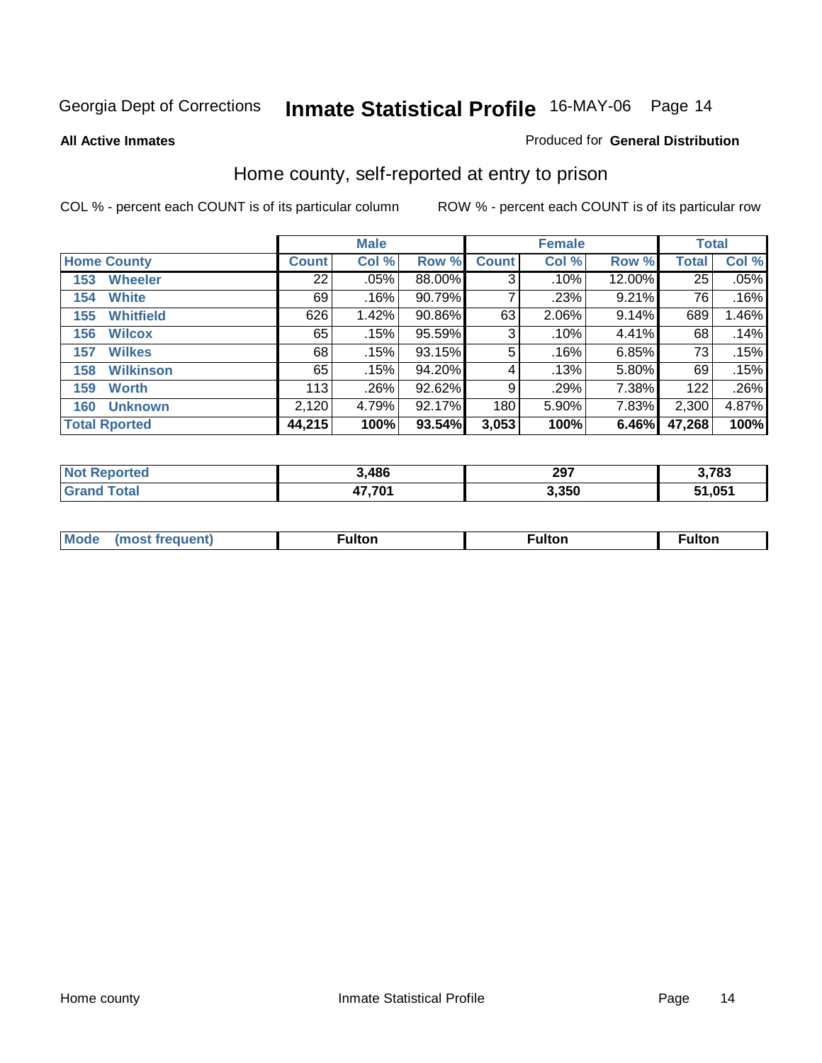Georgia Dept of Corrections **Inmate Statistical Profile** 16-MAY-06 Page 14

**All Active Inmates**

Produced for **General Distribution**

## Home county, self-reported at entry to prison

COL % - percent each COUNT is of its particular column

ROW % - percent each COUNT is of its particular row

| | Male | | | Female | | | Total | |
|---|---|---|---|---|---|---|---|---|
| **Home County** | **Count** | **Col %** | **Row %** | **Count** | **Col %** | **Row %** | **Total** | **Col %** |
| **153 Wheeler** | 22 | .05% | 88.00% | 3 | .10% | 12.00% | 25 | .05% |
| **154 White** | 69 | .16% | 90.79% | 7 | .23% | 9.21% | 76 | .16% |
| **155 Whitfield** | 626 | 1.42% | 90.86% | 63 | 2.06% | 9.14% | 689 | 1.46% |
| **156 Wilcox** | 65 | .15% | 95.59% | 3 | .10% | 4.41% | 68 | .14% |
| **157 Wilkes** | 68 | .15% | 93.15% | 5 | .16% | 6.85% | 73 | .15% |
| **158 Wilkinson** | 65 | .15% | 94.20% | 4 | .13% | 5.80% | 69 | .15% |
| **159 Worth** | 113 | .26% | 92.62% | 9 | .29% | 7.38% | 122 | .26% |
| **160 Unknown** | 2,120 | 4.79% | 92.17% | 180 | 5.90% | 7.83% | 2,300 | 4.87% |
| **Total Rported** | **44,215** | **100%** | **93.54%** | **3,053** | **100%** | **6.46%** | **47,268** | **100%** |

| | Male | Female | Total |
|---|---|---|---|
| **Not Reported** | **3,486** | **297** | **3,783** |
| **Grand Total** | **47,701** | **3,350** | **51,051** |

| | Male | Female | Total |
|---|---|---|---|
| **Mode (most frequent)** | **Fulton** | **Fulton** | **Fulton** |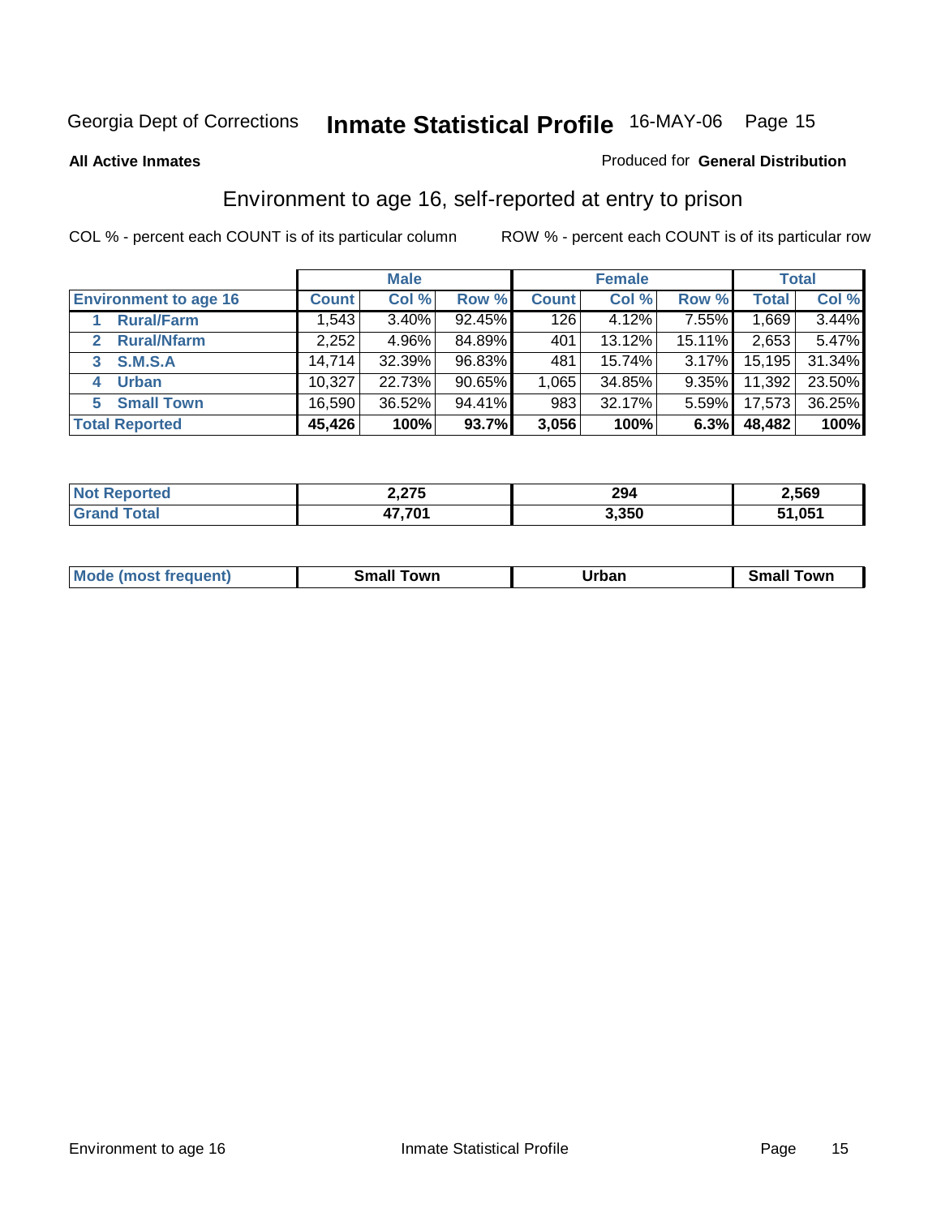Georgia Dept of Corrections **Inmate Statistical Profile** 16-MAY-06

**All Active Inmates**

Produced for **General Distribution**

## Environment to age 16, self-reported at entry to prison

COL % - percent each COUNT is of its particular column

ROW % - percent each COUNT is of its particular row

| | Male | | | Female | | | Total | |
|---|---|---|---|---|---|---|---|---|
| **Environment to age 16** | **Count** | **Col %** | **Row %** | **Count** | **Col %** | **Row %** | **Total** | **Col %** |
| 1 **Rural/Farm** | 1,543 | 3.40% | 92.45% | 126 | 4.12% | 7.55% | 1,669 | 3.44% |
| 2 **Rural/Nfarm** | 2,252 | 4.96% | 84.89% | 401 | 13.12% | 15.11% | 2,653 | 5.47% |
| 3 **S.M.S.A** | 14,714 | 32.39% | 96.83% | 481 | 15.74% | 3.17% | 15,195 | 31.34% |
| 4 **Urban** | 10,327 | 22.73% | 90.65% | 1,065 | 34.85% | 9.35% | 11,392 | 23.50% |
| 5 **Small Town** | 16,590 | 36.52% | 94.41% | 983 | 32.17% | 5.59% | 17,573 | 36.25% |
| **Total Reported** | **45,426** | **100%** | **93.7%** | **3,056** | **100%** | **6.3%** | **48,482** | **100%** |

| | Male | Female | Total |
|---|---|---|---|
| **Not Reported** | **2,275** | **294** | **2,569** |
| **Grand Total** | **47,701** | **3,350** | **51,051** |

| | Male | Female | Total |
|---|---|---|---|
| **Mode (most frequent)** | **Small Town** | **Urban** | **Small Town** |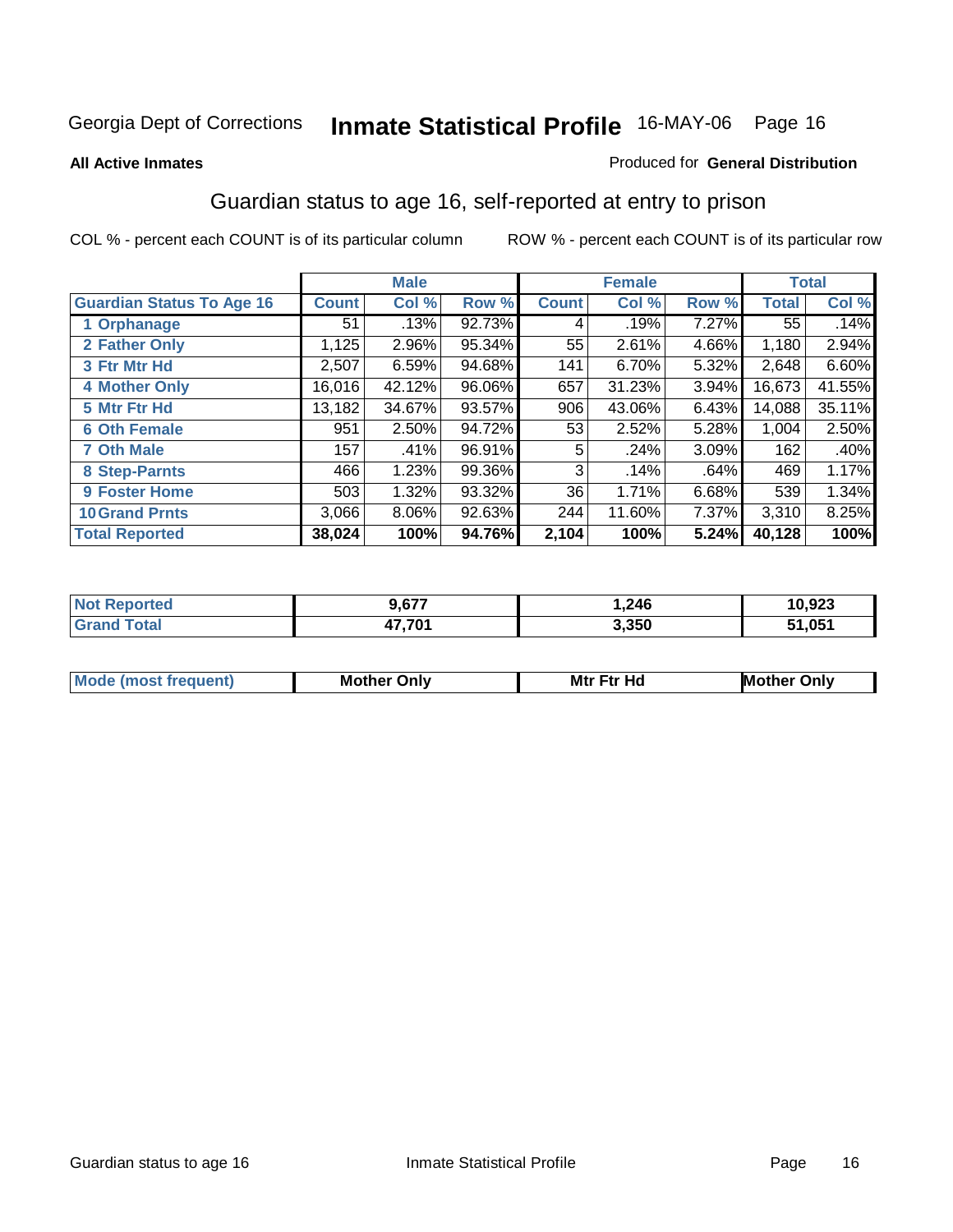Georgia Dept of Corrections **Inmate Statistical Profile** 16-MAY-06

**All Active Inmates**

Produced for **General Distribution**

## Guardian status to age 16, self-reported at entry to prison

COL % - percent each COUNT is of its particular column

ROW % - percent each COUNT is of its particular row

| | Male | | | Female | | | Total | |
|---|---|---|---|---|---|---|---|---|
| **Guardian Status To Age 16** | **Count** | **Col %** | **Row %** | **Count** | **Col %** | **Row %** | **Total** | **Col %** |
| 1 Orphanage | 51 | .13% | 92.73% | 4 | .19% | 7.27% | 55 | .14% |
| 2 Father Only | 1,125 | 2.96% | 95.34% | 55 | 2.61% | 4.66% | 1,180 | 2.94% |
| 3 Ftr Mtr Hd | 2,507 | 6.59% | 94.68% | 141 | 6.70% | 5.32% | 2,648 | 6.60% |
| 4 Mother Only | 16,016 | 42.12% | 96.06% | 657 | 31.23% | 3.94% | 16,673 | 41.55% |
| 5 Mtr Ftr Hd | 13,182 | 34.67% | 93.57% | 906 | 43.06% | 6.43% | 14,088 | 35.11% |
| 6 Oth Female | 951 | 2.50% | 94.72% | 53 | 2.52% | 5.28% | 1,004 | 2.50% |
| 7 Oth Male | 157 | .41% | 96.91% | 5 | .24% | 3.09% | 162 | .40% |
| 8 Step-Parnts | 466 | 1.23% | 99.36% | 3 | .14% | .64% | 469 | 1.17% |
| 9 Foster Home | 503 | 1.32% | 93.32% | 36 | 1.71% | 6.68% | 539 | 1.34% |
| 10 Grand Prnts | 3,066 | 8.06% | 92.63% | 244 | 11.60% | 7.37% | 3,310 | 8.25% |
| **Total Reported** | **38,024** | **100%** | **94.76%** | **2,104** | **100%** | **5.24%** | **40,128** | **100%** |

| | Male | Female | Total |
|---|---|---|---|
| Not Reported | **9,677** | **1,246** | **10,923** |
| Grand Total | **47,701** | **3,350** | **51,051** |

| | Male | Female | Total |
|---|---|---|---|
| Mode (most frequent) | **Mother Only** | **Mtr Ftr Hd** | **Mother Only** |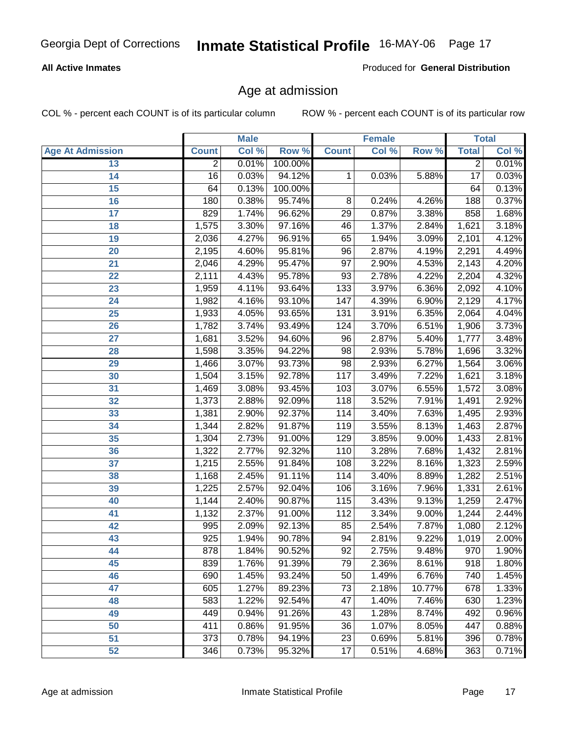**All Active Inmates**

Produced for **General Distribution**

## Age at admission

COL % - percent each COUNT is of its particular column

ROW % - percent each COUNT is of its particular row

| | Male | | | Female | | | Total | |
|---|---|---|---|---|---|---|---|---|
| Age At Admission | Count | Col % | Row % | Count | Col % | Row % | Total | Col % |
| 13 | 2 | 0.01% | 100.00% | | | | 2 | 0.01% |
| 14 | 16 | 0.03% | 94.12% | 1 | 0.03% | 5.88% | 17 | 0.03% |
| 15 | 64 | 0.13% | 100.00% | | | | 64 | 0.13% |
| 16 | 180 | 0.38% | 95.74% | 8 | 0.24% | 4.26% | 188 | 0.37% |
| 17 | 829 | 1.74% | 96.62% | 29 | 0.87% | 3.38% | 858 | 1.68% |
| 18 | 1,575 | 3.30% | 97.16% | 46 | 1.37% | 2.84% | 1,621 | 3.18% |
| 19 | 2,036 | 4.27% | 96.91% | 65 | 1.94% | 3.09% | 2,101 | 4.12% |
| 20 | 2,195 | 4.60% | 95.81% | 96 | 2.87% | 4.19% | 2,291 | 4.49% |
| 21 | 2,046 | 4.29% | 95.47% | 97 | 2.90% | 4.53% | 2,143 | 4.20% |
| 22 | 2,111 | 4.43% | 95.78% | 93 | 2.78% | 4.22% | 2,204 | 4.32% |
| 23 | 1,959 | 4.11% | 93.64% | 133 | 3.97% | 6.36% | 2,092 | 4.10% |
| 24 | 1,982 | 4.16% | 93.10% | 147 | 4.39% | 6.90% | 2,129 | 4.17% |
| 25 | 1,933 | 4.05% | 93.65% | 131 | 3.91% | 6.35% | 2,064 | 4.04% |
| 26 | 1,782 | 3.74% | 93.49% | 124 | 3.70% | 6.51% | 1,906 | 3.73% |
| 27 | 1,681 | 3.52% | 94.60% | 96 | 2.87% | 5.40% | 1,777 | 3.48% |
| 28 | 1,598 | 3.35% | 94.22% | 98 | 2.93% | 5.78% | 1,696 | 3.32% |
| 29 | 1,466 | 3.07% | 93.73% | 98 | 2.93% | 6.27% | 1,564 | 3.06% |
| 30 | 1,504 | 3.15% | 92.78% | 117 | 3.49% | 7.22% | 1,621 | 3.18% |
| 31 | 1,469 | 3.08% | 93.45% | 103 | 3.07% | 6.55% | 1,572 | 3.08% |
| 32 | 1,373 | 2.88% | 92.09% | 118 | 3.52% | 7.91% | 1,491 | 2.92% |
| 33 | 1,381 | 2.90% | 92.37% | 114 | 3.40% | 7.63% | 1,495 | 2.93% |
| 34 | 1,344 | 2.82% | 91.87% | 119 | 3.55% | 8.13% | 1,463 | 2.87% |
| 35 | 1,304 | 2.73% | 91.00% | 129 | 3.85% | 9.00% | 1,433 | 2.81% |
| 36 | 1,322 | 2.77% | 92.32% | 110 | 3.28% | 7.68% | 1,432 | 2.81% |
| 37 | 1,215 | 2.55% | 91.84% | 108 | 3.22% | 8.16% | 1,323 | 2.59% |
| 38 | 1,168 | 2.45% | 91.11% | 114 | 3.40% | 8.89% | 1,282 | 2.51% |
| 39 | 1,225 | 2.57% | 92.04% | 106 | 3.16% | 7.96% | 1,331 | 2.61% |
| 40 | 1,144 | 2.40% | 90.87% | 115 | 3.43% | 9.13% | 1,259 | 2.47% |
| 41 | 1,132 | 2.37% | 91.00% | 112 | 3.34% | 9.00% | 1,244 | 2.44% |
| 42 | 995 | 2.09% | 92.13% | 85 | 2.54% | 7.87% | 1,080 | 2.12% |
| 43 | 925 | 1.94% | 90.78% | 94 | 2.81% | 9.22% | 1,019 | 2.00% |
| 44 | 878 | 1.84% | 90.52% | 92 | 2.75% | 9.48% | 970 | 1.90% |
| 45 | 839 | 1.76% | 91.39% | 79 | 2.36% | 8.61% | 918 | 1.80% |
| 46 | 690 | 1.45% | 93.24% | 50 | 1.49% | 6.76% | 740 | 1.45% |
| 47 | 605 | 1.27% | 89.23% | 73 | 2.18% | 10.77% | 678 | 1.33% |
| 48 | 583 | 1.22% | 92.54% | 47 | 1.40% | 7.46% | 630 | 1.23% |
| 49 | 449 | 0.94% | 91.26% | 43 | 1.28% | 8.74% | 492 | 0.96% |
| 50 | 411 | 0.86% | 91.95% | 36 | 1.07% | 8.05% | 447 | 0.88% |
| 51 | 373 | 0.78% | 94.19% | 23 | 0.69% | 5.81% | 396 | 0.78% |
| 52 | 346 | 0.73% | 95.32% | 17 | 0.51% | 4.68% | 363 | 0.71% |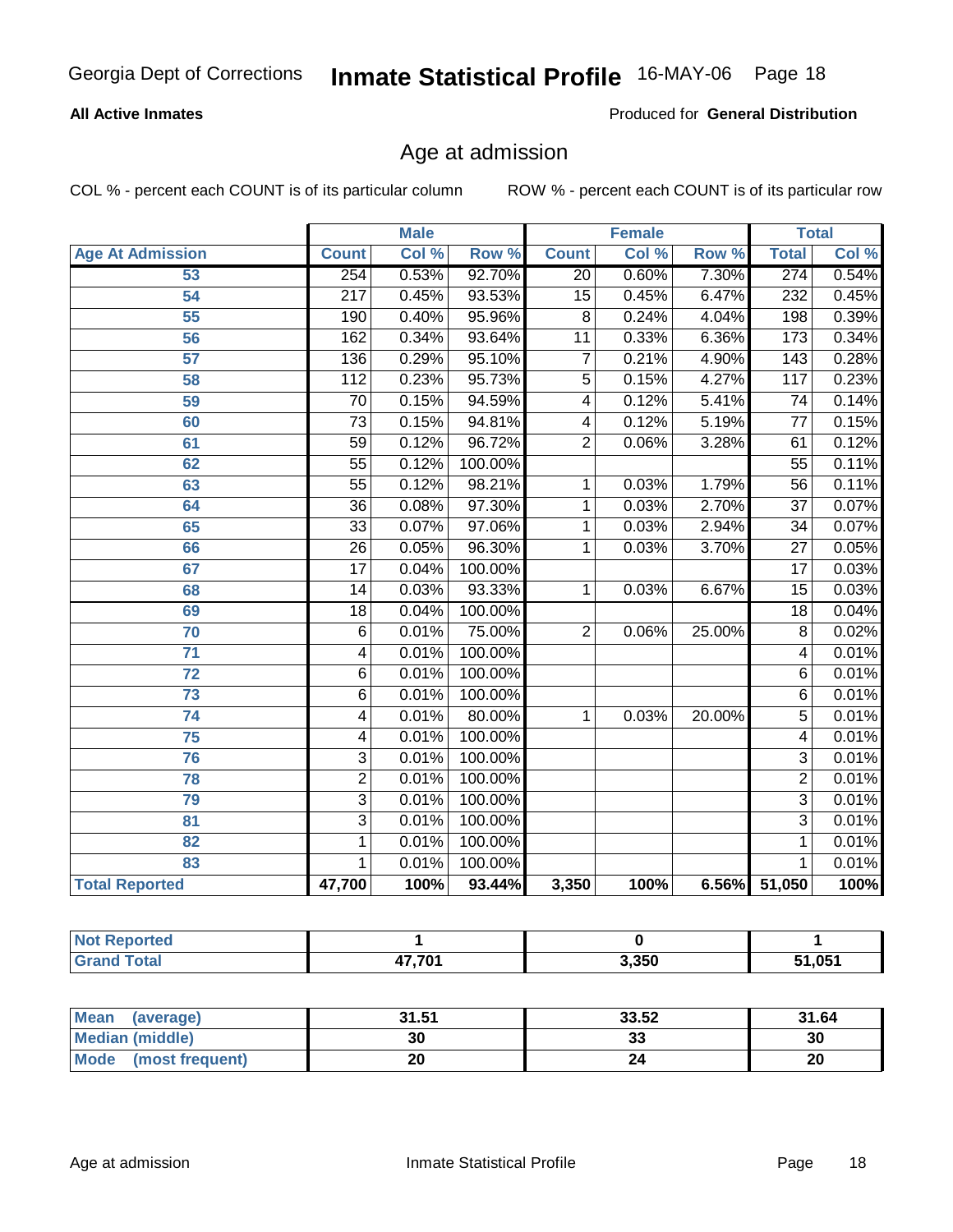**All Active Inmates**

Produced for **General Distribution**

## Age at admission

COL % - percent each COUNT is of its particular column

ROW % - percent each COUNT is of its particular row

| | Male | | | Female | | | Total | |
|---|---|---|---|---|---|---|---|---|
| **Age At Admission** | **Count** | **Col %** | **Row %** | **Count** | **Col %** | **Row %** | **Total** | **Col %** |
| 53 | 254 | 0.53% | 92.70% | 20 | 0.60% | 7.30% | 274 | 0.54% |
| 54 | 217 | 0.45% | 93.53% | 15 | 0.45% | 6.47% | 232 | 0.45% |
| 55 | 190 | 0.40% | 95.96% | 8 | 0.24% | 4.04% | 198 | 0.39% |
| 56 | 162 | 0.34% | 93.64% | 11 | 0.33% | 6.36% | 173 | 0.34% |
| 57 | 136 | 0.29% | 95.10% | 7 | 0.21% | 4.90% | 143 | 0.28% |
| 58 | 112 | 0.23% | 95.73% | 5 | 0.15% | 4.27% | 117 | 0.23% |
| 59 | 70 | 0.15% | 94.59% | 4 | 0.12% | 5.41% | 74 | 0.14% |
| 60 | 73 | 0.15% | 94.81% | 4 | 0.12% | 5.19% | 77 | 0.15% |
| 61 | 59 | 0.12% | 96.72% | 2 | 0.06% | 3.28% | 61 | 0.12% |
| 62 | 55 | 0.12% | 100.00% | | | | 55 | 0.11% |
| 63 | 55 | 0.12% | 98.21% | 1 | 0.03% | 1.79% | 56 | 0.11% |
| 64 | 36 | 0.08% | 97.30% | 1 | 0.03% | 2.70% | 37 | 0.07% |
| 65 | 33 | 0.07% | 97.06% | 1 | 0.03% | 2.94% | 34 | 0.07% |
| 66 | 26 | 0.05% | 96.30% | 1 | 0.03% | 3.70% | 27 | 0.05% |
| 67 | 17 | 0.04% | 100.00% | | | | 17 | 0.03% |
| 68 | 14 | 0.03% | 93.33% | 1 | 0.03% | 6.67% | 15 | 0.03% |
| 69 | 18 | 0.04% | 100.00% | | | | 18 | 0.04% |
| 70 | 6 | 0.01% | 75.00% | 2 | 0.06% | 25.00% | 8 | 0.02% |
| 71 | 4 | 0.01% | 100.00% | | | | 4 | 0.01% |
| 72 | 6 | 0.01% | 100.00% | | | | 6 | 0.01% |
| 73 | 6 | 0.01% | 100.00% | | | | 6 | 0.01% |
| 74 | 4 | 0.01% | 80.00% | 1 | 0.03% | 20.00% | 5 | 0.01% |
| 75 | 4 | 0.01% | 100.00% | | | | 4 | 0.01% |
| 76 | 3 | 0.01% | 100.00% | | | | 3 | 0.01% |
| 78 | 2 | 0.01% | 100.00% | | | | 2 | 0.01% |
| 79 | 3 | 0.01% | 100.00% | | | | 3 | 0.01% |
| 81 | 3 | 0.01% | 100.00% | | | | 3 | 0.01% |
| 82 | 1 | 0.01% | 100.00% | | | | 1 | 0.01% |
| 83 | 1 | 0.01% | 100.00% | | | | 1 | 0.01% |
| **Total Reported** | **47,700** | **100%** | **93.44%** | **3,350** | **100%** | **6.56%** | **51,050** | **100%** |

| | Male | Female | Total |
|---|---|---|---|
| **Not Reported** | **1** | **0** | **1** |
| **Grand Total** | **47,701** | **3,350** | **51,051** |

| | Male | Female | Total |
|---|---|---|---|
| **Mean (average)** | **31.51** | **33.52** | **31.64** |
| **Median (middle)** | **30** | **33** | **30** |
| **Mode (most frequent)** | **20** | **24** | **20** |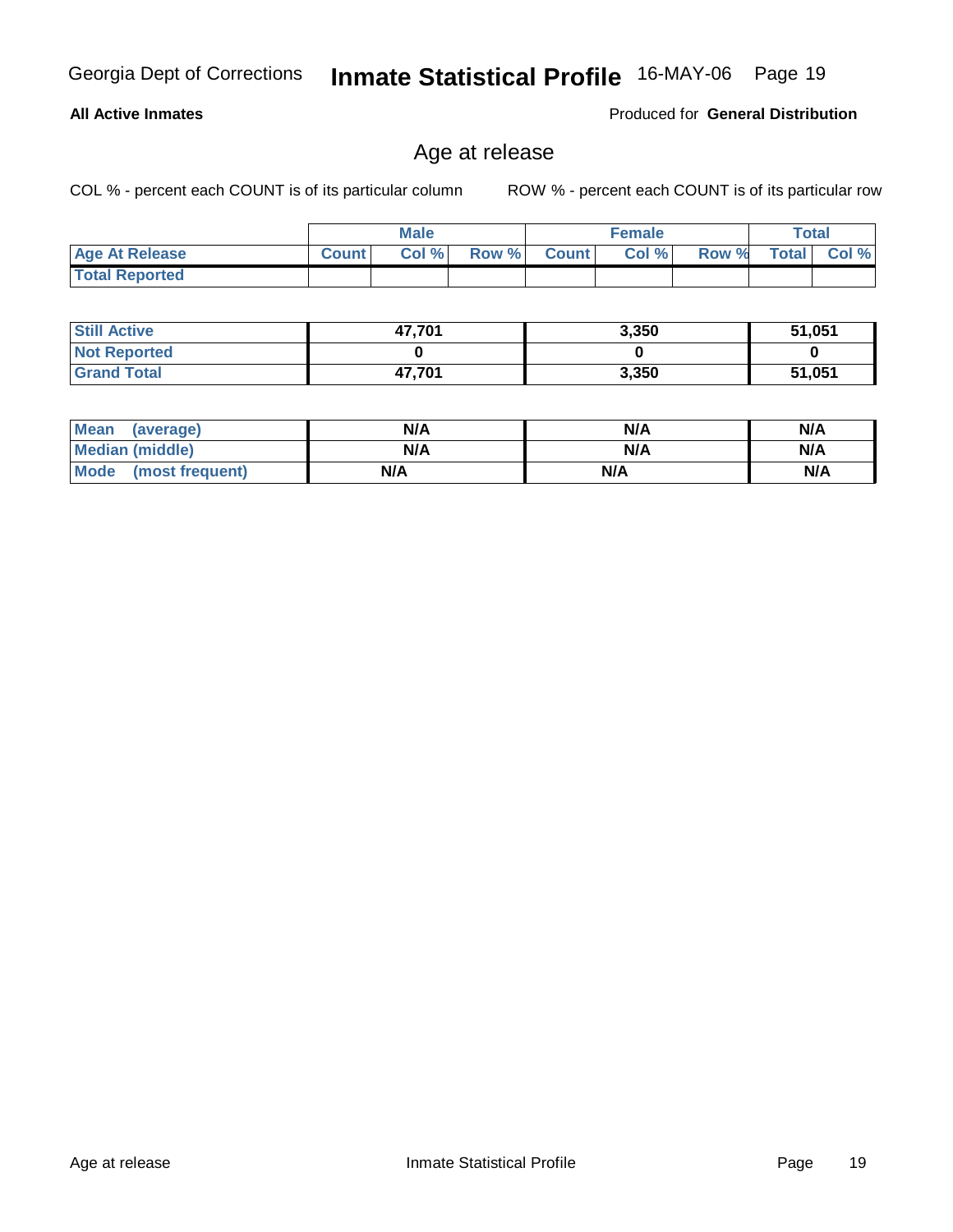**All Active Inmates** Produced for **General Distribution**

## Age at release

COL % - percent each COUNT is of its particular column ROW % - percent each COUNT is of its particular row

| | Male | | | Female | | | Total | |
|---|---|---|---|---|---|---|---|---|
| Age At Release | Count | Col % | Row % | Count | Col % | Row % | Total | Col % |
| Total Reported | | | | | | | | |

| | Male | Female | Total |
|---|---|---|---|
| Still Active | 47,701 | 3,350 | 51,051 |
| Not Reported | 0 | 0 | 0 |
| Grand Total | 47,701 | 3,350 | 51,051 |

| | Male | Female | Total |
|---|---|---|---|
| Mean (average) | N/A | N/A | N/A |
| Median (middle) | N/A | N/A | N/A |
| Mode (most frequent) | N/A | N/A | N/A |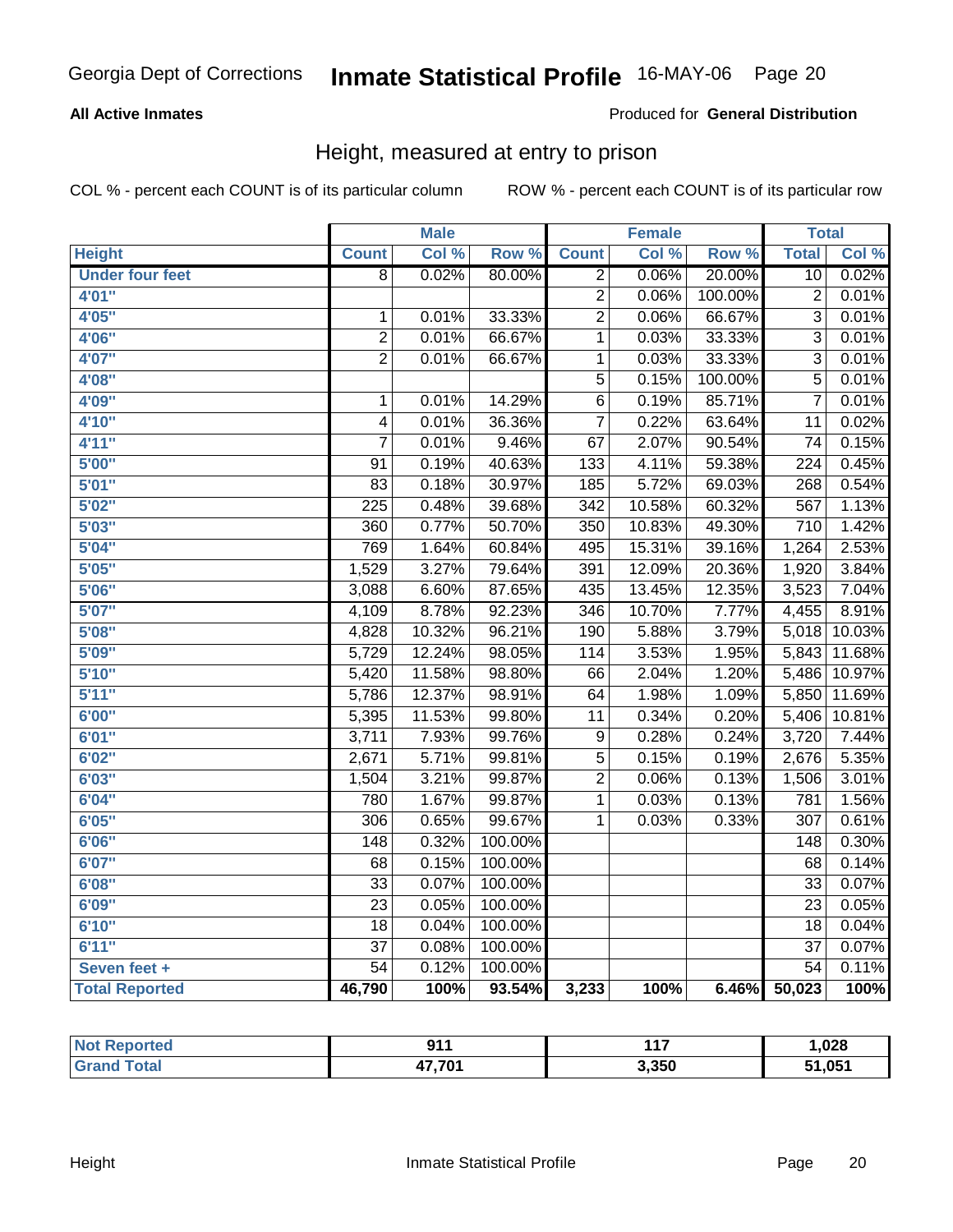Georgia Dept of Corrections **Inmate Statistical Profile** 16-MAY-06

**All Active Inmates** — Produced for **General Distribution**

## Height, measured at entry to prison

COL % - percent each COUNT is of its particular column — ROW % - percent each COUNT is of its particular row

| Height | Male | | | Female | | | Total | |
|---|---|---|---|---|---|---|---|---|
| | Count | Col % | Row % | Count | Col % | Row % | Total | Col % |
| Under four feet | 8 | 0.02% | 80.00% | 2 | 0.06% | 20.00% | 10 | 0.02% |
| 4'01" | | | | 2 | 0.06% | 100.00% | 2 | 0.01% |
| 4'05" | 1 | 0.01% | 33.33% | 2 | 0.06% | 66.67% | 3 | 0.01% |
| 4'06" | 2 | 0.01% | 66.67% | 1 | 0.03% | 33.33% | 3 | 0.01% |
| 4'07" | 2 | 0.01% | 66.67% | 1 | 0.03% | 33.33% | 3 | 0.01% |
| 4'08" | | | | 5 | 0.15% | 100.00% | 5 | 0.01% |
| 4'09" | 1 | 0.01% | 14.29% | 6 | 0.19% | 85.71% | 7 | 0.01% |
| 4'10" | 4 | 0.01% | 36.36% | 7 | 0.22% | 63.64% | 11 | 0.02% |
| 4'11" | 7 | 0.01% | 9.46% | 67 | 2.07% | 90.54% | 74 | 0.15% |
| 5'00" | 91 | 0.19% | 40.63% | 133 | 4.11% | 59.38% | 224 | 0.45% |
| 5'01" | 83 | 0.18% | 30.97% | 185 | 5.72% | 69.03% | 268 | 0.54% |
| 5'02" | 225 | 0.48% | 39.68% | 342 | 10.58% | 60.32% | 567 | 1.13% |
| 5'03" | 360 | 0.77% | 50.70% | 350 | 10.83% | 49.30% | 710 | 1.42% |
| 5'04" | 769 | 1.64% | 60.84% | 495 | 15.31% | 39.16% | 1,264 | 2.53% |
| 5'05" | 1,529 | 3.27% | 79.64% | 391 | 12.09% | 20.36% | 1,920 | 3.84% |
| 5'06" | 3,088 | 6.60% | 87.65% | 435 | 13.45% | 12.35% | 3,523 | 7.04% |
| 5'07" | 4,109 | 8.78% | 92.23% | 346 | 10.70% | 7.77% | 4,455 | 8.91% |
| 5'08" | 4,828 | 10.32% | 96.21% | 190 | 5.88% | 3.79% | 5,018 | 10.03% |
| 5'09" | 5,729 | 12.24% | 98.05% | 114 | 3.53% | 1.95% | 5,843 | 11.68% |
| 5'10" | 5,420 | 11.58% | 98.80% | 66 | 2.04% | 1.20% | 5,486 | 10.97% |
| 5'11" | 5,786 | 12.37% | 98.91% | 64 | 1.98% | 1.09% | 5,850 | 11.69% |
| 6'00" | 5,395 | 11.53% | 99.80% | 11 | 0.34% | 0.20% | 5,406 | 10.81% |
| 6'01" | 3,711 | 7.93% | 99.76% | 9 | 0.28% | 0.24% | 3,720 | 7.44% |
| 6'02" | 2,671 | 5.71% | 99.81% | 5 | 0.15% | 0.19% | 2,676 | 5.35% |
| 6'03" | 1,504 | 3.21% | 99.87% | 2 | 0.06% | 0.13% | 1,506 | 3.01% |
| 6'04" | 780 | 1.67% | 99.87% | 1 | 0.03% | 0.13% | 781 | 1.56% |
| 6'05" | 306 | 0.65% | 99.67% | 1 | 0.03% | 0.33% | 307 | 0.61% |
| 6'06" | 148 | 0.32% | 100.00% | | | | 148 | 0.30% |
| 6'07" | 68 | 0.15% | 100.00% | | | | 68 | 0.14% |
| 6'08" | 33 | 0.07% | 100.00% | | | | 33 | 0.07% |
| 6'09" | 23 | 0.05% | 100.00% | | | | 23 | 0.05% |
| 6'10" | 18 | 0.04% | 100.00% | | | | 18 | 0.04% |
| 6'11" | 37 | 0.08% | 100.00% | | | | 37 | 0.07% |
| Seven feet + | 54 | 0.12% | 100.00% | | | | 54 | 0.11% |
| **Total Reported** | **46,790** | **100%** | **93.54%** | **3,233** | **100%** | **6.46%** | **50,023** | **100%** |

| | Male | Female | Total |
|---|---|---|---|
| Not Reported | 911 | 117 | 1,028 |
| Grand Total | 47,701 | 3,350 | 51,051 |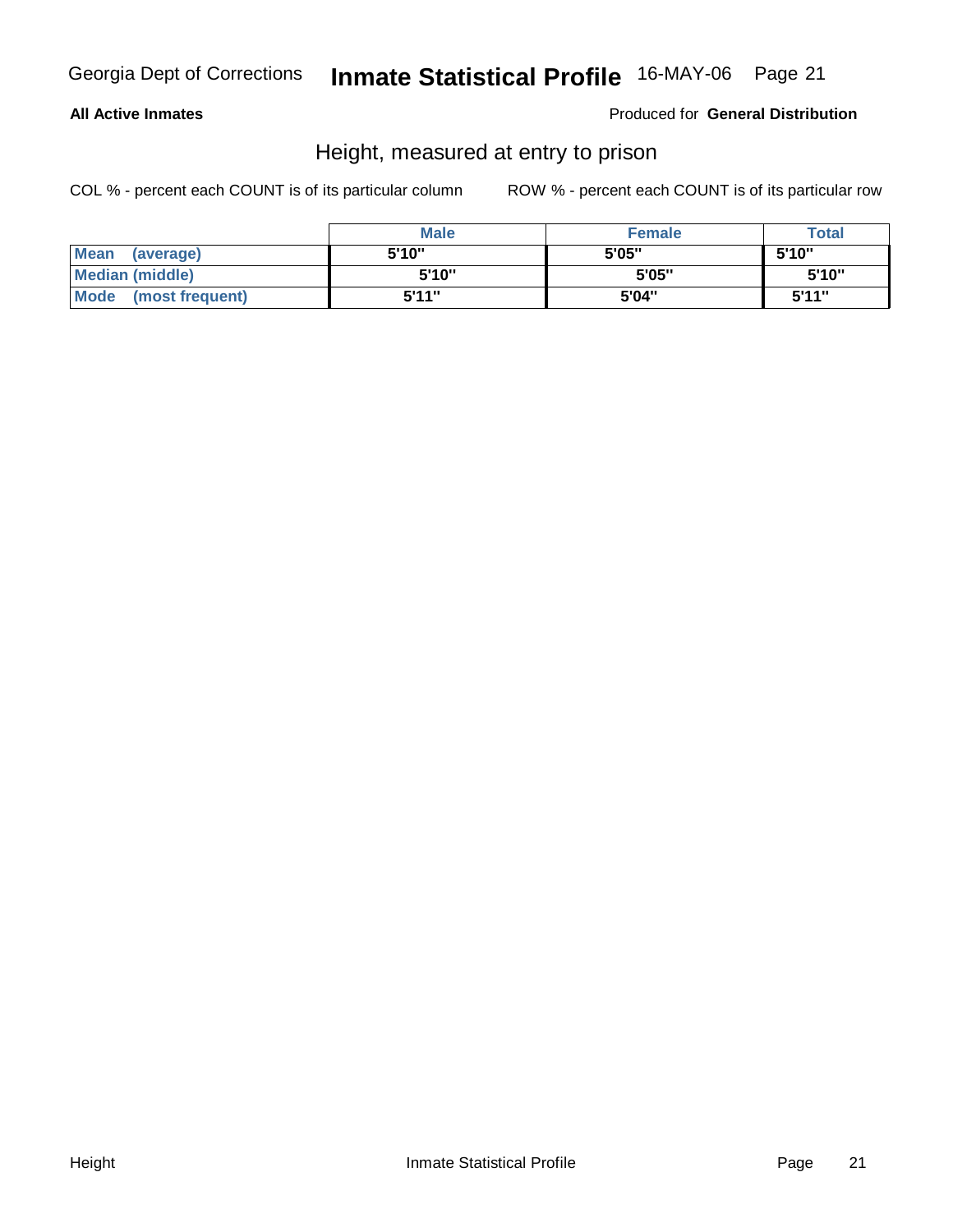**All Active Inmates**

Produced for **General Distribution**

## Height, measured at entry to prison

COL % - percent each COUNT is of its particular column

ROW % - percent each COUNT is of its particular row

| | Male | Female | Total |
|---|---|---|---|
| **Mean (average)** | 5'10" | 5'05" | 5'10" |
| **Median (middle)** | 5'10" | 5'05" | 5'10" |
| **Mode (most frequent)** | 5'11" | 5'04" | 5'11" |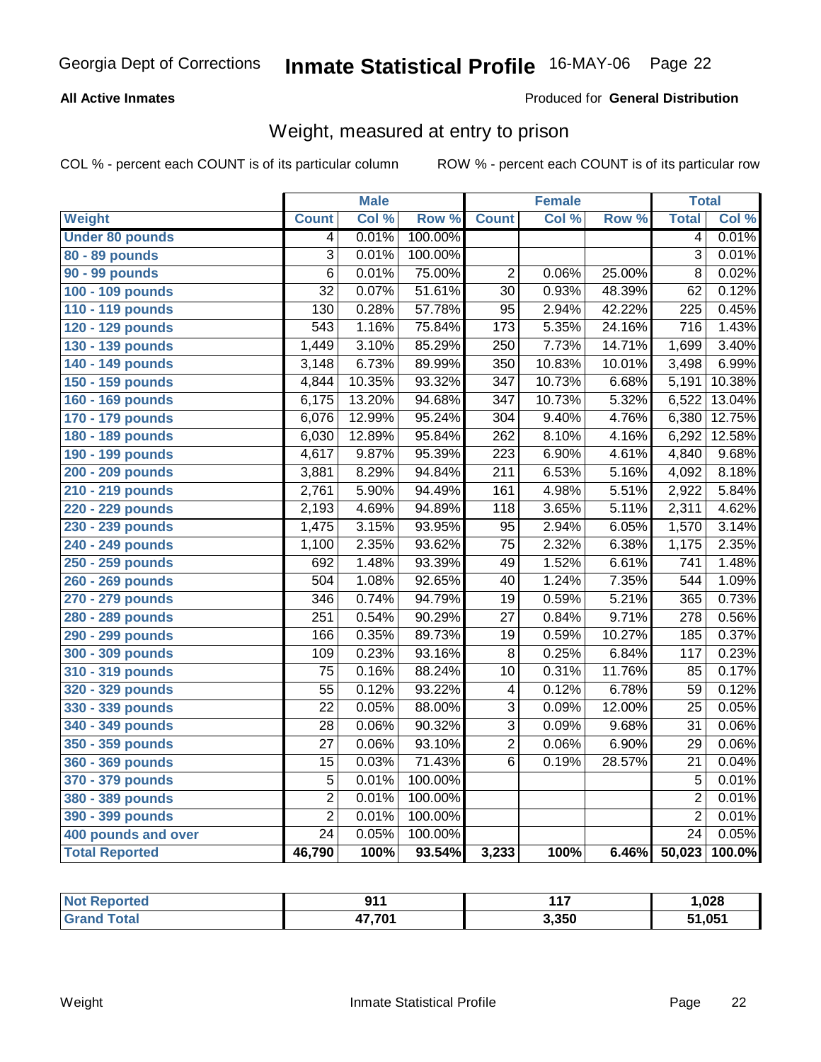# Georgia Dept of Corrections — Inmate Statistical Profile 16-MAY-06

**All Active Inmates** — Produced for **General Distribution**

## Weight, measured at entry to prison

COL % - percent each COUNT is of its particular column — ROW % - percent each COUNT is of its particular row

| Weight | Male | | | Female | | | Total | |
|---|---|---|---|---|---|---|---|---|
| | Count | Col % | Row % | Count | Col % | Row % | Total | Col % |
| Under 80 pounds | 4 | 0.01% | 100.00% | | | | 4 | 0.01% |
| 80 - 89 pounds | 3 | 0.01% | 100.00% | | | | 3 | 0.01% |
| 90 - 99 pounds | 6 | 0.01% | 75.00% | 2 | 0.06% | 25.00% | 8 | 0.02% |
| 100 - 109 pounds | 32 | 0.07% | 51.61% | 30 | 0.93% | 48.39% | 62 | 0.12% |
| 110 - 119 pounds | 130 | 0.28% | 57.78% | 95 | 2.94% | 42.22% | 225 | 0.45% |
| 120 - 129 pounds | 543 | 1.16% | 75.84% | 173 | 5.35% | 24.16% | 716 | 1.43% |
| 130 - 139 pounds | 1,449 | 3.10% | 85.29% | 250 | 7.73% | 14.71% | 1,699 | 3.40% |
| 140 - 149 pounds | 3,148 | 6.73% | 89.99% | 350 | 10.83% | 10.01% | 3,498 | 6.99% |
| 150 - 159 pounds | 4,844 | 10.35% | 93.32% | 347 | 10.73% | 6.68% | 5,191 | 10.38% |
| 160 - 169 pounds | 6,175 | 13.20% | 94.68% | 347 | 10.73% | 5.32% | 6,522 | 13.04% |
| 170 - 179 pounds | 6,076 | 12.99% | 95.24% | 304 | 9.40% | 4.76% | 6,380 | 12.75% |
| 180 - 189 pounds | 6,030 | 12.89% | 95.84% | 262 | 8.10% | 4.16% | 6,292 | 12.58% |
| 190 - 199 pounds | 4,617 | 9.87% | 95.39% | 223 | 6.90% | 4.61% | 4,840 | 9.68% |
| 200 - 209 pounds | 3,881 | 8.29% | 94.84% | 211 | 6.53% | 5.16% | 4,092 | 8.18% |
| 210 - 219 pounds | 2,761 | 5.90% | 94.49% | 161 | 4.98% | 5.51% | 2,922 | 5.84% |
| 220 - 229 pounds | 2,193 | 4.69% | 94.89% | 118 | 3.65% | 5.11% | 2,311 | 4.62% |
| 230 - 239 pounds | 1,475 | 3.15% | 93.95% | 95 | 2.94% | 6.05% | 1,570 | 3.14% |
| 240 - 249 pounds | 1,100 | 2.35% | 93.62% | 75 | 2.32% | 6.38% | 1,175 | 2.35% |
| 250 - 259 pounds | 692 | 1.48% | 93.39% | 49 | 1.52% | 6.61% | 741 | 1.48% |
| 260 - 269 pounds | 504 | 1.08% | 92.65% | 40 | 1.24% | 7.35% | 544 | 1.09% |
| 270 - 279 pounds | 346 | 0.74% | 94.79% | 19 | 0.59% | 5.21% | 365 | 0.73% |
| 280 - 289 pounds | 251 | 0.54% | 90.29% | 27 | 0.84% | 9.71% | 278 | 0.56% |
| 290 - 299 pounds | 166 | 0.35% | 89.73% | 19 | 0.59% | 10.27% | 185 | 0.37% |
| 300 - 309 pounds | 109 | 0.23% | 93.16% | 8 | 0.25% | 6.84% | 117 | 0.23% |
| 310 - 319 pounds | 75 | 0.16% | 88.24% | 10 | 0.31% | 11.76% | 85 | 0.17% |
| 320 - 329 pounds | 55 | 0.12% | 93.22% | 4 | 0.12% | 6.78% | 59 | 0.12% |
| 330 - 339 pounds | 22 | 0.05% | 88.00% | 3 | 0.09% | 12.00% | 25 | 0.05% |
| 340 - 349 pounds | 28 | 0.06% | 90.32% | 3 | 0.09% | 9.68% | 31 | 0.06% |
| 350 - 359 pounds | 27 | 0.06% | 93.10% | 2 | 0.06% | 6.90% | 29 | 0.06% |
| 360 - 369 pounds | 15 | 0.03% | 71.43% | 6 | 0.19% | 28.57% | 21 | 0.04% |
| 370 - 379 pounds | 5 | 0.01% | 100.00% | | | | 5 | 0.01% |
| 380 - 389 pounds | 2 | 0.01% | 100.00% | | | | 2 | 0.01% |
| 390 - 399 pounds | 2 | 0.01% | 100.00% | | | | 2 | 0.01% |
| 400 pounds and over | 24 | 0.05% | 100.00% | | | | 24 | 0.05% |
| **Total Reported** | **46,790** | **100%** | **93.54%** | **3,233** | **100%** | **6.46%** | **50,023** | **100.0%** |

| | Male | Female | Total |
|---|---|---|---|
| Not Reported | 911 | 117 | 1,028 |
| Grand Total | 47,701 | 3,350 | 51,051 |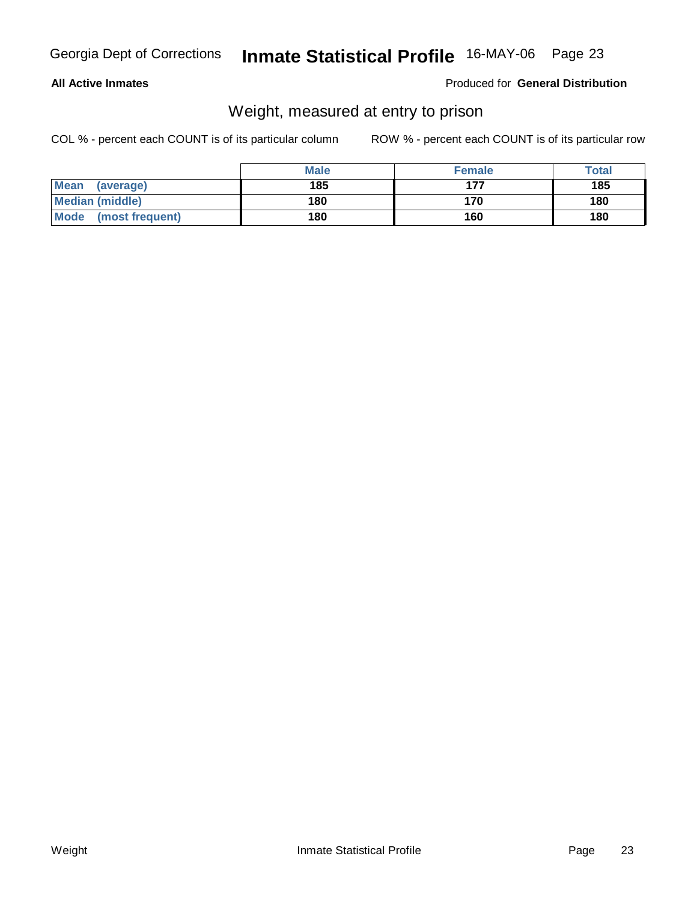**All Active Inmates**

Produced for **General Distribution**

## Weight, measured at entry to prison

COL % - percent each COUNT is of its particular column

ROW % - percent each COUNT is of its particular row

| | Male | Female | Total |
|---|---|---|---|
| **Mean (average)** | **185** | **177** | **185** |
| **Median (middle)** | **180** | **170** | **180** |
| **Mode (most frequent)** | **180** | **160** | **180** |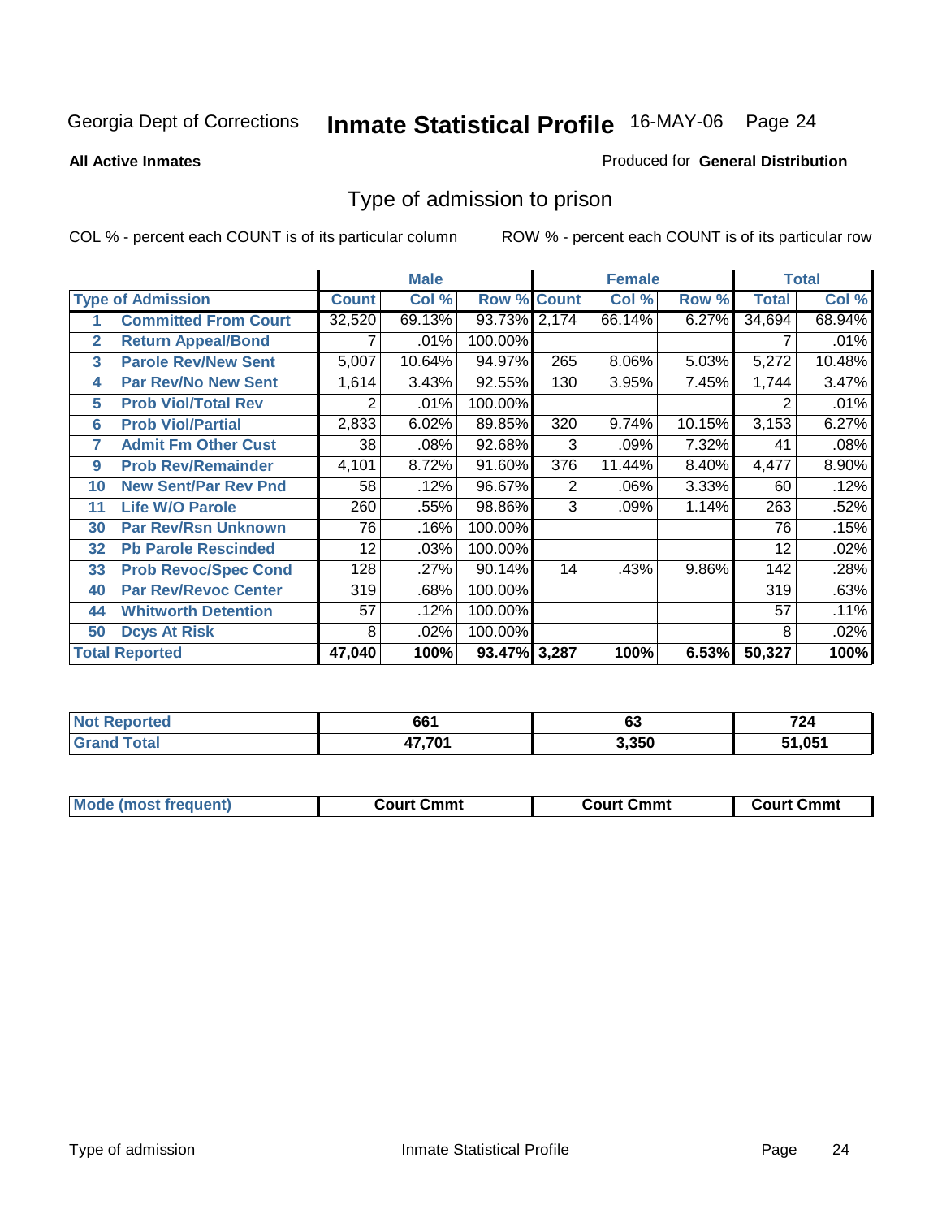Georgia Dept of Corrections **Inmate Statistical Profile** 16-MAY-06 Page 24

**All Active Inmates**

Produced for **General Distribution**

## Type of admission to prison

COL % - percent each COUNT is of its particular column

ROW % - percent each COUNT is of its particular row

| | | Male | | | Female | | | Total | |
|---|---|---|---|---|---|---|---|---|---|
| **Type of Admission** | | **Count** | **Col %** | **Row %** | **Count** | **Col %** | **Row %** | **Total** | **Col %** |
| 1 | **Committed From Court** | 32,520 | 69.13% | 93.73% | 2,174 | 66.14% | 6.27% | 34,694 | 68.94% |
| 2 | **Return Appeal/Bond** | 7 | .01% | 100.00% | | | | 7 | .01% |
| 3 | **Parole Rev/New Sent** | 5,007 | 10.64% | 94.97% | 265 | 8.06% | 5.03% | 5,272 | 10.48% |
| 4 | **Par Rev/No New Sent** | 1,614 | 3.43% | 92.55% | 130 | 3.95% | 7.45% | 1,744 | 3.47% |
| 5 | **Prob Viol/Total Rev** | 2 | .01% | 100.00% | | | | 2 | .01% |
| 6 | **Prob Viol/Partial** | 2,833 | 6.02% | 89.85% | 320 | 9.74% | 10.15% | 3,153 | 6.27% |
| 7 | **Admit Fm Other Cust** | 38 | .08% | 92.68% | 3 | .09% | 7.32% | 41 | .08% |
| 9 | **Prob Rev/Remainder** | 4,101 | 8.72% | 91.60% | 376 | 11.44% | 8.40% | 4,477 | 8.90% |
| 10 | **New Sent/Par Rev Pnd** | 58 | .12% | 96.67% | 2 | .06% | 3.33% | 60 | .12% |
| 11 | **Life W/O Parole** | 260 | .55% | 98.86% | 3 | .09% | 1.14% | 263 | .52% |
| 30 | **Par Rev/Rsn Unknown** | 76 | .16% | 100.00% | | | | 76 | .15% |
| 32 | **Pb Parole Rescinded** | 12 | .03% | 100.00% | | | | 12 | .02% |
| 33 | **Prob Revoc/Spec Cond** | 128 | .27% | 90.14% | 14 | .43% | 9.86% | 142 | .28% |
| 40 | **Par Rev/Revoc Center** | 319 | .68% | 100.00% | | | | 319 | .63% |
| 44 | **Whitworth Detention** | 57 | .12% | 100.00% | | | | 57 | .11% |
| 50 | **Dcys At Risk** | 8 | .02% | 100.00% | | | | 8 | .02% |
| **Total Reported** | | **47,040** | **100%** | **93.47%** | **3,287** | **100%** | **6.53%** | **50,327** | **100%** |

| | Male | Female | Total |
|---|---|---|---|
| **Not Reported** | **661** | **63** | **724** |
| **Grand Total** | **47,701** | **3,350** | **51,051** |

| | Male | Female | Total |
|---|---|---|---|
| **Mode (most frequent)** | **Court Cmmt** | **Court Cmmt** | **Court Cmmt** |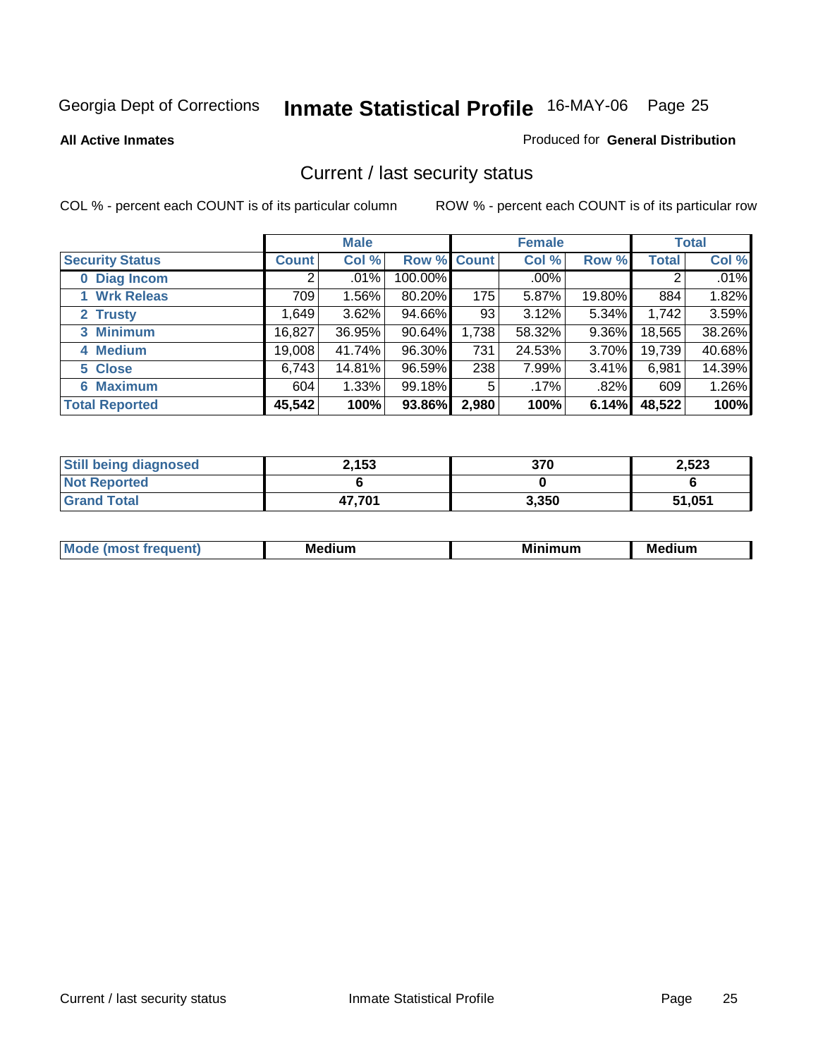Georgia Dept of Corrections **Inmate Statistical Profile** 16-MAY-06 Page 25

**All Active Inmates**

Produced for **General Distribution**

## Current / last security status

COL % - percent each COUNT is of its particular column     ROW % - percent each COUNT is of its particular row

| | Male | | | Female | | | Total | |
|---|---|---|---|---|---|---|---|---|
| **Security Status** | **Count** | **Col %** | **Row %** | **Count** | **Col %** | **Row %** | **Total** | **Col %** |
| 0 Diag Incom | 2 | .01% | 100.00% | | .00% | | 2 | .01% |
| 1 Wrk Releas | 709 | 1.56% | 80.20% | 175 | 5.87% | 19.80% | 884 | 1.82% |
| 2 Trusty | 1,649 | 3.62% | 94.66% | 93 | 3.12% | 5.34% | 1,742 | 3.59% |
| 3 Minimum | 16,827 | 36.95% | 90.64% | 1,738 | 58.32% | 9.36% | 18,565 | 38.26% |
| 4 Medium | 19,008 | 41.74% | 96.30% | 731 | 24.53% | 3.70% | 19,739 | 40.68% |
| 5 Close | 6,743 | 14.81% | 96.59% | 238 | 7.99% | 3.41% | 6,981 | 14.39% |
| 6 Maximum | 604 | 1.33% | 99.18% | 5 | .17% | .82% | 609 | 1.26% |
| **Total Reported** | **45,542** | **100%** | **93.86%** | **2,980** | **100%** | **6.14%** | **48,522** | **100%** |

| | Male | Female | Total |
|---|---|---|---|
| Still being diagnosed | **2,153** | **370** | **2,523** |
| Not Reported | **6** | **0** | **6** |
| Grand Total | **47,701** | **3,350** | **51,051** |

| | Male | Female | Total |
|---|---|---|---|
| Mode (most frequent) | **Medium** | **Minimum** | **Medium** |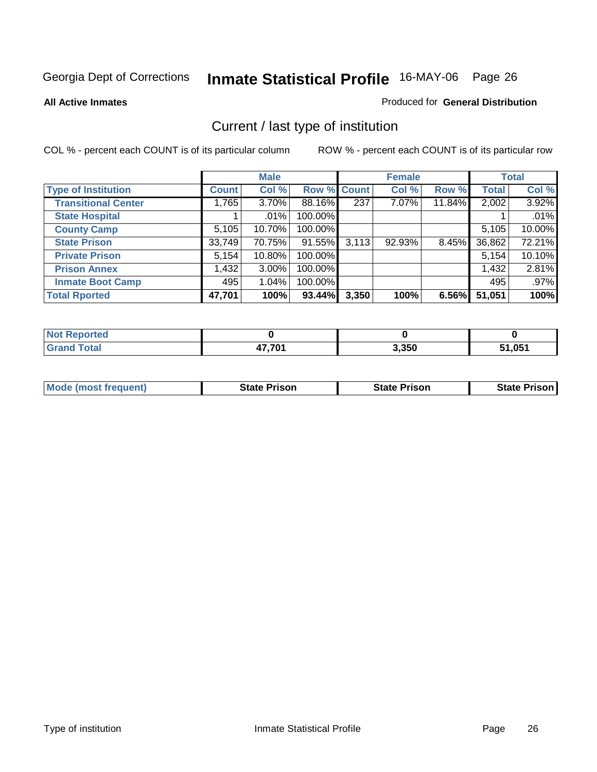Georgia Dept of Corrections **Inmate Statistical Profile** 16-MAY-06

**All Active Inmates**

Produced for **General Distribution**

## Current / last type of institution

COL % - percent each COUNT is of its particular column

ROW % - percent each COUNT is of its particular row

| | Male | | | Female | | | Total | |
|---|---|---|---|---|---|---|---|---|
| **Type of Institution** | **Count** | **Col %** | **Row %** | **Count** | **Col %** | **Row %** | **Total** | **Col %** |
| **Transitional Center** | 1,765 | 3.70% | 88.16% | 237 | 7.07% | 11.84% | 2,002 | 3.92% |
| **State Hospital** | 1 | .01% | 100.00% | | | | 1 | .01% |
| **County Camp** | 5,105 | 10.70% | 100.00% | | | | 5,105 | 10.00% |
| **State Prison** | 33,749 | 70.75% | 91.55% | 3,113 | 92.93% | 8.45% | 36,862 | 72.21% |
| **Private Prison** | 5,154 | 10.80% | 100.00% | | | | 5,154 | 10.10% |
| **Prison Annex** | 1,432 | 3.00% | 100.00% | | | | 1,432 | 2.81% |
| **Inmate Boot Camp** | 495 | 1.04% | 100.00% | | | | 495 | .97% |
| **Total Rported** | **47,701** | **100%** | **93.44%** | **3,350** | **100%** | **6.56%** | **51,051** | **100%** |

| | Male | Female | Total |
|---|---|---|---|
| **Not Reported** | **0** | **0** | **0** |
| **Grand Total** | **47,701** | **3,350** | **51,051** |

| | Male | Female | Total |
|---|---|---|---|
| **Mode (most frequent)** | **State Prison** | **State Prison** | **State Prison** |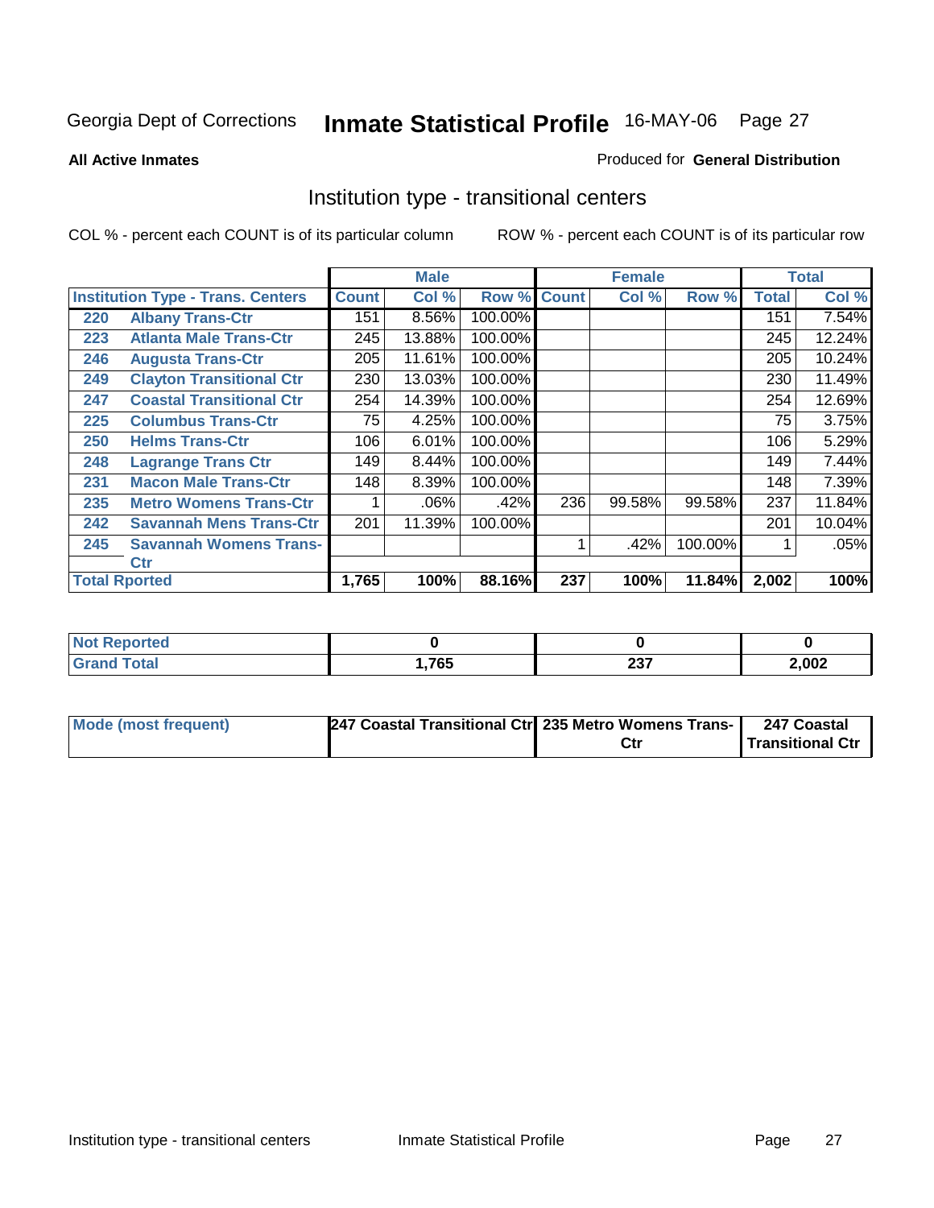Georgia Dept of Corrections **Inmate Statistical Profile** 16-MAY-06

**All Active Inmates**

Produced for **General Distribution**

## Institution type - transitional centers

COL % - percent each COUNT is of its particular column

ROW % - percent each COUNT is of its particular row

| | | Male | | | Female | | | Total | |
|---|---|---|---|---|---|---|---|---|---|
| **Institution Type - Trans. Centers** | | **Count** | **Col %** | **Row %** | **Count** | **Col %** | **Row %** | **Total** | **Col %** |
| 220 | **Albany Trans-Ctr** | 151 | 8.56% | 100.00% | | | | 151 | 7.54% |
| 223 | **Atlanta Male Trans-Ctr** | 245 | 13.88% | 100.00% | | | | 245 | 12.24% |
| 246 | **Augusta Trans-Ctr** | 205 | 11.61% | 100.00% | | | | 205 | 10.24% |
| 249 | **Clayton Transitional Ctr** | 230 | 13.03% | 100.00% | | | | 230 | 11.49% |
| 247 | **Coastal Transitional Ctr** | 254 | 14.39% | 100.00% | | | | 254 | 12.69% |
| 225 | **Columbus Trans-Ctr** | 75 | 4.25% | 100.00% | | | | 75 | 3.75% |
| 250 | **Helms Trans-Ctr** | 106 | 6.01% | 100.00% | | | | 106 | 5.29% |
| 248 | **Lagrange Trans Ctr** | 149 | 8.44% | 100.00% | | | | 149 | 7.44% |
| 231 | **Macon Male Trans-Ctr** | 148 | 8.39% | 100.00% | | | | 148 | 7.39% |
| 235 | **Metro Womens Trans-Ctr** | 1 | .06% | .42% | 236 | 99.58% | 99.58% | 237 | 11.84% |
| 242 | **Savannah Mens Trans-Ctr** | 201 | 11.39% | 100.00% | | | | 201 | 10.04% |
| 245 | **Savannah Womens Trans-Ctr** | | | | 1 | .42% | 100.00% | 1 | .05% |
| **Total Rported** | | **1,765** | **100%** | **88.16%** | **237** | **100%** | **11.84%** | **2,002** | **100%** |

| | | | |
|---|---|---|---|
| **Not Reported** | **0** | **0** | **0** |
| **Grand Total** | **1,765** | **237** | **2,002** |

| | | | |
|---|---|---|---|
| **Mode (most frequent)** | **247 Coastal Transitional Ctr** | **235 Metro Womens Trans-Ctr** | **247 Coastal Transitional Ctr** |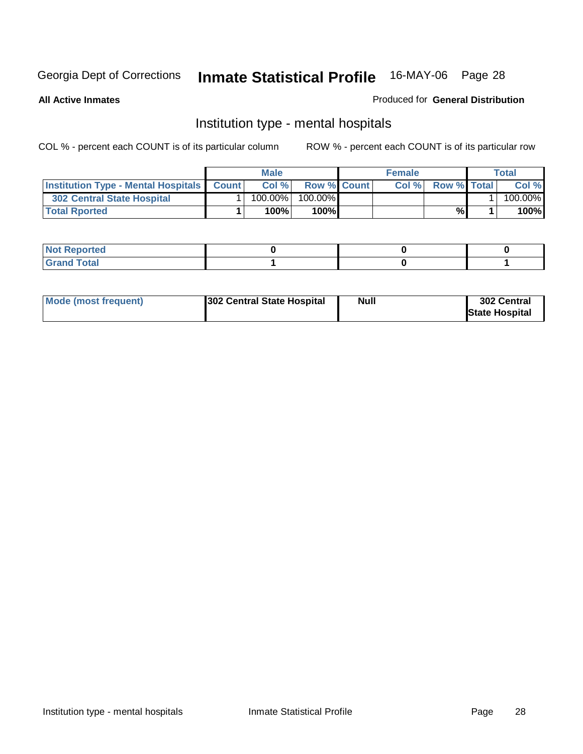Georgia Dept of Corrections **Inmate Statistical Profile** 16-MAY-06 Page 28

**All Active Inmates**

Produced for **General Distribution**

## Institution type - mental hospitals

COL % - percent each COUNT is of its particular column

ROW % - percent each COUNT is of its particular row

| | Male | | | Female | | | Total | |
|---|---|---|---|---|---|---|---|---|
| **Institution Type - Mental Hospitals** | **Count** | **Col %** | **Row %** | **Count** | **Col %** | **Row %** | **Total** | **Col %** |
| **302 Central State Hospital** | 1 | 100.00% | 100.00% | | | | 1 | 100.00% |
| **Total Rported** | **1** | **100%** | **100%** | | | **%** | **1** | **100%** |

| | Male | Female | Total |
|---|---|---|---|
| **Not Reported** | **0** | **0** | **0** |
| **Grand Total** | **1** | **0** | **1** |

| | Male | Female | Total |
|---|---|---|---|
| **Mode (most frequent)** | **302 Central State Hospital** | **Null** | **302 Central State Hospital** |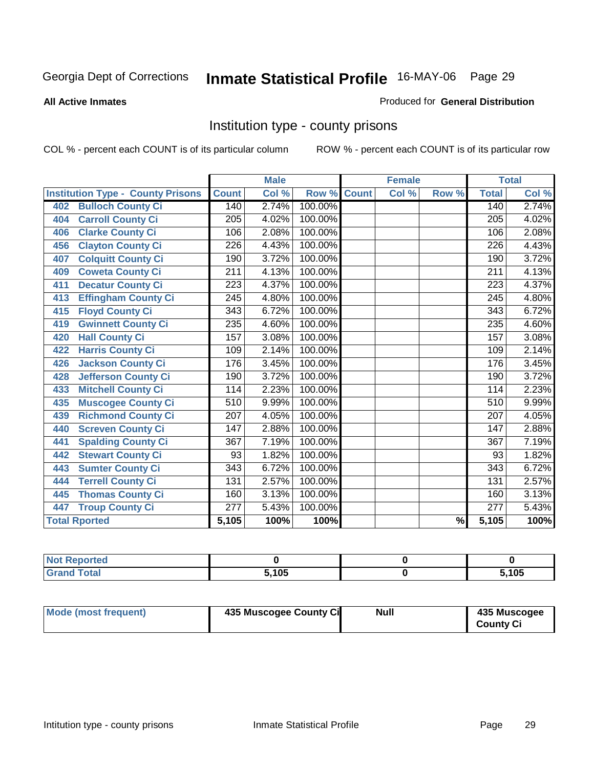Georgia Dept of Corrections **Inmate Statistical Profile** 16-MAY-06

**All Active Inmates**

Produced for **General Distribution**

## Institution type - county prisons

COL % - percent each COUNT is of its particular column

ROW % - percent each COUNT is of its particular row

| | Male | | | Female | | | Total | |
|---|---|---|---|---|---|---|---|---|
| **Institution Type - County Prisons** | **Count** | **Col %** | **Row %** | **Count** | **Col %** | **Row %** | **Total** | **Col %** |
| 402 Bulloch County Ci | 140 | 2.74% | 100.00% | | | | 140 | 2.74% |
| 404 Carroll County Ci | 205 | 4.02% | 100.00% | | | | 205 | 4.02% |
| 406 Clarke County Ci | 106 | 2.08% | 100.00% | | | | 106 | 2.08% |
| 456 Clayton County Ci | 226 | 4.43% | 100.00% | | | | 226 | 4.43% |
| 407 Colquitt County Ci | 190 | 3.72% | 100.00% | | | | 190 | 3.72% |
| 409 Coweta County Ci | 211 | 4.13% | 100.00% | | | | 211 | 4.13% |
| 411 Decatur County Ci | 223 | 4.37% | 100.00% | | | | 223 | 4.37% |
| 413 Effingham County Ci | 245 | 4.80% | 100.00% | | | | 245 | 4.80% |
| 415 Floyd County Ci | 343 | 6.72% | 100.00% | | | | 343 | 6.72% |
| 419 Gwinnett County Ci | 235 | 4.60% | 100.00% | | | | 235 | 4.60% |
| 420 Hall County Ci | 157 | 3.08% | 100.00% | | | | 157 | 3.08% |
| 422 Harris County Ci | 109 | 2.14% | 100.00% | | | | 109 | 2.14% |
| 426 Jackson County Ci | 176 | 3.45% | 100.00% | | | | 176 | 3.45% |
| 428 Jefferson County Ci | 190 | 3.72% | 100.00% | | | | 190 | 3.72% |
| 433 Mitchell County Ci | 114 | 2.23% | 100.00% | | | | 114 | 2.23% |
| 435 Muscogee County Ci | 510 | 9.99% | 100.00% | | | | 510 | 9.99% |
| 439 Richmond County Ci | 207 | 4.05% | 100.00% | | | | 207 | 4.05% |
| 440 Screven County Ci | 147 | 2.88% | 100.00% | | | | 147 | 2.88% |
| 441 Spalding County Ci | 367 | 7.19% | 100.00% | | | | 367 | 7.19% |
| 442 Stewart County Ci | 93 | 1.82% | 100.00% | | | | 93 | 1.82% |
| 443 Sumter County Ci | 343 | 6.72% | 100.00% | | | | 343 | 6.72% |
| 444 Terrell County Ci | 131 | 2.57% | 100.00% | | | | 131 | 2.57% |
| 445 Thomas County Ci | 160 | 3.13% | 100.00% | | | | 160 | 3.13% |
| 447 Troup County Ci | 277 | 5.43% | 100.00% | | | | 277 | 5.43% |
| **Total Rported** | **5,105** | **100%** | **100%** | | | **%** | **5,105** | **100%** |

| | Male | Female | Total |
|---|---|---|---|
| **Not Reported** | **0** | **0** | **0** |
| **Grand Total** | **5,105** | **0** | **5,105** |

| | Male | Female | Total |
|---|---|---|---|
| **Mode (most frequent)** | **435 Muscogee County Ci** | **Null** | **435 Muscogee County Ci** |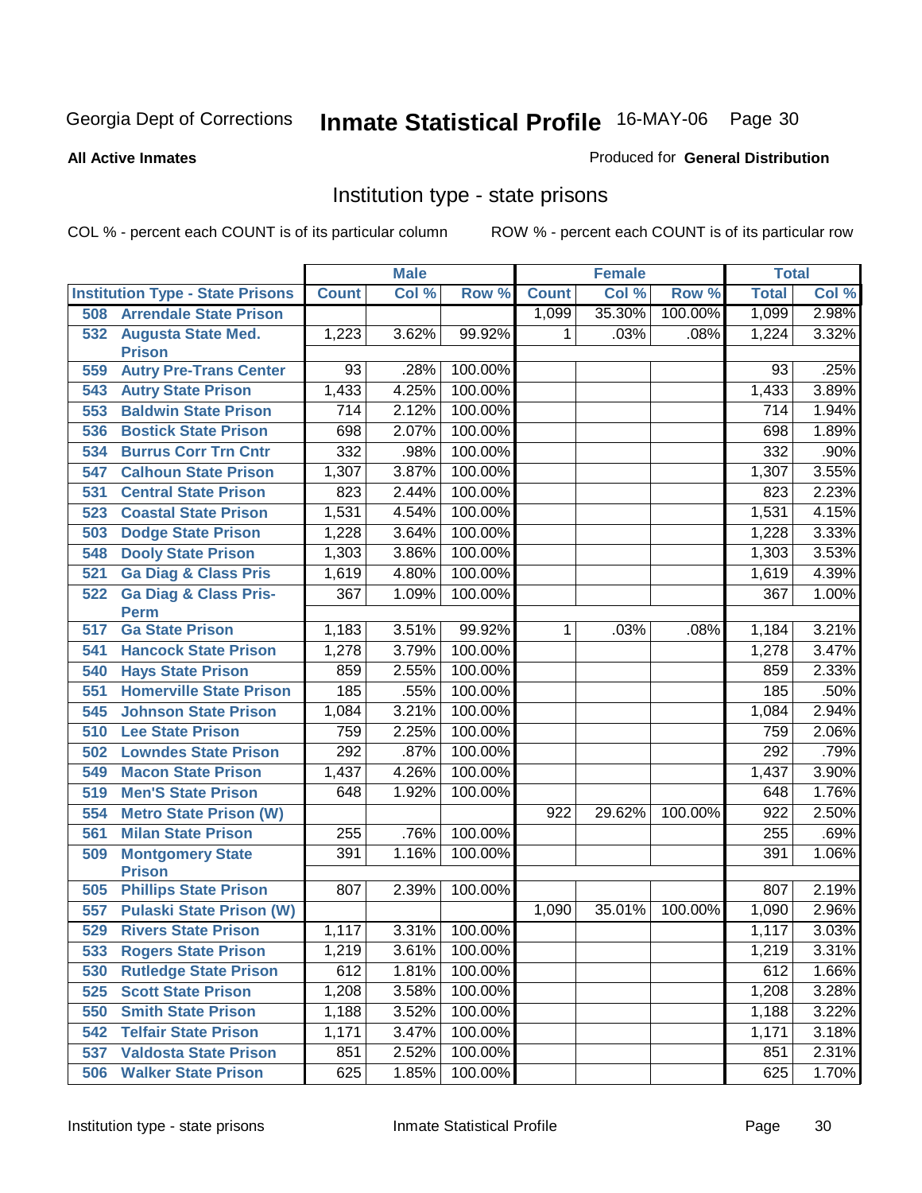Georgia Dept of Corrections **Inmate Statistical Profile** 16-MAY-06

**All Active Inmates**

Produced for **General Distribution**

## Institution type - state prisons

COL % - percent each COUNT is of its particular column    ROW % - percent each COUNT is of its particular row

| | Male | | | Female | | | Total | |
|---|---|---|---|---|---|---|---|---|
| **Institution Type - State Prisons** | **Count** | **Col %** | **Row %** | **Count** | **Col %** | **Row %** | **Total** | **Col %** |
| 508 Arrendale State Prison | | | | 1,099 | 35.30% | 100.00% | 1,099 | 2.98% |
| 532 Augusta State Med. Prison | 1,223 | 3.62% | 99.92% | 1 | .03% | .08% | 1,224 | 3.32% |
| 559 Autry Pre-Trans Center | 93 | .28% | 100.00% | | | | 93 | .25% |
| 543 Autry State Prison | 1,433 | 4.25% | 100.00% | | | | 1,433 | 3.89% |
| 553 Baldwin State Prison | 714 | 2.12% | 100.00% | | | | 714 | 1.94% |
| 536 Bostick State Prison | 698 | 2.07% | 100.00% | | | | 698 | 1.89% |
| 534 Burrus Corr Trn Cntr | 332 | .98% | 100.00% | | | | 332 | .90% |
| 547 Calhoun State Prison | 1,307 | 3.87% | 100.00% | | | | 1,307 | 3.55% |
| 531 Central State Prison | 823 | 2.44% | 100.00% | | | | 823 | 2.23% |
| 523 Coastal State Prison | 1,531 | 4.54% | 100.00% | | | | 1,531 | 4.15% |
| 503 Dodge State Prison | 1,228 | 3.64% | 100.00% | | | | 1,228 | 3.33% |
| 548 Dooly State Prison | 1,303 | 3.86% | 100.00% | | | | 1,303 | 3.53% |
| 521 Ga Diag & Class Pris | 1,619 | 4.80% | 100.00% | | | | 1,619 | 4.39% |
| 522 Ga Diag & Class Pris-Perm | 367 | 1.09% | 100.00% | | | | 367 | 1.00% |
| 517 Ga State Prison | 1,183 | 3.51% | 99.92% | 1 | .03% | .08% | 1,184 | 3.21% |
| 541 Hancock State Prison | 1,278 | 3.79% | 100.00% | | | | 1,278 | 3.47% |
| 540 Hays State Prison | 859 | 2.55% | 100.00% | | | | 859 | 2.33% |
| 551 Homerville State Prison | 185 | .55% | 100.00% | | | | 185 | .50% |
| 545 Johnson State Prison | 1,084 | 3.21% | 100.00% | | | | 1,084 | 2.94% |
| 510 Lee State Prison | 759 | 2.25% | 100.00% | | | | 759 | 2.06% |
| 502 Lowndes State Prison | 292 | .87% | 100.00% | | | | 292 | .79% |
| 549 Macon State Prison | 1,437 | 4.26% | 100.00% | | | | 1,437 | 3.90% |
| 519 Men'S State Prison | 648 | 1.92% | 100.00% | | | | 648 | 1.76% |
| 554 Metro State Prison (W) | | | | 922 | 29.62% | 100.00% | 922 | 2.50% |
| 561 Milan State Prison | 255 | .76% | 100.00% | | | | 255 | .69% |
| 509 Montgomery State Prison | 391 | 1.16% | 100.00% | | | | 391 | 1.06% |
| 505 Phillips State Prison | 807 | 2.39% | 100.00% | | | | 807 | 2.19% |
| 557 Pulaski State Prison (W) | | | | 1,090 | 35.01% | 100.00% | 1,090 | 2.96% |
| 529 Rivers State Prison | 1,117 | 3.31% | 100.00% | | | | 1,117 | 3.03% |
| 533 Rogers State Prison | 1,219 | 3.61% | 100.00% | | | | 1,219 | 3.31% |
| 530 Rutledge State Prison | 612 | 1.81% | 100.00% | | | | 612 | 1.66% |
| 525 Scott State Prison | 1,208 | 3.58% | 100.00% | | | | 1,208 | 3.28% |
| 550 Smith State Prison | 1,188 | 3.52% | 100.00% | | | | 1,188 | 3.22% |
| 542 Telfair State Prison | 1,171 | 3.47% | 100.00% | | | | 1,171 | 3.18% |
| 537 Valdosta State Prison | 851 | 2.52% | 100.00% | | | | 851 | 2.31% |
| 506 Walker State Prison | 625 | 1.85% | 100.00% | | | | 625 | 1.70% |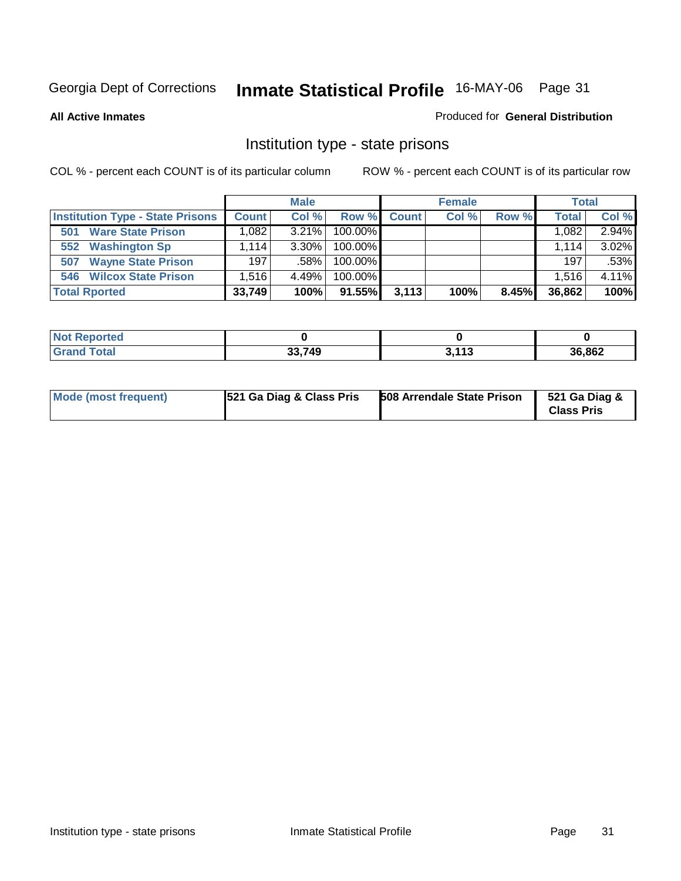Georgia Dept of Corrections **Inmate Statistical Profile** 16-MAY-06

**All Active Inmates**

Produced for **General Distribution**

## Institution type - state prisons

COL % - percent each COUNT is of its particular column

ROW % - percent each COUNT is of its particular row

| | Male | | | Female | | | Total | |
|---|---|---|---|---|---|---|---|---|
| **Institution Type - State Prisons** | **Count** | **Col %** | **Row %** | **Count** | **Col %** | **Row %** | **Total** | **Col %** |
| **501 Ware State Prison** | 1,082 | 3.21% | 100.00% | | | | 1,082 | 2.94% |
| **552 Washington Sp** | 1,114 | 3.30% | 100.00% | | | | 1,114 | 3.02% |
| **507 Wayne State Prison** | 197 | .58% | 100.00% | | | | 197 | .53% |
| **546 Wilcox State Prison** | 1,516 | 4.49% | 100.00% | | | | 1,516 | 4.11% |
| **Total Rported** | **33,749** | **100%** | **91.55%** | **3,113** | **100%** | **8.45%** | **36,862** | **100%** |

| | Male | Female | Total |
|---|---|---|---|
| **Not Reported** | **0** | **0** | **0** |
| **Grand Total** | **33,749** | **3,113** | **36,862** |

| | Male | Female | Total |
|---|---|---|---|
| **Mode (most frequent)** | **521 Ga Diag & Class Pris** | **508 Arrendale State Prison** | **521 Ga Diag & Class Pris** |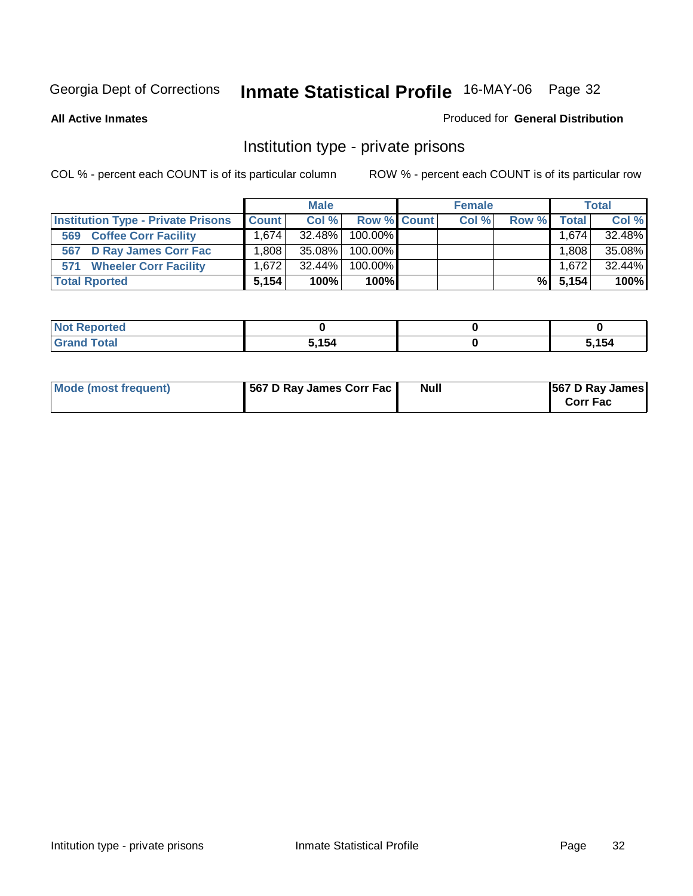Georgia Dept of Corrections **Inmate Statistical Profile** 16-MAY-06

**All Active Inmates**

Produced for **General Distribution**

## Institution type - private prisons

COL % - percent each COUNT is of its particular column

ROW % - percent each COUNT is of its particular row

| | Male | | | Female | | | Total | |
|---|---|---|---|---|---|---|---|---|
| **Institution Type - Private Prisons** | **Count** | **Col %** | **Row %** | **Count** | **Col %** | **Row %** | **Total** | **Col %** |
| **569 Coffee Corr Facility** | 1,674 | 32.48% | 100.00% | | | | 1,674 | 32.48% |
| **567 D Ray James Corr Fac** | 1,808 | 35.08% | 100.00% | | | | 1,808 | 35.08% |
| **571 Wheeler Corr Facility** | 1,672 | 32.44% | 100.00% | | | | 1,672 | 32.44% |
| **Total Rported** | **5,154** | **100%** | **100%** | | | **%** | **5,154** | **100%** |

| | Male | Female | Total |
|---|---|---|---|
| **Not Reported** | **0** | **0** | **0** |
| **Grand Total** | **5,154** | **0** | **5,154** |

| | Male | Female | Total |
|---|---|---|---|
| **Mode (most frequent)** | **567 D Ray James Corr Fac** | **Null** | **567 D Ray James Corr Fac** |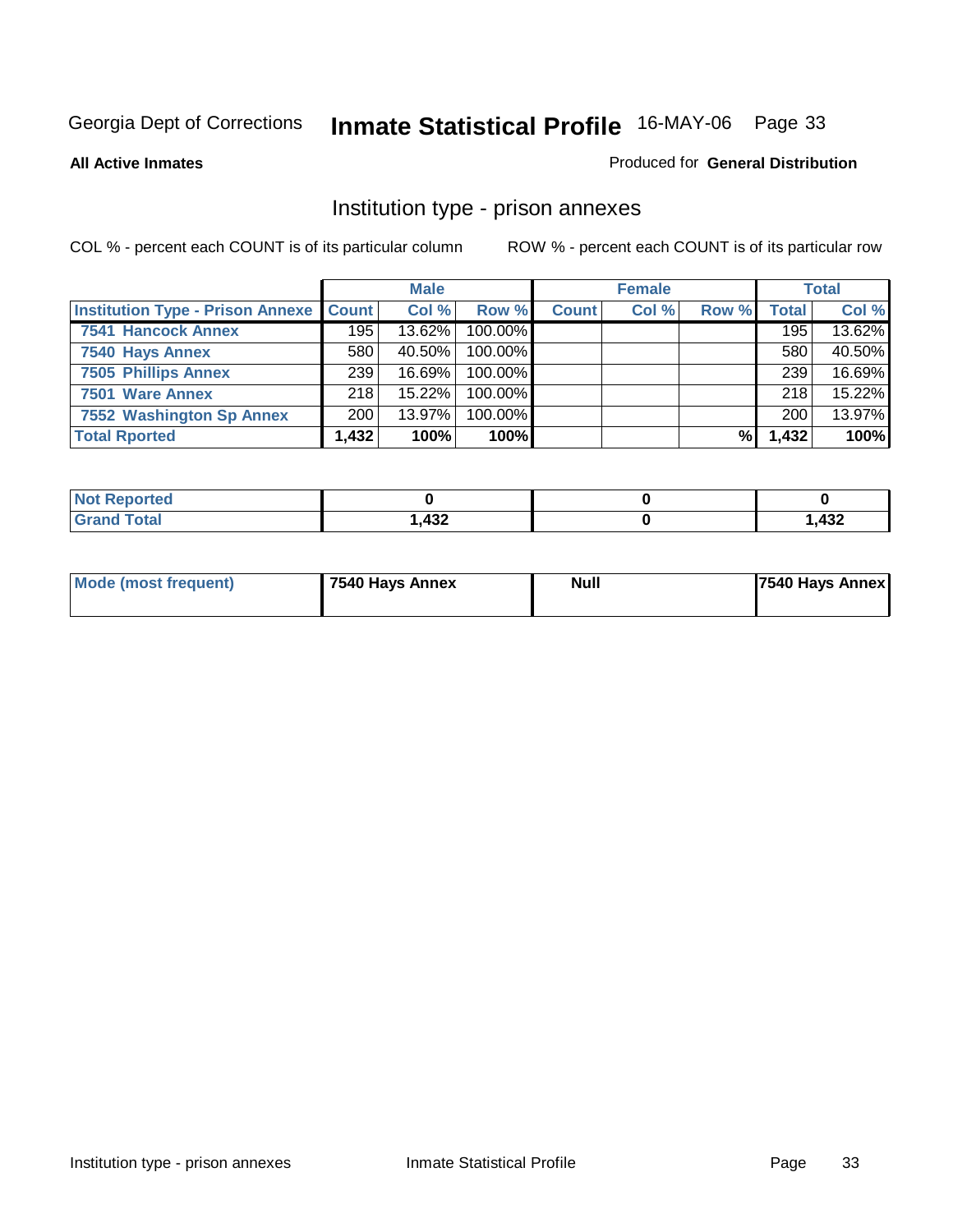Georgia Dept of Corrections **Inmate Statistical Profile** 16-MAY-06

**All Active Inmates**

Produced for **General Distribution**

## Institution type - prison annexes

COL % - percent each COUNT is of its particular column ROW % - percent each COUNT is of its particular row

| | Male | | | Female | | | Total | |
|---|---|---|---|---|---|---|---|---|
| **Institution Type - Prison Annexe** | **Count** | **Col %** | **Row %** | **Count** | **Col %** | **Row %** | **Total** | **Col %** |
| **7541 Hancock Annex** | 195 | 13.62% | 100.00% | | | | 195 | 13.62% |
| **7540 Hays Annex** | 580 | 40.50% | 100.00% | | | | 580 | 40.50% |
| **7505 Phillips Annex** | 239 | 16.69% | 100.00% | | | | 239 | 16.69% |
| **7501 Ware Annex** | 218 | 15.22% | 100.00% | | | | 218 | 15.22% |
| **7552 Washington Sp Annex** | 200 | 13.97% | 100.00% | | | | 200 | 13.97% |
| **Total Rported** | **1,432** | **100%** | **100%** | | | **%** | **1,432** | **100%** |

| | Male | Female | Total |
|---|---|---|---|
| **Not Reported** | **0** | **0** | **0** |
| **Grand Total** | **1,432** | **0** | **1,432** |

| | Male | Female | Total |
|---|---|---|---|
| **Mode (most frequent)** | **7540 Hays Annex** | **Null** | **7540 Hays Annex** |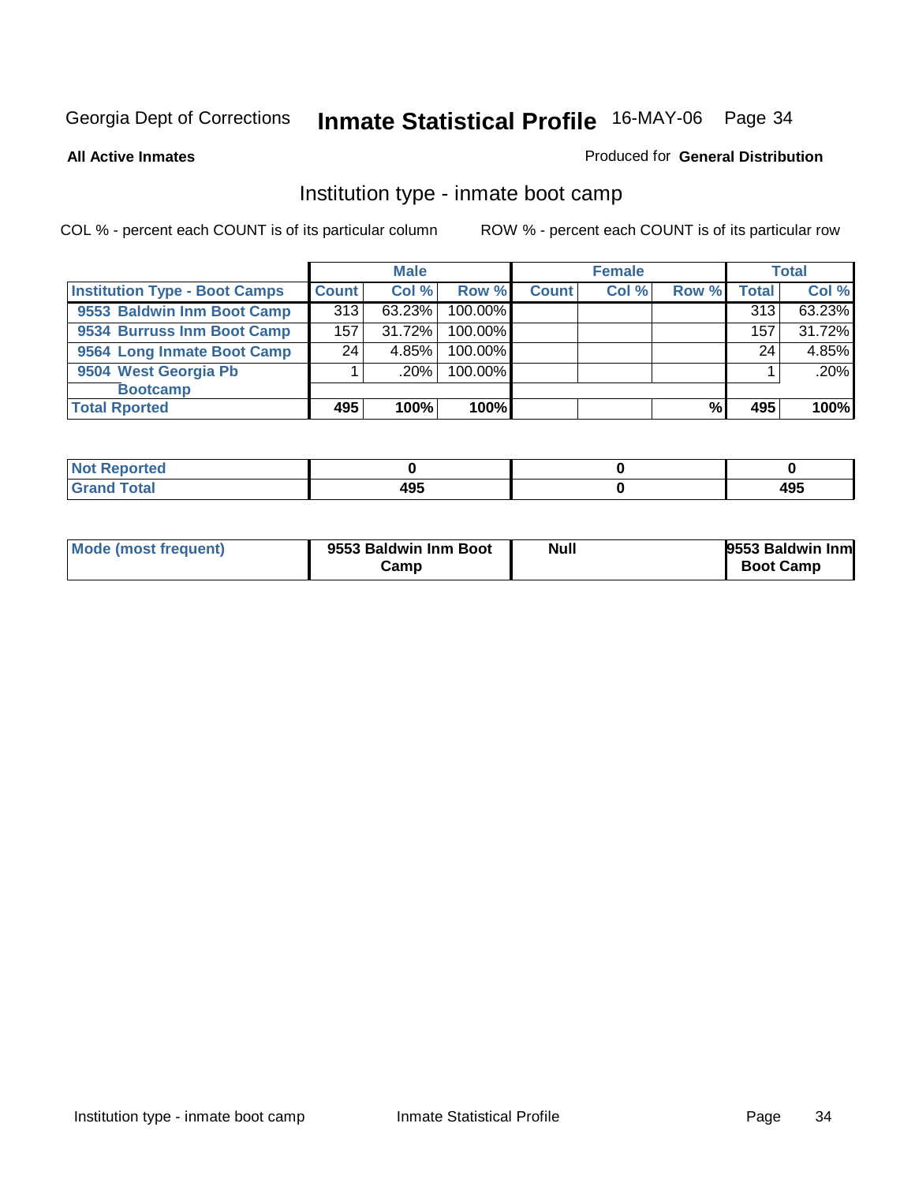Georgia Dept of Corrections **Inmate Statistical Profile** 16-MAY-06

**All Active Inmates**

Produced for **General Distribution**

## Institution type - inmate boot camp

COL % - percent each COUNT is of its particular column

ROW % - percent each COUNT is of its particular row

| | Male | | | Female | | | Total | |
|---|---|---|---|---|---|---|---|---|
| **Institution Type - Boot Camps** | **Count** | **Col %** | **Row %** | **Count** | **Col %** | **Row %** | **Total** | **Col %** |
| **9553 Baldwin Inm Boot Camp** | 313 | 63.23% | 100.00% | | | | 313 | 63.23% |
| **9534 Burruss Inm Boot Camp** | 157 | 31.72% | 100.00% | | | | 157 | 31.72% |
| **9564 Long Inmate Boot Camp** | 24 | 4.85% | 100.00% | | | | 24 | 4.85% |
| **9504 West Georgia Pb Bootcamp** | 1 | .20% | 100.00% | | | | 1 | .20% |
| **Total Rported** | **495** | **100%** | **100%** | | | **%** | **495** | **100%** |

| | Male | Female | Total |
|---|---|---|---|
| **Not Reported** | **0** | **0** | **0** |
| **Grand Total** | **495** | **0** | **495** |

| | Male | Female | Total |
|---|---|---|---|
| **Mode (most frequent)** | **9553 Baldwin Inm Boot Camp** | **Null** | **9553 Baldwin Inm Boot Camp** |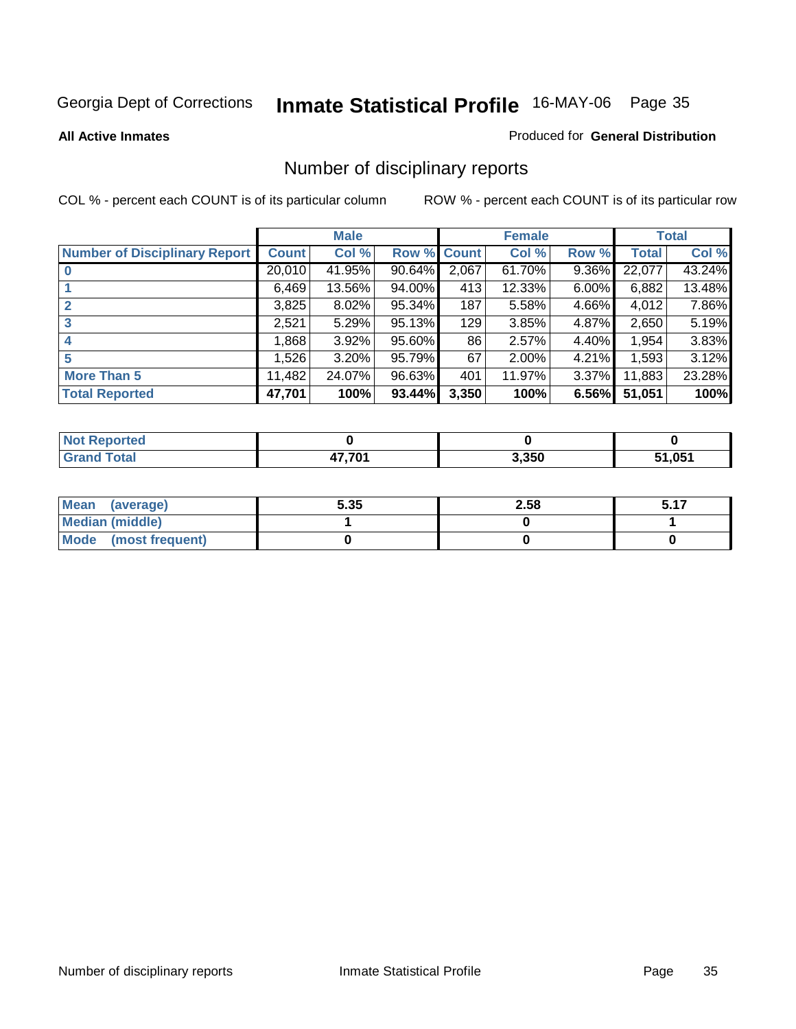Georgia Dept of Corrections **Inmate Statistical Profile** 16-MAY-06

**All Active Inmates**

Produced for **General Distribution**

## Number of disciplinary reports

COL % - percent each COUNT is of its particular column

ROW % - percent each COUNT is of its particular row

| | Male | | | Female | | | Total | |
|---|---|---|---|---|---|---|---|---|
| **Number of Disciplinary Report** | **Count** | **Col %** | **Row %** | **Count** | **Col %** | **Row %** | **Total** | **Col %** |
| **0** | 20,010 | 41.95% | 90.64% | 2,067 | 61.70% | 9.36% | 22,077 | 43.24% |
| **1** | 6,469 | 13.56% | 94.00% | 413 | 12.33% | 6.00% | 6,882 | 13.48% |
| **2** | 3,825 | 8.02% | 95.34% | 187 | 5.58% | 4.66% | 4,012 | 7.86% |
| **3** | 2,521 | 5.29% | 95.13% | 129 | 3.85% | 4.87% | 2,650 | 5.19% |
| **4** | 1,868 | 3.92% | 95.60% | 86 | 2.57% | 4.40% | 1,954 | 3.83% |
| **5** | 1,526 | 3.20% | 95.79% | 67 | 2.00% | 4.21% | 1,593 | 3.12% |
| **More Than 5** | 11,482 | 24.07% | 96.63% | 401 | 11.97% | 3.37% | 11,883 | 23.28% |
| **Total Reported** | **47,701** | **100%** | **93.44%** | **3,350** | **100%** | **6.56%** | **51,051** | **100%** |

| | Male | Female | Total |
|---|---|---|---|
| **Not Reported** | **0** | **0** | **0** |
| **Grand Total** | **47,701** | **3,350** | **51,051** |

| | Male | Female | Total |
|---|---|---|---|
| **Mean (average)** | **5.35** | **2.58** | **5.17** |
| **Median (middle)** | **1** | **0** | **1** |
| **Mode (most frequent)** | **0** | **0** | **0** |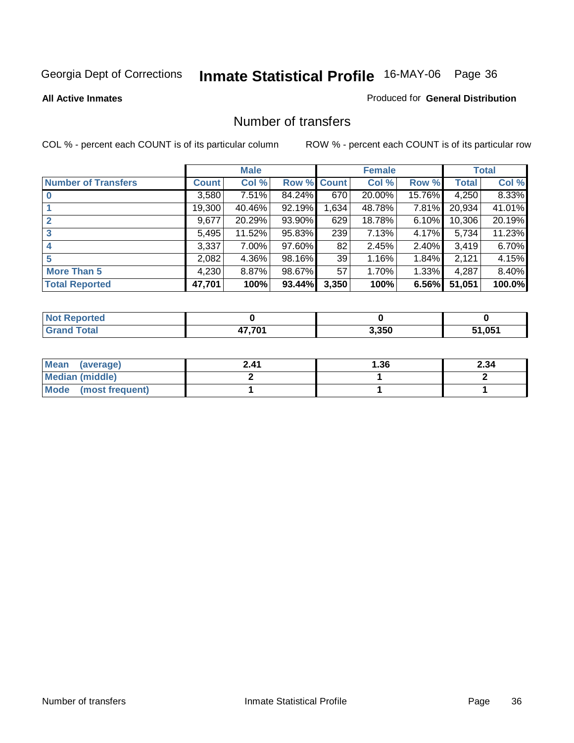Georgia Dept of Corrections **Inmate Statistical Profile** 16-MAY-06 Page 36

**All Active Inmates**

Produced for **General Distribution**

## Number of transfers

COL % - percent each COUNT is of its particular column

ROW % - percent each COUNT is of its particular row

| | Male | | | Female | | | Total | |
|---|---|---|---|---|---|---|---|---|
| **Number of Transfers** | **Count** | **Col %** | **Row %** | **Count** | **Col %** | **Row %** | **Total** | **Col %** |
| **0** | 3,580 | 7.51% | 84.24% | 670 | 20.00% | 15.76% | 4,250 | 8.33% |
| **1** | 19,300 | 40.46% | 92.19% | 1,634 | 48.78% | 7.81% | 20,934 | 41.01% |
| **2** | 9,677 | 20.29% | 93.90% | 629 | 18.78% | 6.10% | 10,306 | 20.19% |
| **3** | 5,495 | 11.52% | 95.83% | 239 | 7.13% | 4.17% | 5,734 | 11.23% |
| **4** | 3,337 | 7.00% | 97.60% | 82 | 2.45% | 2.40% | 3,419 | 6.70% |
| **5** | 2,082 | 4.36% | 98.16% | 39 | 1.16% | 1.84% | 2,121 | 4.15% |
| **More Than 5** | 4,230 | 8.87% | 98.67% | 57 | 1.70% | 1.33% | 4,287 | 8.40% |
| **Total Reported** | **47,701** | **100%** | **93.44%** | **3,350** | **100%** | **6.56%** | **51,051** | **100.0%** |

| | Male | Female | Total |
|---|---|---|---|
| **Not Reported** | **0** | **0** | **0** |
| **Grand Total** | **47,701** | **3,350** | **51,051** |

| | Male | Female | Total |
|---|---|---|---|
| **Mean (average)** | **2.41** | **1.36** | **2.34** |
| **Median (middle)** | **2** | **1** | **2** |
| **Mode (most frequent)** | **1** | **1** | **1** |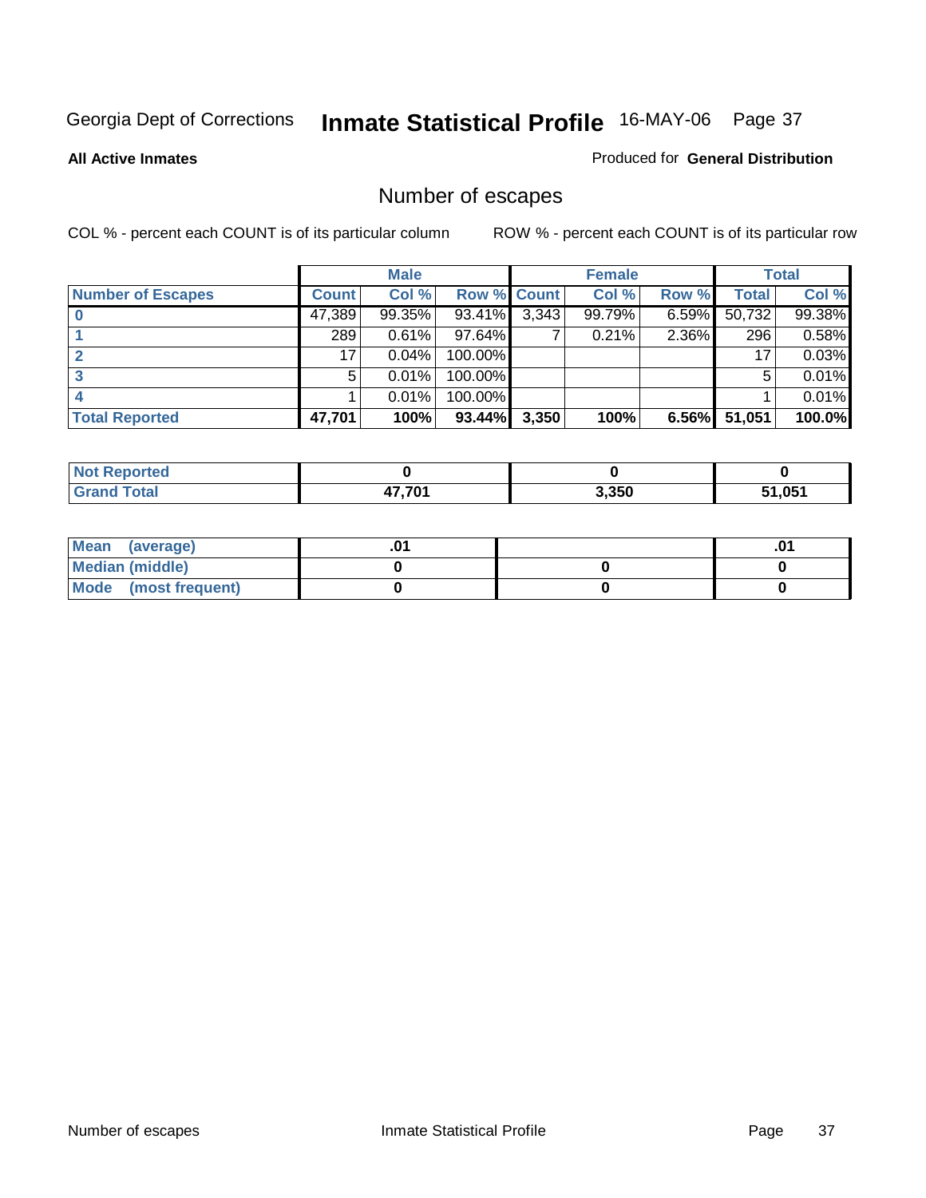Georgia Dept of Corrections **Inmate Statistical Profile** 16-MAY-06

**All Active Inmates**

Produced for **General Distribution**

## Number of escapes

COL % - percent each COUNT is of its particular column

ROW % - percent each COUNT is of its particular row

| | Male | | | Female | | | Total | |
|---|---|---|---|---|---|---|---|---|
| **Number of Escapes** | **Count** | **Col %** | **Row %** | **Count** | **Col %** | **Row %** | **Total** | **Col %** |
| 0 | 47,389 | 99.35% | 93.41% | 3,343 | 99.79% | 6.59% | 50,732 | 99.38% |
| 1 | 289 | 0.61% | 97.64% | 7 | 0.21% | 2.36% | 296 | 0.58% |
| 2 | 17 | 0.04% | 100.00% | | | | 17 | 0.03% |
| 3 | 5 | 0.01% | 100.00% | | | | 5 | 0.01% |
| 4 | 1 | 0.01% | 100.00% | | | | 1 | 0.01% |
| **Total Reported** | **47,701** | **100%** | **93.44%** | **3,350** | **100%** | **6.56%** | **51,051** | **100.0%** |

| | Male | Female | Total |
|---|---|---|---|
| **Not Reported** | **0** | **0** | **0** |
| **Grand Total** | **47,701** | **3,350** | **51,051** |

| | Male | Female | Total |
|---|---|---|---|
| **Mean (average)** | **.01** | | **.01** |
| **Median (middle)** | **0** | **0** | **0** |
| **Mode (most frequent)** | **0** | **0** | **0** |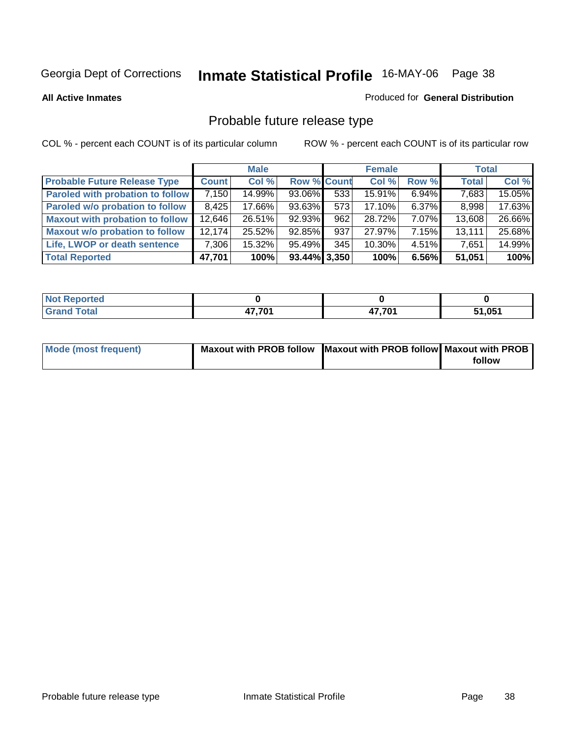Georgia Dept of Corrections **Inmate Statistical Profile** 16-MAY-06 Page 38

**All Active Inmates**

Produced for **General Distribution**

## Probable future release type

COL % - percent each COUNT is of its particular column

ROW % - percent each COUNT is of its particular row

| | Male | | | Female | | | Total | |
|---|---|---|---|---|---|---|---|---|
| **Probable Future Release Type** | **Count** | **Col %** | **Row %** | **Count** | **Col %** | **Row %** | **Total** | **Col %** |
| **Paroled with probation to follow** | 7,150 | 14.99% | 93.06% | 533 | 15.91% | 6.94% | 7,683 | 15.05% |
| **Paroled w/o probation to follow** | 8,425 | 17.66% | 93.63% | 573 | 17.10% | 6.37% | 8,998 | 17.63% |
| **Maxout with probation to follow** | 12,646 | 26.51% | 92.93% | 962 | 28.72% | 7.07% | 13,608 | 26.66% |
| **Maxout w/o probation to follow** | 12,174 | 25.52% | 92.85% | 937 | 27.97% | 7.15% | 13,111 | 25.68% |
| **Life, LWOP or death sentence** | 7,306 | 15.32% | 95.49% | 345 | 10.30% | 4.51% | 7,651 | 14.99% |
| **Total Reported** | **47,701** | **100%** | **93.44%** | **3,350** | **100%** | **6.56%** | **51,051** | **100%** |

| | Male | Female | Total |
|---|---|---|---|
| **Not Reported** | **0** | **0** | **0** |
| **Grand Total** | **47,701** | **47,701** | **51,051** |

| | Male | Female | Total |
|---|---|---|---|
| **Mode (most frequent)** | **Maxout with PROB follow** | **Maxout with PROB follow** | **Maxout with PROB follow** |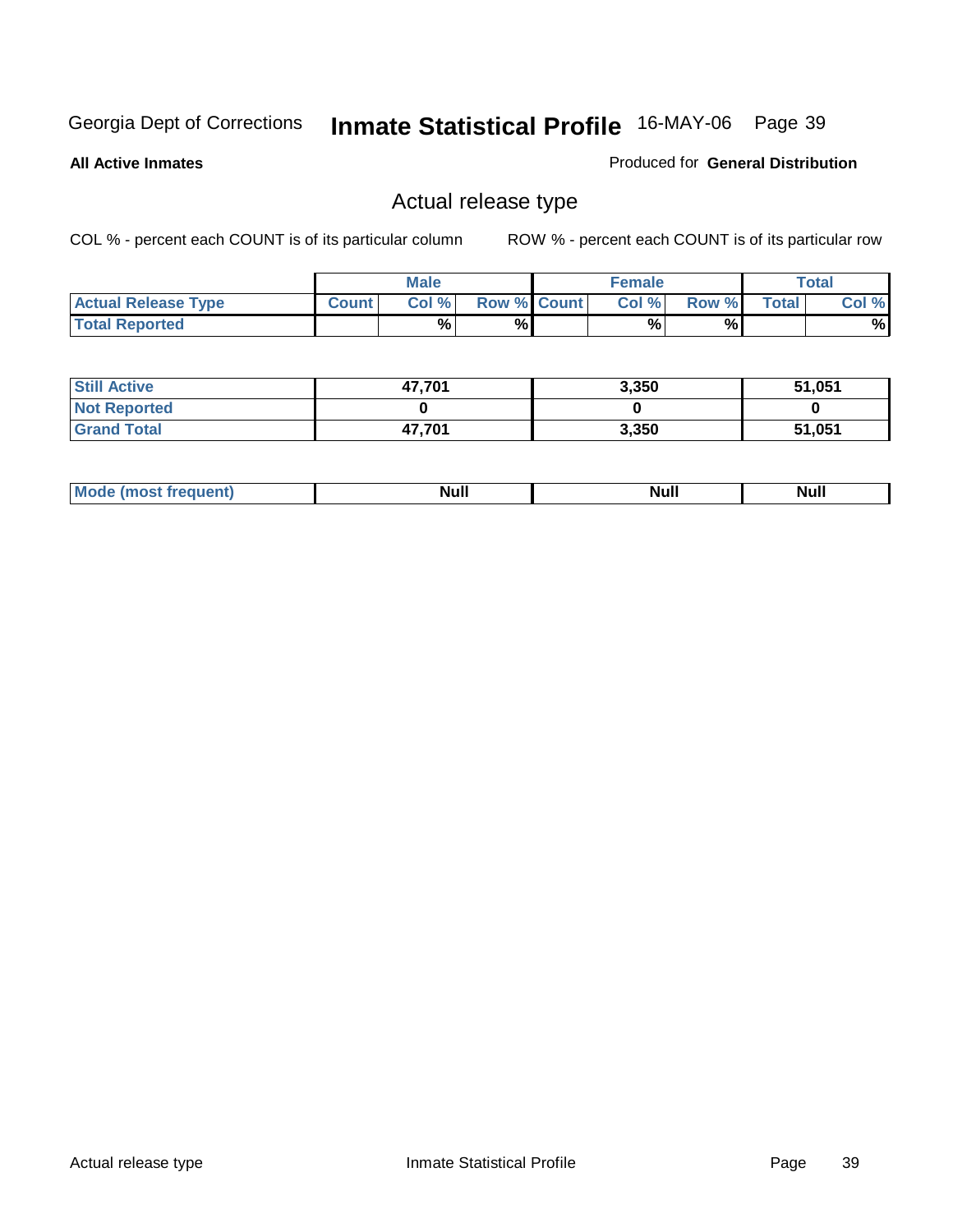Georgia Dept of Corrections **Inmate Statistical Profile** 16-MAY-06

**All Active Inmates**

Produced for **General Distribution**

## Actual release type

COL % - percent each COUNT is of its particular column

ROW % - percent each COUNT is of its particular row

| | Male | | | Female | | | Total | |
|---|---|---|---|---|---|---|---|---|
| **Actual Release Type** | **Count** | **Col %** | **Row %** | **Count** | **Col %** | **Row %** | **Total** | **Col %** |
| **Total Reported** | | % | % | | % | % | | % |

| | Male | Female | Total |
|---|---|---|---|
| **Still Active** | 47,701 | 3,350 | 51,051 |
| **Not Reported** | 0 | 0 | 0 |
| **Grand Total** | 47,701 | 3,350 | 51,051 |

| | Male | Female | Total |
|---|---|---|---|
| **Mode (most frequent)** | Null | Null | Null |

Actual release type

Inmate Statistical Profile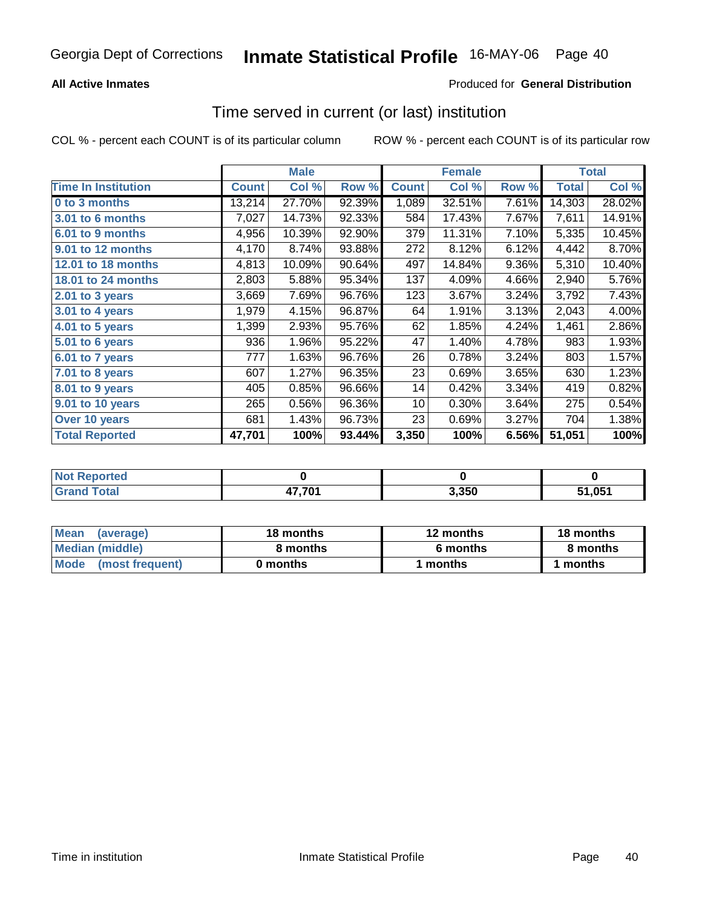Georgia Dept of Corrections **Inmate Statistical Profile** 16-MAY-06

**All Active Inmates**

Produced for **General Distribution**

## Time served in current (or last) institution

COL % - percent each COUNT is of its particular column ROW % - percent each COUNT is of its particular row

| | Male | | | Female | | | Total | |
|---|---|---|---|---|---|---|---|---|
| **Time In Institution** | **Count** | **Col %** | **Row %** | **Count** | **Col %** | **Row %** | **Total** | **Col %** |
| **0 to 3 months** | 13,214 | 27.70% | 92.39% | 1,089 | 32.51% | 7.61% | 14,303 | 28.02% |
| **3.01 to 6 months** | 7,027 | 14.73% | 92.33% | 584 | 17.43% | 7.67% | 7,611 | 14.91% |
| **6.01 to 9 months** | 4,956 | 10.39% | 92.90% | 379 | 11.31% | 7.10% | 5,335 | 10.45% |
| **9.01 to 12 months** | 4,170 | 8.74% | 93.88% | 272 | 8.12% | 6.12% | 4,442 | 8.70% |
| **12.01 to 18 months** | 4,813 | 10.09% | 90.64% | 497 | 14.84% | 9.36% | 5,310 | 10.40% |
| **18.01 to 24 months** | 2,803 | 5.88% | 95.34% | 137 | 4.09% | 4.66% | 2,940 | 5.76% |
| **2.01 to 3 years** | 3,669 | 7.69% | 96.76% | 123 | 3.67% | 3.24% | 3,792 | 7.43% |
| **3.01 to 4 years** | 1,979 | 4.15% | 96.87% | 64 | 1.91% | 3.13% | 2,043 | 4.00% |
| **4.01 to 5 years** | 1,399 | 2.93% | 95.76% | 62 | 1.85% | 4.24% | 1,461 | 2.86% |
| **5.01 to 6 years** | 936 | 1.96% | 95.22% | 47 | 1.40% | 4.78% | 983 | 1.93% |
| **6.01 to 7 years** | 777 | 1.63% | 96.76% | 26 | 0.78% | 3.24% | 803 | 1.57% |
| **7.01 to 8 years** | 607 | 1.27% | 96.35% | 23 | 0.69% | 3.65% | 630 | 1.23% |
| **8.01 to 9 years** | 405 | 0.85% | 96.66% | 14 | 0.42% | 3.34% | 419 | 0.82% |
| **9.01 to 10 years** | 265 | 0.56% | 96.36% | 10 | 0.30% | 3.64% | 275 | 0.54% |
| **Over 10 years** | 681 | 1.43% | 96.73% | 23 | 0.69% | 3.27% | 704 | 1.38% |
| **Total Reported** | **47,701** | **100%** | **93.44%** | **3,350** | **100%** | **6.56%** | **51,051** | **100%** |

| | Male | Female | Total |
|---|---|---|---|
| **Not Reported** | **0** | **0** | **0** |
| **Grand Total** | **47,701** | **3,350** | **51,051** |

| | Male | Female | Total |
|---|---|---|---|
| **Mean (average)** | **18 months** | **12 months** | **18 months** |
| **Median (middle)** | **8 months** | **6 months** | **8 months** |
| **Mode (most frequent)** | **0 months** | **1 months** | **1 months** |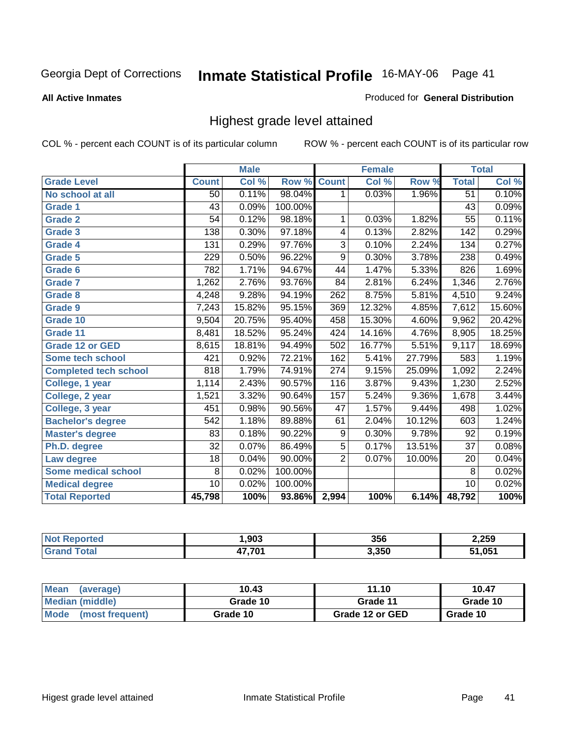Georgia Dept of Corrections **Inmate Statistical Profile** 16-MAY-06

**All Active Inmates**

Produced for **General Distribution**

## Highest grade level attained

COL % - percent each COUNT is of its particular column ROW % - percent each COUNT is of its particular row

| | Male | | | Female | | | Total | |
|---|---|---|---|---|---|---|---|---|
| **Grade Level** | **Count** | **Col %** | **Row %** | **Count** | **Col %** | **Row %** | **Total** | **Col %** |
| No school at all | 50 | 0.11% | 98.04% | 1 | 0.03% | 1.96% | 51 | 0.10% |
| Grade 1 | 43 | 0.09% | 100.00% | | | | 43 | 0.09% |
| Grade 2 | 54 | 0.12% | 98.18% | 1 | 0.03% | 1.82% | 55 | 0.11% |
| Grade 3 | 138 | 0.30% | 97.18% | 4 | 0.13% | 2.82% | 142 | 0.29% |
| Grade 4 | 131 | 0.29% | 97.76% | 3 | 0.10% | 2.24% | 134 | 0.27% |
| Grade 5 | 229 | 0.50% | 96.22% | 9 | 0.30% | 3.78% | 238 | 0.49% |
| Grade 6 | 782 | 1.71% | 94.67% | 44 | 1.47% | 5.33% | 826 | 1.69% |
| Grade 7 | 1,262 | 2.76% | 93.76% | 84 | 2.81% | 6.24% | 1,346 | 2.76% |
| Grade 8 | 4,248 | 9.28% | 94.19% | 262 | 8.75% | 5.81% | 4,510 | 9.24% |
| Grade 9 | 7,243 | 15.82% | 95.15% | 369 | 12.32% | 4.85% | 7,612 | 15.60% |
| Grade 10 | 9,504 | 20.75% | 95.40% | 458 | 15.30% | 4.60% | 9,962 | 20.42% |
| Grade 11 | 8,481 | 18.52% | 95.24% | 424 | 14.16% | 4.76% | 8,905 | 18.25% |
| Grade 12 or GED | 8,615 | 18.81% | 94.49% | 502 | 16.77% | 5.51% | 9,117 | 18.69% |
| Some tech school | 421 | 0.92% | 72.21% | 162 | 5.41% | 27.79% | 583 | 1.19% |
| Completed tech school | 818 | 1.79% | 74.91% | 274 | 9.15% | 25.09% | 1,092 | 2.24% |
| College, 1 year | 1,114 | 2.43% | 90.57% | 116 | 3.87% | 9.43% | 1,230 | 2.52% |
| College, 2 year | 1,521 | 3.32% | 90.64% | 157 | 5.24% | 9.36% | 1,678 | 3.44% |
| College, 3 year | 451 | 0.98% | 90.56% | 47 | 1.57% | 9.44% | 498 | 1.02% |
| Bachelor's degree | 542 | 1.18% | 89.88% | 61 | 2.04% | 10.12% | 603 | 1.24% |
| Master's degree | 83 | 0.18% | 90.22% | 9 | 0.30% | 9.78% | 92 | 0.19% |
| Ph.D. degree | 32 | 0.07% | 86.49% | 5 | 0.17% | 13.51% | 37 | 0.08% |
| Law degree | 18 | 0.04% | 90.00% | 2 | 0.07% | 10.00% | 20 | 0.04% |
| Some medical school | 8 | 0.02% | 100.00% | | | | 8 | 0.02% |
| Medical degree | 10 | 0.02% | 100.00% | | | | 10 | 0.02% |
| **Total Reported** | **45,798** | **100%** | **93.86%** | **2,994** | **100%** | **6.14%** | **48,792** | **100%** |

| | Male | Female | Total |
|---|---|---|---|
| Not Reported | 1,903 | 356 | 2,259 |
| Grand Total | 47,701 | 3,350 | 51,051 |

| | Male | Female | Total |
|---|---|---|---|
| Mean (average) | 10.43 | 11.10 | 10.47 |
| Median (middle) | Grade 10 | Grade 11 | Grade 10 |
| Mode (most frequent) | Grade 10 | Grade 12 or GED | Grade 10 |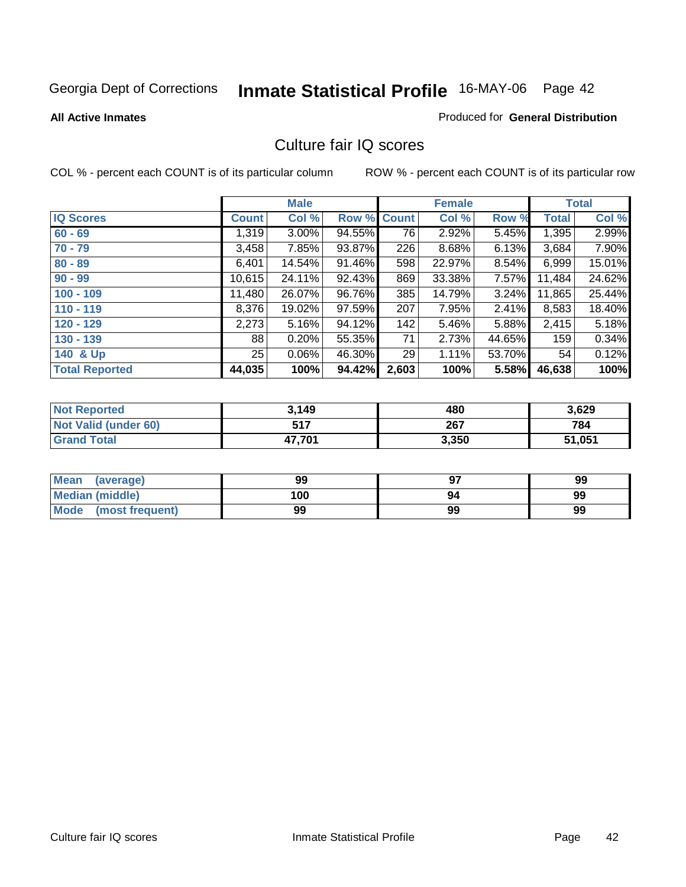Georgia Dept of Corrections **Inmate Statistical Profile** 16-MAY-06 Page 42

**All Active Inmates**

Produced for **General Distribution**

## Culture fair IQ scores

COL % - percent each COUNT is of its particular column

ROW % - percent each COUNT is of its particular row

| | Male | | | Female | | | Total | |
|---|---|---|---|---|---|---|---|---|
| **IQ Scores** | **Count** | **Col %** | **Row %** | **Count** | **Col %** | **Row %** | **Total** | **Col %** |
| **60 - 69** | 1,319 | 3.00% | 94.55% | 76 | 2.92% | 5.45% | 1,395 | 2.99% |
| **70 - 79** | 3,458 | 7.85% | 93.87% | 226 | 8.68% | 6.13% | 3,684 | 7.90% |
| **80 - 89** | 6,401 | 14.54% | 91.46% | 598 | 22.97% | 8.54% | 6,999 | 15.01% |
| **90 - 99** | 10,615 | 24.11% | 92.43% | 869 | 33.38% | 7.57% | 11,484 | 24.62% |
| **100 - 109** | 11,480 | 26.07% | 96.76% | 385 | 14.79% | 3.24% | 11,865 | 25.44% |
| **110 - 119** | 8,376 | 19.02% | 97.59% | 207 | 7.95% | 2.41% | 8,583 | 18.40% |
| **120 - 129** | 2,273 | 5.16% | 94.12% | 142 | 5.46% | 5.88% | 2,415 | 5.18% |
| **130 - 139** | 88 | 0.20% | 55.35% | 71 | 2.73% | 44.65% | 159 | 0.34% |
| **140 & Up** | 25 | 0.06% | 46.30% | 29 | 1.11% | 53.70% | 54 | 0.12% |
| **Total Reported** | **44,035** | **100%** | **94.42%** | **2,603** | **100%** | **5.58%** | **46,638** | **100%** |

| | Male | Female | Total |
|---|---|---|---|
| **Not Reported** | **3,149** | **480** | **3,629** |
| **Not Valid (under 60)** | **517** | **267** | **784** |
| **Grand Total** | **47,701** | **3,350** | **51,051** |

| | Male | Female | Total |
|---|---|---|---|
| **Mean (average)** | **99** | **97** | **99** |
| **Median (middle)** | **100** | **94** | **99** |
| **Mode (most frequent)** | **99** | **99** | **99** |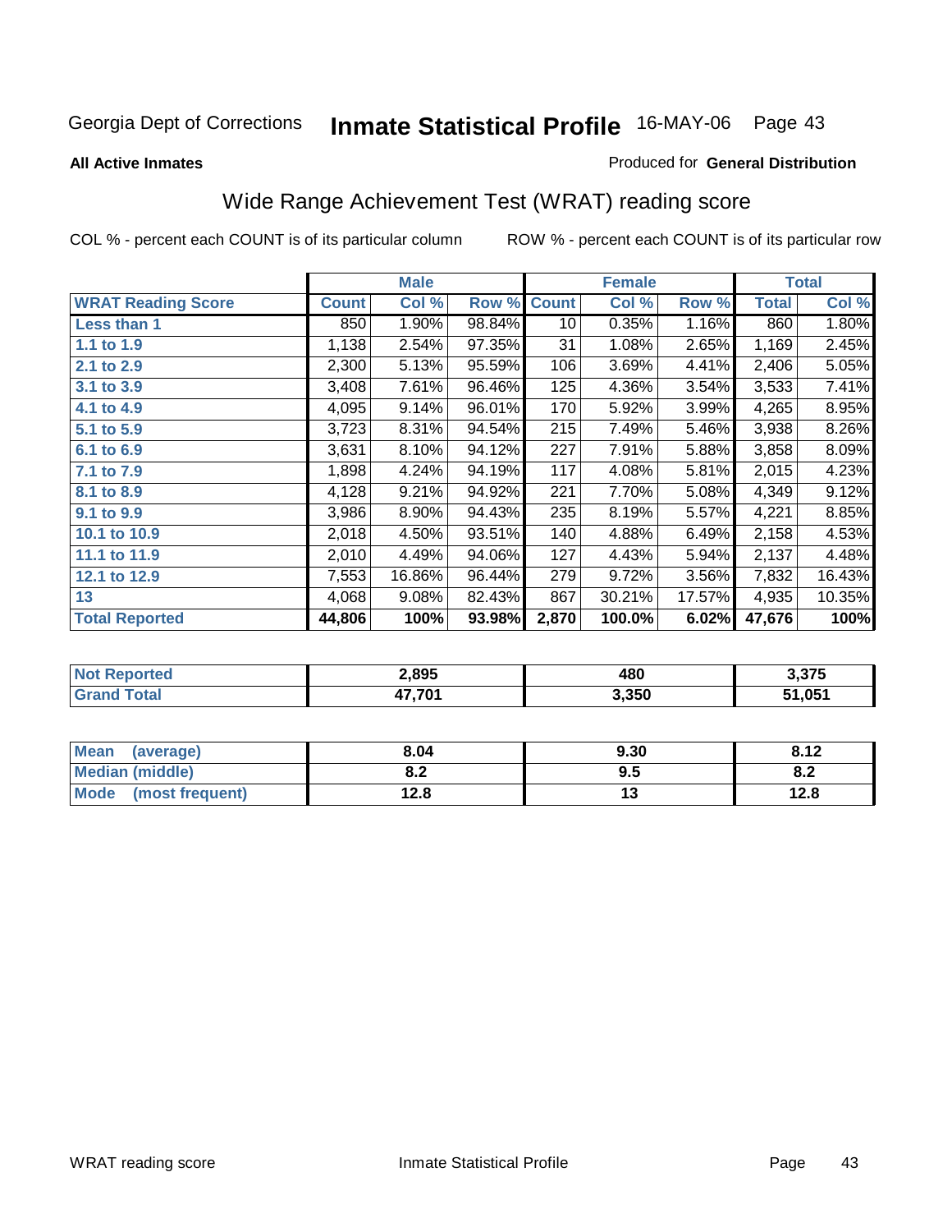Georgia Dept of Corrections **Inmate Statistical Profile** 16-MAY-06

**All Active Inmates**

Produced for **General Distribution**

## Wide Range Achievement Test (WRAT) reading score

COL % - percent each COUNT is of its particular column

ROW % - percent each COUNT is of its particular row

| | Male | | | Female | | | Total | |
|---|---|---|---|---|---|---|---|---|
| **WRAT Reading Score** | **Count** | **Col %** | **Row %** | **Count** | **Col %** | **Row %** | **Total** | **Col %** |
| **Less than 1** | 850 | 1.90% | 98.84% | 10 | 0.35% | 1.16% | 860 | 1.80% |
| **1.1 to 1.9** | 1,138 | 2.54% | 97.35% | 31 | 1.08% | 2.65% | 1,169 | 2.45% |
| **2.1 to 2.9** | 2,300 | 5.13% | 95.59% | 106 | 3.69% | 4.41% | 2,406 | 5.05% |
| **3.1 to 3.9** | 3,408 | 7.61% | 96.46% | 125 | 4.36% | 3.54% | 3,533 | 7.41% |
| **4.1 to 4.9** | 4,095 | 9.14% | 96.01% | 170 | 5.92% | 3.99% | 4,265 | 8.95% |
| **5.1 to 5.9** | 3,723 | 8.31% | 94.54% | 215 | 7.49% | 5.46% | 3,938 | 8.26% |
| **6.1 to 6.9** | 3,631 | 8.10% | 94.12% | 227 | 7.91% | 5.88% | 3,858 | 8.09% |
| **7.1 to 7.9** | 1,898 | 4.24% | 94.19% | 117 | 4.08% | 5.81% | 2,015 | 4.23% |
| **8.1 to 8.9** | 4,128 | 9.21% | 94.92% | 221 | 7.70% | 5.08% | 4,349 | 9.12% |
| **9.1 to 9.9** | 3,986 | 8.90% | 94.43% | 235 | 8.19% | 5.57% | 4,221 | 8.85% |
| **10.1 to 10.9** | 2,018 | 4.50% | 93.51% | 140 | 4.88% | 6.49% | 2,158 | 4.53% |
| **11.1 to 11.9** | 2,010 | 4.49% | 94.06% | 127 | 4.43% | 5.94% | 2,137 | 4.48% |
| **12.1 to 12.9** | 7,553 | 16.86% | 96.44% | 279 | 9.72% | 3.56% | 7,832 | 16.43% |
| **13** | 4,068 | 9.08% | 82.43% | 867 | 30.21% | 17.57% | 4,935 | 10.35% |
| **Total Reported** | **44,806** | **100%** | **93.98%** | **2,870** | **100.0%** | **6.02%** | **47,676** | **100%** |

| | Male | Female | Total |
|---|---|---|---|
| **Not Reported** | **2,895** | **480** | **3,375** |
| **Grand Total** | **47,701** | **3,350** | **51,051** |

| | Male | Female | Total |
|---|---|---|---|
| **Mean (average)** | **8.04** | **9.30** | **8.12** |
| **Median (middle)** | **8.2** | **9.5** | **8.2** |
| **Mode (most frequent)** | **12.8** | **13** | **12.8** |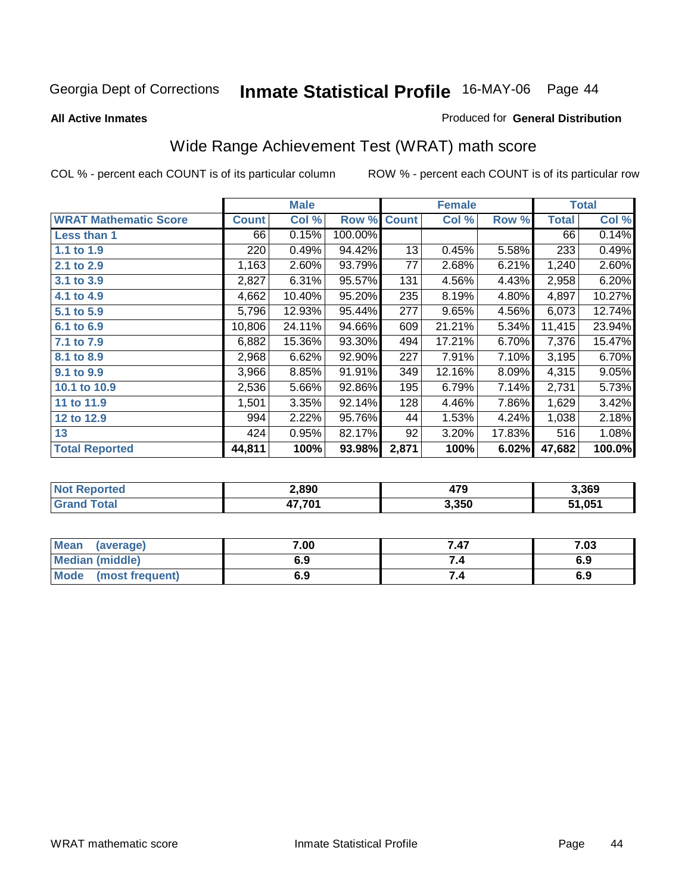Georgia Dept of Corrections **Inmate Statistical Profile** 16-MAY-06

**All Active Inmates**

Produced for **General Distribution**

## Wide Range Achievement Test (WRAT) math score

COL % - percent each COUNT is of its particular column ROW % - percent each COUNT is of its particular row

| | Male | | | Female | | | Total | |
|---|---|---|---|---|---|---|---|---|
| **WRAT Mathematic Score** | **Count** | **Col %** | **Row %** | **Count** | **Col %** | **Row %** | **Total** | **Col %** |
| **Less than 1** | 66 | 0.15% | 100.00% | | | | 66 | 0.14% |
| **1.1 to 1.9** | 220 | 0.49% | 94.42% | 13 | 0.45% | 5.58% | 233 | 0.49% |
| **2.1 to 2.9** | 1,163 | 2.60% | 93.79% | 77 | 2.68% | 6.21% | 1,240 | 2.60% |
| **3.1 to 3.9** | 2,827 | 6.31% | 95.57% | 131 | 4.56% | 4.43% | 2,958 | 6.20% |
| **4.1 to 4.9** | 4,662 | 10.40% | 95.20% | 235 | 8.19% | 4.80% | 4,897 | 10.27% |
| **5.1 to 5.9** | 5,796 | 12.93% | 95.44% | 277 | 9.65% | 4.56% | 6,073 | 12.74% |
| **6.1 to 6.9** | 10,806 | 24.11% | 94.66% | 609 | 21.21% | 5.34% | 11,415 | 23.94% |
| **7.1 to 7.9** | 6,882 | 15.36% | 93.30% | 494 | 17.21% | 6.70% | 7,376 | 15.47% |
| **8.1 to 8.9** | 2,968 | 6.62% | 92.90% | 227 | 7.91% | 7.10% | 3,195 | 6.70% |
| **9.1 to 9.9** | 3,966 | 8.85% | 91.91% | 349 | 12.16% | 8.09% | 4,315 | 9.05% |
| **10.1 to 10.9** | 2,536 | 5.66% | 92.86% | 195 | 6.79% | 7.14% | 2,731 | 5.73% |
| **11 to 11.9** | 1,501 | 3.35% | 92.14% | 128 | 4.46% | 7.86% | 1,629 | 3.42% |
| **12 to 12.9** | 994 | 2.22% | 95.76% | 44 | 1.53% | 4.24% | 1,038 | 2.18% |
| **13** | 424 | 0.95% | 82.17% | 92 | 3.20% | 17.83% | 516 | 1.08% |
| **Total Reported** | **44,811** | **100%** | **93.98%** | **2,871** | **100%** | **6.02%** | **47,682** | **100.0%** |

| | Male | Female | Total |
|---|---|---|---|
| **Not Reported** | **2,890** | **479** | **3,369** |
| **Grand Total** | **47,701** | **3,350** | **51,051** |

| | Male | Female | Total |
|---|---|---|---|
| **Mean (average)** | **7.00** | **7.47** | **7.03** |
| **Median (middle)** | **6.9** | **7.4** | **6.9** |
| **Mode (most frequent)** | **6.9** | **7.4** | **6.9** |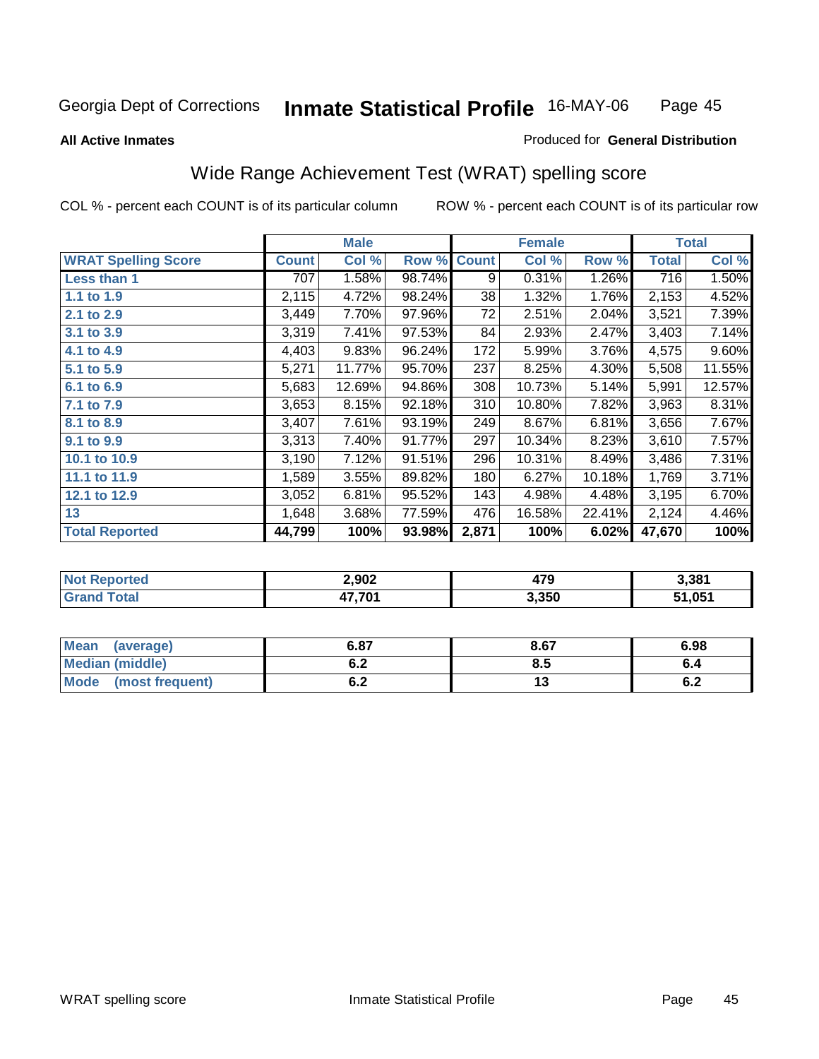**All Active Inmates**

Produced for **General Distribution**

## Wide Range Achievement Test (WRAT) spelling score

COL % - percent each COUNT is of its particular column

ROW % - percent each COUNT is of its particular row

| | Male | | | Female | | | Total | |
|---|---|---|---|---|---|---|---|---|
| **WRAT Spelling Score** | **Count** | **Col %** | **Row %** | **Count** | **Col %** | **Row %** | **Total** | **Col %** |
| **Less than 1** | 707 | 1.58% | 98.74% | 9 | 0.31% | 1.26% | 716 | 1.50% |
| **1.1 to 1.9** | 2,115 | 4.72% | 98.24% | 38 | 1.32% | 1.76% | 2,153 | 4.52% |
| **2.1 to 2.9** | 3,449 | 7.70% | 97.96% | 72 | 2.51% | 2.04% | 3,521 | 7.39% |
| **3.1 to 3.9** | 3,319 | 7.41% | 97.53% | 84 | 2.93% | 2.47% | 3,403 | 7.14% |
| **4.1 to 4.9** | 4,403 | 9.83% | 96.24% | 172 | 5.99% | 3.76% | 4,575 | 9.60% |
| **5.1 to 5.9** | 5,271 | 11.77% | 95.70% | 237 | 8.25% | 4.30% | 5,508 | 11.55% |
| **6.1 to 6.9** | 5,683 | 12.69% | 94.86% | 308 | 10.73% | 5.14% | 5,991 | 12.57% |
| **7.1 to 7.9** | 3,653 | 8.15% | 92.18% | 310 | 10.80% | 7.82% | 3,963 | 8.31% |
| **8.1 to 8.9** | 3,407 | 7.61% | 93.19% | 249 | 8.67% | 6.81% | 3,656 | 7.67% |
| **9.1 to 9.9** | 3,313 | 7.40% | 91.77% | 297 | 10.34% | 8.23% | 3,610 | 7.57% |
| **10.1 to 10.9** | 3,190 | 7.12% | 91.51% | 296 | 10.31% | 8.49% | 3,486 | 7.31% |
| **11.1 to 11.9** | 1,589 | 3.55% | 89.82% | 180 | 6.27% | 10.18% | 1,769 | 3.71% |
| **12.1 to 12.9** | 3,052 | 6.81% | 95.52% | 143 | 4.98% | 4.48% | 3,195 | 6.70% |
| **13** | 1,648 | 3.68% | 77.59% | 476 | 16.58% | 22.41% | 2,124 | 4.46% |
| **Total Reported** | **44,799** | **100%** | **93.98%** | **2,871** | **100%** | **6.02%** | **47,670** | **100%** |

| | Male | Female | Total |
|---|---|---|---|
| **Not Reported** | **2,902** | **479** | **3,381** |
| **Grand Total** | **47,701** | **3,350** | **51,051** |

| | Male | Female | Total |
|---|---|---|---|
| **Mean (average)** | **6.87** | **8.67** | **6.98** |
| **Median (middle)** | **6.2** | **8.5** | **6.4** |
| **Mode (most frequent)** | **6.2** | **13** | **6.2** |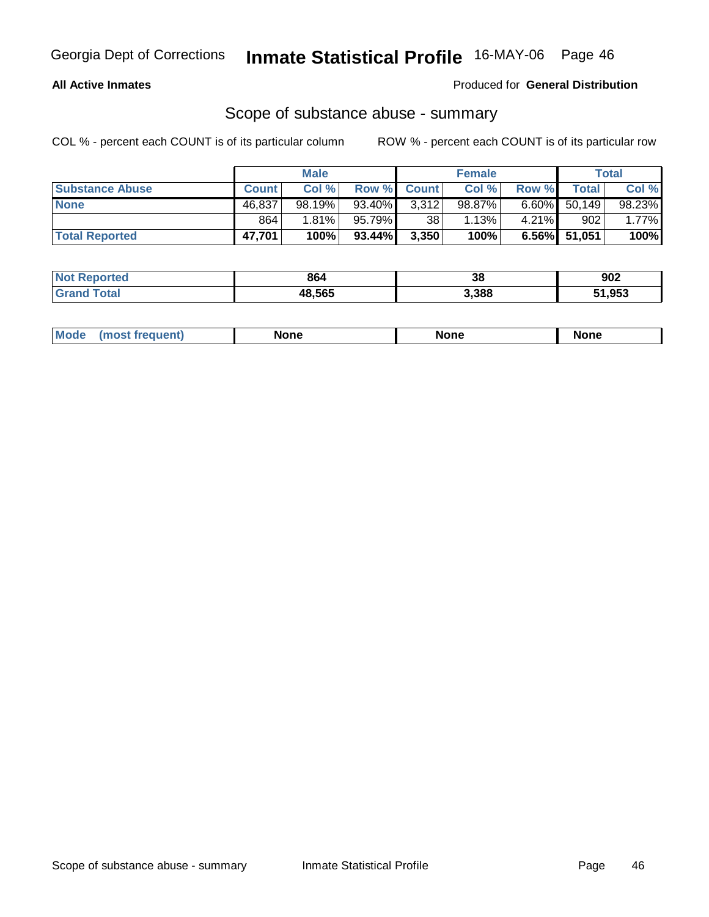Georgia Dept of Corrections **Inmate Statistical Profile** 16-MAY-06

**All Active Inmates**

Produced for **General Distribution**

## Scope of substance abuse - summary

COL % - percent each COUNT is of its particular column     ROW % - percent each COUNT is of its particular row

| | Male | | | Female | | | Total | |
|---|---|---|---|---|---|---|---|---|
| **Substance Abuse** | **Count** | **Col %** | **Row %** | **Count** | **Col %** | **Row %** | **Total** | **Col %** |
| **None** | 46,837 | 98.19% | 93.40% | 3,312 | 98.87% | 6.60% | 50,149 | 98.23% |
| | 864 | 1.81% | 95.79% | 38 | 1.13% | 4.21% | 902 | 1.77% |
| **Total Reported** | **47,701** | **100%** | **93.44%** | **3,350** | **100%** | **6.56%** | **51,051** | **100%** |

| | Male | Female | Total |
|---|---|---|---|
| **Not Reported** | **864** | **38** | **902** |
| **Grand Total** | **48,565** | **3,388** | **51,953** |

| | Male | Female | Total |
|---|---|---|---|
| **Mode (most frequent)** | **None** | **None** | **None** |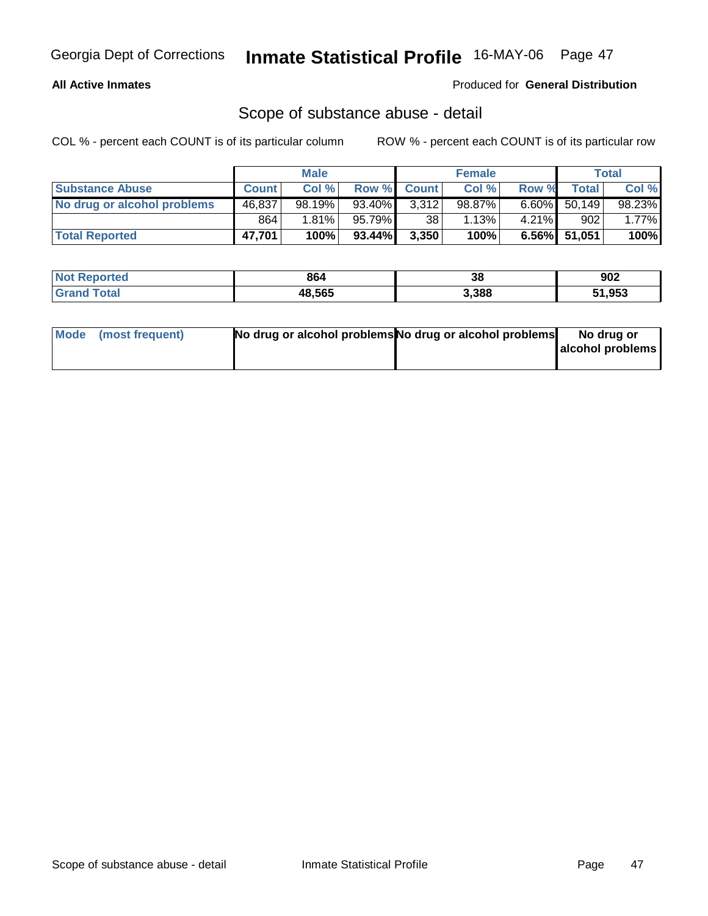Georgia Dept of Corrections **Inmate Statistical Profile** 16-MAY-06

**All Active Inmates**

Produced for **General Distribution**

## Scope of substance abuse - detail

COL % - percent each COUNT is of its particular column

ROW % - percent each COUNT is of its particular row

| | Male | | | Female | | | Total | |
|---|---|---|---|---|---|---|---|---|
| **Substance Abuse** | **Count** | **Col %** | **Row %** | **Count** | **Col %** | **Row %** | **Total** | **Col %** |
| **No drug or alcohol problems** | 46,837 | 98.19% | 93.40% | 3,312 | 98.87% | 6.60% | 50,149 | 98.23% |
| | 864 | 1.81% | 95.79% | 38 | 1.13% | 4.21% | 902 | 1.77% |
| **Total Reported** | **47,701** | **100%** | **93.44%** | **3,350** | **100%** | **6.56%** | **51,051** | **100%** |

| | Male | Female | Total |
|---|---|---|---|
| **Not Reported** | **864** | **38** | **902** |
| **Grand Total** | **48,565** | **3,388** | **51,953** |

| | Male | Female | Total |
|---|---|---|---|
| **Mode (most frequent)** | **No drug or alcohol problems** | **No drug or alcohol problems** | **No drug or alcohol problems** |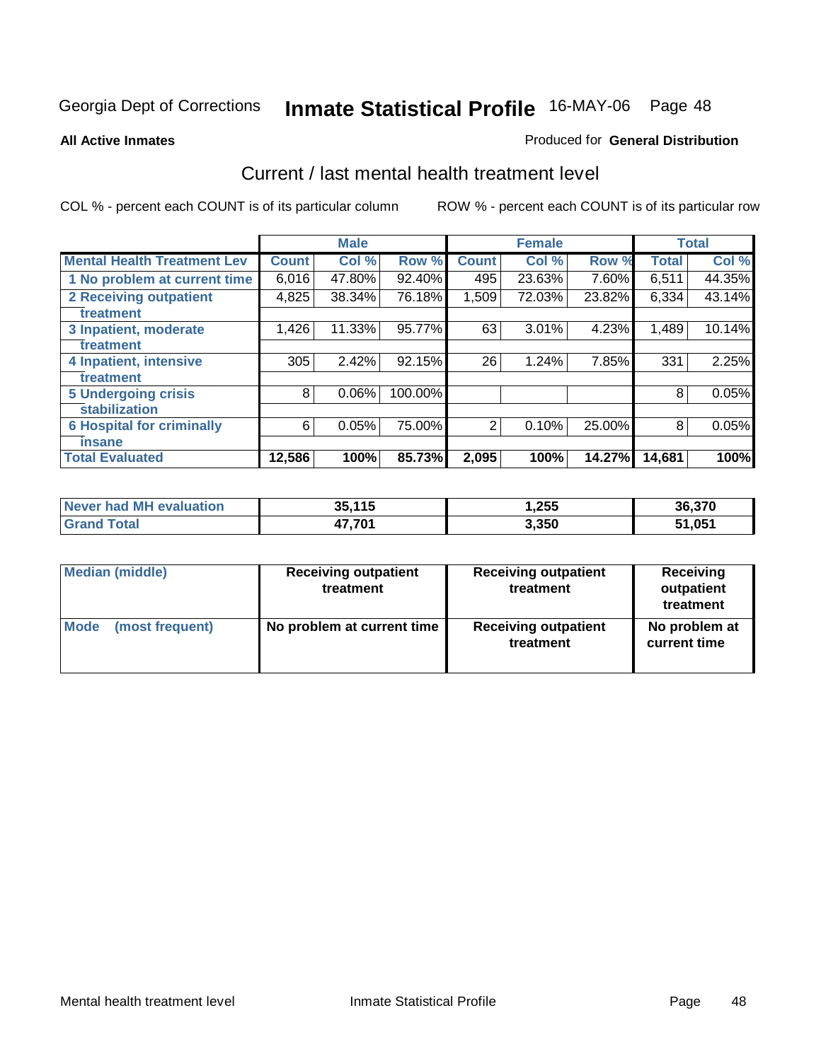Georgia Dept of Corrections **Inmate Statistical Profile** 16-MAY-06

**All Active Inmates**

Produced for **General Distribution**

## Current / last mental health treatment level

COL % - percent each COUNT is of its particular column

ROW % - percent each COUNT is of its particular row

| | Male | | | Female | | | Total | |
|---|---|---|---|---|---|---|---|---|
| **Mental Health Treatment Lev** | **Count** | **Col %** | **Row %** | **Count** | **Col %** | **Row %** | **Total** | **Col %** |
| 1 No problem at current time | 6,016 | 47.80% | 92.40% | 495 | 23.63% | 7.60% | 6,511 | 44.35% |
| 2 Receiving outpatient treatment | 4,825 | 38.34% | 76.18% | 1,509 | 72.03% | 23.82% | 6,334 | 43.14% |
| 3 Inpatient, moderate treatment | 1,426 | 11.33% | 95.77% | 63 | 3.01% | 4.23% | 1,489 | 10.14% |
| 4 Inpatient, intensive treatment | 305 | 2.42% | 92.15% | 26 | 1.24% | 7.85% | 331 | 2.25% |
| 5 Undergoing crisis stabilization | 8 | 0.06% | 100.00% | | | | 8 | 0.05% |
| 6 Hospital for criminally insane | 6 | 0.05% | 75.00% | 2 | 0.10% | 25.00% | 8 | 0.05% |
| **Total Evaluated** | **12,586** | **100%** | **85.73%** | **2,095** | **100%** | **14.27%** | **14,681** | **100%** |

| | Male | Female | Total |
|---|---|---|---|
| Never had MH evaluation | 35,115 | 1,255 | 36,370 |
| Grand Total | 47,701 | 3,350 | 51,051 |

| | Male | Female | Total |
|---|---|---|---|
| Median (middle) | Receiving outpatient treatment | Receiving outpatient treatment | Receiving outpatient treatment |
| Mode (most frequent) | No problem at current time | Receiving outpatient treatment | No problem at current time |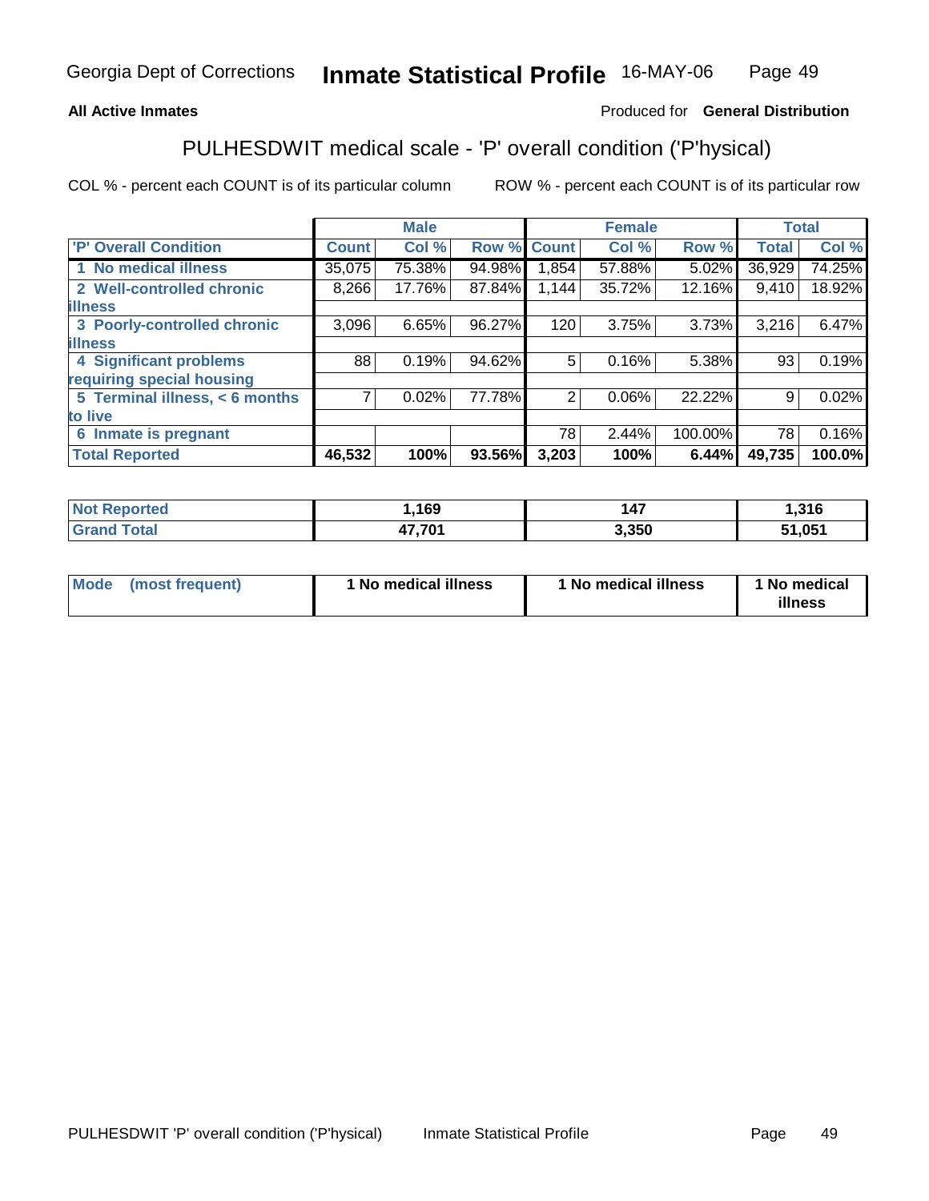**All Active Inmates** Produced for **General Distribution**

## PULHESDWIT medical scale - 'P' overall condition ('P'hysical)

COL % - percent each COUNT is of its particular column ROW % - percent each COUNT is of its particular row

| | Male | | | Female | | | Total | |
|---|---|---|---|---|---|---|---|---|
| 'P' Overall Condition | Count | Col % | Row % | Count | Col % | Row % | Total | Col % |
| 1 No medical illness | 35,075 | 75.38% | 94.98% | 1,854 | 57.88% | 5.02% | 36,929 | 74.25% |
| 2 Well-controlled chronic illness | 8,266 | 17.76% | 87.84% | 1,144 | 35.72% | 12.16% | 9,410 | 18.92% |
| 3 Poorly-controlled chronic illness | 3,096 | 6.65% | 96.27% | 120 | 3.75% | 3.73% | 3,216 | 6.47% |
| 4 Significant problems requiring special housing | 88 | 0.19% | 94.62% | 5 | 0.16% | 5.38% | 93 | 0.19% |
| 5 Terminal illness, < 6 months to live | 7 | 0.02% | 77.78% | 2 | 0.06% | 22.22% | 9 | 0.02% |
| 6 Inmate is pregnant | | | | 78 | 2.44% | 100.00% | 78 | 0.16% |
| **Total Reported** | **46,532** | **100%** | **93.56%** | **3,203** | **100%** | **6.44%** | **49,735** | **100.0%** |

| | Male | Female | Total |
|---|---|---|---|
| Not Reported | 1,169 | 147 | 1,316 |
| Grand Total | 47,701 | 3,350 | 51,051 |

| | Male | Female | Total |
|---|---|---|---|
| Mode (most frequent) | 1 No medical illness | 1 No medical illness | 1 No medical illness |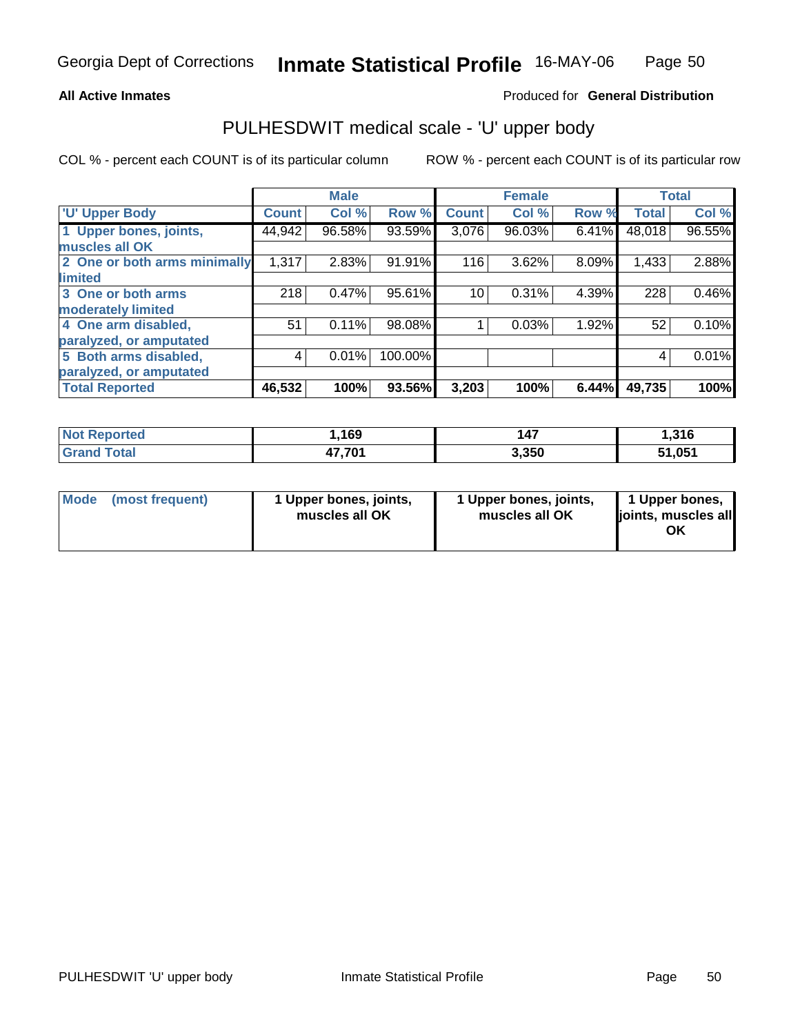**All Active Inmates**

Produced for **General Distribution**

## PULHESDWIT medical scale - 'U' upper body

COL % - percent each COUNT is of its particular column

ROW % - percent each COUNT is of its particular row

| | Male | | | Female | | | Total | |
|---|---|---|---|---|---|---|---|---|
| 'U' Upper Body | Count | Col % | Row % | Count | Col % | Row % | Total | Col % |
| 1 Upper bones, joints, muscles all OK | 44,942 | 96.58% | 93.59% | 3,076 | 96.03% | 6.41% | 48,018 | 96.55% |
| 2 One or both arms minimally limited | 1,317 | 2.83% | 91.91% | 116 | 3.62% | 8.09% | 1,433 | 2.88% |
| 3 One or both arms moderately limited | 218 | 0.47% | 95.61% | 10 | 0.31% | 4.39% | 228 | 0.46% |
| 4 One arm disabled, paralyzed, or amputated | 51 | 0.11% | 98.08% | 1 | 0.03% | 1.92% | 52 | 0.10% |
| 5 Both arms disabled, paralyzed, or amputated | 4 | 0.01% | 100.00% | | | | 4 | 0.01% |
| **Total Reported** | **46,532** | **100%** | **93.56%** | **3,203** | **100%** | **6.44%** | **49,735** | **100%** |

| | Male | Female | Total |
|---|---|---|---|
| Not Reported | 1,169 | 147 | 1,316 |
| Grand Total | 47,701 | 3,350 | 51,051 |

| | Male | Female | Total |
|---|---|---|---|
| Mode (most frequent) | 1 Upper bones, joints, muscles all OK | 1 Upper bones, joints, muscles all OK | 1 Upper bones, joints, muscles all OK |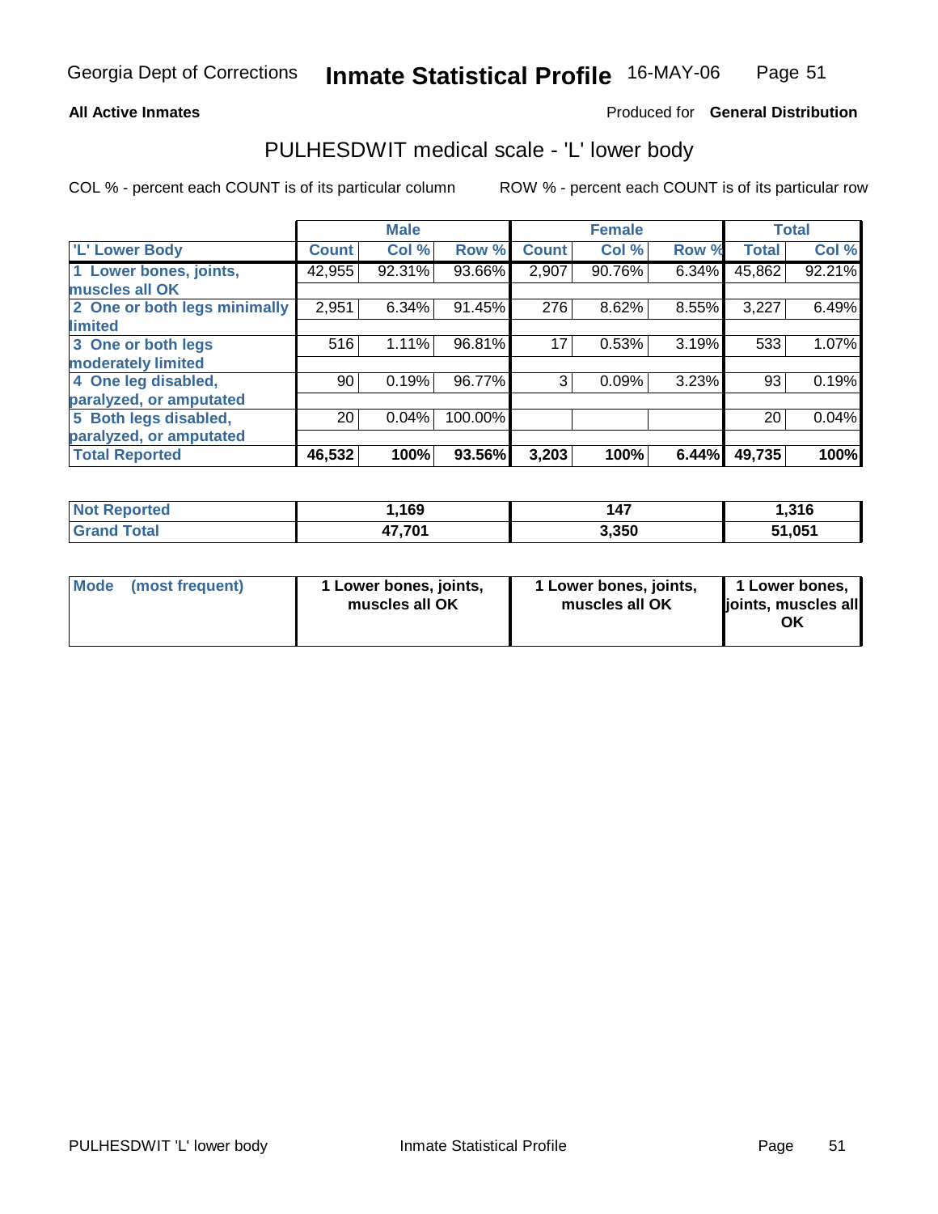Georgia Dept of Corrections **Inmate Statistical Profile** 16-MAY-06

**All Active Inmates**

Produced for **General Distribution**

## PULHESDWIT medical scale - 'L' lower body

COL % - percent each COUNT is of its particular column

ROW % - percent each COUNT is of its particular row

| | Male | | | Female | | | Total | |
|---|---|---|---|---|---|---|---|---|
| 'L' Lower Body | Count | Col % | Row % | Count | Col % | Row % | Total | Col % |
| 1 Lower bones, joints, muscles all OK | 42,955 | 92.31% | 93.66% | 2,907 | 90.76% | 6.34% | 45,862 | 92.21% |
| 2 One or both legs minimally limited | 2,951 | 6.34% | 91.45% | 276 | 8.62% | 8.55% | 3,227 | 6.49% |
| 3 One or both legs moderately limited | 516 | 1.11% | 96.81% | 17 | 0.53% | 3.19% | 533 | 1.07% |
| 4 One leg disabled, paralyzed, or amputated | 90 | 0.19% | 96.77% | 3 | 0.09% | 3.23% | 93 | 0.19% |
| 5 Both legs disabled, paralyzed, or amputated | 20 | 0.04% | 100.00% | | | | 20 | 0.04% |
| **Total Reported** | **46,532** | **100%** | **93.56%** | **3,203** | **100%** | **6.44%** | **49,735** | **100%** |

| | Male | Female | Total |
|---|---|---|---|
| Not Reported | 1,169 | 147 | 1,316 |
| Grand Total | 47,701 | 3,350 | 51,051 |

| | Male | Female | Total |
|---|---|---|---|
| Mode (most frequent) | 1 Lower bones, joints, muscles all OK | 1 Lower bones, joints, muscles all OK | 1 Lower bones, joints, muscles all OK |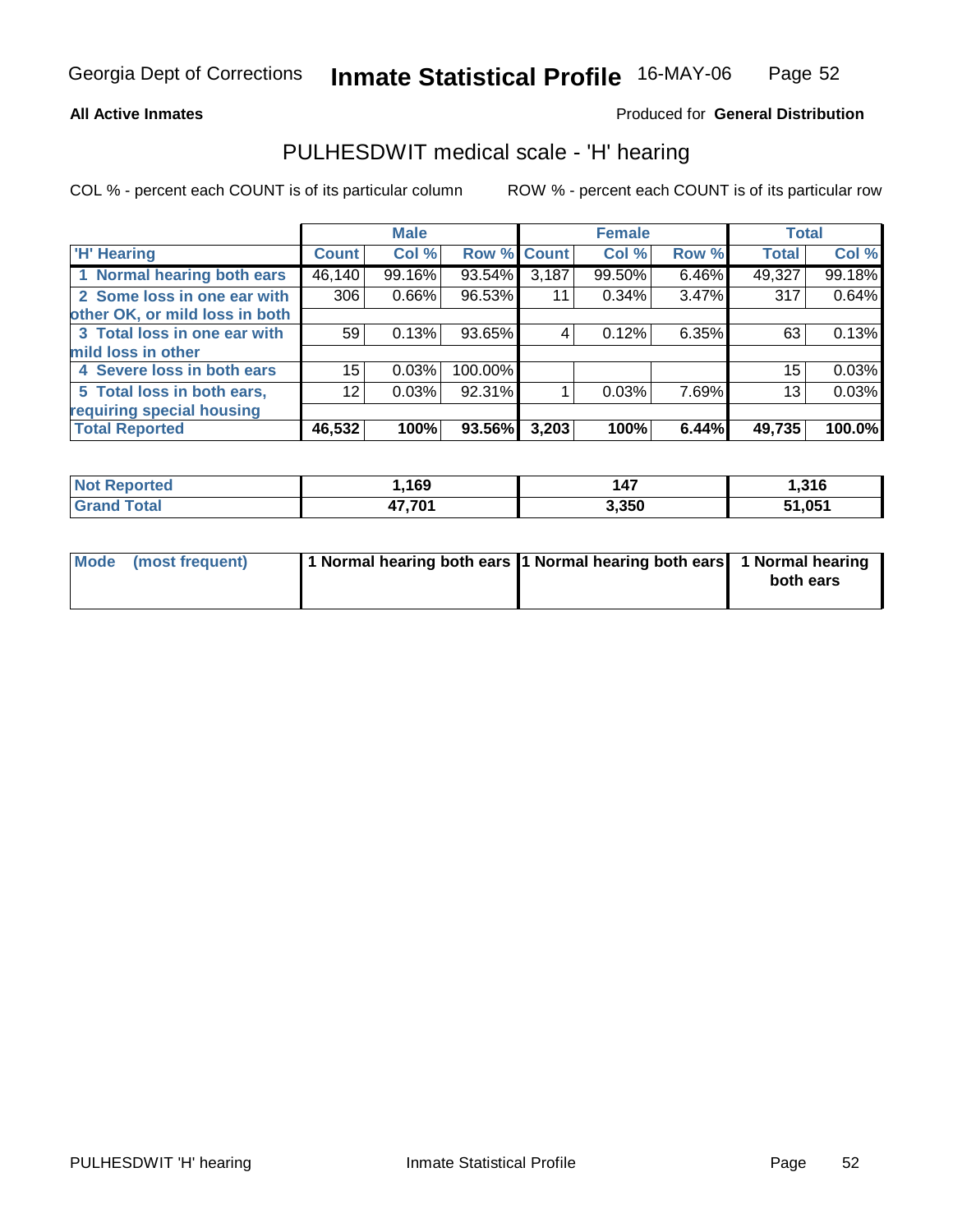**All Active Inmates**

Produced for **General Distribution**

## PULHESDWIT medical scale - 'H' hearing

COL % - percent each COUNT is of its particular column

ROW % - percent each COUNT is of its particular row

| | Male | | | Female | | | Total | |
|---|---|---|---|---|---|---|---|---|
| 'H' Hearing | Count | Col % | Row % | Count | Col % | Row % | Total | Col % |
| 1 Normal hearing both ears | 46,140 | 99.16% | 93.54% | 3,187 | 99.50% | 6.46% | 49,327 | 99.18% |
| 2 Some loss in one ear with other OK, or mild loss in both | 306 | 0.66% | 96.53% | 11 | 0.34% | 3.47% | 317 | 0.64% |
| 3 Total loss in one ear with mild loss in other | 59 | 0.13% | 93.65% | 4 | 0.12% | 6.35% | 63 | 0.13% |
| 4 Severe loss in both ears | 15 | 0.03% | 100.00% | | | | 15 | 0.03% |
| 5 Total loss in both ears, requiring special housing | 12 | 0.03% | 92.31% | 1 | 0.03% | 7.69% | 13 | 0.03% |
| **Total Reported** | **46,532** | **100%** | **93.56%** | **3,203** | **100%** | **6.44%** | **49,735** | **100.0%** |

| | Male | Female | Total |
|---|---|---|---|
| Not Reported | 1,169 | 147 | 1,316 |
| Grand Total | 47,701 | 3,350 | 51,051 |

| | Male | Female | Total |
|---|---|---|---|
| Mode (most frequent) | 1 Normal hearing both ears | 1 Normal hearing both ears | 1 Normal hearing both ears |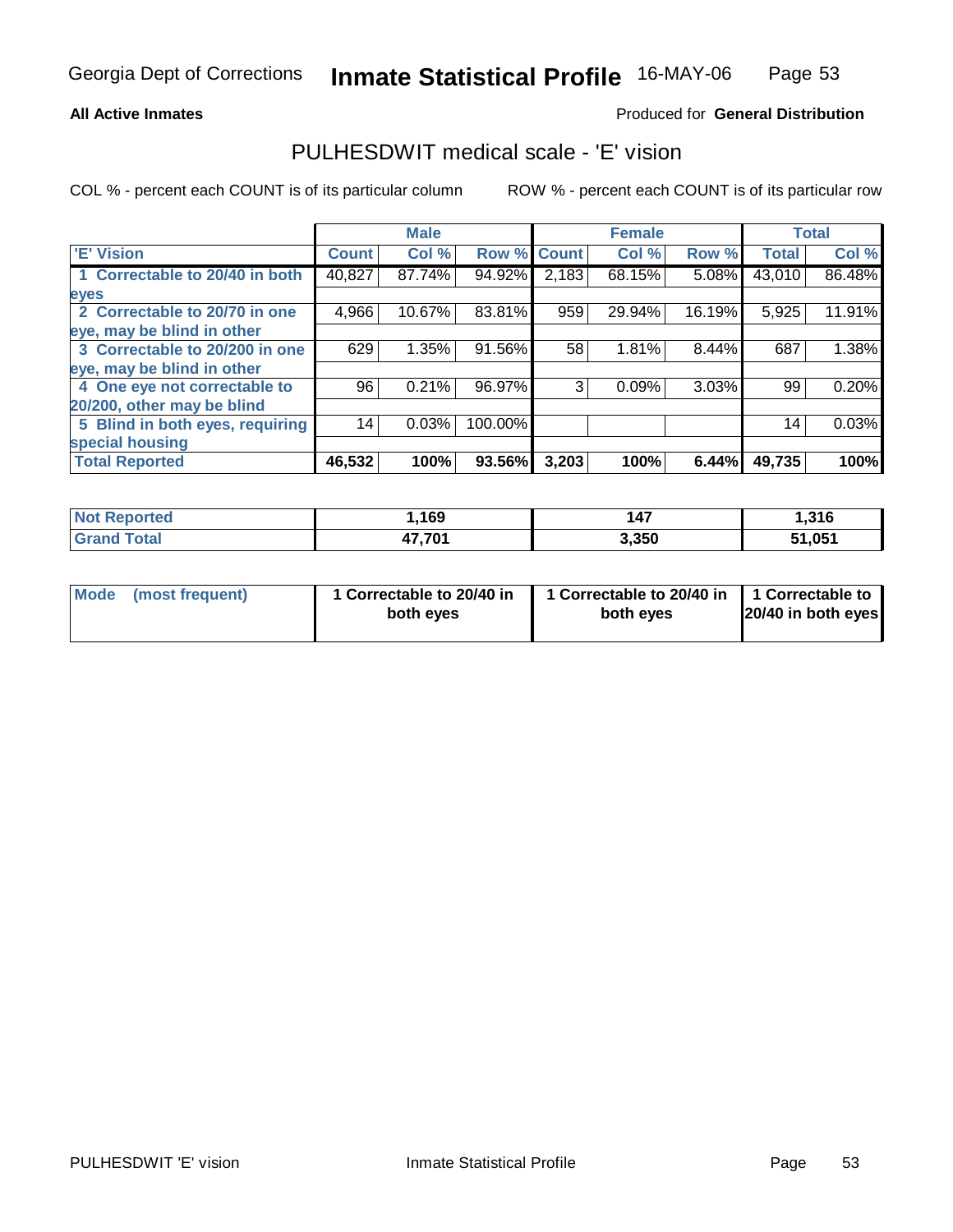Georgia Dept of Corrections **Inmate Statistical Profile** 16-MAY-06

**All Active Inmates**

Produced for **General Distribution**

## PULHESDWIT medical scale - 'E' vision

COL % - percent each COUNT is of its particular column

ROW % - percent each COUNT is of its particular row

| | Male | | | Female | | | Total | |
|---|---|---|---|---|---|---|---|---|
| 'E' Vision | Count | Col % | Row % | Count | Col % | Row % | Total | Col % |
| 1 Correctable to 20/40 in both eyes | 40,827 | 87.74% | 94.92% | 2,183 | 68.15% | 5.08% | 43,010 | 86.48% |
| 2 Correctable to 20/70 in one eye, may be blind in other | 4,966 | 10.67% | 83.81% | 959 | 29.94% | 16.19% | 5,925 | 11.91% |
| 3 Correctable to 20/200 in one eye, may be blind in other | 629 | 1.35% | 91.56% | 58 | 1.81% | 8.44% | 687 | 1.38% |
| 4 One eye not correctable to 20/200, other may be blind | 96 | 0.21% | 96.97% | 3 | 0.09% | 3.03% | 99 | 0.20% |
| 5 Blind in both eyes, requiring special housing | 14 | 0.03% | 100.00% | | | | 14 | 0.03% |
| **Total Reported** | **46,532** | **100%** | **93.56%** | **3,203** | **100%** | **6.44%** | **49,735** | **100%** |

| | Male | Female | Total |
|---|---|---|---|
| **Not Reported** | **1,169** | **147** | **1,316** |
| **Grand Total** | **47,701** | **3,350** | **51,051** |

| | Male | Female | Total |
|---|---|---|---|
| **Mode (most frequent)** | **1 Correctable to 20/40 in both eyes** | **1 Correctable to 20/40 in both eyes** | **1 Correctable to 20/40 in both eyes** |

PULHESDWIT 'E' vision Inmate Statistical Profile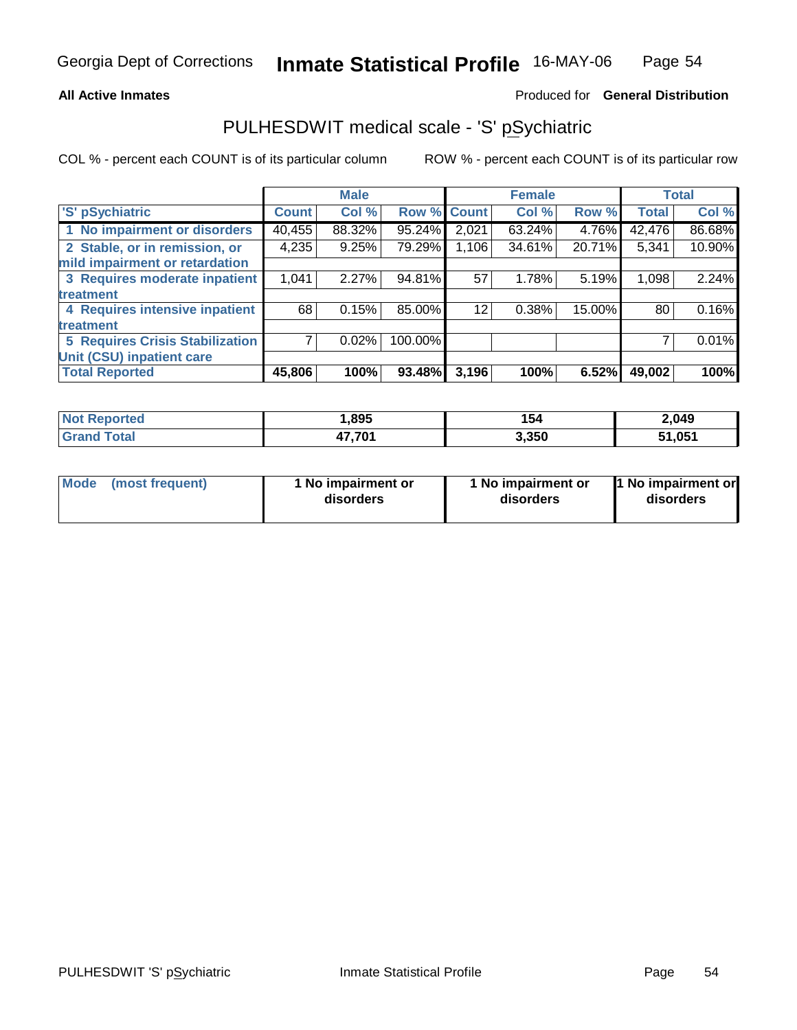## All Active Inmates

Produced for **General Distribution**

# PULHESDWIT medical scale - 'S' pSychiatric

COL % - percent each COUNT is of its particular column

ROW % - percent each COUNT is of its particular row

| | Male | | | Female | | | Total | |
|---|---|---|---|---|---|---|---|---|
| 'S' pSychiatric | Count | Col % | Row % | Count | Col % | Row % | Total | Col % |
| 1 No impairment or disorders | 40,455 | 88.32% | 95.24% | 2,021 | 63.24% | 4.76% | 42,476 | 86.68% |
| 2 Stable, or in remission, or mild impairment or retardation | 4,235 | 9.25% | 79.29% | 1,106 | 34.61% | 20.71% | 5,341 | 10.90% |
| 3 Requires moderate inpatient treatment | 1,041 | 2.27% | 94.81% | 57 | 1.78% | 5.19% | 1,098 | 2.24% |
| 4 Requires intensive inpatient treatment | 68 | 0.15% | 85.00% | 12 | 0.38% | 15.00% | 80 | 0.16% |
| 5 Requires Crisis Stabilization Unit (CSU) inpatient care | 7 | 0.02% | 100.00% | | | | 7 | 0.01% |
| **Total Reported** | **45,806** | **100%** | **93.48%** | **3,196** | **100%** | **6.52%** | **49,002** | **100%** |

| | Male | Female | Total |
|---|---|---|---|
| Not Reported | 1,895 | 154 | 2,049 |
| Grand Total | 47,701 | 3,350 | 51,051 |

| | Male | Female | Total |
|---|---|---|---|
| Mode (most frequent) | 1 No impairment or disorders | 1 No impairment or disorders | 1 No impairment or disorders |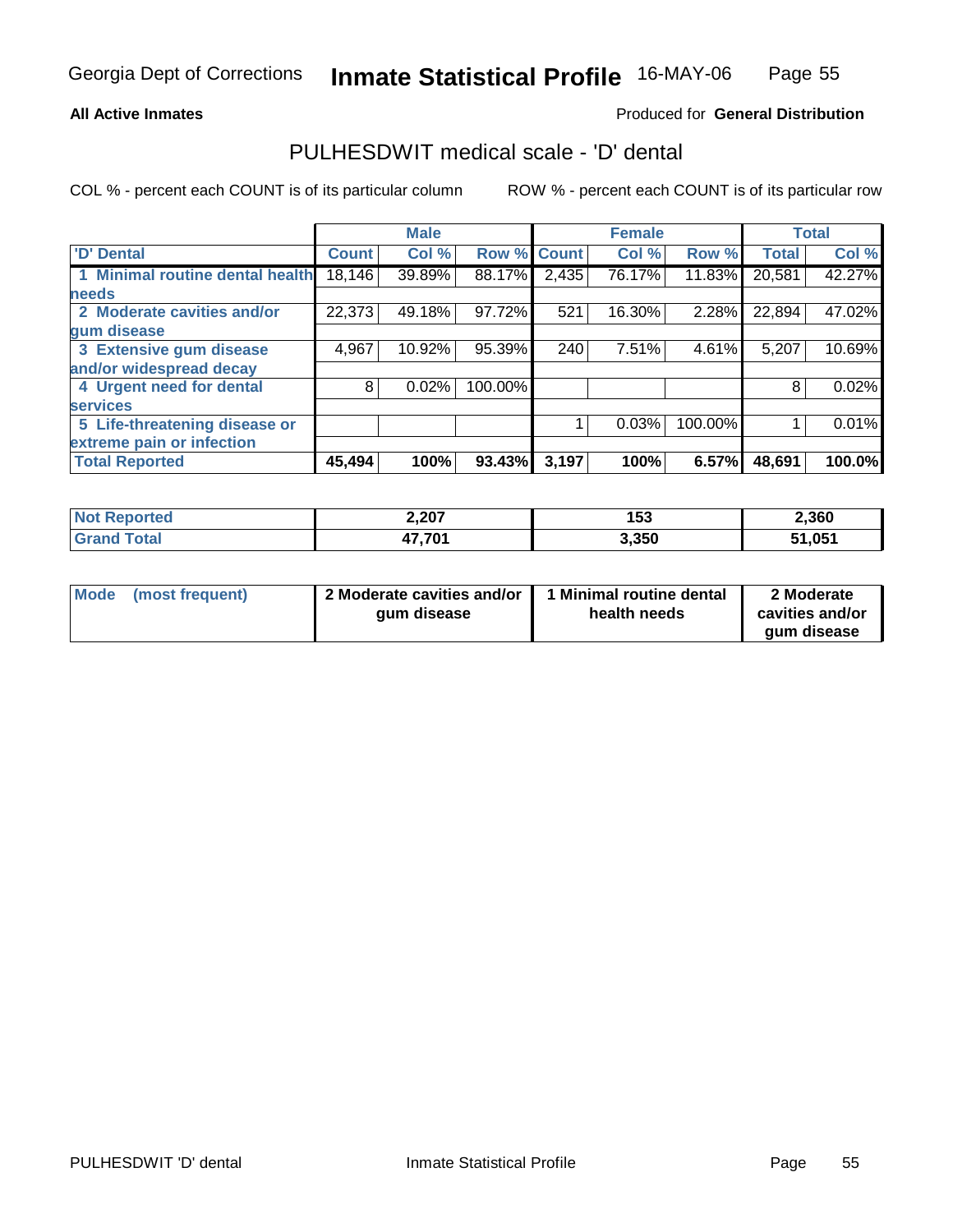**All Active Inmates**

Produced for **General Distribution**

## PULHESDWIT medical scale - 'D' dental

COL % - percent each COUNT is of its particular column

ROW % - percent each COUNT is of its particular row

| | Male | | | Female | | | Total | |
|---|---|---|---|---|---|---|---|---|
| 'D' Dental | Count | Col % | Row % | Count | Col % | Row % | Total | Col % |
| 1 Minimal routine dental health needs | 18,146 | 39.89% | 88.17% | 2,435 | 76.17% | 11.83% | 20,581 | 42.27% |
| 2 Moderate cavities and/or gum disease | 22,373 | 49.18% | 97.72% | 521 | 16.30% | 2.28% | 22,894 | 47.02% |
| 3 Extensive gum disease and/or widespread decay | 4,967 | 10.92% | 95.39% | 240 | 7.51% | 4.61% | 5,207 | 10.69% |
| 4 Urgent need for dental services | 8 | 0.02% | 100.00% | | | | 8 | 0.02% |
| 5 Life-threatening disease or extreme pain or infection | | | | 1 | 0.03% | 100.00% | 1 | 0.01% |
| **Total Reported** | **45,494** | **100%** | **93.43%** | **3,197** | **100%** | **6.57%** | **48,691** | **100.0%** |

| | Male | Female | Total |
|---|---|---|---|
| Not Reported | 2,207 | 153 | 2,360 |
| Grand Total | 47,701 | 3,350 | 51,051 |

| | Male | Female | Total |
|---|---|---|---|
| Mode (most frequent) | 2 Moderate cavities and/or gum disease | 1 Minimal routine dental health needs | 2 Moderate cavities and/or gum disease |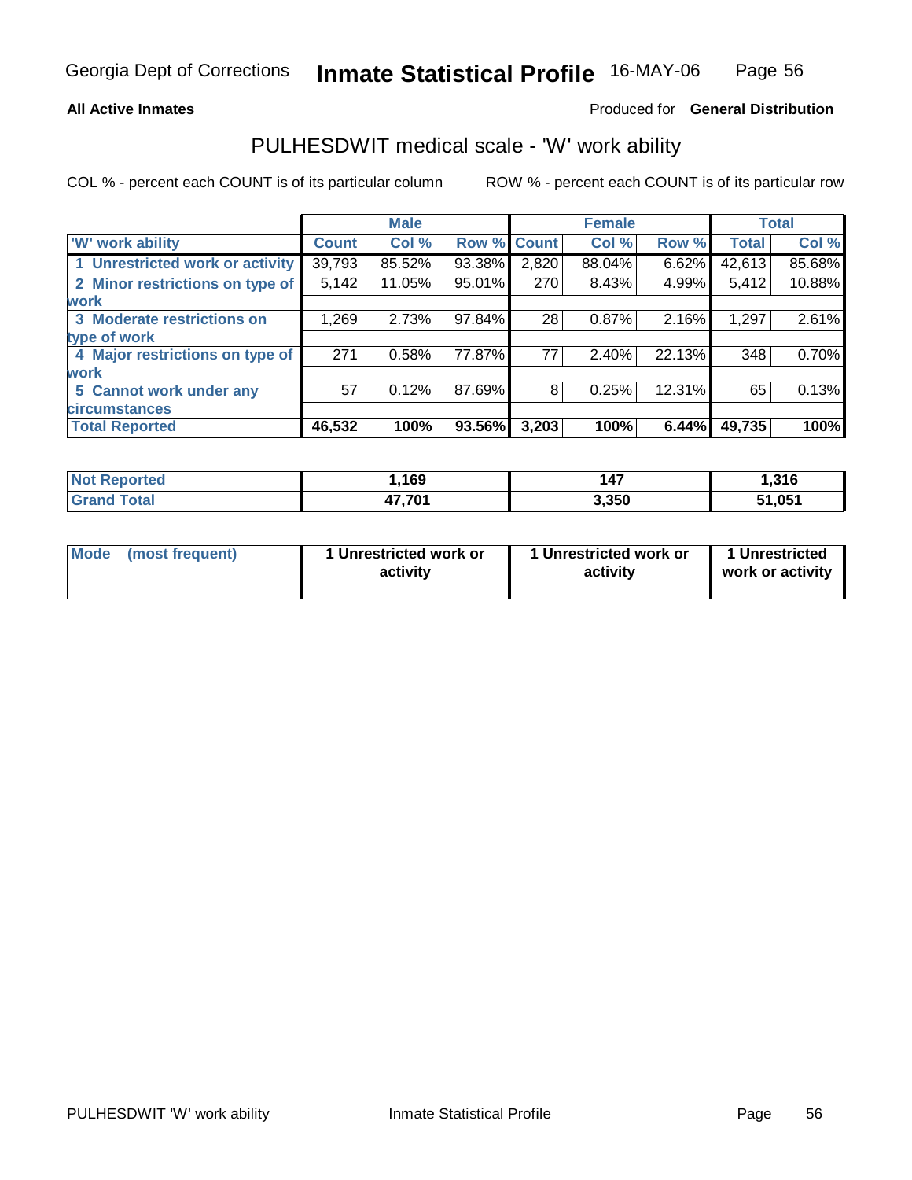Georgia Dept of Corrections **Inmate Statistical Profile** 16-MAY-06

**All Active Inmates**

Produced for **General Distribution**

## PULHESDWIT medical scale - 'W' work ability

COL % - percent each COUNT is of its particular column

ROW % - percent each COUNT is of its particular row

| | Male | | | Female | | | Total | |
|---|---|---|---|---|---|---|---|---|
| **'W' work ability** | **Count** | **Col %** | **Row %** | **Count** | **Col %** | **Row %** | **Total** | **Col %** |
| **1 Unrestricted work or activity** | 39,793 | 85.52% | 93.38% | 2,820 | 88.04% | 6.62% | 42,613 | 85.68% |
| **2 Minor restrictions on type of work** | 5,142 | 11.05% | 95.01% | 270 | 8.43% | 4.99% | 5,412 | 10.88% |
| **3 Moderate restrictions on type of work** | 1,269 | 2.73% | 97.84% | 28 | 0.87% | 2.16% | 1,297 | 2.61% |
| **4 Major restrictions on type of work** | 271 | 0.58% | 77.87% | 77 | 2.40% | 22.13% | 348 | 0.70% |
| **5 Cannot work under any circumstances** | 57 | 0.12% | 87.69% | 8 | 0.25% | 12.31% | 65 | 0.13% |
| **Total Reported** | **46,532** | **100%** | **93.56%** | **3,203** | **100%** | **6.44%** | **49,735** | **100%** |

| | Male | Female | Total |
|---|---|---|---|
| **Not Reported** | **1,169** | **147** | **1,316** |
| **Grand Total** | **47,701** | **3,350** | **51,051** |

| | Male | Female | Total |
|---|---|---|---|
| **Mode (most frequent)** | **1 Unrestricted work or activity** | **1 Unrestricted work or activity** | **1 Unrestricted work or activity** |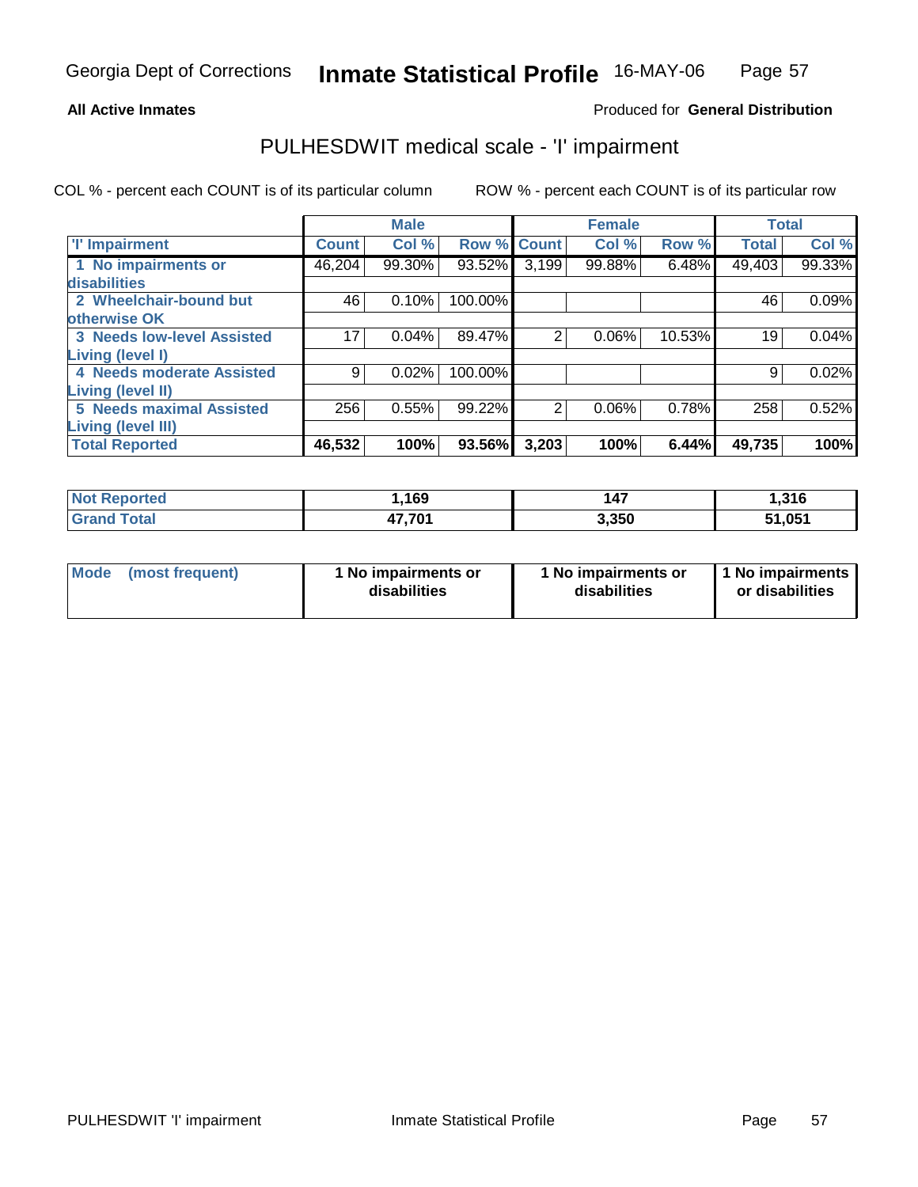**All Active Inmates**

Produced for **General Distribution**

## PULHESDWIT medical scale - 'I' impairment

COL % - percent each COUNT is of its particular column

ROW % - percent each COUNT is of its particular row

| | Male | | | Female | | | Total | |
|---|---|---|---|---|---|---|---|---|
| 'I' Impairment | Count | Col % | Row % | Count | Col % | Row % | Total | Col % |
| 1 No impairments or disabilities | 46,204 | 99.30% | 93.52% | 3,199 | 99.88% | 6.48% | 49,403 | 99.33% |
| 2 Wheelchair-bound but otherwise OK | 46 | 0.10% | 100.00% | | | | 46 | 0.09% |
| 3 Needs low-level Assisted Living (level I) | 17 | 0.04% | 89.47% | 2 | 0.06% | 10.53% | 19 | 0.04% |
| 4 Needs moderate Assisted Living (level II) | 9 | 0.02% | 100.00% | | | | 9 | 0.02% |
| 5 Needs maximal Assisted Living (level III) | 256 | 0.55% | 99.22% | 2 | 0.06% | 0.78% | 258 | 0.52% |
| **Total Reported** | **46,532** | **100%** | **93.56%** | **3,203** | **100%** | **6.44%** | **49,735** | **100%** |

| | Male | Female | Total |
|---|---|---|---|
| Not Reported | 1,169 | 147 | 1,316 |
| Grand Total | 47,701 | 3,350 | 51,051 |

| | Male | Female | Total |
|---|---|---|---|
| Mode (most frequent) | 1 No impairments or disabilities | 1 No impairments or disabilities | 1 No impairments or disabilities |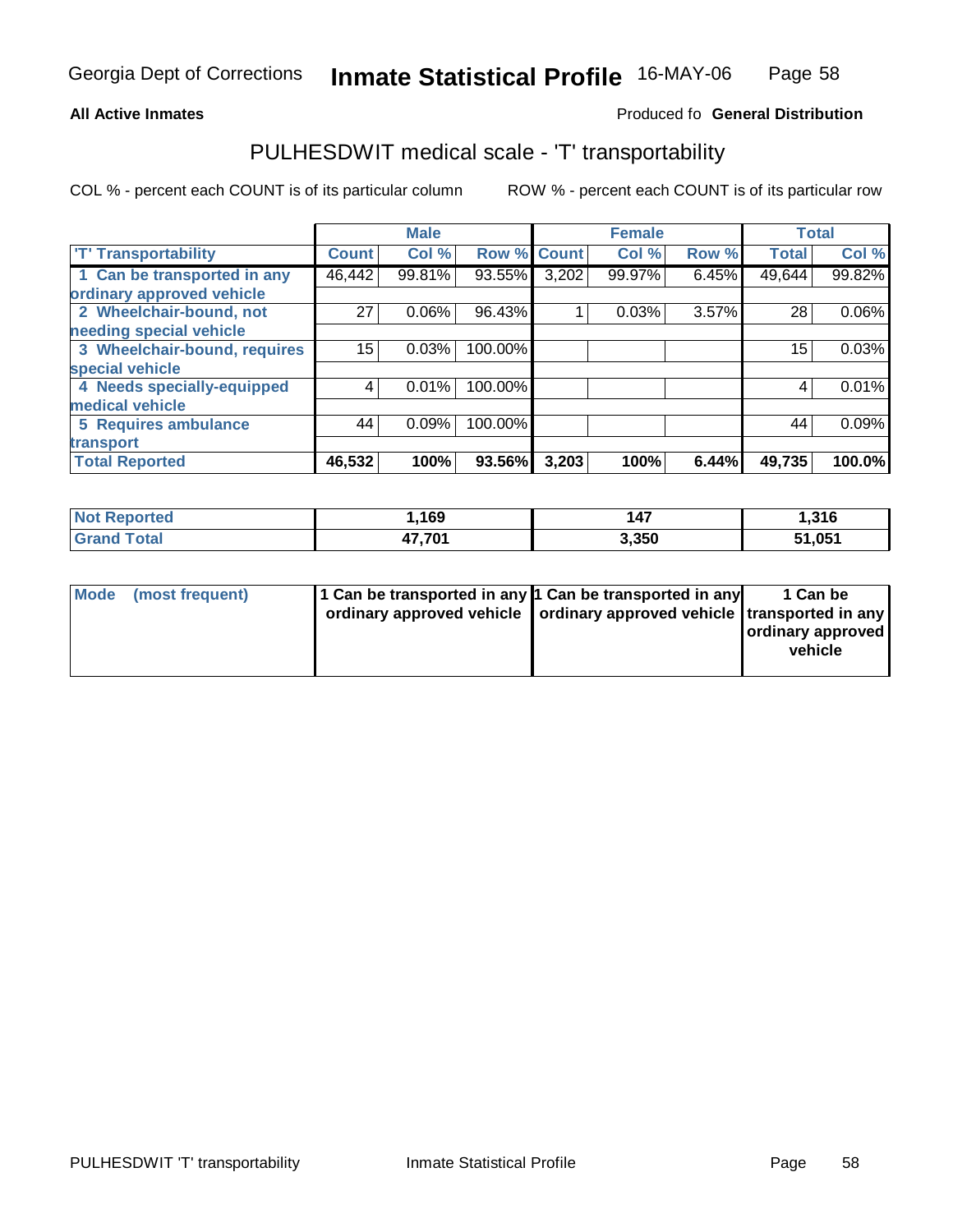Georgia Dept of Corrections **Inmate Statistical Profile** 16-MAY-06

**All Active Inmates** Produced fo **General Distribution**

## PULHESDWIT medical scale - 'T' transportability

COL % - percent each COUNT is of its particular column ROW % - percent each COUNT is of its particular row

| | Male | | | Female | | | Total | |
|---|---|---|---|---|---|---|---|---|
| 'T' Transportability | Count | Col % | Row % | Count | Col % | Row % | Total | Col % |
| 1 Can be transported in any ordinary approved vehicle | 46,442 | 99.81% | 93.55% | 3,202 | 99.97% | 6.45% | 49,644 | 99.82% |
| 2 Wheelchair-bound, not needing special vehicle | 27 | 0.06% | 96.43% | 1 | 0.03% | 3.57% | 28 | 0.06% |
| 3 Wheelchair-bound, requires special vehicle | 15 | 0.03% | 100.00% | | | | 15 | 0.03% |
| 4 Needs specially-equipped medical vehicle | 4 | 0.01% | 100.00% | | | | 4 | 0.01% |
| 5 Requires ambulance transport | 44 | 0.09% | 100.00% | | | | 44 | 0.09% |
| **Total Reported** | **46,532** | **100%** | **93.56%** | **3,203** | **100%** | **6.44%** | **49,735** | **100.0%** |

| | Male | Female | Total |
|---|---|---|---|
| **Not Reported** | **1,169** | **147** | **1,316** |
| **Grand Total** | **47,701** | **3,350** | **51,051** |

| | Male | Female | Total |
|---|---|---|---|
| **Mode (most frequent)** | **1 Can be transported in any ordinary approved vehicle** | **1 Can be transported in any ordinary approved vehicle** | **1 Can be transported in any ordinary approved vehicle** |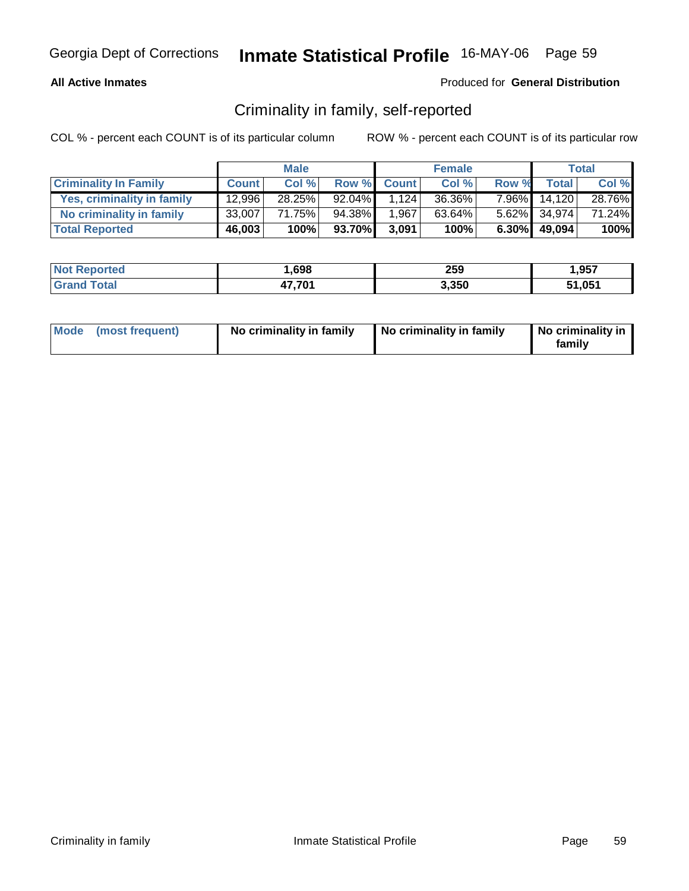**All Active Inmates**

Produced for **General Distribution**

## Criminality in family, self-reported

COL % - percent each COUNT is of its particular column

ROW % - percent each COUNT is of its particular row

| | Male | | | Female | | | Total | |
|---|---|---|---|---|---|---|---|---|
| **Criminality In Family** | **Count** | **Col %** | **Row %** | **Count** | **Col %** | **Row %** | **Total** | **Col %** |
| Yes, criminality in family | 12,996 | 28.25% | 92.04% | 1,124 | 36.36% | 7.96% | 14,120 | 28.76% |
| No criminality in family | 33,007 | 71.75% | 94.38% | 1,967 | 63.64% | 5.62% | 34,974 | 71.24% |
| **Total Reported** | **46,003** | **100%** | **93.70%** | **3,091** | **100%** | **6.30%** | **49,094** | **100%** |

| | Male | Female | Total |
|---|---|---|---|
| **Not Reported** | **1,698** | **259** | **1,957** |
| **Grand Total** | **47,701** | **3,350** | **51,051** |

| | Male | Female | Total |
|---|---|---|---|
| **Mode (most frequent)** | **No criminality in family** | **No criminality in family** | **No criminality in family** |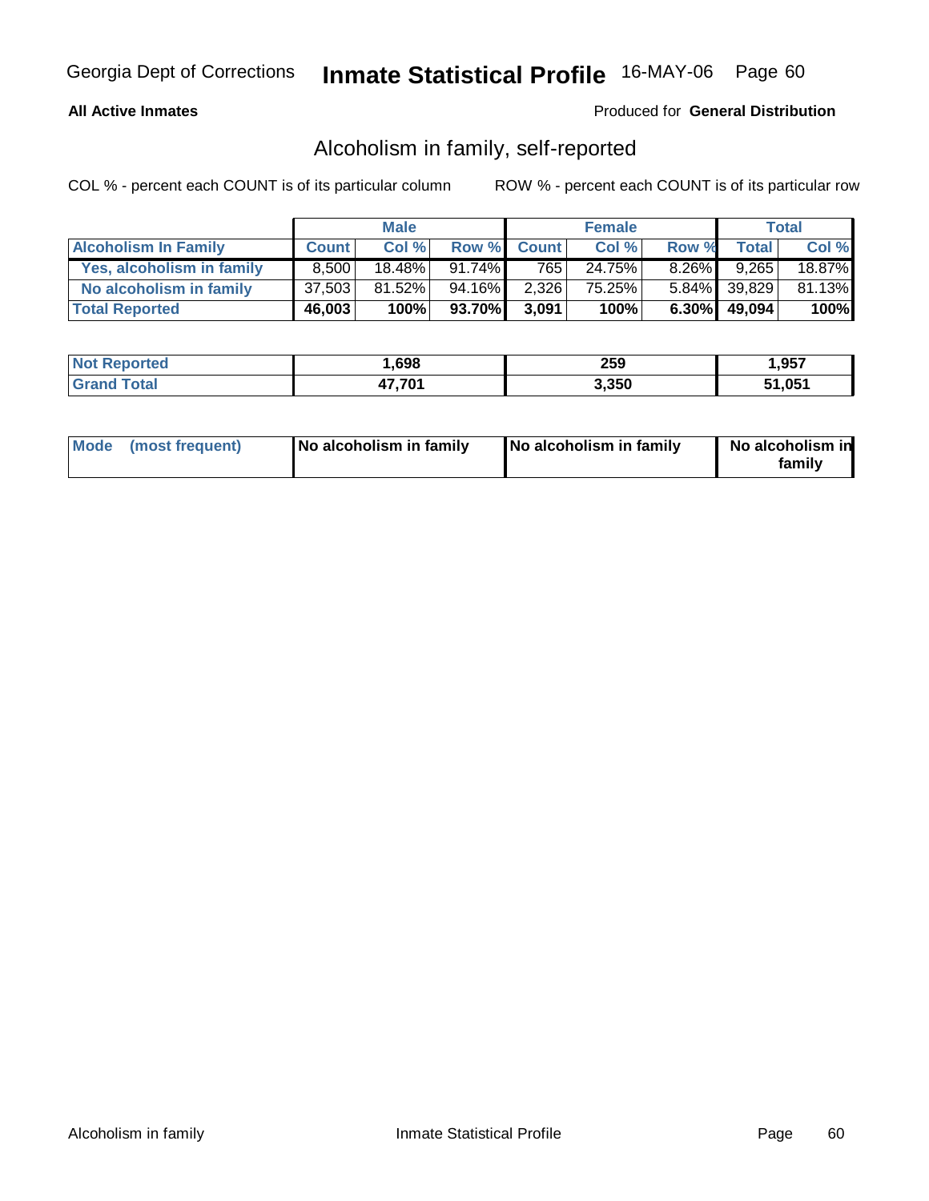**All Active Inmates**

Produced for **General Distribution**

## Alcoholism in family, self-reported

COL % - percent each COUNT is of its particular column

ROW % - percent each COUNT is of its particular row

| | Male | | | Female | | | Total | |
|---|---|---|---|---|---|---|---|---|
| **Alcoholism In Family** | **Count** | **Col %** | **Row %** | **Count** | **Col %** | **Row %** | **Total** | **Col %** |
| **Yes, alcoholism in family** | 8,500 | 18.48% | 91.74% | 765 | 24.75% | 8.26% | 9,265 | 18.87% |
| **No alcoholism in family** | 37,503 | 81.52% | 94.16% | 2,326 | 75.25% | 5.84% | 39,829 | 81.13% |
| **Total Reported** | **46,003** | **100%** | **93.70%** | **3,091** | **100%** | **6.30%** | **49,094** | **100%** |

| | Male | Female | Total |
|---|---|---|---|
| **Not Reported** | **1,698** | **259** | **1,957** |
| **Grand Total** | **47,701** | **3,350** | **51,051** |

| | Male | Female | Total |
|---|---|---|---|
| **Mode (most frequent)** | **No alcoholism in family** | **No alcoholism in family** | **No alcoholism in family** |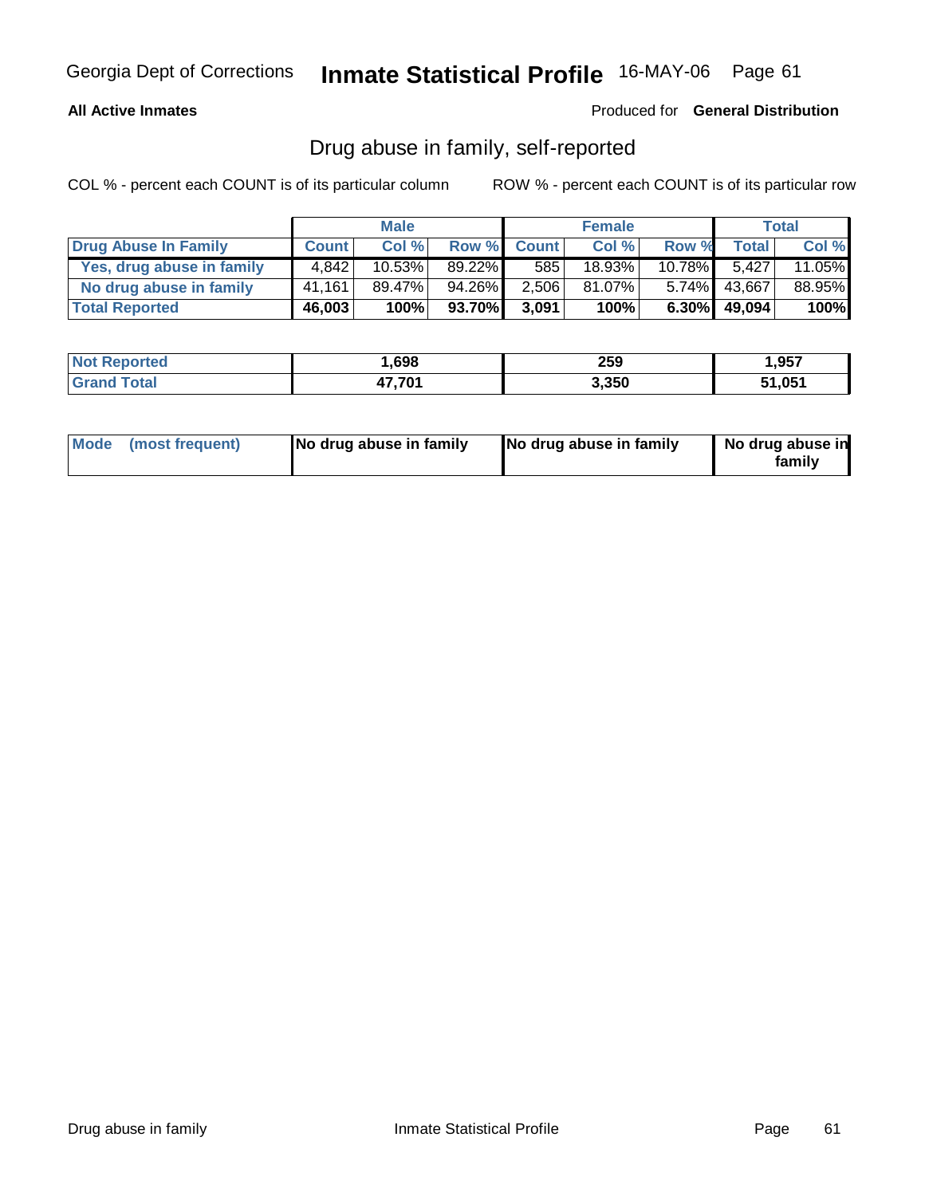**All Active Inmates**

Produced for **General Distribution**

## Drug abuse in family, self-reported

COL % - percent each COUNT is of its particular column

ROW % - percent each COUNT is of its particular row

| | Male | | | Female | | | Total | |
|---|---|---|---|---|---|---|---|---|
| **Drug Abuse In Family** | **Count** | **Col %** | **Row %** | **Count** | **Col %** | **Row %** | **Total** | **Col %** |
| Yes, drug abuse in family | 4,842 | 10.53% | 89.22% | 585 | 18.93% | 10.78% | 5,427 | 11.05% |
| No drug abuse in family | 41,161 | 89.47% | 94.26% | 2,506 | 81.07% | 5.74% | 43,667 | 88.95% |
| **Total Reported** | **46,003** | **100%** | **93.70%** | **3,091** | **100%** | **6.30%** | **49,094** | **100%** |

| | Male | Female | Total |
|---|---|---|---|
| **Not Reported** | **1,698** | **259** | **1,957** |
| **Grand Total** | **47,701** | **3,350** | **51,051** |

| | Male | Female | Total |
|---|---|---|---|
| **Mode (most frequent)** | **No drug abuse in family** | **No drug abuse in family** | **No drug abuse in family** |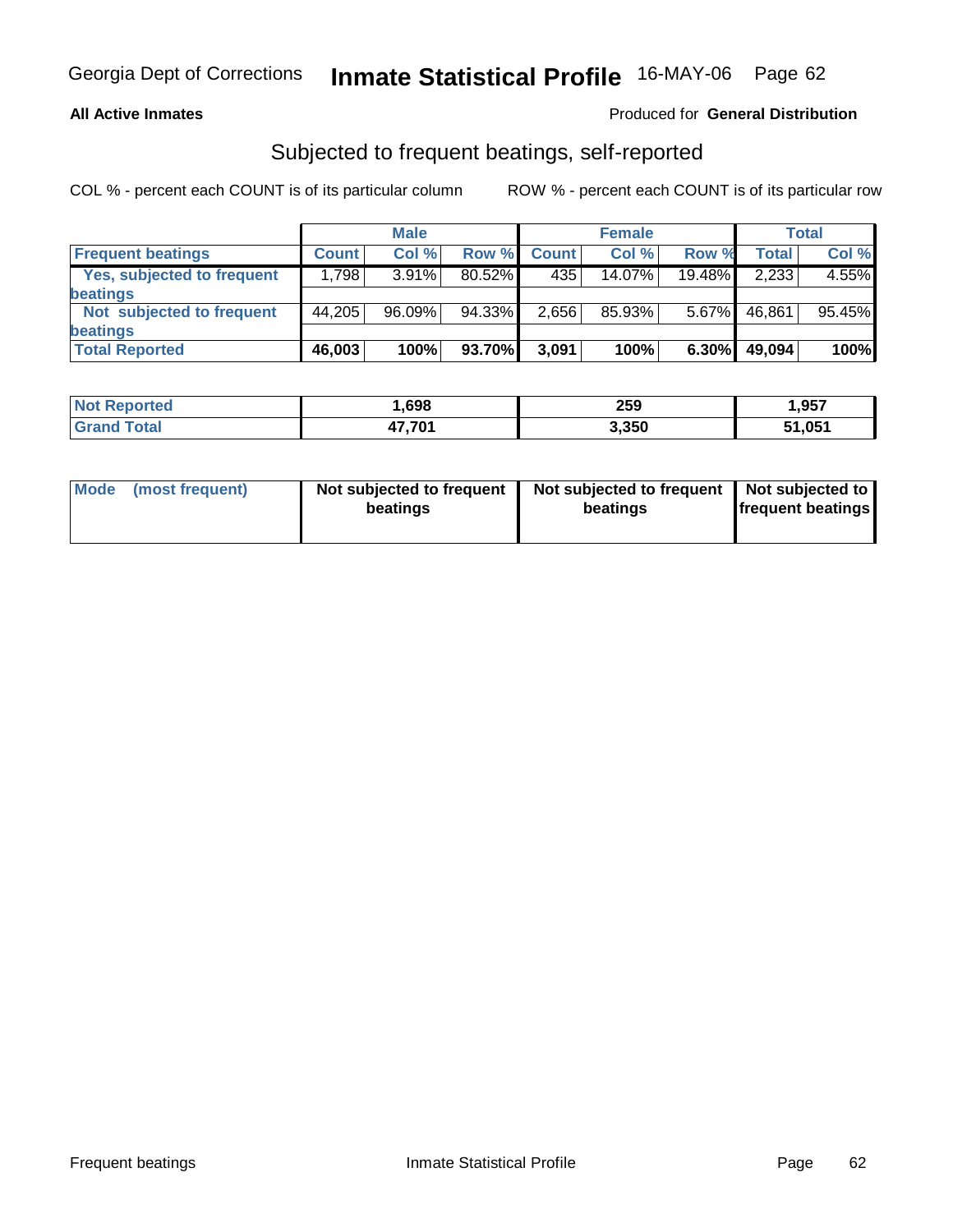**All Active Inmates** | Produced for **General Distribution**

## Subjected to frequent beatings, self-reported

COL % - percent each COUNT is of its particular column    ROW % - percent each COUNT is of its particular row

| | Male | | | Female | | | Total | |
|---|---|---|---|---|---|---|---|---|
| **Frequent beatings** | **Count** | **Col %** | **Row %** | **Count** | **Col %** | **Row %** | **Total** | **Col %** |
| **Yes, subjected to frequent beatings** | 1,798 | 3.91% | 80.52% | 435 | 14.07% | 19.48% | 2,233 | 4.55% |
| **Not subjected to frequent beatings** | 44,205 | 96.09% | 94.33% | 2,656 | 85.93% | 5.67% | 46,861 | 95.45% |
| **Total Reported** | **46,003** | **100%** | **93.70%** | **3,091** | **100%** | **6.30%** | **49,094** | **100%** |

| | Male | Female | Total |
|---|---|---|---|
| **Not Reported** | **1,698** | **259** | **1,957** |
| **Grand Total** | **47,701** | **3,350** | **51,051** |

| | Male | Female | Total |
|---|---|---|---|
| **Mode (most frequent)** | **Not subjected to frequent beatings** | **Not subjected to frequent beatings** | **Not subjected to frequent beatings** |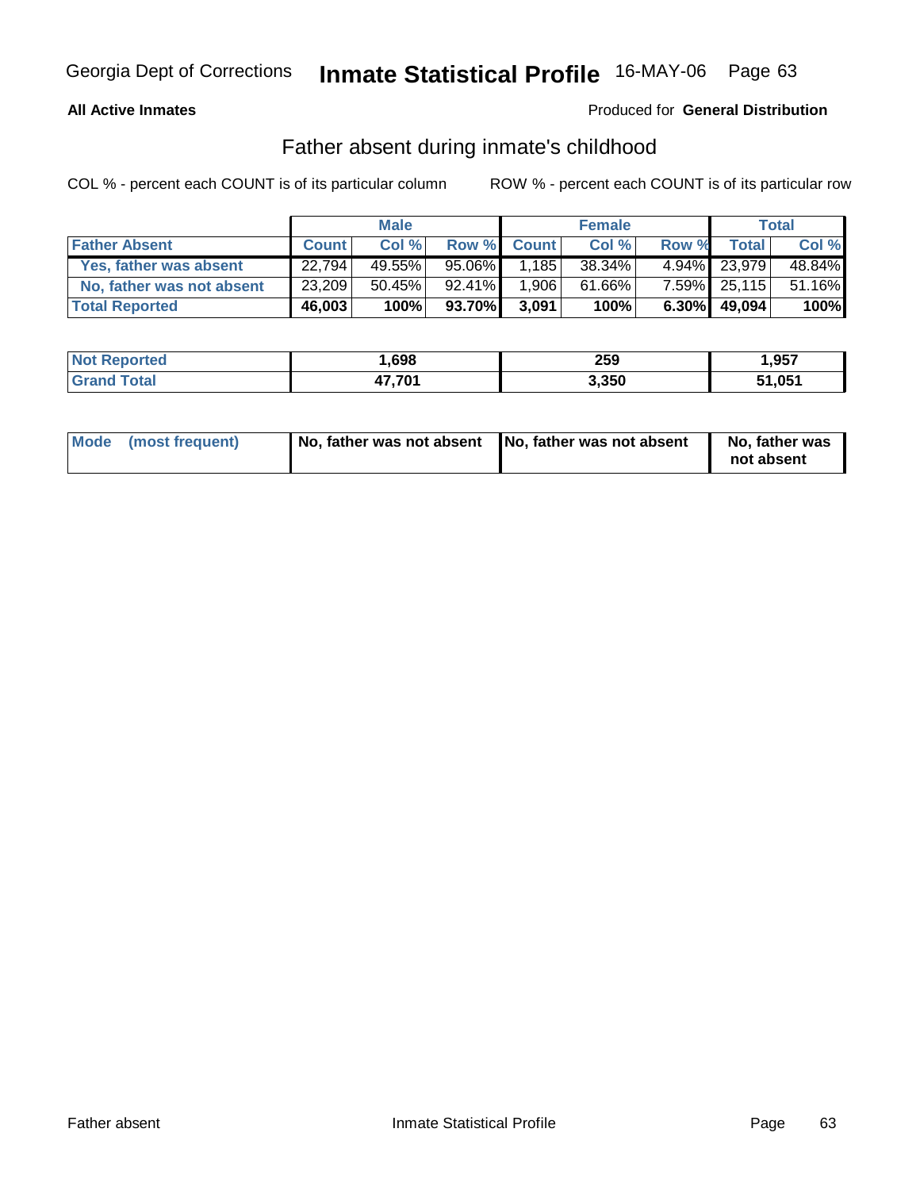**All Active Inmates**

Produced for **General Distribution**

## Father absent during inmate's childhood

COL % - percent each COUNT is of its particular column

ROW % - percent each COUNT is of its particular row

| | Male | | | Female | | | Total | |
|---|---|---|---|---|---|---|---|---|
| **Father Absent** | **Count** | **Col %** | **Row %** | **Count** | **Col %** | **Row %** | **Total** | **Col %** |
| **Yes, father was absent** | 22,794 | 49.55% | 95.06% | 1,185 | 38.34% | 4.94% | 23,979 | 48.84% |
| **No, father was not absent** | 23,209 | 50.45% | 92.41% | 1,906 | 61.66% | 7.59% | 25,115 | 51.16% |
| **Total Reported** | **46,003** | **100%** | **93.70%** | **3,091** | **100%** | **6.30%** | **49,094** | **100%** |

| | Male | Female | Total |
|---|---|---|---|
| **Not Reported** | **1,698** | **259** | **1,957** |
| **Grand Total** | **47,701** | **3,350** | **51,051** |

| | Male | Female | Total |
|---|---|---|---|
| **Mode (most frequent)** | **No, father was not absent** | **No, father was not absent** | **No, father was not absent** |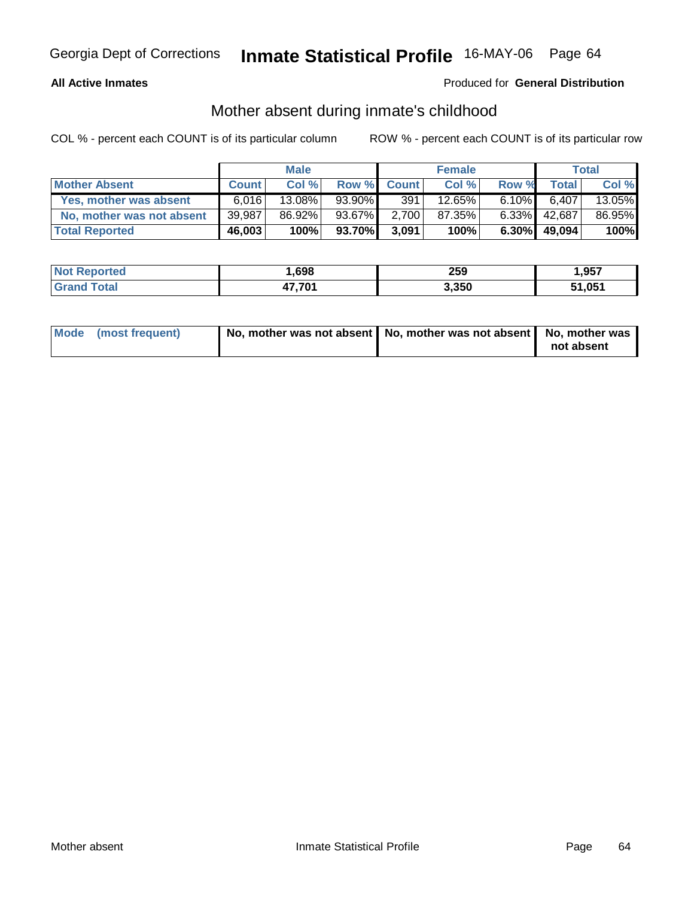**All Active Inmates**

Produced for **General Distribution**

## Mother absent during inmate's childhood

COL % - percent each COUNT is of its particular column

ROW % - percent each COUNT is of its particular row

| | Male | | | Female | | | Total | |
|---|---|---|---|---|---|---|---|---|
| **Mother Absent** | **Count** | **Col %** | **Row %** | **Count** | **Col %** | **Row %** | **Total** | **Col %** |
| **Yes, mother was absent** | 6,016 | 13.08% | 93.90% | 391 | 12.65% | 6.10% | 6,407 | 13.05% |
| **No, mother was not absent** | 39,987 | 86.92% | 93.67% | 2,700 | 87.35% | 6.33% | 42,687 | 86.95% |
| **Total Reported** | **46,003** | **100%** | **93.70%** | **3,091** | **100%** | **6.30%** | **49,094** | **100%** |

| | Male | Female | Total |
|---|---|---|---|
| **Not Reported** | **1,698** | **259** | **1,957** |
| **Grand Total** | **47,701** | **3,350** | **51,051** |

| | Male | Female | Total |
|---|---|---|---|
| **Mode (most frequent)** | **No, mother was not absent** | **No, mother was not absent** | **No, mother was not absent** |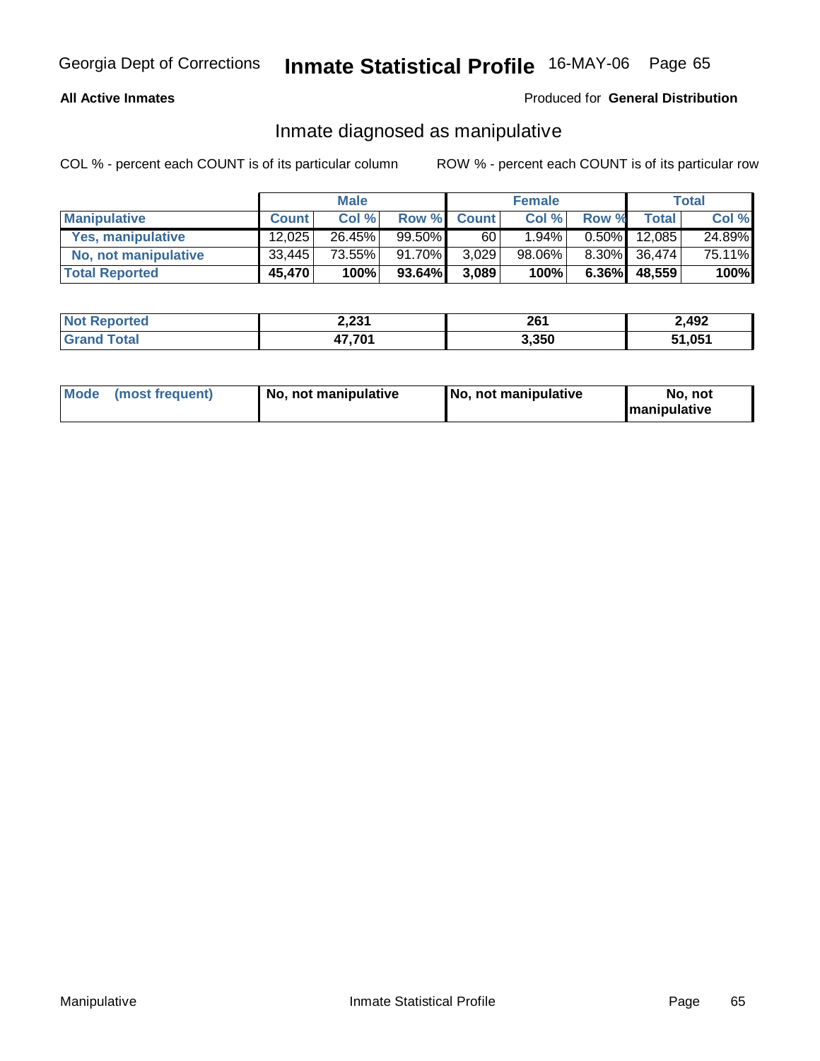**All Active Inmates** Produced for **General Distribution**

## Inmate diagnosed as manipulative

COL % - percent each COUNT is of its particular column ROW % - percent each COUNT is of its particular row

| | Male | | | Female | | | Total | |
|---|---|---|---|---|---|---|---|---|
| **Manipulative** | **Count** | **Col %** | **Row %** | **Count** | **Col %** | **Row %** | **Total** | **Col %** |
| **Yes, manipulative** | 12,025 | 26.45% | 99.50% | 60 | 1.94% | 0.50% | 12,085 | 24.89% |
| **No, not manipulative** | 33,445 | 73.55% | 91.70% | 3,029 | 98.06% | 8.30% | 36,474 | 75.11% |
| **Total Reported** | **45,470** | **100%** | **93.64%** | **3,089** | **100%** | **6.36%** | **48,559** | **100%** |

| | Male | Female | Total |
|---|---|---|---|
| **Not Reported** | **2,231** | **261** | **2,492** |
| **Grand Total** | **47,701** | **3,350** | **51,051** |

| | Male | Female | Total |
|---|---|---|---|
| **Mode (most frequent)** | **No, not manipulative** | **No, not manipulative** | **No, not manipulative** |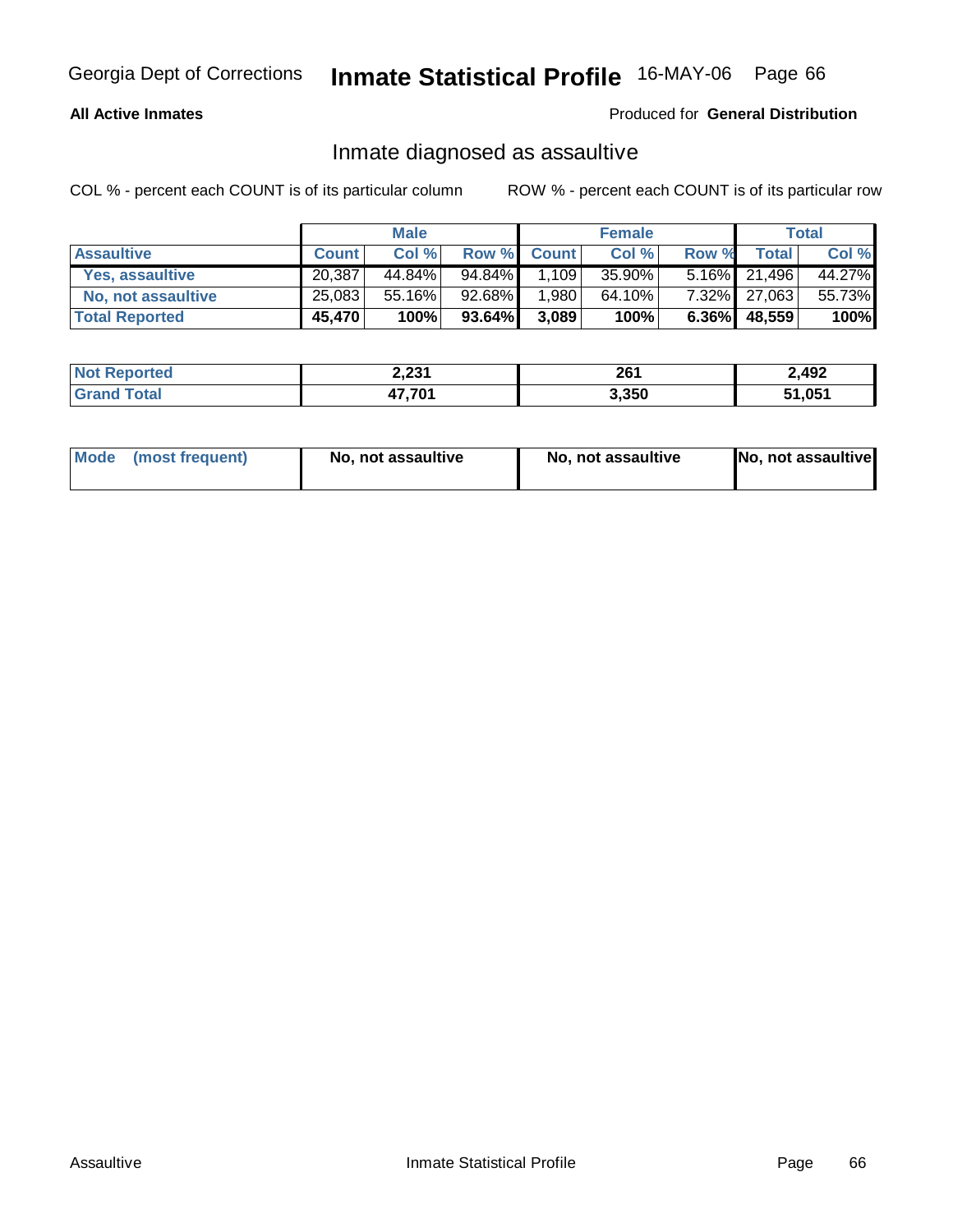**All Active Inmates**

Produced for **General Distribution**

## Inmate diagnosed as assaultive

COL % - percent each COUNT is of its particular column

ROW % - percent each COUNT is of its particular row

| | Male | | | Female | | | Total | |
|---|---|---|---|---|---|---|---|---|
| **Assaultive** | **Count** | **Col %** | **Row %** | **Count** | **Col %** | **Row %** | **Total** | **Col %** |
| **Yes, assaultive** | 20,387 | 44.84% | 94.84% | 1,109 | 35.90% | 5.16% | 21,496 | 44.27% |
| **No, not assaultive** | 25,083 | 55.16% | 92.68% | 1,980 | 64.10% | 7.32% | 27,063 | 55.73% |
| **Total Reported** | **45,470** | **100%** | **93.64%** | **3,089** | **100%** | **6.36%** | **48,559** | **100%** |

| | Male | Female | Total |
|---|---|---|---|
| **Not Reported** | **2,231** | **261** | **2,492** |
| **Grand Total** | **47,701** | **3,350** | **51,051** |

| **Mode (most frequent)** | **No, not assaultive** | **No, not assaultive** | **No, not assaultive** |
|---|---|---|---|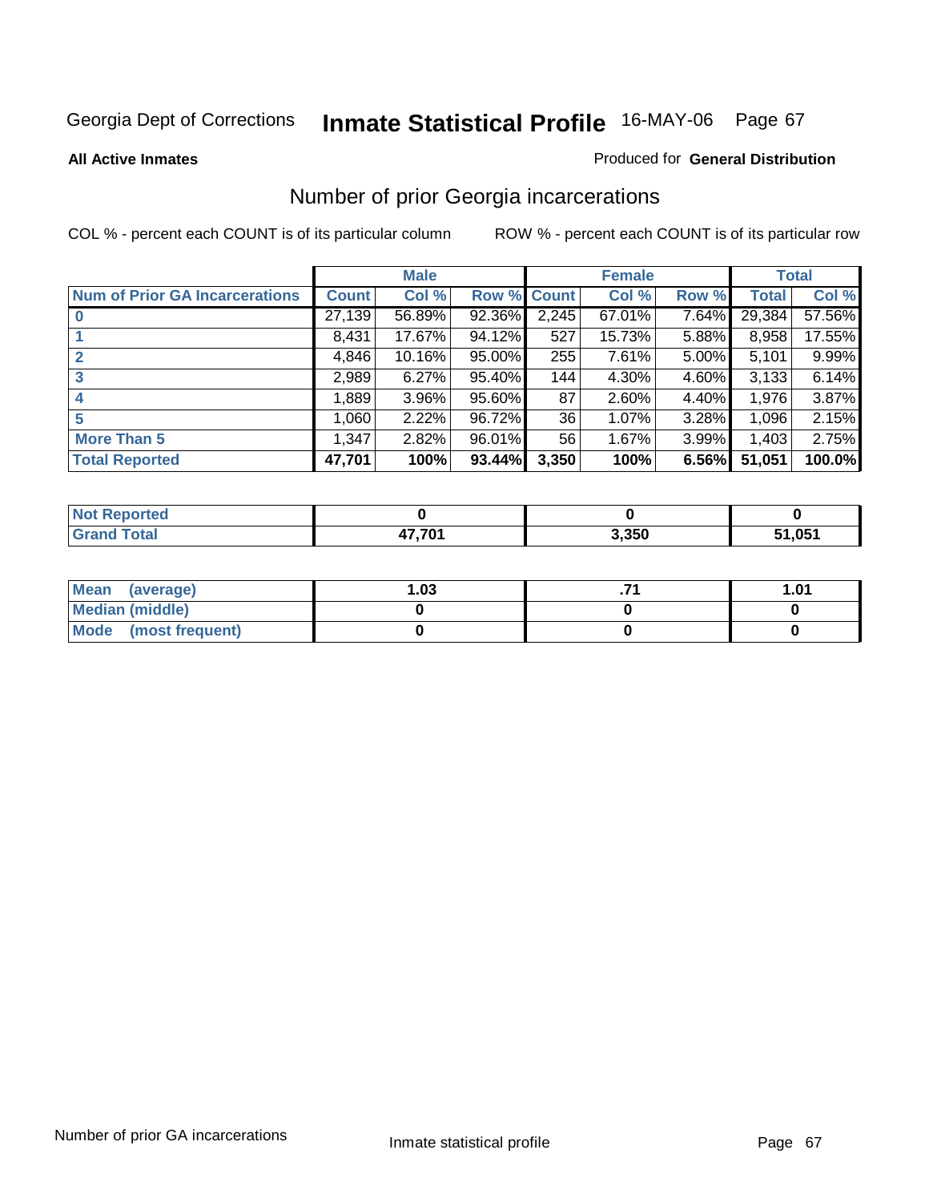Georgia Dept of Corrections **Inmate Statistical Profile** 16-MAY-06

**All Active Inmates**

Produced for **General Distribution**

## Number of prior Georgia incarcerations

COL % - percent each COUNT is of its particular column

ROW % - percent each COUNT is of its particular row

| | Male | | | Female | | | Total | |
|---|---|---|---|---|---|---|---|---|
| **Num of Prior GA Incarcerations** | **Count** | **Col %** | **Row %** | **Count** | **Col %** | **Row %** | **Total** | **Col %** |
| **0** | 27,139 | 56.89% | 92.36% | 2,245 | 67.01% | 7.64% | 29,384 | 57.56% |
| **1** | 8,431 | 17.67% | 94.12% | 527 | 15.73% | 5.88% | 8,958 | 17.55% |
| **2** | 4,846 | 10.16% | 95.00% | 255 | 7.61% | 5.00% | 5,101 | 9.99% |
| **3** | 2,989 | 6.27% | 95.40% | 144 | 4.30% | 4.60% | 3,133 | 6.14% |
| **4** | 1,889 | 3.96% | 95.60% | 87 | 2.60% | 4.40% | 1,976 | 3.87% |
| **5** | 1,060 | 2.22% | 96.72% | 36 | 1.07% | 3.28% | 1,096 | 2.15% |
| **More Than 5** | 1,347 | 2.82% | 96.01% | 56 | 1.67% | 3.99% | 1,403 | 2.75% |
| **Total Reported** | **47,701** | **100%** | **93.44%** | **3,350** | **100%** | **6.56%** | **51,051** | **100.0%** |

| | Male | Female | Total |
|---|---|---|---|
| **Not Reported** | **0** | **0** | **0** |
| **Grand Total** | **47,701** | **3,350** | **51,051** |

| | Male | Female | Total |
|---|---|---|---|
| **Mean (average)** | **1.03** | **.71** | **1.01** |
| **Median (middle)** | **0** | **0** | **0** |
| **Mode (most frequent)** | **0** | **0** | **0** |

Number of prior GA incarcerations

Inmate statistical profile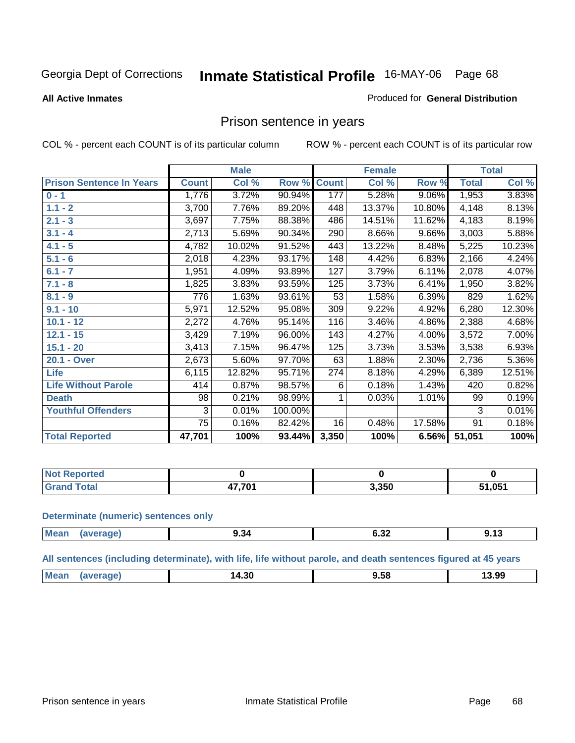Georgia Dept of Corrections **Inmate Statistical Profile** 16-MAY-06

**All Active Inmates**

Produced for **General Distribution**

## Prison sentence in years

COL % - percent each COUNT is of its particular column

ROW % - percent each COUNT is of its particular row

| | Male | | | Female | | | Total | |
|---|---|---|---|---|---|---|---|---|
| **Prison Sentence In Years** | **Count** | **Col %** | **Row %** | **Count** | **Col %** | **Row %** | **Total** | **Col %** |
| **0 - 1** | 1,776 | 3.72% | 90.94% | 177 | 5.28% | 9.06% | 1,953 | 3.83% |
| **1.1 - 2** | 3,700 | 7.76% | 89.20% | 448 | 13.37% | 10.80% | 4,148 | 8.13% |
| **2.1 - 3** | 3,697 | 7.75% | 88.38% | 486 | 14.51% | 11.62% | 4,183 | 8.19% |
| **3.1 - 4** | 2,713 | 5.69% | 90.34% | 290 | 8.66% | 9.66% | 3,003 | 5.88% |
| **4.1 - 5** | 4,782 | 10.02% | 91.52% | 443 | 13.22% | 8.48% | 5,225 | 10.23% |
| **5.1 - 6** | 2,018 | 4.23% | 93.17% | 148 | 4.42% | 6.83% | 2,166 | 4.24% |
| **6.1 - 7** | 1,951 | 4.09% | 93.89% | 127 | 3.79% | 6.11% | 2,078 | 4.07% |
| **7.1 - 8** | 1,825 | 3.83% | 93.59% | 125 | 3.73% | 6.41% | 1,950 | 3.82% |
| **8.1 - 9** | 776 | 1.63% | 93.61% | 53 | 1.58% | 6.39% | 829 | 1.62% |
| **9.1 - 10** | 5,971 | 12.52% | 95.08% | 309 | 9.22% | 4.92% | 6,280 | 12.30% |
| **10.1 - 12** | 2,272 | 4.76% | 95.14% | 116 | 3.46% | 4.86% | 2,388 | 4.68% |
| **12.1 - 15** | 3,429 | 7.19% | 96.00% | 143 | 4.27% | 4.00% | 3,572 | 7.00% |
| **15.1 - 20** | 3,413 | 7.15% | 96.47% | 125 | 3.73% | 3.53% | 3,538 | 6.93% |
| **20.1 - Over** | 2,673 | 5.60% | 97.70% | 63 | 1.88% | 2.30% | 2,736 | 5.36% |
| **Life** | 6,115 | 12.82% | 95.71% | 274 | 8.18% | 4.29% | 6,389 | 12.51% |
| **Life Without Parole** | 414 | 0.87% | 98.57% | 6 | 0.18% | 1.43% | 420 | 0.82% |
| **Death** | 98 | 0.21% | 98.99% | 1 | 0.03% | 1.01% | 99 | 0.19% |
| **Youthful Offenders** | 3 | 0.01% | 100.00% | | | | 3 | 0.01% |
| | 75 | 0.16% | 82.42% | 16 | 0.48% | 17.58% | 91 | 0.18% |
| **Total Reported** | **47,701** | **100%** | **93.44%** | **3,350** | **100%** | **6.56%** | **51,051** | **100%** |

| | Male | Female | Total |
|---|---|---|---|
| **Not Reported** | **0** | **0** | **0** |
| **Grand Total** | **47,701** | **3,350** | **51,051** |

**Determinate (numeric) sentences only**

| | Male | Female | Total |
|---|---|---|---|
| **Mean (average)** | **9.34** | **6.32** | **9.13** |

**All sentences (including determinate), with life, life without parole, and death sentences figured at 45 years**

| | Male | Female | Total |
|---|---|---|---|
| **Mean (average)** | **14.30** | **9.58** | **13.99** |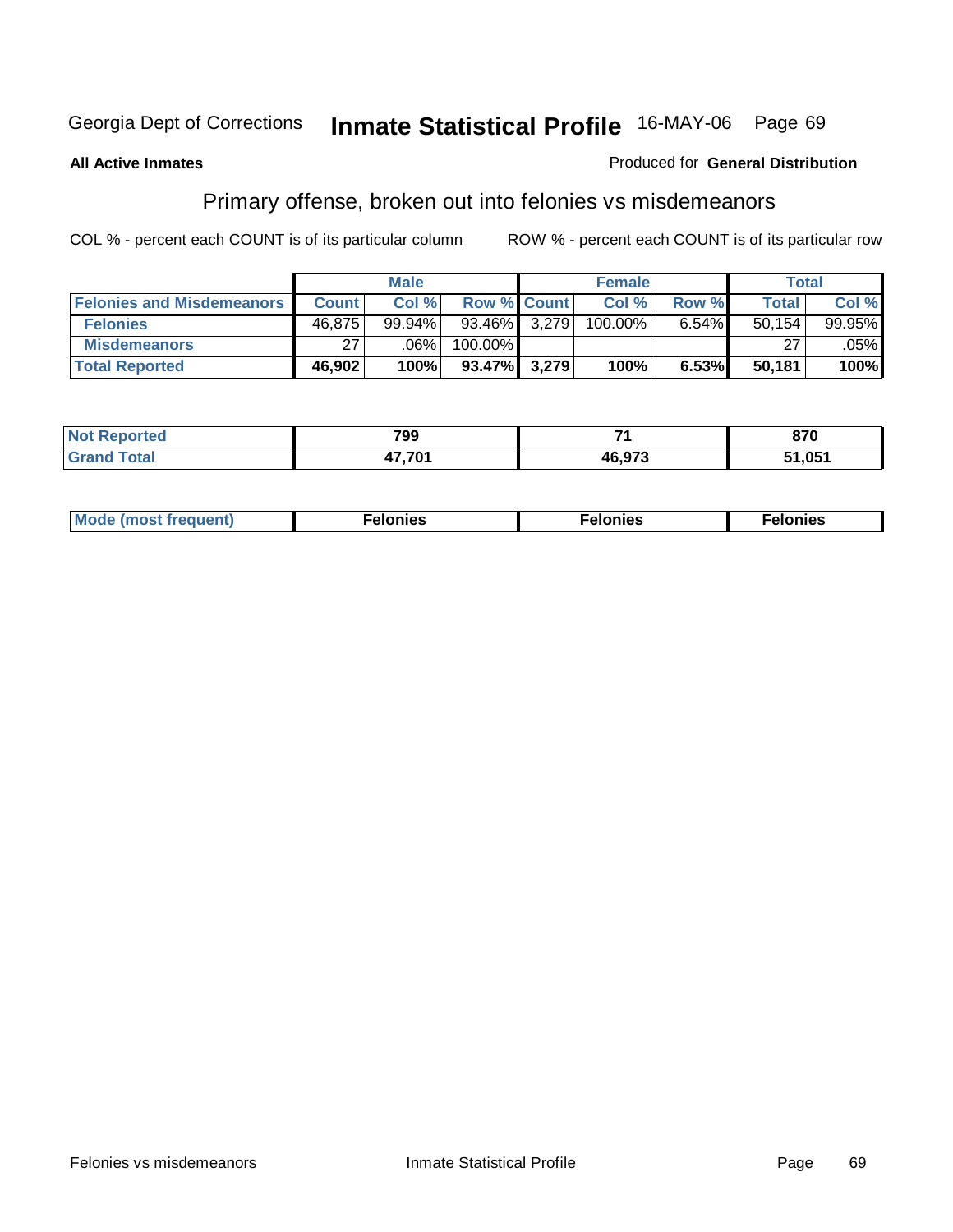Georgia Dept of Corrections **Inmate Statistical Profile** 16-MAY-06

**All Active Inmates**

Produced for **General Distribution**

## Primary offense, broken out into felonies vs misdemeanors

COL % - percent each COUNT is of its particular column

ROW % - percent each COUNT is of its particular row

| | Male | | | Female | | | Total | |
|---|---|---|---|---|---|---|---|---|
| **Felonies and Misdemeanors** | **Count** | **Col %** | **Row %** | **Count** | **Col %** | **Row %** | **Total** | **Col %** |
| **Felonies** | 46,875 | 99.94% | 93.46% | 3,279 | 100.00% | 6.54% | 50,154 | 99.95% |
| **Misdemeanors** | 27 | .06% | 100.00% | | | | 27 | .05% |
| **Total Reported** | **46,902** | **100%** | **93.47%** | **3,279** | **100%** | **6.53%** | **50,181** | **100%** |

| | Male | Female | Total |
|---|---|---|---|
| **Not Reported** | **799** | **71** | **870** |
| **Grand Total** | **47,701** | **46,973** | **51,051** |

| | Male | Female | Total |
|---|---|---|---|
| **Mode (most frequent)** | **Felonies** | **Felonies** | **Felonies** |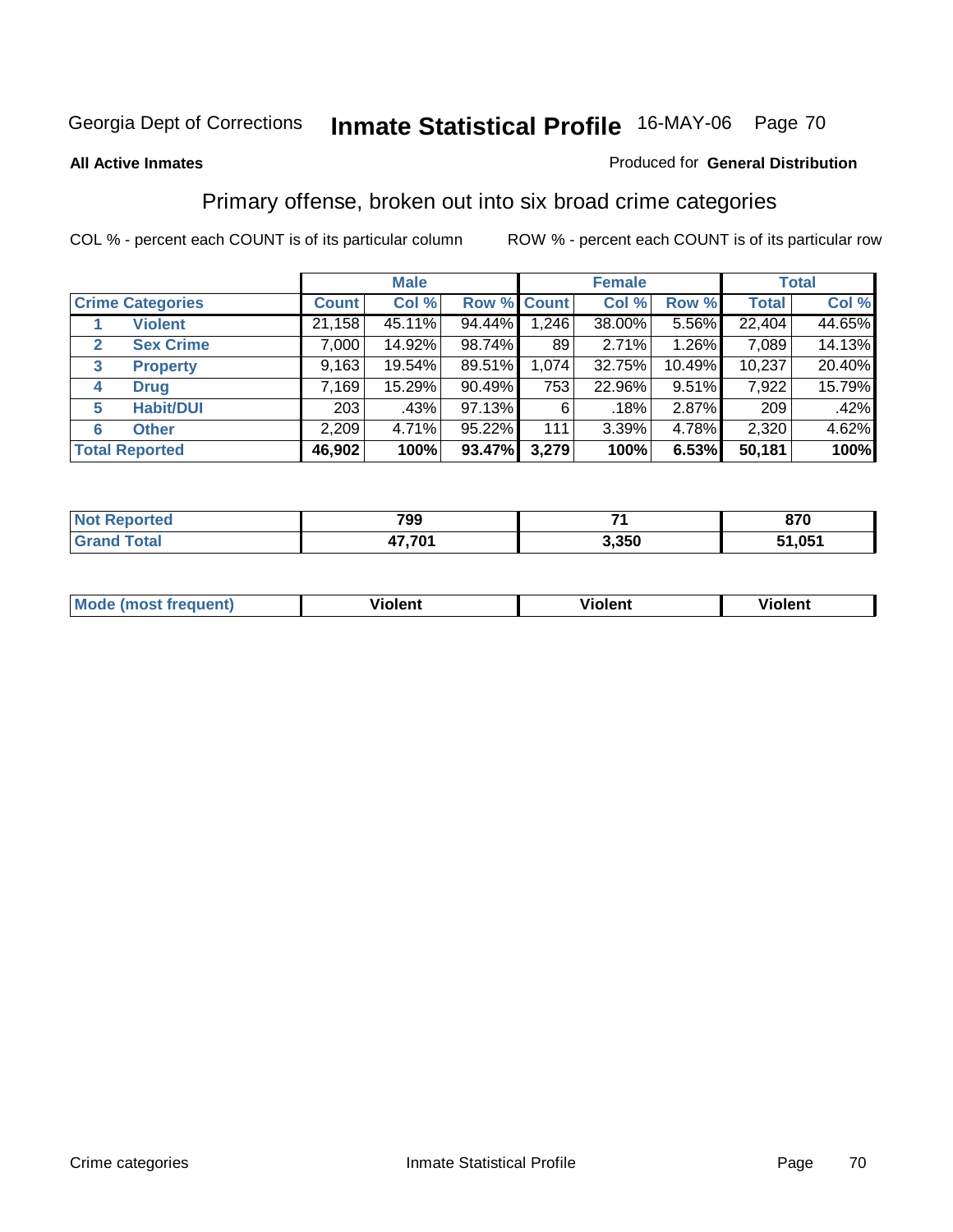Georgia Dept of Corrections **Inmate Statistical Profile** 16-MAY-06

**All Active Inmates**

Produced for **General Distribution**

## Primary offense, broken out into six broad crime categories

COL % - percent each COUNT is of its particular column

ROW % - percent each COUNT is of its particular row

| | | Male | | | Female | | | Total | |
|---|---|---|---|---|---|---|---|---|---|
| **Crime Categories** | | **Count** | **Col %** | **Row %** | **Count** | **Col %** | **Row %** | **Total** | **Col %** |
| 1 | **Violent** | 21,158 | 45.11% | 94.44% | 1,246 | 38.00% | 5.56% | 22,404 | 44.65% |
| 2 | **Sex Crime** | 7,000 | 14.92% | 98.74% | 89 | 2.71% | 1.26% | 7,089 | 14.13% |
| 3 | **Property** | 9,163 | 19.54% | 89.51% | 1,074 | 32.75% | 10.49% | 10,237 | 20.40% |
| 4 | **Drug** | 7,169 | 15.29% | 90.49% | 753 | 22.96% | 9.51% | 7,922 | 15.79% |
| 5 | **Habit/DUI** | 203 | .43% | 97.13% | 6 | .18% | 2.87% | 209 | .42% |
| 6 | **Other** | 2,209 | 4.71% | 95.22% | 111 | 3.39% | 4.78% | 2,320 | 4.62% |
| **Total Reported** | | **46,902** | **100%** | **93.47%** | **3,279** | **100%** | **6.53%** | **50,181** | **100%** |

| | Male | Female | Total |
|---|---|---|---|
| **Not Reported** | **799** | **71** | **870** |
| **Grand Total** | **47,701** | **3,350** | **51,051** |

| | Male | Female | Total |
|---|---|---|---|
| **Mode (most frequent)** | **Violent** | **Violent** | **Violent** |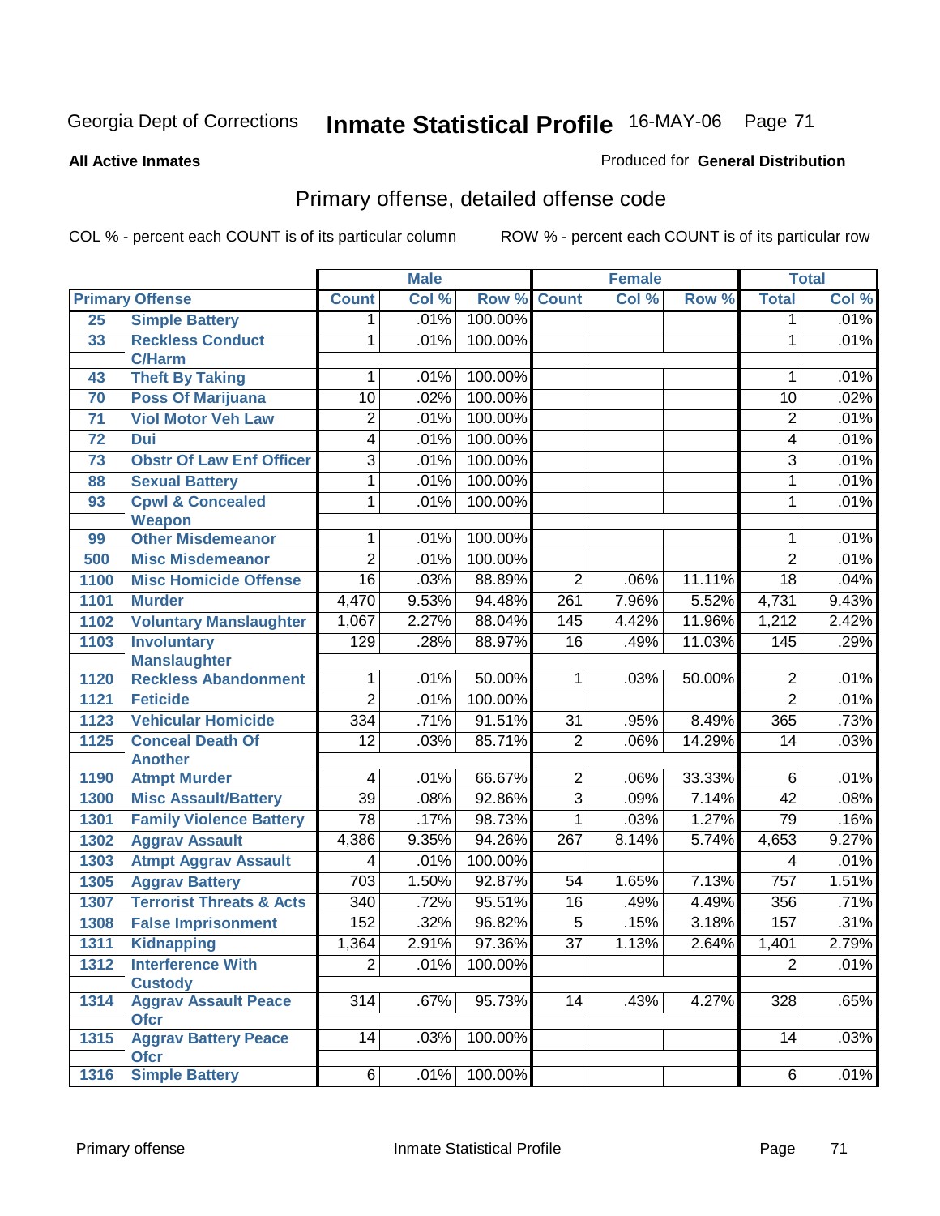Georgia Dept of Corrections **Inmate Statistical Profile** 16-MAY-06 Page 71

**All Active Inmates**

Produced for **General Distribution**

## Primary offense, detailed offense code

COL % - percent each COUNT is of its particular column ROW % - percent each COUNT is of its particular row

| Primary Offense | | Male | | | Female | | | Total | |
|---|---|---|---|---|---|---|---|---|---|
| | | Count | Col % | Row % | Count | Col % | Row % | Total | Col % |
| 25 | Simple Battery | 1 | .01% | 100.00% | | | | 1 | .01% |
| 33 | Reckless Conduct C/Harm | 1 | .01% | 100.00% | | | | 1 | .01% |
| 43 | Theft By Taking | 1 | .01% | 100.00% | | | | 1 | .01% |
| 70 | Poss Of Marijuana | 10 | .02% | 100.00% | | | | 10 | .02% |
| 71 | Viol Motor Veh Law | 2 | .01% | 100.00% | | | | 2 | .01% |
| 72 | Dui | 4 | .01% | 100.00% | | | | 4 | .01% |
| 73 | Obstr Of Law Enf Officer | 3 | .01% | 100.00% | | | | 3 | .01% |
| 88 | Sexual Battery | 1 | .01% | 100.00% | | | | 1 | .01% |
| 93 | Cpwl & Concealed Weapon | 1 | .01% | 100.00% | | | | 1 | .01% |
| 99 | Other Misdemeanor | 1 | .01% | 100.00% | | | | 1 | .01% |
| 500 | Misc Misdemeanor | 2 | .01% | 100.00% | | | | 2 | .01% |
| 1100 | Misc Homicide Offense | 16 | .03% | 88.89% | 2 | .06% | 11.11% | 18 | .04% |
| 1101 | Murder | 4,470 | 9.53% | 94.48% | 261 | 7.96% | 5.52% | 4,731 | 9.43% |
| 1102 | Voluntary Manslaughter | 1,067 | 2.27% | 88.04% | 145 | 4.42% | 11.96% | 1,212 | 2.42% |
| 1103 | Involuntary Manslaughter | 129 | .28% | 88.97% | 16 | .49% | 11.03% | 145 | .29% |
| 1120 | Reckless Abandonment | 1 | .01% | 50.00% | 1 | .03% | 50.00% | 2 | .01% |
| 1121 | Feticide | 2 | .01% | 100.00% | | | | 2 | .01% |
| 1123 | Vehicular Homicide | 334 | .71% | 91.51% | 31 | .95% | 8.49% | 365 | .73% |
| 1125 | Conceal Death Of Another | 12 | .03% | 85.71% | 2 | .06% | 14.29% | 14 | .03% |
| 1190 | Atmpt Murder | 4 | .01% | 66.67% | 2 | .06% | 33.33% | 6 | .01% |
| 1300 | Misc Assault/Battery | 39 | .08% | 92.86% | 3 | .09% | 7.14% | 42 | .08% |
| 1301 | Family Violence Battery | 78 | .17% | 98.73% | 1 | .03% | 1.27% | 79 | .16% |
| 1302 | Aggrav Assault | 4,386 | 9.35% | 94.26% | 267 | 8.14% | 5.74% | 4,653 | 9.27% |
| 1303 | Atmpt Aggrav Assault | 4 | .01% | 100.00% | | | | 4 | .01% |
| 1305 | Aggrav Battery | 703 | 1.50% | 92.87% | 54 | 1.65% | 7.13% | 757 | 1.51% |
| 1307 | Terrorist Threats & Acts | 340 | .72% | 95.51% | 16 | .49% | 4.49% | 356 | .71% |
| 1308 | False Imprisonment | 152 | .32% | 96.82% | 5 | .15% | 3.18% | 157 | .31% |
| 1311 | Kidnapping | 1,364 | 2.91% | 97.36% | 37 | 1.13% | 2.64% | 1,401 | 2.79% |
| 1312 | Interference With Custody | 2 | .01% | 100.00% | | | | 2 | .01% |
| 1314 | Aggrav Assault Peace Ofcr | 314 | .67% | 95.73% | 14 | .43% | 4.27% | 328 | .65% |
| 1315 | Aggrav Battery Peace Ofcr | 14 | .03% | 100.00% | | | | 14 | .03% |
| 1316 | Simple Battery | 6 | .01% | 100.00% | | | | 6 | .01% |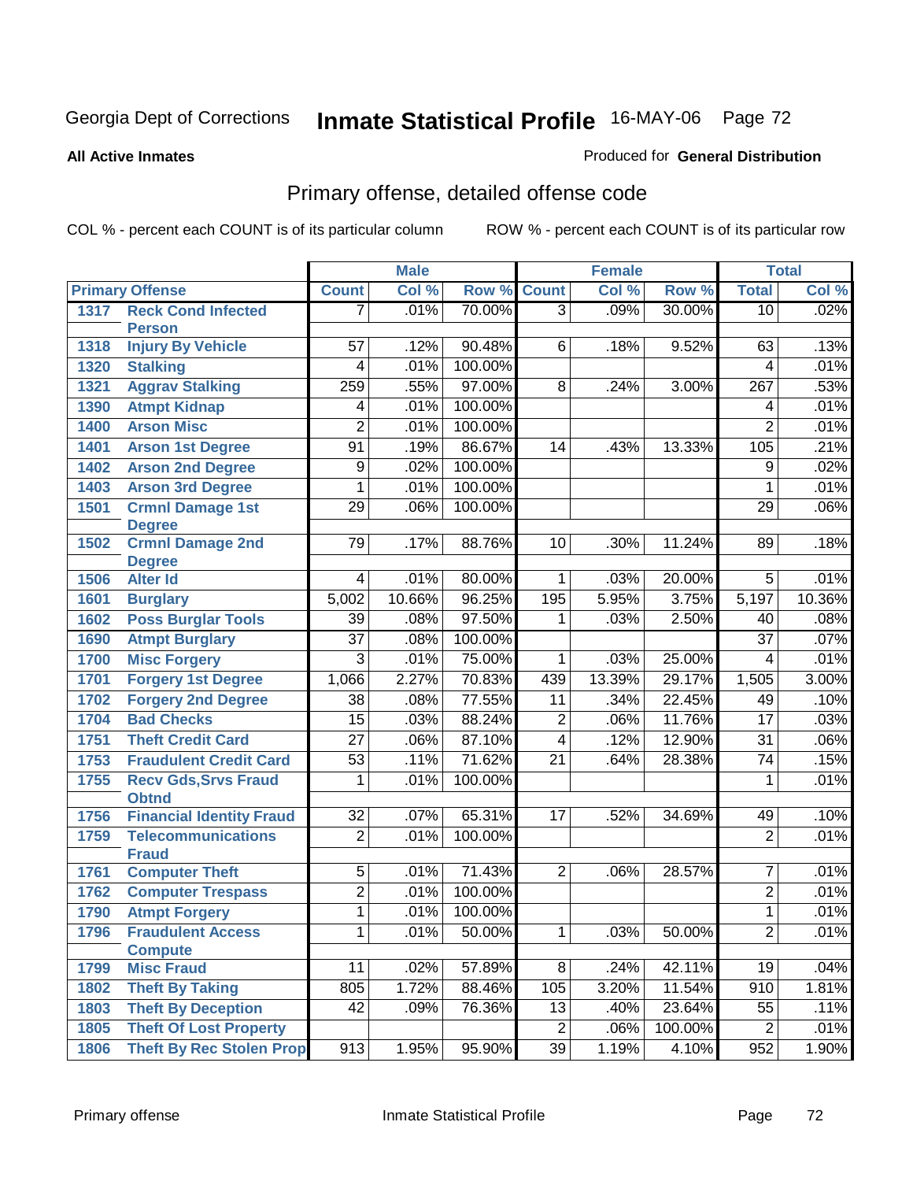Georgia Dept of Corrections **Inmate Statistical Profile** 16-MAY-06 Page 72

**All Active Inmates** Produced for **General Distribution**

## Primary offense, detailed offense code

COL % - percent each COUNT is of its particular column ROW % - percent each COUNT is of its particular row

| Primary Offense | | Male | | | Female | | | Total | |
|---|---|---|---|---|---|---|---|---|---|
| | | Count | Col % | Row % | Count | Col % | Row % | Total | Col % |
| 1317 | Reck Cond Infected Person | 7 | .01% | 70.00% | 3 | .09% | 30.00% | 10 | .02% |
| 1318 | Injury By Vehicle | 57 | .12% | 90.48% | 6 | .18% | 9.52% | 63 | .13% |
| 1320 | Stalking | 4 | .01% | 100.00% | | | | 4 | .01% |
| 1321 | Aggrav Stalking | 259 | .55% | 97.00% | 8 | .24% | 3.00% | 267 | .53% |
| 1390 | Atmpt Kidnap | 4 | .01% | 100.00% | | | | 4 | .01% |
| 1400 | Arson Misc | 2 | .01% | 100.00% | | | | 2 | .01% |
| 1401 | Arson 1st Degree | 91 | .19% | 86.67% | 14 | .43% | 13.33% | 105 | .21% |
| 1402 | Arson 2nd Degree | 9 | .02% | 100.00% | | | | 9 | .02% |
| 1403 | Arson 3rd Degree | 1 | .01% | 100.00% | | | | 1 | .01% |
| 1501 | Crmnl Damage 1st Degree | 29 | .06% | 100.00% | | | | 29 | .06% |
| 1502 | Crmnl Damage 2nd Degree | 79 | .17% | 88.76% | 10 | .30% | 11.24% | 89 | .18% |
| 1506 | Alter Id | 4 | .01% | 80.00% | 1 | .03% | 20.00% | 5 | .01% |
| 1601 | Burglary | 5,002 | 10.66% | 96.25% | 195 | 5.95% | 3.75% | 5,197 | 10.36% |
| 1602 | Poss Burglar Tools | 39 | .08% | 97.50% | 1 | .03% | 2.50% | 40 | .08% |
| 1690 | Atmpt Burglary | 37 | .08% | 100.00% | | | | 37 | .07% |
| 1700 | Misc Forgery | 3 | .01% | 75.00% | 1 | .03% | 25.00% | 4 | .01% |
| 1701 | Forgery 1st Degree | 1,066 | 2.27% | 70.83% | 439 | 13.39% | 29.17% | 1,505 | 3.00% |
| 1702 | Forgery 2nd Degree | 38 | .08% | 77.55% | 11 | .34% | 22.45% | 49 | .10% |
| 1704 | Bad Checks | 15 | .03% | 88.24% | 2 | .06% | 11.76% | 17 | .03% |
| 1751 | Theft Credit Card | 27 | .06% | 87.10% | 4 | .12% | 12.90% | 31 | .06% |
| 1753 | Fraudulent Credit Card | 53 | .11% | 71.62% | 21 | .64% | 28.38% | 74 | .15% |
| 1755 | Recv Gds,Srvs Fraud Obtnd | 1 | .01% | 100.00% | | | | 1 | .01% |
| 1756 | Financial Identity Fraud | 32 | .07% | 65.31% | 17 | .52% | 34.69% | 49 | .10% |
| 1759 | Telecommunications Fraud | 2 | .01% | 100.00% | | | | 2 | .01% |
| 1761 | Computer Theft | 5 | .01% | 71.43% | 2 | .06% | 28.57% | 7 | .01% |
| 1762 | Computer Trespass | 2 | .01% | 100.00% | | | | 2 | .01% |
| 1790 | Atmpt Forgery | 1 | .01% | 100.00% | | | | 1 | .01% |
| 1796 | Fraudulent Access Compute | 1 | .01% | 50.00% | 1 | .03% | 50.00% | 2 | .01% |
| 1799 | Misc Fraud | 11 | .02% | 57.89% | 8 | .24% | 42.11% | 19 | .04% |
| 1802 | Theft By Taking | 805 | 1.72% | 88.46% | 105 | 3.20% | 11.54% | 910 | 1.81% |
| 1803 | Theft By Deception | 42 | .09% | 76.36% | 13 | .40% | 23.64% | 55 | .11% |
| 1805 | Theft Of Lost Property | | | | 2 | .06% | 100.00% | 2 | .01% |
| 1806 | Theft By Rec Stolen Prop | 913 | 1.95% | 95.90% | 39 | 1.19% | 4.10% | 952 | 1.90% |

Primary offense Inmate Statistical Profile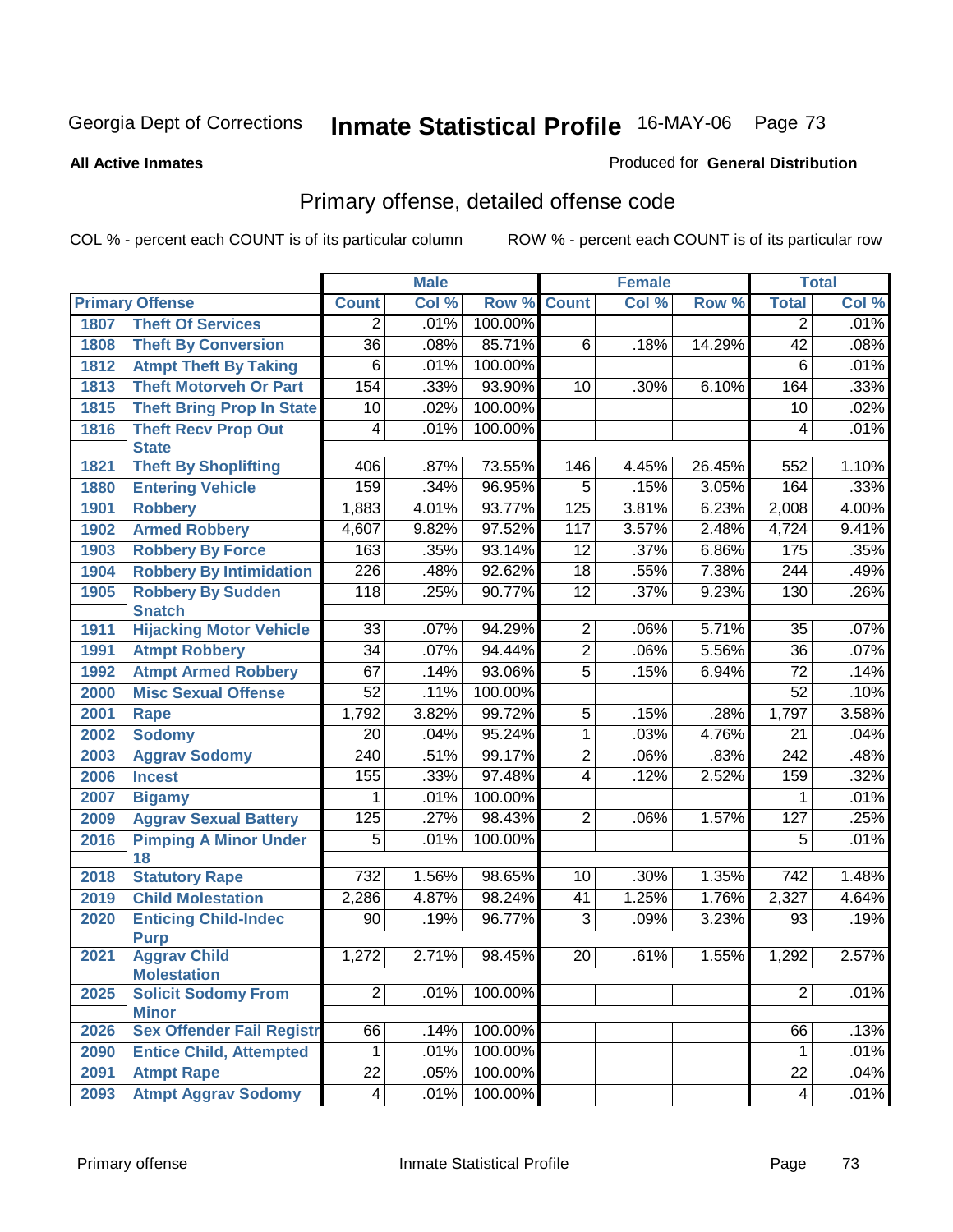Georgia Dept of Corrections **Inmate Statistical Profile** 16-MAY-06

**All Active Inmates**

Produced for **General Distribution**

## Primary offense, detailed offense code

COL % - percent each COUNT is of its particular column    ROW % - percent each COUNT is of its particular row

| Primary Offense | | Male | | | Female | | | Total | |
|---|---|---|---|---|---|---|---|---|---|
| | | Count | Col % | Row % | Count | Col % | Row % | Total | Col % |
| 1807 | Theft Of Services | 2 | .01% | 100.00% | | | | 2 | .01% |
| 1808 | Theft By Conversion | 36 | .08% | 85.71% | 6 | .18% | 14.29% | 42 | .08% |
| 1812 | Atmpt Theft By Taking | 6 | .01% | 100.00% | | | | 6 | .01% |
| 1813 | Theft Motorveh Or Part | 154 | .33% | 93.90% | 10 | .30% | 6.10% | 164 | .33% |
| 1815 | Theft Bring Prop In State | 10 | .02% | 100.00% | | | | 10 | .02% |
| 1816 | Theft Recv Prop Out State | 4 | .01% | 100.00% | | | | 4 | .01% |
| 1821 | Theft By Shoplifting | 406 | .87% | 73.55% | 146 | 4.45% | 26.45% | 552 | 1.10% |
| 1880 | Entering Vehicle | 159 | .34% | 96.95% | 5 | .15% | 3.05% | 164 | .33% |
| 1901 | Robbery | 1,883 | 4.01% | 93.77% | 125 | 3.81% | 6.23% | 2,008 | 4.00% |
| 1902 | Armed Robbery | 4,607 | 9.82% | 97.52% | 117 | 3.57% | 2.48% | 4,724 | 9.41% |
| 1903 | Robbery By Force | 163 | .35% | 93.14% | 12 | .37% | 6.86% | 175 | .35% |
| 1904 | Robbery By Intimidation | 226 | .48% | 92.62% | 18 | .55% | 7.38% | 244 | .49% |
| 1905 | Robbery By Sudden Snatch | 118 | .25% | 90.77% | 12 | .37% | 9.23% | 130 | .26% |
| 1911 | Hijacking Motor Vehicle | 33 | .07% | 94.29% | 2 | .06% | 5.71% | 35 | .07% |
| 1991 | Atmpt Robbery | 34 | .07% | 94.44% | 2 | .06% | 5.56% | 36 | .07% |
| 1992 | Atmpt Armed Robbery | 67 | .14% | 93.06% | 5 | .15% | 6.94% | 72 | .14% |
| 2000 | Misc Sexual Offense | 52 | .11% | 100.00% | | | | 52 | .10% |
| 2001 | Rape | 1,792 | 3.82% | 99.72% | 5 | .15% | .28% | 1,797 | 3.58% |
| 2002 | Sodomy | 20 | .04% | 95.24% | 1 | .03% | 4.76% | 21 | .04% |
| 2003 | Aggrav Sodomy | 240 | .51% | 99.17% | 2 | .06% | .83% | 242 | .48% |
| 2006 | Incest | 155 | .33% | 97.48% | 4 | .12% | 2.52% | 159 | .32% |
| 2007 | Bigamy | 1 | .01% | 100.00% | | | | 1 | .01% |
| 2009 | Aggrav Sexual Battery | 125 | .27% | 98.43% | 2 | .06% | 1.57% | 127 | .25% |
| 2016 | Pimping A Minor Under 18 | 5 | .01% | 100.00% | | | | 5 | .01% |
| 2018 | Statutory Rape | 732 | 1.56% | 98.65% | 10 | .30% | 1.35% | 742 | 1.48% |
| 2019 | Child Molestation | 2,286 | 4.87% | 98.24% | 41 | 1.25% | 1.76% | 2,327 | 4.64% |
| 2020 | Enticing Child-Indec Purp | 90 | .19% | 96.77% | 3 | .09% | 3.23% | 93 | .19% |
| 2021 | Aggrav Child Molestation | 1,272 | 2.71% | 98.45% | 20 | .61% | 1.55% | 1,292 | 2.57% |
| 2025 | Solicit Sodomy From Minor | 2 | .01% | 100.00% | | | | 2 | .01% |
| 2026 | Sex Offender Fail Registr | 66 | .14% | 100.00% | | | | 66 | .13% |
| 2090 | Entice Child, Attempted | 1 | .01% | 100.00% | | | | 1 | .01% |
| 2091 | Atmpt Rape | 22 | .05% | 100.00% | | | | 22 | .04% |
| 2093 | Atmpt Aggrav Sodomy | 4 | .01% | 100.00% | | | | 4 | .01% |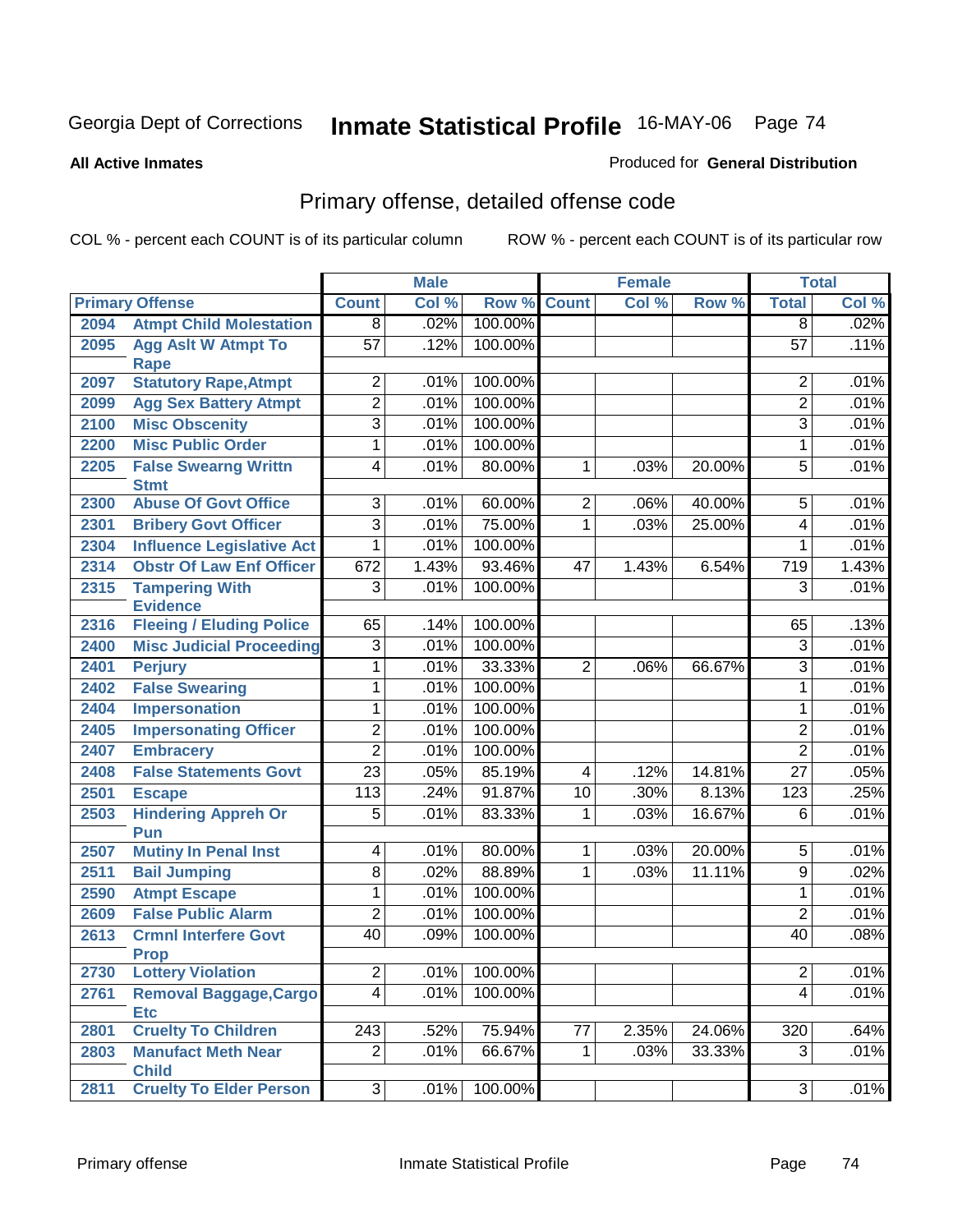Georgia Dept of Corrections **Inmate Statistical Profile** 16-MAY-06

**All Active Inmates**

Produced for **General Distribution**

## Primary offense, detailed offense code

COL % - percent each COUNT is of its particular column

ROW % - percent each COUNT is of its particular row

| Primary Offense | | Male | | | Female | | | Total | |
|---|---|---|---|---|---|---|---|---|---|
| | | Count | Col % | Row % | Count | Col % | Row % | Total | Col % |
| 2094 | Atmpt Child Molestation | 8 | .02% | 100.00% | | | | 8 | .02% |
| 2095 | Agg Aslt W Atmpt To Rape | 57 | .12% | 100.00% | | | | 57 | .11% |
| 2097 | Statutory Rape,Atmpt | 2 | .01% | 100.00% | | | | 2 | .01% |
| 2099 | Agg Sex Battery Atmpt | 2 | .01% | 100.00% | | | | 2 | .01% |
| 2100 | Misc Obscenity | 3 | .01% | 100.00% | | | | 3 | .01% |
| 2200 | Misc Public Order | 1 | .01% | 100.00% | | | | 1 | .01% |
| 2205 | False Swearng Writtn Stmt | 4 | .01% | 80.00% | 1 | .03% | 20.00% | 5 | .01% |
| 2300 | Abuse Of Govt Office | 3 | .01% | 60.00% | 2 | .06% | 40.00% | 5 | .01% |
| 2301 | Bribery Govt Officer | 3 | .01% | 75.00% | 1 | .03% | 25.00% | 4 | .01% |
| 2304 | Influence Legislative Act | 1 | .01% | 100.00% | | | | 1 | .01% |
| 2314 | Obstr Of Law Enf Officer | 672 | 1.43% | 93.46% | 47 | 1.43% | 6.54% | 719 | 1.43% |
| 2315 | Tampering With Evidence | 3 | .01% | 100.00% | | | | 3 | .01% |
| 2316 | Fleeing / Eluding Police | 65 | .14% | 100.00% | | | | 65 | .13% |
| 2400 | Misc Judicial Proceeding | 3 | .01% | 100.00% | | | | 3 | .01% |
| 2401 | Perjury | 1 | .01% | 33.33% | 2 | .06% | 66.67% | 3 | .01% |
| 2402 | False Swearing | 1 | .01% | 100.00% | | | | 1 | .01% |
| 2404 | Impersonation | 1 | .01% | 100.00% | | | | 1 | .01% |
| 2405 | Impersonating Officer | 2 | .01% | 100.00% | | | | 2 | .01% |
| 2407 | Embracery | 2 | .01% | 100.00% | | | | 2 | .01% |
| 2408 | False Statements Govt | 23 | .05% | 85.19% | 4 | .12% | 14.81% | 27 | .05% |
| 2501 | Escape | 113 | .24% | 91.87% | 10 | .30% | 8.13% | 123 | .25% |
| 2503 | Hindering Appreh Or Pun | 5 | .01% | 83.33% | 1 | .03% | 16.67% | 6 | .01% |
| 2507 | Mutiny In Penal Inst | 4 | .01% | 80.00% | 1 | .03% | 20.00% | 5 | .01% |
| 2511 | Bail Jumping | 8 | .02% | 88.89% | 1 | .03% | 11.11% | 9 | .02% |
| 2590 | Atmpt Escape | 1 | .01% | 100.00% | | | | 1 | .01% |
| 2609 | False Public Alarm | 2 | .01% | 100.00% | | | | 2 | .01% |
| 2613 | Crmnl Interfere Govt Prop | 40 | .09% | 100.00% | | | | 40 | .08% |
| 2730 | Lottery Violation | 2 | .01% | 100.00% | | | | 2 | .01% |
| 2761 | Removal Baggage,Cargo Etc | 4 | .01% | 100.00% | | | | 4 | .01% |
| 2801 | Cruelty To Children | 243 | .52% | 75.94% | 77 | 2.35% | 24.06% | 320 | .64% |
| 2803 | Manufact Meth Near Child | 2 | .01% | 66.67% | 1 | .03% | 33.33% | 3 | .01% |
| 2811 | Cruelty To Elder Person | 3 | .01% | 100.00% | | | | 3 | .01% |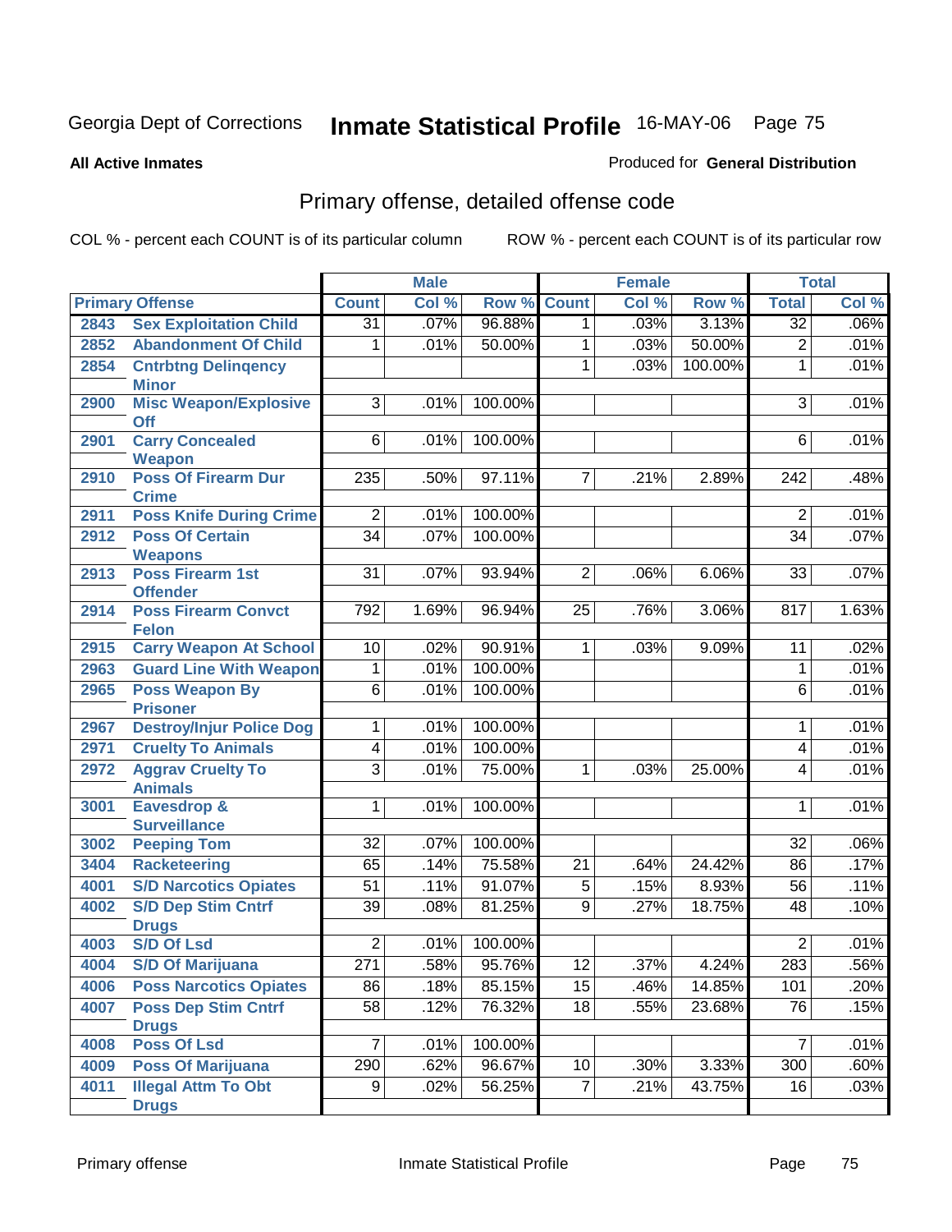Georgia Dept of Corrections **Inmate Statistical Profile** 16-MAY-06

**All Active Inmates**

Produced for **General Distribution**

## Primary offense, detailed offense code

COL % - percent each COUNT is of its particular column    ROW % - percent each COUNT is of its particular row

| Primary Offense | | Male | | | Female | | | Total | |
|---|---|---|---|---|---|---|---|---|---|
| | | Count | Col % | Row % | Count | Col % | Row % | Total | Col % |
| 2843 | Sex Exploitation Child | 31 | .07% | 96.88% | 1 | .03% | 3.13% | 32 | .06% |
| 2852 | Abandonment Of Child | 1 | .01% | 50.00% | 1 | .03% | 50.00% | 2 | .01% |
| 2854 | Cntrbtng Delinqency Minor | | | | 1 | .03% | 100.00% | 1 | .01% |
| 2900 | Misc Weapon/Explosive Off | 3 | .01% | 100.00% | | | | 3 | .01% |
| 2901 | Carry Concealed Weapon | 6 | .01% | 100.00% | | | | 6 | .01% |
| 2910 | Poss Of Firearm Dur Crime | 235 | .50% | 97.11% | 7 | .21% | 2.89% | 242 | .48% |
| 2911 | Poss Knife During Crime | 2 | .01% | 100.00% | | | | 2 | .01% |
| 2912 | Poss Of Certain Weapons | 34 | .07% | 100.00% | | | | 34 | .07% |
| 2913 | Poss Firearm 1st Offender | 31 | .07% | 93.94% | 2 | .06% | 6.06% | 33 | .07% |
| 2914 | Poss Firearm Convct Felon | 792 | 1.69% | 96.94% | 25 | .76% | 3.06% | 817 | 1.63% |
| 2915 | Carry Weapon At School | 10 | .02% | 90.91% | 1 | .03% | 9.09% | 11 | .02% |
| 2963 | Guard Line With Weapon | 1 | .01% | 100.00% | | | | 1 | .01% |
| 2965 | Poss Weapon By Prisoner | 6 | .01% | 100.00% | | | | 6 | .01% |
| 2967 | Destroy/Injur Police Dog | 1 | .01% | 100.00% | | | | 1 | .01% |
| 2971 | Cruelty To Animals | 4 | .01% | 100.00% | | | | 4 | .01% |
| 2972 | Aggrav Cruelty To Animals | 3 | .01% | 75.00% | 1 | .03% | 25.00% | 4 | .01% |
| 3001 | Eavesdrop & Surveillance | 1 | .01% | 100.00% | | | | 1 | .01% |
| 3002 | Peeping Tom | 32 | .07% | 100.00% | | | | 32 | .06% |
| 3404 | Racketeering | 65 | .14% | 75.58% | 21 | .64% | 24.42% | 86 | .17% |
| 4001 | S/D Narcotics Opiates | 51 | .11% | 91.07% | 5 | .15% | 8.93% | 56 | .11% |
| 4002 | S/D Dep Stim Cntrf Drugs | 39 | .08% | 81.25% | 9 | .27% | 18.75% | 48 | .10% |
| 4003 | S/D Of Lsd | 2 | .01% | 100.00% | | | | 2 | .01% |
| 4004 | S/D Of Marijuana | 271 | .58% | 95.76% | 12 | .37% | 4.24% | 283 | .56% |
| 4006 | Poss Narcotics Opiates | 86 | .18% | 85.15% | 15 | .46% | 14.85% | 101 | .20% |
| 4007 | Poss Dep Stim Cntrf Drugs | 58 | .12% | 76.32% | 18 | .55% | 23.68% | 76 | .15% |
| 4008 | Poss Of Lsd | 7 | .01% | 100.00% | | | | 7 | .01% |
| 4009 | Poss Of Marijuana | 290 | .62% | 96.67% | 10 | .30% | 3.33% | 300 | .60% |
| 4011 | Illegal Attm To Obt Drugs | 9 | .02% | 56.25% | 7 | .21% | 43.75% | 16 | .03% |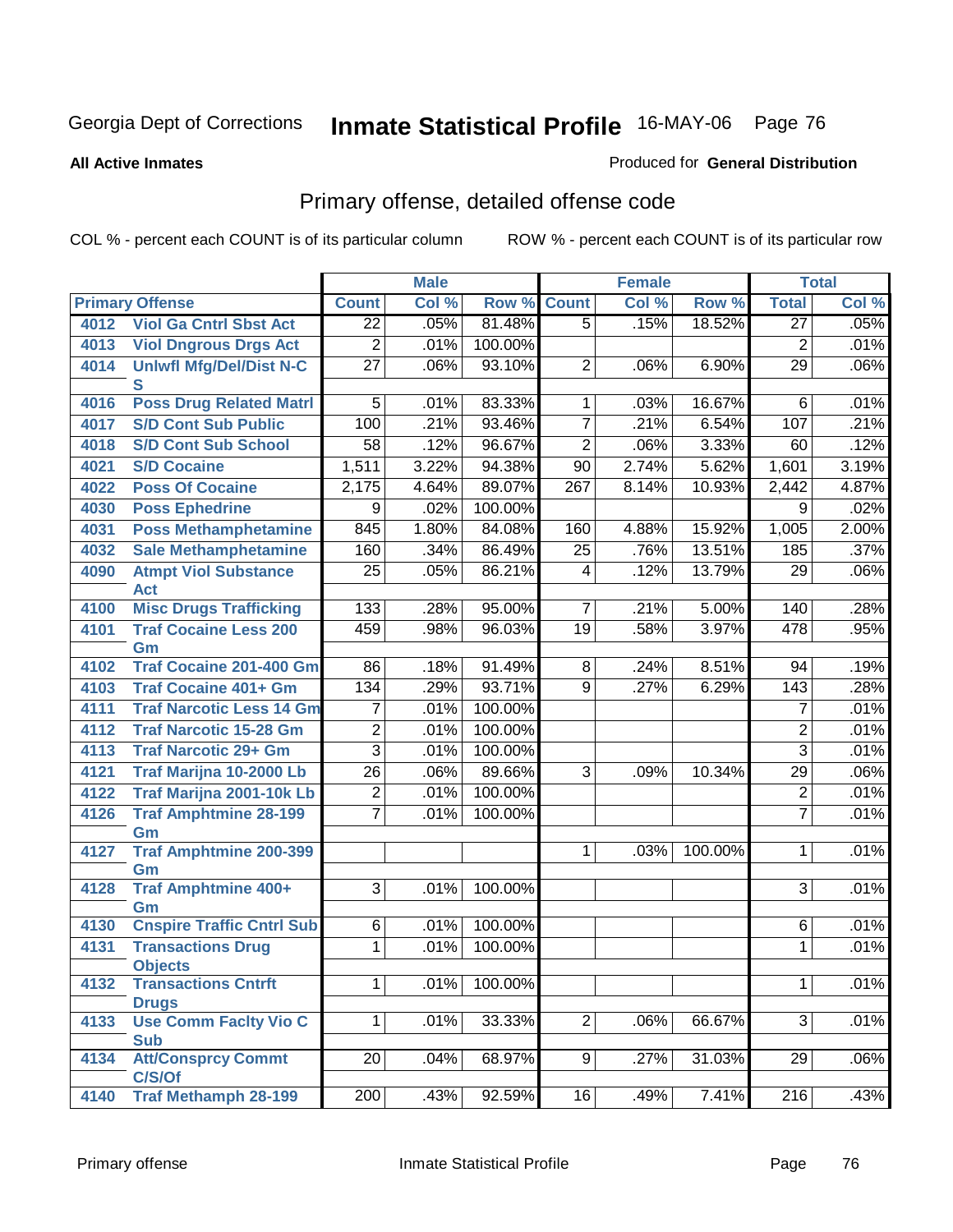Georgia Dept of Corrections **Inmate Statistical Profile** 16-MAY-06

**All Active Inmates**

Produced for **General Distribution**

## Primary offense, detailed offense code

COL % - percent each COUNT is of its particular column    ROW % - percent each COUNT is of its particular row

| Primary Offense | | Male | | | Female | | | Total | |
|---|---|---|---|---|---|---|---|---|---|
| | | Count | Col % | Row % | Count | Col % | Row % | Total | Col % |
| 4012 | Viol Ga Cntrl Sbst Act | 22 | .05% | 81.48% | 5 | .15% | 18.52% | 27 | .05% |
| 4013 | Viol Dngrous Drgs Act | 2 | .01% | 100.00% | | | | 2 | .01% |
| 4014 | Unlwfl Mfg/Del/Dist N-C S | 27 | .06% | 93.10% | 2 | .06% | 6.90% | 29 | .06% |
| 4016 | Poss Drug Related Matrl | 5 | .01% | 83.33% | 1 | .03% | 16.67% | 6 | .01% |
| 4017 | S/D Cont Sub Public | 100 | .21% | 93.46% | 7 | .21% | 6.54% | 107 | .21% |
| 4018 | S/D Cont Sub School | 58 | .12% | 96.67% | 2 | .06% | 3.33% | 60 | .12% |
| 4021 | S/D Cocaine | 1,511 | 3.22% | 94.38% | 90 | 2.74% | 5.62% | 1,601 | 3.19% |
| 4022 | Poss Of Cocaine | 2,175 | 4.64% | 89.07% | 267 | 8.14% | 10.93% | 2,442 | 4.87% |
| 4030 | Poss Ephedrine | 9 | .02% | 100.00% | | | | 9 | .02% |
| 4031 | Poss Methamphetamine | 845 | 1.80% | 84.08% | 160 | 4.88% | 15.92% | 1,005 | 2.00% |
| 4032 | Sale Methamphetamine | 160 | .34% | 86.49% | 25 | .76% | 13.51% | 185 | .37% |
| 4090 | Atmpt Viol Substance Act | 25 | .05% | 86.21% | 4 | .12% | 13.79% | 29 | .06% |
| 4100 | Misc Drugs Trafficking | 133 | .28% | 95.00% | 7 | .21% | 5.00% | 140 | .28% |
| 4101 | Traf Cocaine Less 200 Gm | 459 | .98% | 96.03% | 19 | .58% | 3.97% | 478 | .95% |
| 4102 | Traf Cocaine 201-400 Gm | 86 | .18% | 91.49% | 8 | .24% | 8.51% | 94 | .19% |
| 4103 | Traf Cocaine 401+ Gm | 134 | .29% | 93.71% | 9 | .27% | 6.29% | 143 | .28% |
| 4111 | Traf Narcotic Less 14 Gm | 7 | .01% | 100.00% | | | | 7 | .01% |
| 4112 | Traf Narcotic 15-28 Gm | 2 | .01% | 100.00% | | | | 2 | .01% |
| 4113 | Traf Narcotic 29+ Gm | 3 | .01% | 100.00% | | | | 3 | .01% |
| 4121 | Traf Marijna 10-2000 Lb | 26 | .06% | 89.66% | 3 | .09% | 10.34% | 29 | .06% |
| 4122 | Traf Marijna 2001-10k Lb | 2 | .01% | 100.00% | | | | 2 | .01% |
| 4126 | Traf Amphtmine 28-199 Gm | 7 | .01% | 100.00% | | | | 7 | .01% |
| 4127 | Traf Amphtmine 200-399 Gm | | | | 1 | .03% | 100.00% | 1 | .01% |
| 4128 | Traf Amphtmine 400+ Gm | 3 | .01% | 100.00% | | | | 3 | .01% |
| 4130 | Cnspire Traffic Cntrl Sub | 6 | .01% | 100.00% | | | | 6 | .01% |
| 4131 | Transactions Drug Objects | 1 | .01% | 100.00% | | | | 1 | .01% |
| 4132 | Transactions Cntrft Drugs | 1 | .01% | 100.00% | | | | 1 | .01% |
| 4133 | Use Comm Faclty Vio C Sub | 1 | .01% | 33.33% | 2 | .06% | 66.67% | 3 | .01% |
| 4134 | Att/Consprcy Commt C/S/Of | 20 | .04% | 68.97% | 9 | .27% | 31.03% | 29 | .06% |
| 4140 | Traf Methamph 28-199 | 200 | .43% | 92.59% | 16 | .49% | 7.41% | 216 | .43% |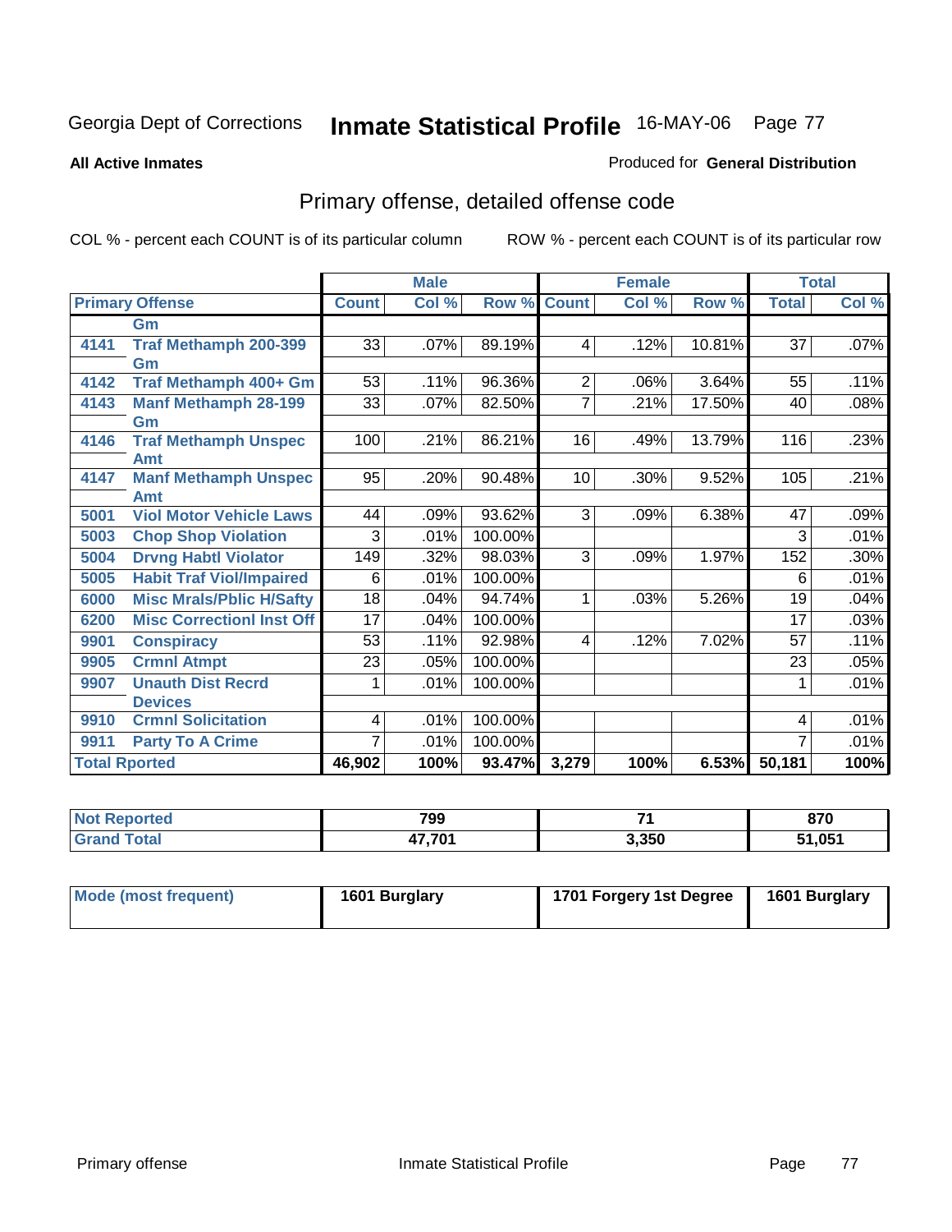Georgia Dept of Corrections **Inmate Statistical Profile** 16-MAY-06

**All Active Inmates**

Produced for **General Distribution**

## Primary offense, detailed offense code

COL % - percent each COUNT is of its particular column

ROW % - percent each COUNT is of its particular row

| Primary Offense | | Male | | | Female | | | Total | |
|---|---|---|---|---|---|---|---|---|---|
| | | Count | Col % | Row % | Count | Col % | Row % | Total | Col % |
| | Gm | | | | | | | | |
| 4141 | Traf Methamph 200-399 Gm | 33 | .07% | 89.19% | 4 | .12% | 10.81% | 37 | .07% |
| 4142 | Traf Methamph 400+ Gm | 53 | .11% | 96.36% | 2 | .06% | 3.64% | 55 | .11% |
| 4143 | Manf Methamph 28-199 Gm | 33 | .07% | 82.50% | 7 | .21% | 17.50% | 40 | .08% |
| 4146 | Traf Methamph Unspec Amt | 100 | .21% | 86.21% | 16 | .49% | 13.79% | 116 | .23% |
| 4147 | Manf Methamph Unspec Amt | 95 | .20% | 90.48% | 10 | .30% | 9.52% | 105 | .21% |
| 5001 | Viol Motor Vehicle Laws | 44 | .09% | 93.62% | 3 | .09% | 6.38% | 47 | .09% |
| 5003 | Chop Shop Violation | 3 | .01% | 100.00% | | | | 3 | .01% |
| 5004 | Drvng Habtl Violator | 149 | .32% | 98.03% | 3 | .09% | 1.97% | 152 | .30% |
| 5005 | Habit Traf Viol/Impaired | 6 | .01% | 100.00% | | | | 6 | .01% |
| 6000 | Misc Mrals/Pblic H/Safty | 18 | .04% | 94.74% | 1 | .03% | 5.26% | 19 | .04% |
| 6200 | Misc Correctionl Inst Off | 17 | .04% | 100.00% | | | | 17 | .03% |
| 9901 | Conspiracy | 53 | .11% | 92.98% | 4 | .12% | 7.02% | 57 | .11% |
| 9905 | Crmnl Atmpt | 23 | .05% | 100.00% | | | | 23 | .05% |
| 9907 | Unauth Dist Recrd Devices | 1 | .01% | 100.00% | | | | 1 | .01% |
| 9910 | Crmnl Solicitation | 4 | .01% | 100.00% | | | | 4 | .01% |
| 9911 | Party To A Crime | 7 | .01% | 100.00% | | | | 7 | .01% |
| **Total Rported** | | **46,902** | **100%** | **93.47%** | **3,279** | **100%** | **6.53%** | **50,181** | **100%** |

| | Male | Female | Total |
|---|---|---|---|
| Not Reported | 799 | 71 | 870 |
| Grand Total | 47,701 | 3,350 | 51,051 |

| | Male | Female | Total |
|---|---|---|---|
| Mode (most frequent) | 1601 Burglary | 1701 Forgery 1st Degree | 1601 Burglary |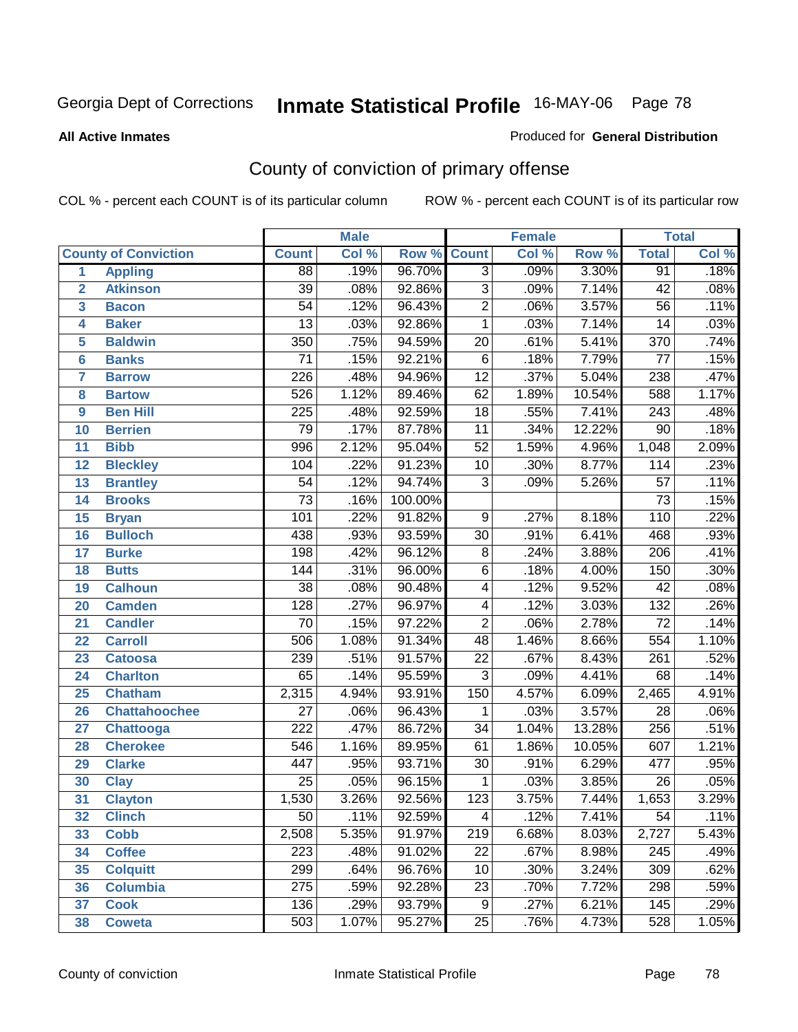**All Active Inmates**

Produced for **General Distribution**

## County of conviction of primary offense

COL % - percent each COUNT is of its particular column

ROW % - percent each COUNT is of its particular row

| | | Male | | | Female | | | Total | |
|---|---|---|---|---|---|---|---|---|---|
| County of Conviction | | Count | Col % | Row % | Count | Col % | Row % | Total | Col % |
| 1 | Appling | 88 | .19% | 96.70% | 3 | .09% | 3.30% | 91 | .18% |
| 2 | Atkinson | 39 | .08% | 92.86% | 3 | .09% | 7.14% | 42 | .08% |
| 3 | Bacon | 54 | .12% | 96.43% | 2 | .06% | 3.57% | 56 | .11% |
| 4 | Baker | 13 | .03% | 92.86% | 1 | .03% | 7.14% | 14 | .03% |
| 5 | Baldwin | 350 | .75% | 94.59% | 20 | .61% | 5.41% | 370 | .74% |
| 6 | Banks | 71 | .15% | 92.21% | 6 | .18% | 7.79% | 77 | .15% |
| 7 | Barrow | 226 | .48% | 94.96% | 12 | .37% | 5.04% | 238 | .47% |
| 8 | Bartow | 526 | 1.12% | 89.46% | 62 | 1.89% | 10.54% | 588 | 1.17% |
| 9 | Ben Hill | 225 | .48% | 92.59% | 18 | .55% | 7.41% | 243 | .48% |
| 10 | Berrien | 79 | .17% | 87.78% | 11 | .34% | 12.22% | 90 | .18% |
| 11 | Bibb | 996 | 2.12% | 95.04% | 52 | 1.59% | 4.96% | 1,048 | 2.09% |
| 12 | Bleckley | 104 | .22% | 91.23% | 10 | .30% | 8.77% | 114 | .23% |
| 13 | Brantley | 54 | .12% | 94.74% | 3 | .09% | 5.26% | 57 | .11% |
| 14 | Brooks | 73 | .16% | 100.00% | | | | 73 | .15% |
| 15 | Bryan | 101 | .22% | 91.82% | 9 | .27% | 8.18% | 110 | .22% |
| 16 | Bulloch | 438 | .93% | 93.59% | 30 | .91% | 6.41% | 468 | .93% |
| 17 | Burke | 198 | .42% | 96.12% | 8 | .24% | 3.88% | 206 | .41% |
| 18 | Butts | 144 | .31% | 96.00% | 6 | .18% | 4.00% | 150 | .30% |
| 19 | Calhoun | 38 | .08% | 90.48% | 4 | .12% | 9.52% | 42 | .08% |
| 20 | Camden | 128 | .27% | 96.97% | 4 | .12% | 3.03% | 132 | .26% |
| 21 | Candler | 70 | .15% | 97.22% | 2 | .06% | 2.78% | 72 | .14% |
| 22 | Carroll | 506 | 1.08% | 91.34% | 48 | 1.46% | 8.66% | 554 | 1.10% |
| 23 | Catoosa | 239 | .51% | 91.57% | 22 | .67% | 8.43% | 261 | .52% |
| 24 | Charlton | 65 | .14% | 95.59% | 3 | .09% | 4.41% | 68 | .14% |
| 25 | Chatham | 2,315 | 4.94% | 93.91% | 150 | 4.57% | 6.09% | 2,465 | 4.91% |
| 26 | Chattahoochee | 27 | .06% | 96.43% | 1 | .03% | 3.57% | 28 | .06% |
| 27 | Chattooga | 222 | .47% | 86.72% | 34 | 1.04% | 13.28% | 256 | .51% |
| 28 | Cherokee | 546 | 1.16% | 89.95% | 61 | 1.86% | 10.05% | 607 | 1.21% |
| 29 | Clarke | 447 | .95% | 93.71% | 30 | .91% | 6.29% | 477 | .95% |
| 30 | Clay | 25 | .05% | 96.15% | 1 | .03% | 3.85% | 26 | .05% |
| 31 | Clayton | 1,530 | 3.26% | 92.56% | 123 | 3.75% | 7.44% | 1,653 | 3.29% |
| 32 | Clinch | 50 | .11% | 92.59% | 4 | .12% | 7.41% | 54 | .11% |
| 33 | Cobb | 2,508 | 5.35% | 91.97% | 219 | 6.68% | 8.03% | 2,727 | 5.43% |
| 34 | Coffee | 223 | .48% | 91.02% | 22 | .67% | 8.98% | 245 | .49% |
| 35 | Colquitt | 299 | .64% | 96.76% | 10 | .30% | 3.24% | 309 | .62% |
| 36 | Columbia | 275 | .59% | 92.28% | 23 | .70% | 7.72% | 298 | .59% |
| 37 | Cook | 136 | .29% | 93.79% | 9 | .27% | 6.21% | 145 | .29% |
| 38 | Coweta | 503 | 1.07% | 95.27% | 25 | .76% | 4.73% | 528 | 1.05% |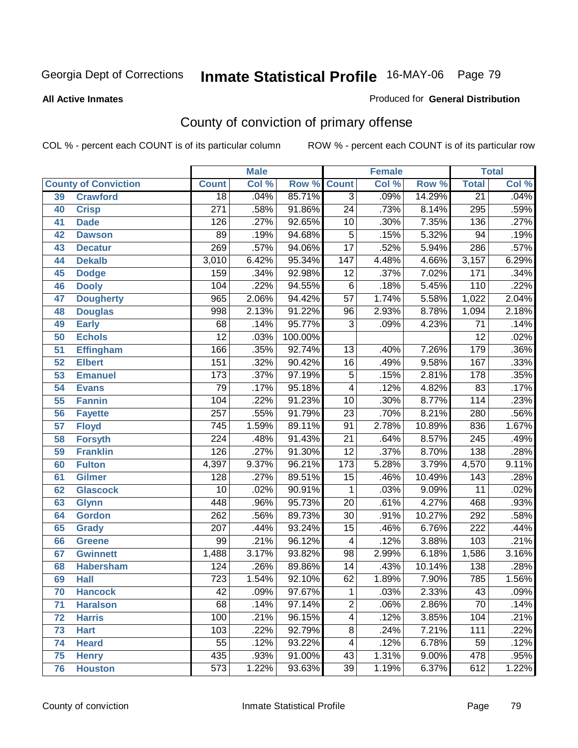Georgia Dept of Corrections **Inmate Statistical Profile** 16-MAY-06

**All Active Inmates**

Produced for **General Distribution**

## County of conviction of primary offense

COL % - percent each COUNT is of its particular column

ROW % - percent each COUNT is of its particular row

| County of Conviction | | Male | | | Female | | | Total | |
|---|---|---|---|---|---|---|---|---|---|
| | | Count | Col % | Row % | Count | Col % | Row % | Total | Col % |
| 39 | Crawford | 18 | .04% | 85.71% | 3 | .09% | 14.29% | 21 | .04% |
| 40 | Crisp | 271 | .58% | 91.86% | 24 | .73% | 8.14% | 295 | .59% |
| 41 | Dade | 126 | .27% | 92.65% | 10 | .30% | 7.35% | 136 | .27% |
| 42 | Dawson | 89 | .19% | 94.68% | 5 | .15% | 5.32% | 94 | .19% |
| 43 | Decatur | 269 | .57% | 94.06% | 17 | .52% | 5.94% | 286 | .57% |
| 44 | Dekalb | 3,010 | 6.42% | 95.34% | 147 | 4.48% | 4.66% | 3,157 | 6.29% |
| 45 | Dodge | 159 | .34% | 92.98% | 12 | .37% | 7.02% | 171 | .34% |
| 46 | Dooly | 104 | .22% | 94.55% | 6 | .18% | 5.45% | 110 | .22% |
| 47 | Dougherty | 965 | 2.06% | 94.42% | 57 | 1.74% | 5.58% | 1,022 | 2.04% |
| 48 | Douglas | 998 | 2.13% | 91.22% | 96 | 2.93% | 8.78% | 1,094 | 2.18% |
| 49 | Early | 68 | .14% | 95.77% | 3 | .09% | 4.23% | 71 | .14% |
| 50 | Echols | 12 | .03% | 100.00% | | | | 12 | .02% |
| 51 | Effingham | 166 | .35% | 92.74% | 13 | .40% | 7.26% | 179 | .36% |
| 52 | Elbert | 151 | .32% | 90.42% | 16 | .49% | 9.58% | 167 | .33% |
| 53 | Emanuel | 173 | .37% | 97.19% | 5 | .15% | 2.81% | 178 | .35% |
| 54 | Evans | 79 | .17% | 95.18% | 4 | .12% | 4.82% | 83 | .17% |
| 55 | Fannin | 104 | .22% | 91.23% | 10 | .30% | 8.77% | 114 | .23% |
| 56 | Fayette | 257 | .55% | 91.79% | 23 | .70% | 8.21% | 280 | .56% |
| 57 | Floyd | 745 | 1.59% | 89.11% | 91 | 2.78% | 10.89% | 836 | 1.67% |
| 58 | Forsyth | 224 | .48% | 91.43% | 21 | .64% | 8.57% | 245 | .49% |
| 59 | Franklin | 126 | .27% | 91.30% | 12 | .37% | 8.70% | 138 | .28% |
| 60 | Fulton | 4,397 | 9.37% | 96.21% | 173 | 5.28% | 3.79% | 4,570 | 9.11% |
| 61 | Gilmer | 128 | .27% | 89.51% | 15 | .46% | 10.49% | 143 | .28% |
| 62 | Glascock | 10 | .02% | 90.91% | 1 | .03% | 9.09% | 11 | .02% |
| 63 | Glynn | 448 | .96% | 95.73% | 20 | .61% | 4.27% | 468 | .93% |
| 64 | Gordon | 262 | .56% | 89.73% | 30 | .91% | 10.27% | 292 | .58% |
| 65 | Grady | 207 | .44% | 93.24% | 15 | .46% | 6.76% | 222 | .44% |
| 66 | Greene | 99 | .21% | 96.12% | 4 | .12% | 3.88% | 103 | .21% |
| 67 | Gwinnett | 1,488 | 3.17% | 93.82% | 98 | 2.99% | 6.18% | 1,586 | 3.16% |
| 68 | Habersham | 124 | .26% | 89.86% | 14 | .43% | 10.14% | 138 | .28% |
| 69 | Hall | 723 | 1.54% | 92.10% | 62 | 1.89% | 7.90% | 785 | 1.56% |
| 70 | Hancock | 42 | .09% | 97.67% | 1 | .03% | 2.33% | 43 | .09% |
| 71 | Haralson | 68 | .14% | 97.14% | 2 | .06% | 2.86% | 70 | .14% |
| 72 | Harris | 100 | .21% | 96.15% | 4 | .12% | 3.85% | 104 | .21% |
| 73 | Hart | 103 | .22% | 92.79% | 8 | .24% | 7.21% | 111 | .22% |
| 74 | Heard | 55 | .12% | 93.22% | 4 | .12% | 6.78% | 59 | .12% |
| 75 | Henry | 435 | .93% | 91.00% | 43 | 1.31% | 9.00% | 478 | .95% |
| 76 | Houston | 573 | 1.22% | 93.63% | 39 | 1.19% | 6.37% | 612 | 1.22% |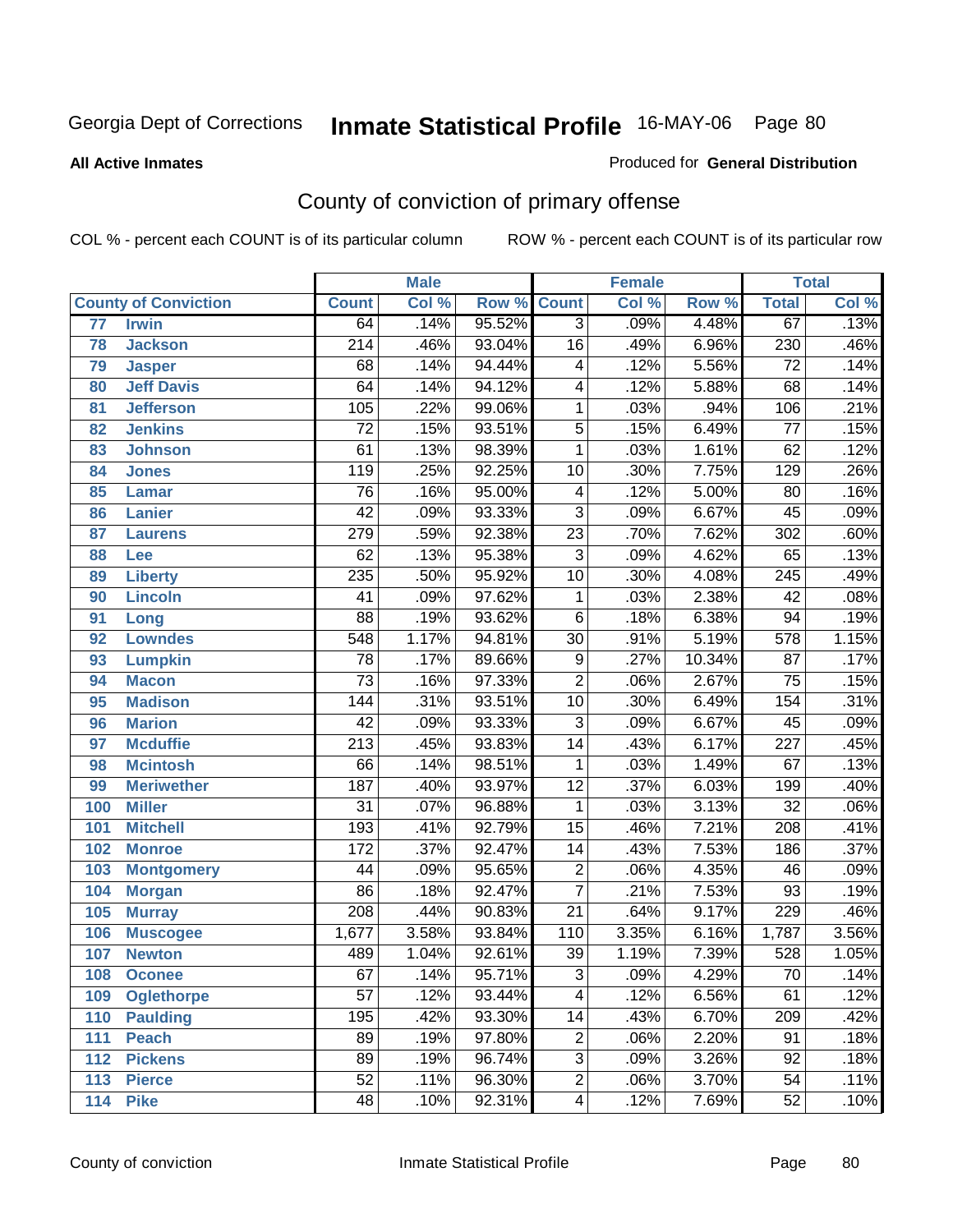Georgia Dept of Corrections **Inmate Statistical Profile** 16-MAY-06

**All Active Inmates**

Produced for **General Distribution**

## County of conviction of primary offense

COL % - percent each COUNT is of its particular column ROW % - percent each COUNT is of its particular row

| County of Conviction | | Male | | | Female | | | Total | |
|---|---|---|---|---|---|---|---|---|---|
| | | Count | Col % | Row % | Count | Col % | Row % | Total | Col % |
| 77 | Irwin | 64 | .14% | 95.52% | 3 | .09% | 4.48% | 67 | .13% |
| 78 | Jackson | 214 | .46% | 93.04% | 16 | .49% | 6.96% | 230 | .46% |
| 79 | Jasper | 68 | .14% | 94.44% | 4 | .12% | 5.56% | 72 | .14% |
| 80 | Jeff Davis | 64 | .14% | 94.12% | 4 | .12% | 5.88% | 68 | .14% |
| 81 | Jefferson | 105 | .22% | 99.06% | 1 | .03% | .94% | 106 | .21% |
| 82 | Jenkins | 72 | .15% | 93.51% | 5 | .15% | 6.49% | 77 | .15% |
| 83 | Johnson | 61 | .13% | 98.39% | 1 | .03% | 1.61% | 62 | .12% |
| 84 | Jones | 119 | .25% | 92.25% | 10 | .30% | 7.75% | 129 | .26% |
| 85 | Lamar | 76 | .16% | 95.00% | 4 | .12% | 5.00% | 80 | .16% |
| 86 | Lanier | 42 | .09% | 93.33% | 3 | .09% | 6.67% | 45 | .09% |
| 87 | Laurens | 279 | .59% | 92.38% | 23 | .70% | 7.62% | 302 | .60% |
| 88 | Lee | 62 | .13% | 95.38% | 3 | .09% | 4.62% | 65 | .13% |
| 89 | Liberty | 235 | .50% | 95.92% | 10 | .30% | 4.08% | 245 | .49% |
| 90 | Lincoln | 41 | .09% | 97.62% | 1 | .03% | 2.38% | 42 | .08% |
| 91 | Long | 88 | .19% | 93.62% | 6 | .18% | 6.38% | 94 | .19% |
| 92 | Lowndes | 548 | 1.17% | 94.81% | 30 | .91% | 5.19% | 578 | 1.15% |
| 93 | Lumpkin | 78 | .17% | 89.66% | 9 | .27% | 10.34% | 87 | .17% |
| 94 | Macon | 73 | .16% | 97.33% | 2 | .06% | 2.67% | 75 | .15% |
| 95 | Madison | 144 | .31% | 93.51% | 10 | .30% | 6.49% | 154 | .31% |
| 96 | Marion | 42 | .09% | 93.33% | 3 | .09% | 6.67% | 45 | .09% |
| 97 | Mcduffie | 213 | .45% | 93.83% | 14 | .43% | 6.17% | 227 | .45% |
| 98 | Mcintosh | 66 | .14% | 98.51% | 1 | .03% | 1.49% | 67 | .13% |
| 99 | Meriwether | 187 | .40% | 93.97% | 12 | .37% | 6.03% | 199 | .40% |
| 100 | Miller | 31 | .07% | 96.88% | 1 | .03% | 3.13% | 32 | .06% |
| 101 | Mitchell | 193 | .41% | 92.79% | 15 | .46% | 7.21% | 208 | .41% |
| 102 | Monroe | 172 | .37% | 92.47% | 14 | .43% | 7.53% | 186 | .37% |
| 103 | Montgomery | 44 | .09% | 95.65% | 2 | .06% | 4.35% | 46 | .09% |
| 104 | Morgan | 86 | .18% | 92.47% | 7 | .21% | 7.53% | 93 | .19% |
| 105 | Murray | 208 | .44% | 90.83% | 21 | .64% | 9.17% | 229 | .46% |
| 106 | Muscogee | 1,677 | 3.58% | 93.84% | 110 | 3.35% | 6.16% | 1,787 | 3.56% |
| 107 | Newton | 489 | 1.04% | 92.61% | 39 | 1.19% | 7.39% | 528 | 1.05% |
| 108 | Oconee | 67 | .14% | 95.71% | 3 | .09% | 4.29% | 70 | .14% |
| 109 | Oglethorpe | 57 | .12% | 93.44% | 4 | .12% | 6.56% | 61 | .12% |
| 110 | Paulding | 195 | .42% | 93.30% | 14 | .43% | 6.70% | 209 | .42% |
| 111 | Peach | 89 | .19% | 97.80% | 2 | .06% | 2.20% | 91 | .18% |
| 112 | Pickens | 89 | .19% | 96.74% | 3 | .09% | 3.26% | 92 | .18% |
| 113 | Pierce | 52 | .11% | 96.30% | 2 | .06% | 3.70% | 54 | .11% |
| 114 | Pike | 48 | .10% | 92.31% | 4 | .12% | 7.69% | 52 | .10% |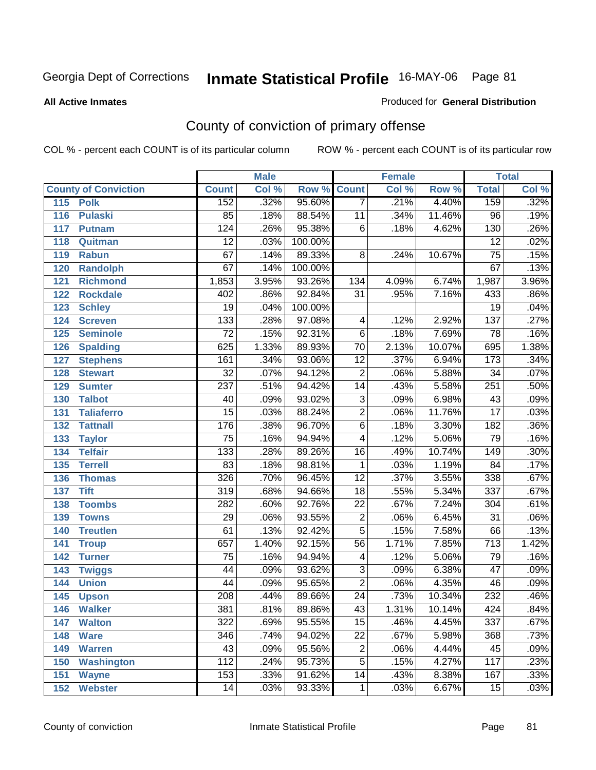# Inmate Statistical Profile

**All Active Inmates**

Produced for **General Distribution**

## County of conviction of primary offense

COL % - percent each COUNT is of its particular column

ROW % - percent each COUNT is of its particular row

| County of Conviction | Male | | | Female | | | Total | |
|---|---|---|---|---|---|---|---|---|
| | Count | Col % | Row % | Count | Col % | Row % | Total | Col % |
| 115 Polk | 152 | .32% | 95.60% | 7 | .21% | 4.40% | 159 | .32% |
| 116 Pulaski | 85 | .18% | 88.54% | 11 | .34% | 11.46% | 96 | .19% |
| 117 Putnam | 124 | .26% | 95.38% | 6 | .18% | 4.62% | 130 | .26% |
| 118 Quitman | 12 | .03% | 100.00% | | | | 12 | .02% |
| 119 Rabun | 67 | .14% | 89.33% | 8 | .24% | 10.67% | 75 | .15% |
| 120 Randolph | 67 | .14% | 100.00% | | | | 67 | .13% |
| 121 Richmond | 1,853 | 3.95% | 93.26% | 134 | 4.09% | 6.74% | 1,987 | 3.96% |
| 122 Rockdale | 402 | .86% | 92.84% | 31 | .95% | 7.16% | 433 | .86% |
| 123 Schley | 19 | .04% | 100.00% | | | | 19 | .04% |
| 124 Screven | 133 | .28% | 97.08% | 4 | .12% | 2.92% | 137 | .27% |
| 125 Seminole | 72 | .15% | 92.31% | 6 | .18% | 7.69% | 78 | .16% |
| 126 Spalding | 625 | 1.33% | 89.93% | 70 | 2.13% | 10.07% | 695 | 1.38% |
| 127 Stephens | 161 | .34% | 93.06% | 12 | .37% | 6.94% | 173 | .34% |
| 128 Stewart | 32 | .07% | 94.12% | 2 | .06% | 5.88% | 34 | .07% |
| 129 Sumter | 237 | .51% | 94.42% | 14 | .43% | 5.58% | 251 | .50% |
| 130 Talbot | 40 | .09% | 93.02% | 3 | .09% | 6.98% | 43 | .09% |
| 131 Taliaferro | 15 | .03% | 88.24% | 2 | .06% | 11.76% | 17 | .03% |
| 132 Tattnall | 176 | .38% | 96.70% | 6 | .18% | 3.30% | 182 | .36% |
| 133 Taylor | 75 | .16% | 94.94% | 4 | .12% | 5.06% | 79 | .16% |
| 134 Telfair | 133 | .28% | 89.26% | 16 | .49% | 10.74% | 149 | .30% |
| 135 Terrell | 83 | .18% | 98.81% | 1 | .03% | 1.19% | 84 | .17% |
| 136 Thomas | 326 | .70% | 96.45% | 12 | .37% | 3.55% | 338 | .67% |
| 137 Tift | 319 | .68% | 94.66% | 18 | .55% | 5.34% | 337 | .67% |
| 138 Toombs | 282 | .60% | 92.76% | 22 | .67% | 7.24% | 304 | .61% |
| 139 Towns | 29 | .06% | 93.55% | 2 | .06% | 6.45% | 31 | .06% |
| 140 Treutlen | 61 | .13% | 92.42% | 5 | .15% | 7.58% | 66 | .13% |
| 141 Troup | 657 | 1.40% | 92.15% | 56 | 1.71% | 7.85% | 713 | 1.42% |
| 142 Turner | 75 | .16% | 94.94% | 4 | .12% | 5.06% | 79 | .16% |
| 143 Twiggs | 44 | .09% | 93.62% | 3 | .09% | 6.38% | 47 | .09% |
| 144 Union | 44 | .09% | 95.65% | 2 | .06% | 4.35% | 46 | .09% |
| 145 Upson | 208 | .44% | 89.66% | 24 | .73% | 10.34% | 232 | .46% |
| 146 Walker | 381 | .81% | 89.86% | 43 | 1.31% | 10.14% | 424 | .84% |
| 147 Walton | 322 | .69% | 95.55% | 15 | .46% | 4.45% | 337 | .67% |
| 148 Ware | 346 | .74% | 94.02% | 22 | .67% | 5.98% | 368 | .73% |
| 149 Warren | 43 | .09% | 95.56% | 2 | .06% | 4.44% | 45 | .09% |
| 150 Washington | 112 | .24% | 95.73% | 5 | .15% | 4.27% | 117 | .23% |
| 151 Wayne | 153 | .33% | 91.62% | 14 | .43% | 8.38% | 167 | .33% |
| 152 Webster | 14 | .03% | 93.33% | 1 | .03% | 6.67% | 15 | .03% |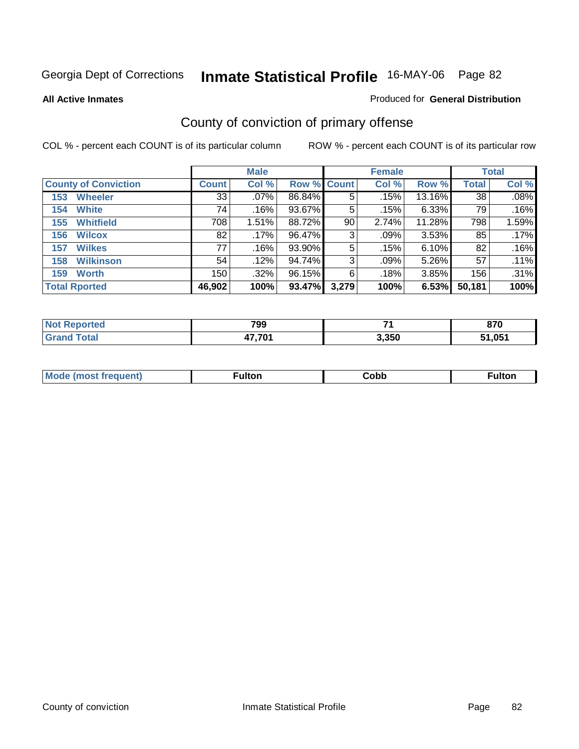Georgia Dept of Corrections **Inmate Statistical Profile** 16-MAY-06

**All Active Inmates**

Produced for **General Distribution**

## County of conviction of primary offense

COL % - percent each COUNT is of its particular column

ROW % - percent each COUNT is of its particular row

| | Male | | | Female | | | Total | |
|---|---|---|---|---|---|---|---|---|
| **County of Conviction** | **Count** | **Col %** | **Row %** | **Count** | **Col %** | **Row %** | **Total** | **Col %** |
| **153 Wheeler** | 33 | .07% | 86.84% | 5 | .15% | 13.16% | 38 | .08% |
| **154 White** | 74 | .16% | 93.67% | 5 | .15% | 6.33% | 79 | .16% |
| **155 Whitfield** | 708 | 1.51% | 88.72% | 90 | 2.74% | 11.28% | 798 | 1.59% |
| **156 Wilcox** | 82 | .17% | 96.47% | 3 | .09% | 3.53% | 85 | .17% |
| **157 Wilkes** | 77 | .16% | 93.90% | 5 | .15% | 6.10% | 82 | .16% |
| **158 Wilkinson** | 54 | .12% | 94.74% | 3 | .09% | 5.26% | 57 | .11% |
| **159 Worth** | 150 | .32% | 96.15% | 6 | .18% | 3.85% | 156 | .31% |
| **Total Rported** | **46,902** | **100%** | **93.47%** | **3,279** | **100%** | **6.53%** | **50,181** | **100%** |

| | Male | Female | Total |
|---|---|---|---|
| **Not Reported** | **799** | **71** | **870** |
| **Grand Total** | **47,701** | **3,350** | **51,051** |

| | Male | Female | Total |
|---|---|---|---|
| **Mode (most frequent)** | **Fulton** | **Cobb** | **Fulton** |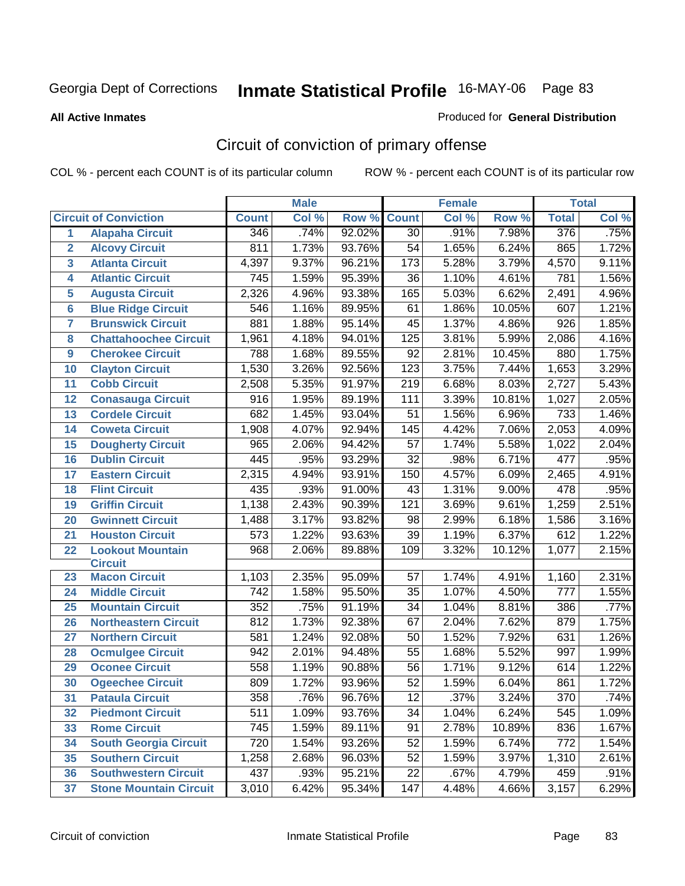Georgia Dept of Corrections **Inmate Statistical Profile** 16-MAY-06

**All Active Inmates**

Produced for **General Distribution**

## Circuit of conviction of primary offense

COL % - percent each COUNT is of its particular column

ROW % - percent each COUNT is of its particular row

| | | Male | | | Female | | | Total | |
|---|---|---|---|---|---|---|---|---|---|
| **Circuit of Conviction** | | **Count** | **Col %** | **Row %** | **Count** | **Col %** | **Row %** | **Total** | **Col %** |
| 1 | Alapaha Circuit | 346 | .74% | 92.02% | 30 | .91% | 7.98% | 376 | .75% |
| 2 | Alcovy Circuit | 811 | 1.73% | 93.76% | 54 | 1.65% | 6.24% | 865 | 1.72% |
| 3 | Atlanta Circuit | 4,397 | 9.37% | 96.21% | 173 | 5.28% | 3.79% | 4,570 | 9.11% |
| 4 | Atlantic Circuit | 745 | 1.59% | 95.39% | 36 | 1.10% | 4.61% | 781 | 1.56% |
| 5 | Augusta Circuit | 2,326 | 4.96% | 93.38% | 165 | 5.03% | 6.62% | 2,491 | 4.96% |
| 6 | Blue Ridge Circuit | 546 | 1.16% | 89.95% | 61 | 1.86% | 10.05% | 607 | 1.21% |
| 7 | Brunswick Circuit | 881 | 1.88% | 95.14% | 45 | 1.37% | 4.86% | 926 | 1.85% |
| 8 | Chattahoochee Circuit | 1,961 | 4.18% | 94.01% | 125 | 3.81% | 5.99% | 2,086 | 4.16% |
| 9 | Cherokee Circuit | 788 | 1.68% | 89.55% | 92 | 2.81% | 10.45% | 880 | 1.75% |
| 10 | Clayton Circuit | 1,530 | 3.26% | 92.56% | 123 | 3.75% | 7.44% | 1,653 | 3.29% |
| 11 | Cobb Circuit | 2,508 | 5.35% | 91.97% | 219 | 6.68% | 8.03% | 2,727 | 5.43% |
| 12 | Conasauga Circuit | 916 | 1.95% | 89.19% | 111 | 3.39% | 10.81% | 1,027 | 2.05% |
| 13 | Cordele Circuit | 682 | 1.45% | 93.04% | 51 | 1.56% | 6.96% | 733 | 1.46% |
| 14 | Coweta Circuit | 1,908 | 4.07% | 92.94% | 145 | 4.42% | 7.06% | 2,053 | 4.09% |
| 15 | Dougherty Circuit | 965 | 2.06% | 94.42% | 57 | 1.74% | 5.58% | 1,022 | 2.04% |
| 16 | Dublin Circuit | 445 | .95% | 93.29% | 32 | .98% | 6.71% | 477 | .95% |
| 17 | Eastern Circuit | 2,315 | 4.94% | 93.91% | 150 | 4.57% | 6.09% | 2,465 | 4.91% |
| 18 | Flint Circuit | 435 | .93% | 91.00% | 43 | 1.31% | 9.00% | 478 | .95% |
| 19 | Griffin Circuit | 1,138 | 2.43% | 90.39% | 121 | 3.69% | 9.61% | 1,259 | 2.51% |
| 20 | Gwinnett Circuit | 1,488 | 3.17% | 93.82% | 98 | 2.99% | 6.18% | 1,586 | 3.16% |
| 21 | Houston Circuit | 573 | 1.22% | 93.63% | 39 | 1.19% | 6.37% | 612 | 1.22% |
| 22 | Lookout Mountain Circuit | 968 | 2.06% | 89.88% | 109 | 3.32% | 10.12% | 1,077 | 2.15% |
| 23 | Macon Circuit | 1,103 | 2.35% | 95.09% | 57 | 1.74% | 4.91% | 1,160 | 2.31% |
| 24 | Middle Circuit | 742 | 1.58% | 95.50% | 35 | 1.07% | 4.50% | 777 | 1.55% |
| 25 | Mountain Circuit | 352 | .75% | 91.19% | 34 | 1.04% | 8.81% | 386 | .77% |
| 26 | Northeastern Circuit | 812 | 1.73% | 92.38% | 67 | 2.04% | 7.62% | 879 | 1.75% |
| 27 | Northern Circuit | 581 | 1.24% | 92.08% | 50 | 1.52% | 7.92% | 631 | 1.26% |
| 28 | Ocmulgee Circuit | 942 | 2.01% | 94.48% | 55 | 1.68% | 5.52% | 997 | 1.99% |
| 29 | Oconee Circuit | 558 | 1.19% | 90.88% | 56 | 1.71% | 9.12% | 614 | 1.22% |
| 30 | Ogeechee Circuit | 809 | 1.72% | 93.96% | 52 | 1.59% | 6.04% | 861 | 1.72% |
| 31 | Pataula Circuit | 358 | .76% | 96.76% | 12 | .37% | 3.24% | 370 | .74% |
| 32 | Piedmont Circuit | 511 | 1.09% | 93.76% | 34 | 1.04% | 6.24% | 545 | 1.09% |
| 33 | Rome Circuit | 745 | 1.59% | 89.11% | 91 | 2.78% | 10.89% | 836 | 1.67% |
| 34 | South Georgia Circuit | 720 | 1.54% | 93.26% | 52 | 1.59% | 6.74% | 772 | 1.54% |
| 35 | Southern Circuit | 1,258 | 2.68% | 96.03% | 52 | 1.59% | 3.97% | 1,310 | 2.61% |
| 36 | Southwestern Circuit | 437 | .93% | 95.21% | 22 | .67% | 4.79% | 459 | .91% |
| 37 | Stone Mountain Circuit | 3,010 | 6.42% | 95.34% | 147 | 4.48% | 4.66% | 3,157 | 6.29% |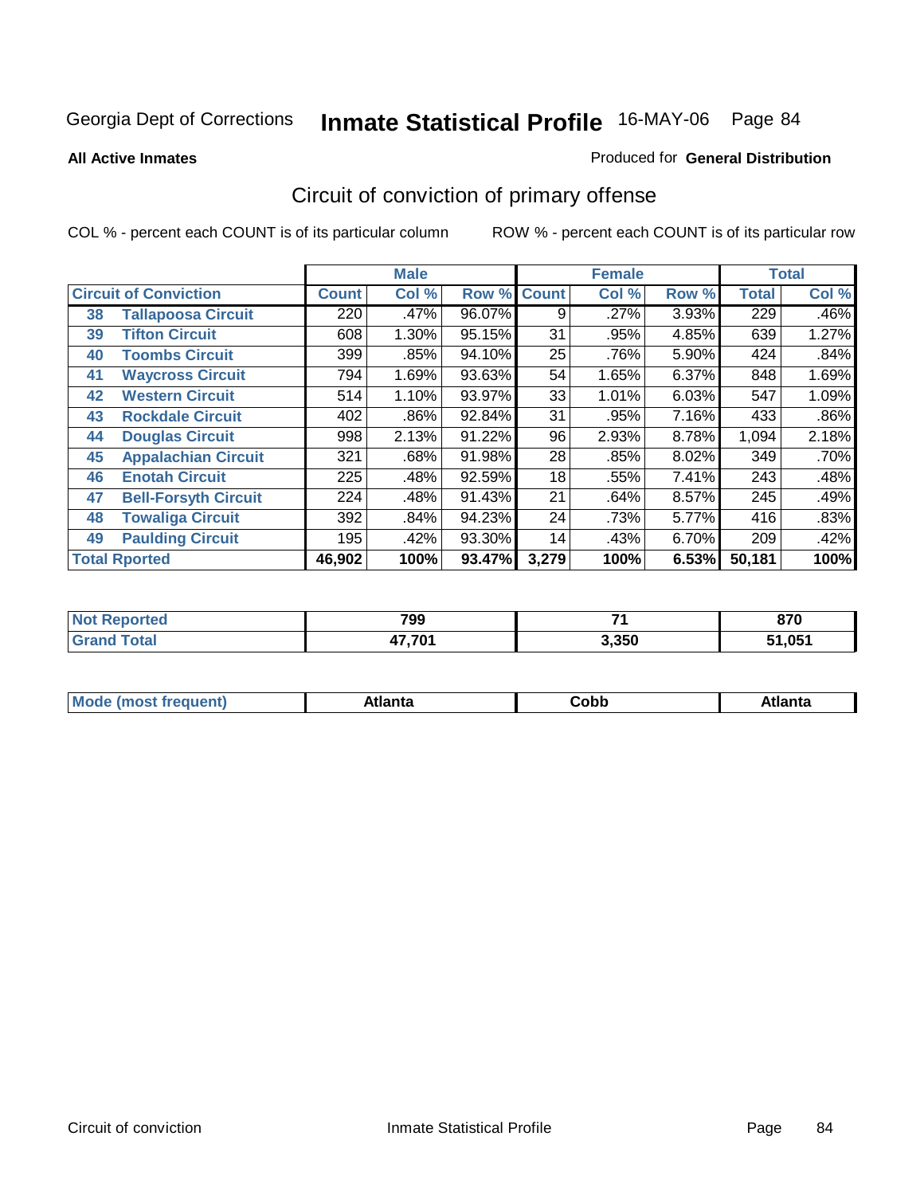Georgia Dept of Corrections **Inmate Statistical Profile** 16-MAY-06

**All Active Inmates**

Produced for **General Distribution**

## Circuit of conviction of primary offense

COL % - percent each COUNT is of its particular column ROW % - percent each COUNT is of its particular row

| Circuit of Conviction | | Male | | | Female | | | Total | |
|---|---|---|---|---|---|---|---|---|---|
| | | Count | Col % | Row % | Count | Col % | Row % | Total | Col % |
| 38 | Tallapoosa Circuit | 220 | .47% | 96.07% | 9 | .27% | 3.93% | 229 | .46% |
| 39 | Tifton Circuit | 608 | 1.30% | 95.15% | 31 | .95% | 4.85% | 639 | 1.27% |
| 40 | Toombs Circuit | 399 | .85% | 94.10% | 25 | .76% | 5.90% | 424 | .84% |
| 41 | Waycross Circuit | 794 | 1.69% | 93.63% | 54 | 1.65% | 6.37% | 848 | 1.69% |
| 42 | Western Circuit | 514 | 1.10% | 93.97% | 33 | 1.01% | 6.03% | 547 | 1.09% |
| 43 | Rockdale Circuit | 402 | .86% | 92.84% | 31 | .95% | 7.16% | 433 | .86% |
| 44 | Douglas Circuit | 998 | 2.13% | 91.22% | 96 | 2.93% | 8.78% | 1,094 | 2.18% |
| 45 | Appalachian Circuit | 321 | .68% | 91.98% | 28 | .85% | 8.02% | 349 | .70% |
| 46 | Enotah Circuit | 225 | .48% | 92.59% | 18 | .55% | 7.41% | 243 | .48% |
| 47 | Bell-Forsyth Circuit | 224 | .48% | 91.43% | 21 | .64% | 8.57% | 245 | .49% |
| 48 | Towaliga Circuit | 392 | .84% | 94.23% | 24 | .73% | 5.77% | 416 | .83% |
| 49 | Paulding Circuit | 195 | .42% | 93.30% | 14 | .43% | 6.70% | 209 | .42% |
| **Total Rported** | | **46,902** | **100%** | **93.47%** | **3,279** | **100%** | **6.53%** | **50,181** | **100%** |

| | Male | Female | Total |
|---|---|---|---|
| Not Reported | 799 | 71 | 870 |
| Grand Total | 47,701 | 3,350 | 51,051 |

| | Male | Female | Total |
|---|---|---|---|
| Mode (most frequent) | Atlanta | Cobb | Atlanta |

Circuit of conviction Inmate Statistical Profile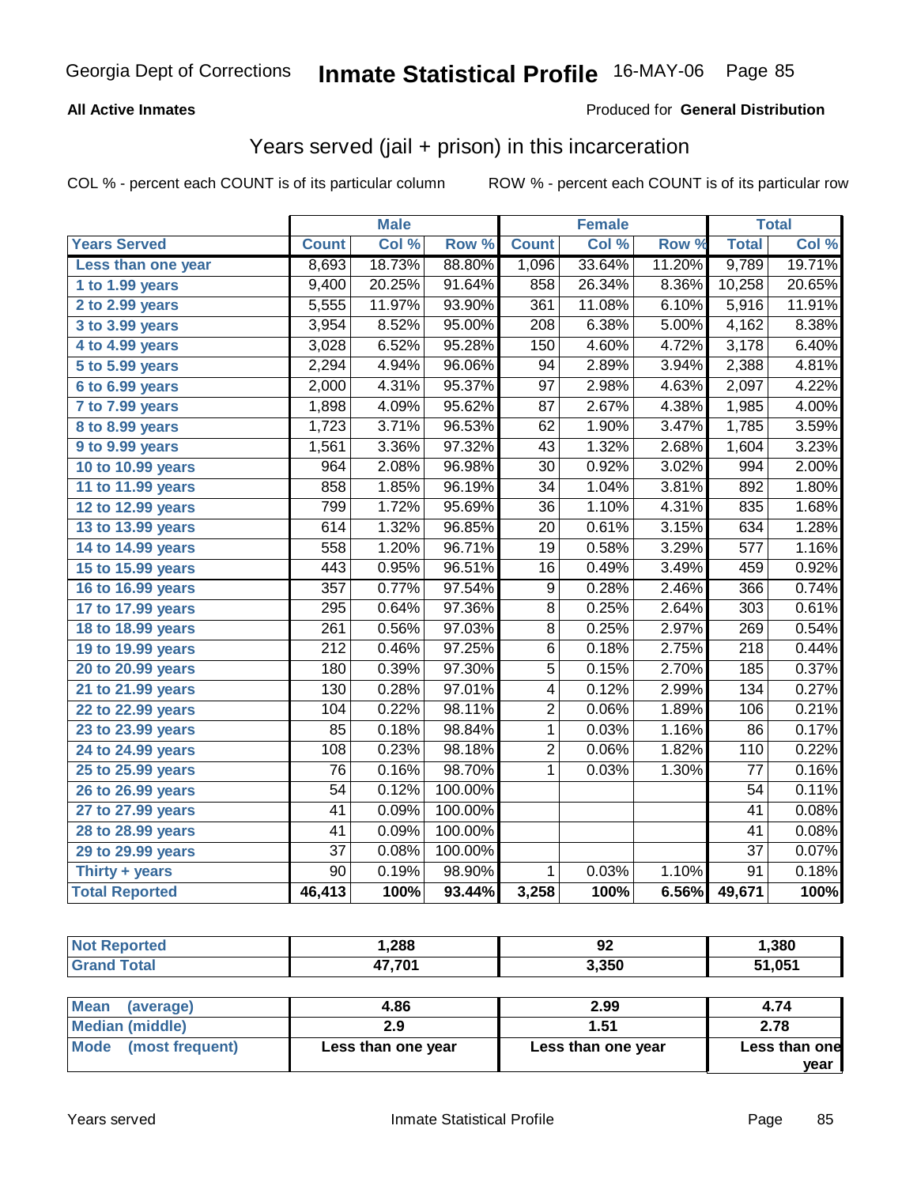Georgia Dept of Corrections **Inmate Statistical Profile** 16-MAY-06

**All Active Inmates**

Produced for **General Distribution**

## Years served (jail + prison) in this incarceration

COL % - percent each COUNT is of its particular column

ROW % - percent each COUNT is of its particular row

| | Male | | | Female | | | Total | |
|---|---|---|---|---|---|---|---|---|
| **Years Served** | **Count** | **Col %** | **Row %** | **Count** | **Col %** | **Row %** | **Total** | **Col %** |
| Less than one year | 8,693 | 18.73% | 88.80% | 1,096 | 33.64% | 11.20% | 9,789 | 19.71% |
| 1 to 1.99 years | 9,400 | 20.25% | 91.64% | 858 | 26.34% | 8.36% | 10,258 | 20.65% |
| 2 to 2.99 years | 5,555 | 11.97% | 93.90% | 361 | 11.08% | 6.10% | 5,916 | 11.91% |
| 3 to 3.99 years | 3,954 | 8.52% | 95.00% | 208 | 6.38% | 5.00% | 4,162 | 8.38% |
| 4 to 4.99 years | 3,028 | 6.52% | 95.28% | 150 | 4.60% | 4.72% | 3,178 | 6.40% |
| 5 to 5.99 years | 2,294 | 4.94% | 96.06% | 94 | 2.89% | 3.94% | 2,388 | 4.81% |
| 6 to 6.99 years | 2,000 | 4.31% | 95.37% | 97 | 2.98% | 4.63% | 2,097 | 4.22% |
| 7 to 7.99 years | 1,898 | 4.09% | 95.62% | 87 | 2.67% | 4.38% | 1,985 | 4.00% |
| 8 to 8.99 years | 1,723 | 3.71% | 96.53% | 62 | 1.90% | 3.47% | 1,785 | 3.59% |
| 9 to 9.99 years | 1,561 | 3.36% | 97.32% | 43 | 1.32% | 2.68% | 1,604 | 3.23% |
| 10 to 10.99 years | 964 | 2.08% | 96.98% | 30 | 0.92% | 3.02% | 994 | 2.00% |
| 11 to 11.99 years | 858 | 1.85% | 96.19% | 34 | 1.04% | 3.81% | 892 | 1.80% |
| 12 to 12.99 years | 799 | 1.72% | 95.69% | 36 | 1.10% | 4.31% | 835 | 1.68% |
| 13 to 13.99 years | 614 | 1.32% | 96.85% | 20 | 0.61% | 3.15% | 634 | 1.28% |
| 14 to 14.99 years | 558 | 1.20% | 96.71% | 19 | 0.58% | 3.29% | 577 | 1.16% |
| 15 to 15.99 years | 443 | 0.95% | 96.51% | 16 | 0.49% | 3.49% | 459 | 0.92% |
| 16 to 16.99 years | 357 | 0.77% | 97.54% | 9 | 0.28% | 2.46% | 366 | 0.74% |
| 17 to 17.99 years | 295 | 0.64% | 97.36% | 8 | 0.25% | 2.64% | 303 | 0.61% |
| 18 to 18.99 years | 261 | 0.56% | 97.03% | 8 | 0.25% | 2.97% | 269 | 0.54% |
| 19 to 19.99 years | 212 | 0.46% | 97.25% | 6 | 0.18% | 2.75% | 218 | 0.44% |
| 20 to 20.99 years | 180 | 0.39% | 97.30% | 5 | 0.15% | 2.70% | 185 | 0.37% |
| 21 to 21.99 years | 130 | 0.28% | 97.01% | 4 | 0.12% | 2.99% | 134 | 0.27% |
| 22 to 22.99 years | 104 | 0.22% | 98.11% | 2 | 0.06% | 1.89% | 106 | 0.21% |
| 23 to 23.99 years | 85 | 0.18% | 98.84% | 1 | 0.03% | 1.16% | 86 | 0.17% |
| 24 to 24.99 years | 108 | 0.23% | 98.18% | 2 | 0.06% | 1.82% | 110 | 0.22% |
| 25 to 25.99 years | 76 | 0.16% | 98.70% | 1 | 0.03% | 1.30% | 77 | 0.16% |
| 26 to 26.99 years | 54 | 0.12% | 100.00% | | | | 54 | 0.11% |
| 27 to 27.99 years | 41 | 0.09% | 100.00% | | | | 41 | 0.08% |
| 28 to 28.99 years | 41 | 0.09% | 100.00% | | | | 41 | 0.08% |
| 29 to 29.99 years | 37 | 0.08% | 100.00% | | | | 37 | 0.07% |
| Thirty + years | 90 | 0.19% | 98.90% | 1 | 0.03% | 1.10% | 91 | 0.18% |
| **Total Reported** | **46,413** | **100%** | **93.44%** | **3,258** | **100%** | **6.56%** | **49,671** | **100%** |

| | Male | Female | Total |
|---|---|---|---|
| Not Reported | **1,288** | **92** | **1,380** |
| Grand Total | **47,701** | **3,350** | **51,051** |

| | Male | Female | Total |
|---|---|---|---|
| Mean (average) | **4.86** | **2.99** | **4.74** |
| Median (middle) | **2.9** | **1.51** | **2.78** |
| Mode (most frequent) | **Less than one year** | **Less than one year** | **Less than one year** |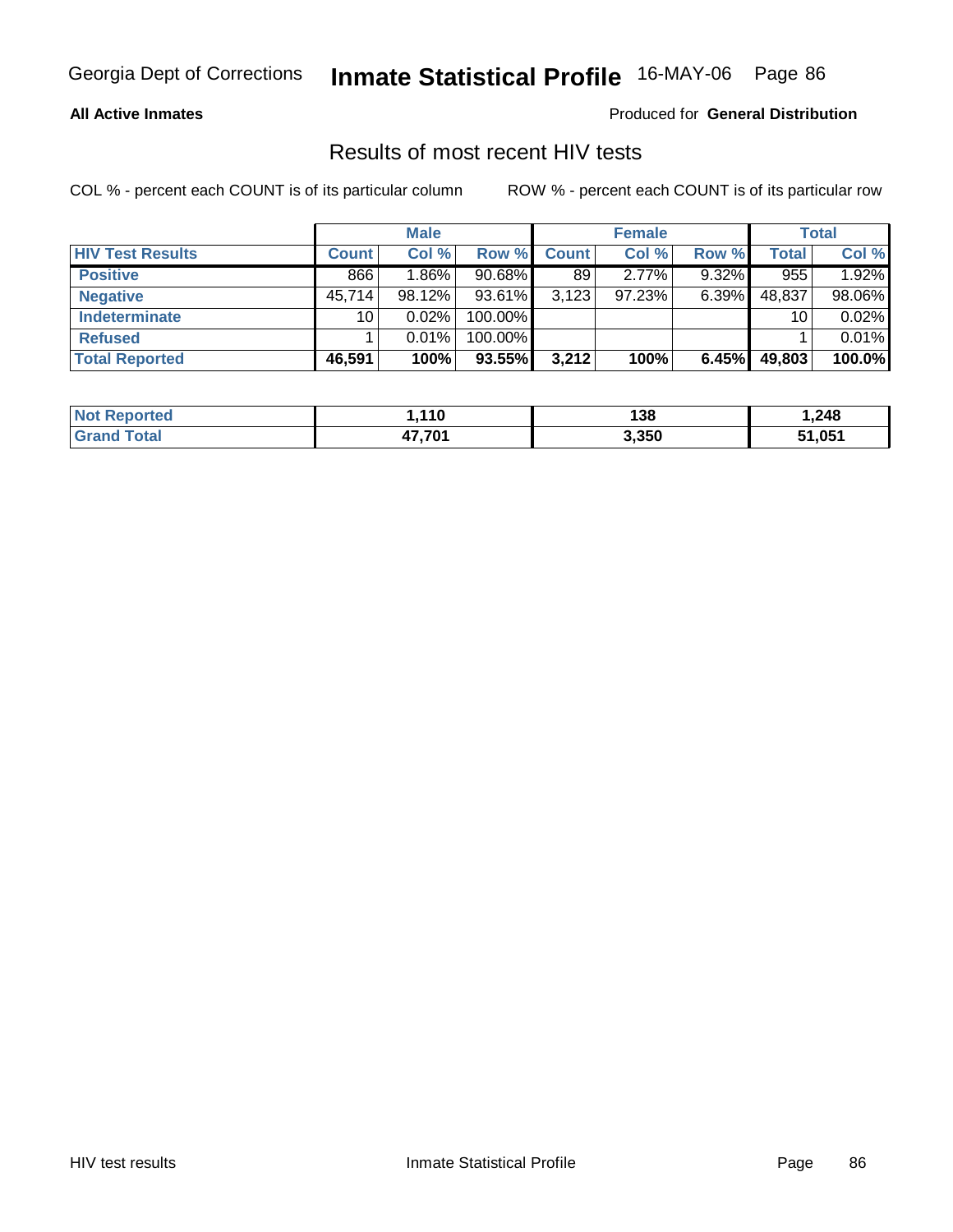**All Active Inmates** Produced for **General Distribution**

## Results of most recent HIV tests

COL % - percent each COUNT is of its particular column ROW % - percent each COUNT is of its particular row

| | Male | | | Female | | | Total | |
|---|---|---|---|---|---|---|---|---|
| HIV Test Results | Count | Col % | Row % | Count | Col % | Row % | Total | Col % |
| Positive | 866 | 1.86% | 90.68% | 89 | 2.77% | 9.32% | 955 | 1.92% |
| Negative | 45,714 | 98.12% | 93.61% | 3,123 | 97.23% | 6.39% | 48,837 | 98.06% |
| Indeterminate | 10 | 0.02% | 100.00% | | | | 10 | 0.02% |
| Refused | 1 | 0.01% | 100.00% | | | | 1 | 0.01% |
| **Total Reported** | **46,591** | **100%** | **93.55%** | **3,212** | **100%** | **6.45%** | **49,803** | **100.0%** |

| | Male | Female | Total |
|---|---|---|---|
| Not Reported | **1,110** | **138** | **1,248** |
| Grand Total | **47,701** | **3,350** | **51,051** |

HIV test results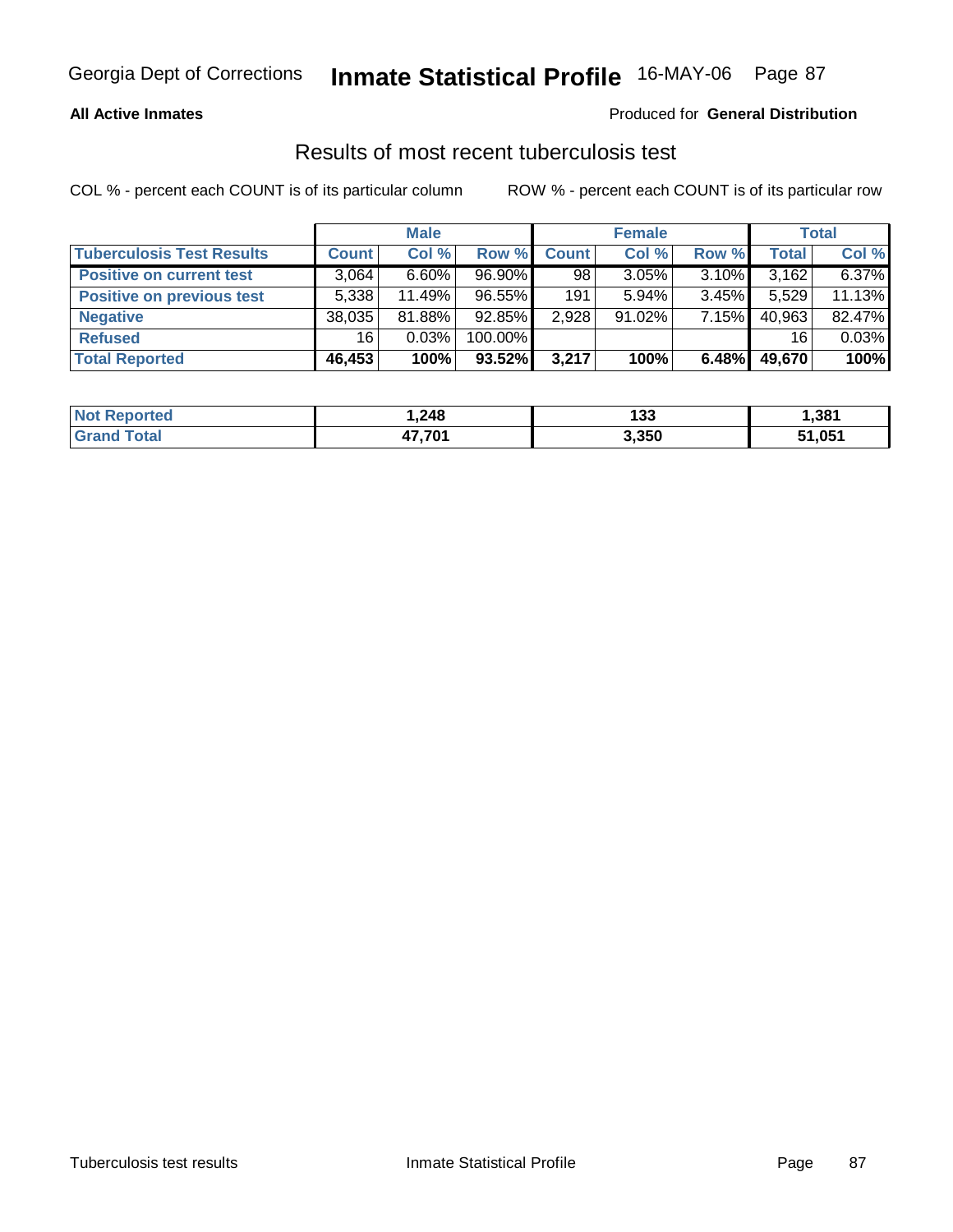**All Active Inmates**

Produced for **General Distribution**

## Results of most recent tuberculosis test

COL % - percent each COUNT is of its particular column

ROW % - percent each COUNT is of its particular row

| | Male | | | Female | | | Total | |
|---|---|---|---|---|---|---|---|---|
| **Tuberculosis Test Results** | **Count** | **Col %** | **Row %** | **Count** | **Col %** | **Row %** | **Total** | **Col %** |
| **Positive on current test** | 3,064 | 6.60% | 96.90% | 98 | 3.05% | 3.10% | 3,162 | 6.37% |
| **Positive on previous test** | 5,338 | 11.49% | 96.55% | 191 | 5.94% | 3.45% | 5,529 | 11.13% |
| **Negative** | 38,035 | 81.88% | 92.85% | 2,928 | 91.02% | 7.15% | 40,963 | 82.47% |
| **Refused** | 16 | 0.03% | 100.00% | | | | 16 | 0.03% |
| **Total Reported** | **46,453** | **100%** | **93.52%** | **3,217** | **100%** | **6.48%** | **49,670** | **100%** |

| | Male | Female | Total |
|---|---|---|---|
| **Not Reported** | **1,248** | **133** | **1,381** |
| **Grand Total** | **47,701** | **3,350** | **51,051** |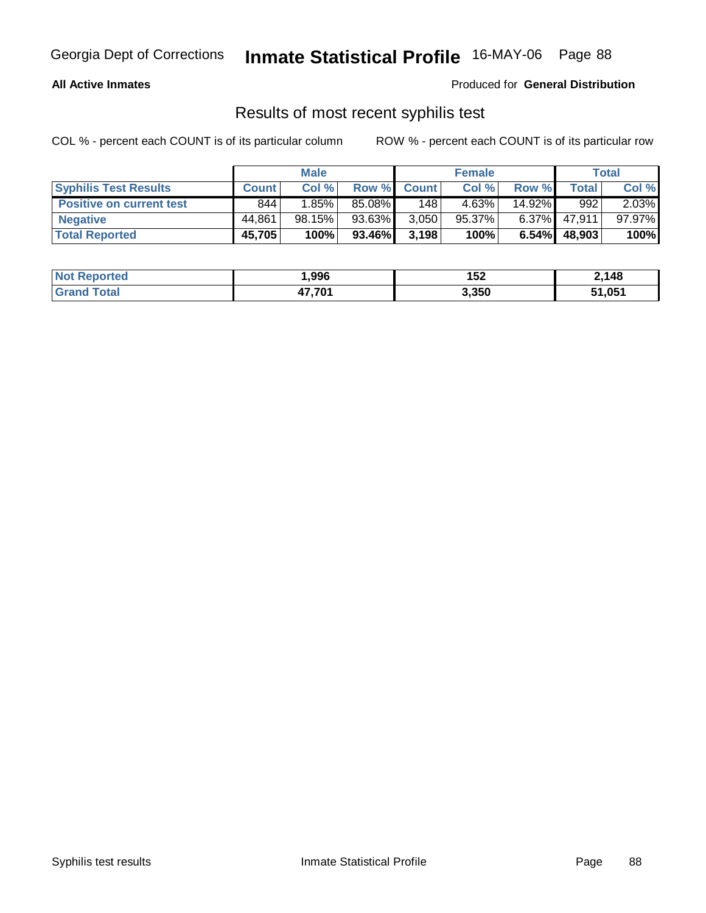**All Active Inmates**

Produced for **General Distribution**

## Results of most recent syphilis test

COL % - percent each COUNT is of its particular column ROW % - percent each COUNT is of its particular row

| | Male | | | Female | | | Total | |
|---|---|---|---|---|---|---|---|---|
| **Syphilis Test Results** | **Count** | **Col %** | **Row %** | **Count** | **Col %** | **Row %** | **Total** | **Col %** |
| **Positive on current test** | 844 | 1.85% | 85.08% | 148 | 4.63% | 14.92% | 992 | 2.03% |
| **Negative** | 44,861 | 98.15% | 93.63% | 3,050 | 95.37% | 6.37% | 47,911 | 97.97% |
| **Total Reported** | **45,705** | **100%** | **93.46%** | **3,198** | **100%** | **6.54%** | **48,903** | **100%** |

| | Male | Female | Total |
|---|---|---|---|
| **Not Reported** | **1,996** | **152** | **2,148** |
| **Grand Total** | **47,701** | **3,350** | **51,051** |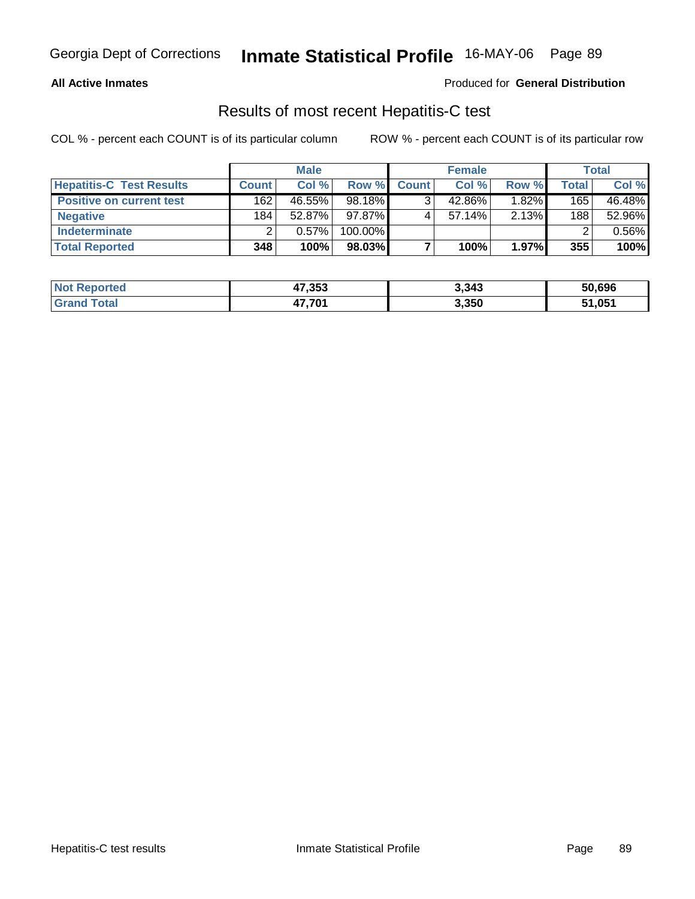Georgia Dept of Corrections **Inmate Statistical Profile** 16-MAY-06

**All Active Inmates**

Produced for **General Distribution**

## Results of most recent Hepatitis-C test

COL % - percent each COUNT is of its particular column

ROW % - percent each COUNT is of its particular row

| | Male | | | Female | | | Total | |
|---|---|---|---|---|---|---|---|---|
| **Hepatitis-C Test Results** | **Count** | **Col %** | **Row %** | **Count** | **Col %** | **Row %** | **Total** | **Col %** |
| **Positive on current test** | 162 | 46.55% | 98.18% | 3 | 42.86% | 1.82% | 165 | 46.48% |
| **Negative** | 184 | 52.87% | 97.87% | 4 | 57.14% | 2.13% | 188 | 52.96% |
| **Indeterminate** | 2 | 0.57% | 100.00% | | | | 2 | 0.56% |
| **Total Reported** | **348** | **100%** | **98.03%** | **7** | **100%** | **1.97%** | **355** | **100%** |

| | Male | Female | Total |
|---|---|---|---|
| **Not Reported** | **47,353** | **3,343** | **50,696** |
| **Grand Total** | **47,701** | **3,350** | **51,051** |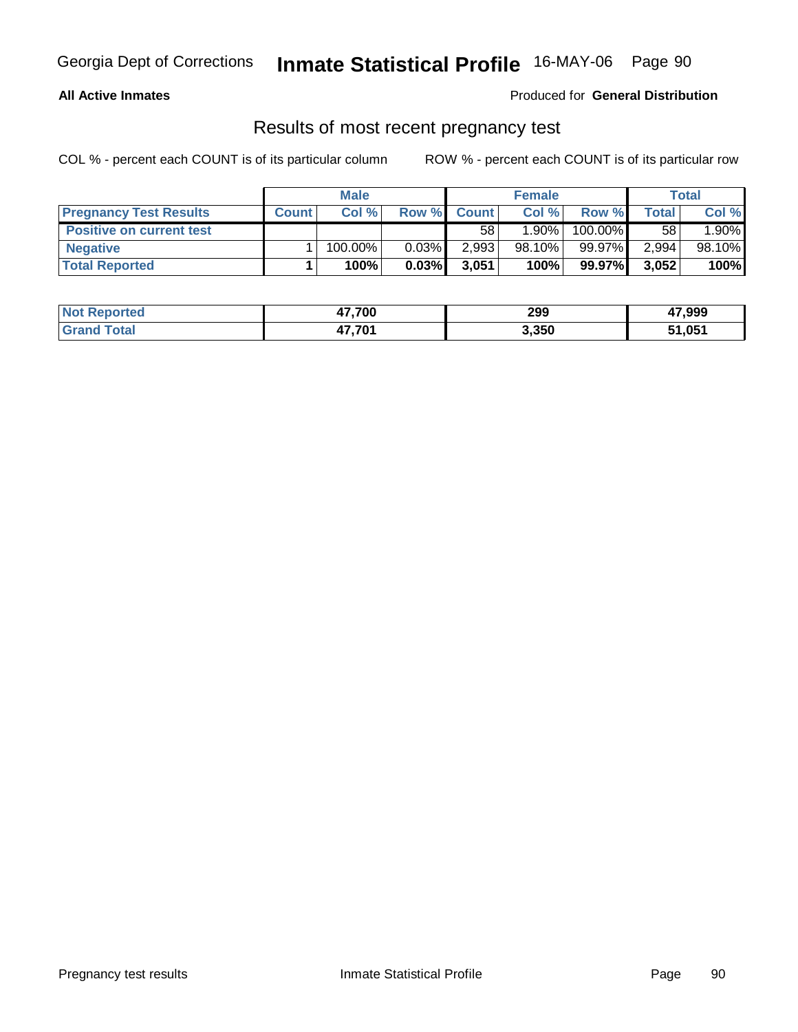Georgia Dept of Corrections **Inmate Statistical Profile** 16-MAY-06

**All Active Inmates**

Produced for **General Distribution**

## Results of most recent pregnancy test

COL % - percent each COUNT is of its particular column ROW % - percent each COUNT is of its particular row

| | Male | | | Female | | | Total | |
|---|---|---|---|---|---|---|---|---|
| **Pregnancy Test Results** | **Count** | **Col %** | **Row %** | **Count** | **Col %** | **Row %** | **Total** | **Col %** |
| **Positive on current test** | | | | 58 | 1.90% | 100.00% | 58 | 1.90% |
| **Negative** | 1 | 100.00% | 0.03% | 2,993 | 98.10% | 99.97% | 2,994 | 98.10% |
| **Total Reported** | **1** | **100%** | **0.03%** | **3,051** | **100%** | **99.97%** | **3,052** | **100%** |

| | Male | Female | Total |
|---|---|---|---|
| **Not Reported** | **47,700** | **299** | **47,999** |
| **Grand Total** | **47,701** | **3,350** | **51,051** |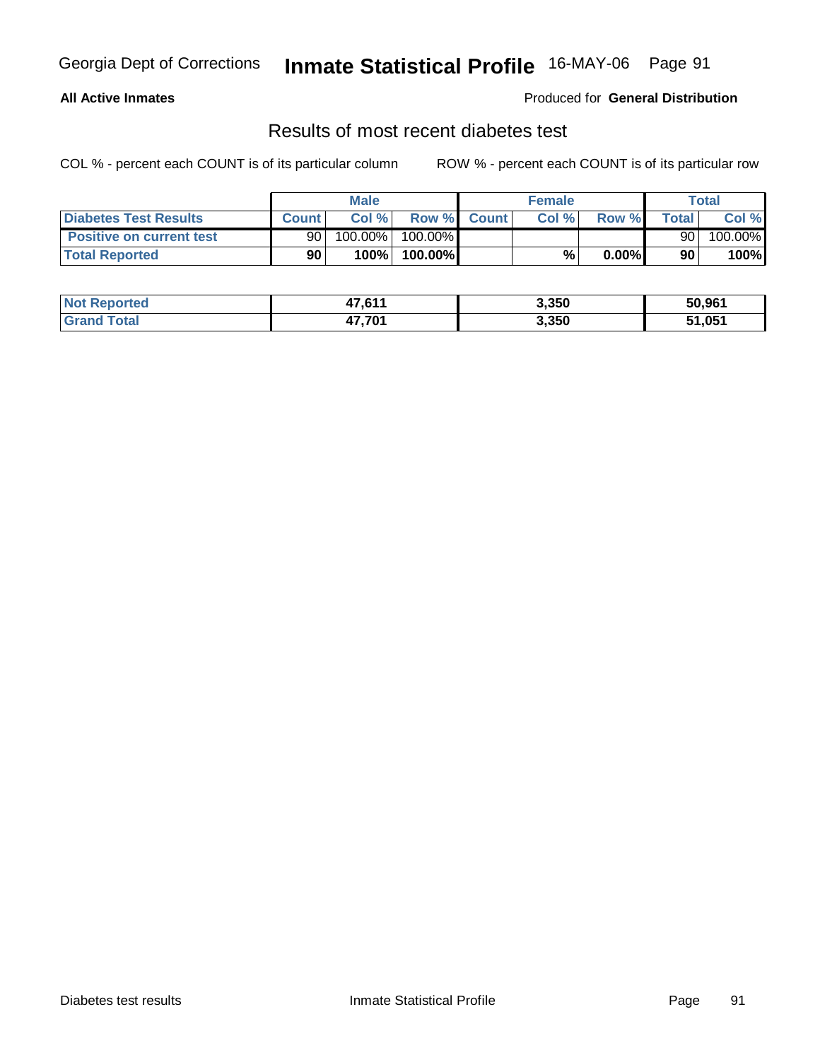**All Active Inmates**

Produced for **General Distribution**

## Results of most recent diabetes test

COL % - percent each COUNT is of its particular column

ROW % - percent each COUNT is of its particular row

| | Male | | | Female | | | Total | |
|---|---|---|---|---|---|---|---|---|
| **Diabetes Test Results** | **Count** | **Col %** | **Row %** | **Count** | **Col %** | **Row %** | **Total** | **Col %** |
| **Positive on current test** | 90 | 100.00% | 100.00% | | | | 90 | 100.00% |
| **Total Reported** | **90** | **100%** | **100.00%** | | **%** | **0.00%** | **90** | **100%** |

| | Male | Female | Total |
|---|---|---|---|
| **Not Reported** | **47,611** | **3,350** | **50,961** |
| **Grand Total** | **47,701** | **3,350** | **51,051** |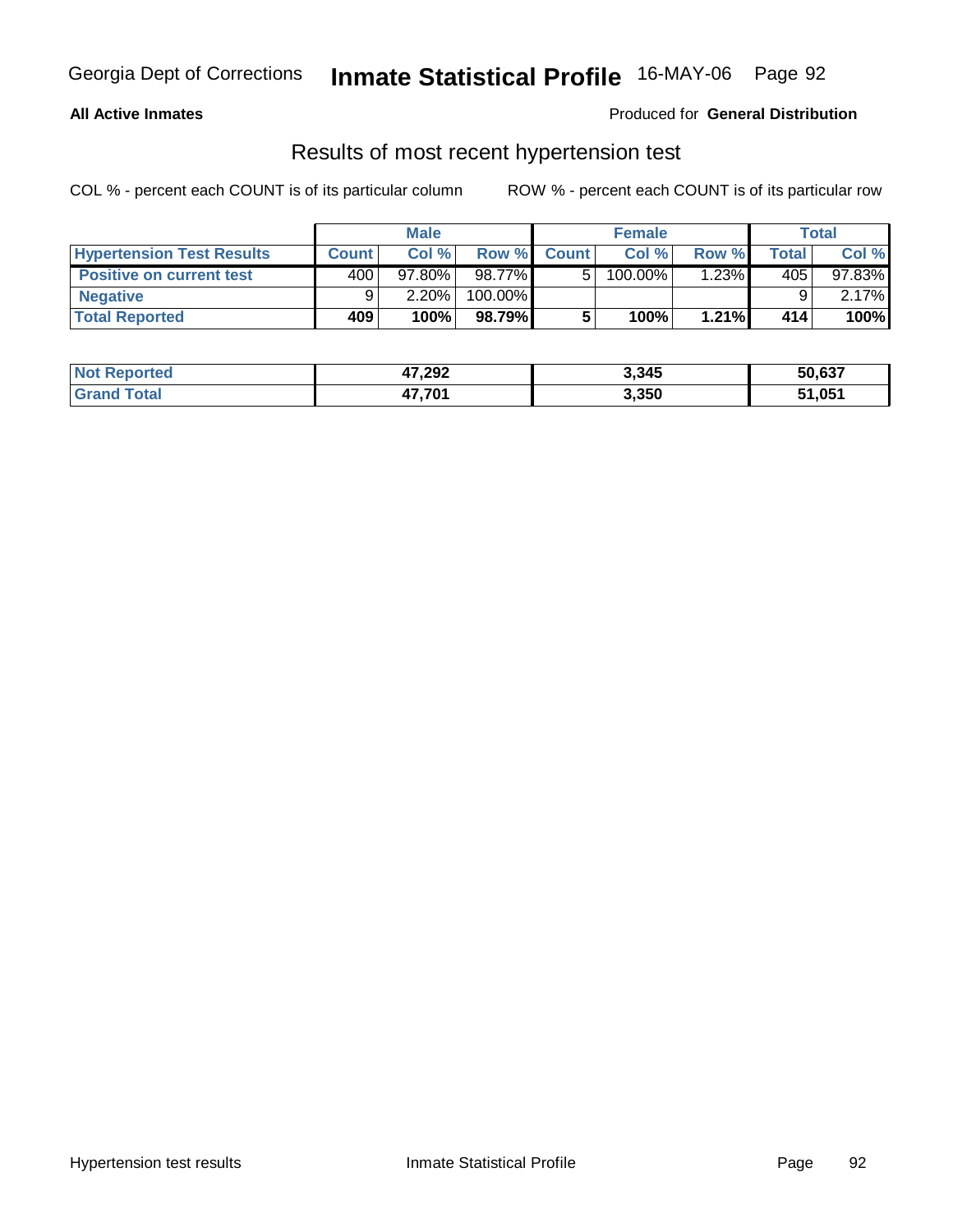**All Active Inmates** Produced for **General Distribution**

## Results of most recent hypertension test

COL % - percent each COUNT is of its particular column ROW % - percent each COUNT is of its particular row

| | Male | | | Female | | | Total | |
|---|---|---|---|---|---|---|---|---|
| **Hypertension Test Results** | **Count** | **Col %** | **Row %** | **Count** | **Col %** | **Row %** | **Total** | **Col %** |
| **Positive on current test** | 400 | 97.80% | 98.77% | 5 | 100.00% | 1.23% | 405 | 97.83% |
| **Negative** | 9 | 2.20% | 100.00% | | | | 9 | 2.17% |
| **Total Reported** | **409** | **100%** | **98.79%** | **5** | **100%** | **1.21%** | **414** | **100%** |

| | Male | Female | Total |
|---|---|---|---|
| **Not Reported** | **47,292** | **3,345** | **50,637** |
| **Grand Total** | **47,701** | **3,350** | **51,051** |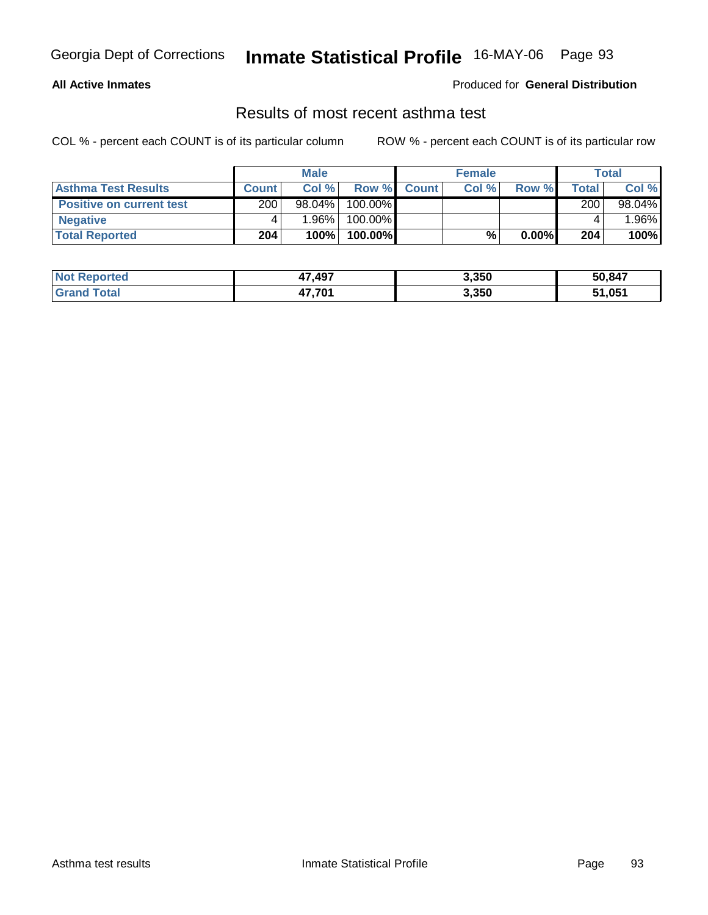**All Active Inmates**

Produced for **General Distribution**

## Results of most recent asthma test

COL % - percent each COUNT is of its particular column

ROW % - percent each COUNT is of its particular row

| | Male | | | Female | | | Total | |
|---|---|---|---|---|---|---|---|---|
| **Asthma Test Results** | **Count** | **Col %** | **Row %** | **Count** | **Col %** | **Row %** | **Total** | **Col %** |
| **Positive on current test** | 200 | 98.04% | 100.00% | | | | 200 | 98.04% |
| **Negative** | 4 | 1.96% | 100.00% | | | | 4 | 1.96% |
| **Total Reported** | **204** | **100%** | **100.00%** | | **%** | **0.00%** | **204** | **100%** |

| | Male | Female | Total |
|---|---|---|---|
| **Not Reported** | **47,497** | **3,350** | **50,847** |
| **Grand Total** | **47,701** | **3,350** | **51,051** |